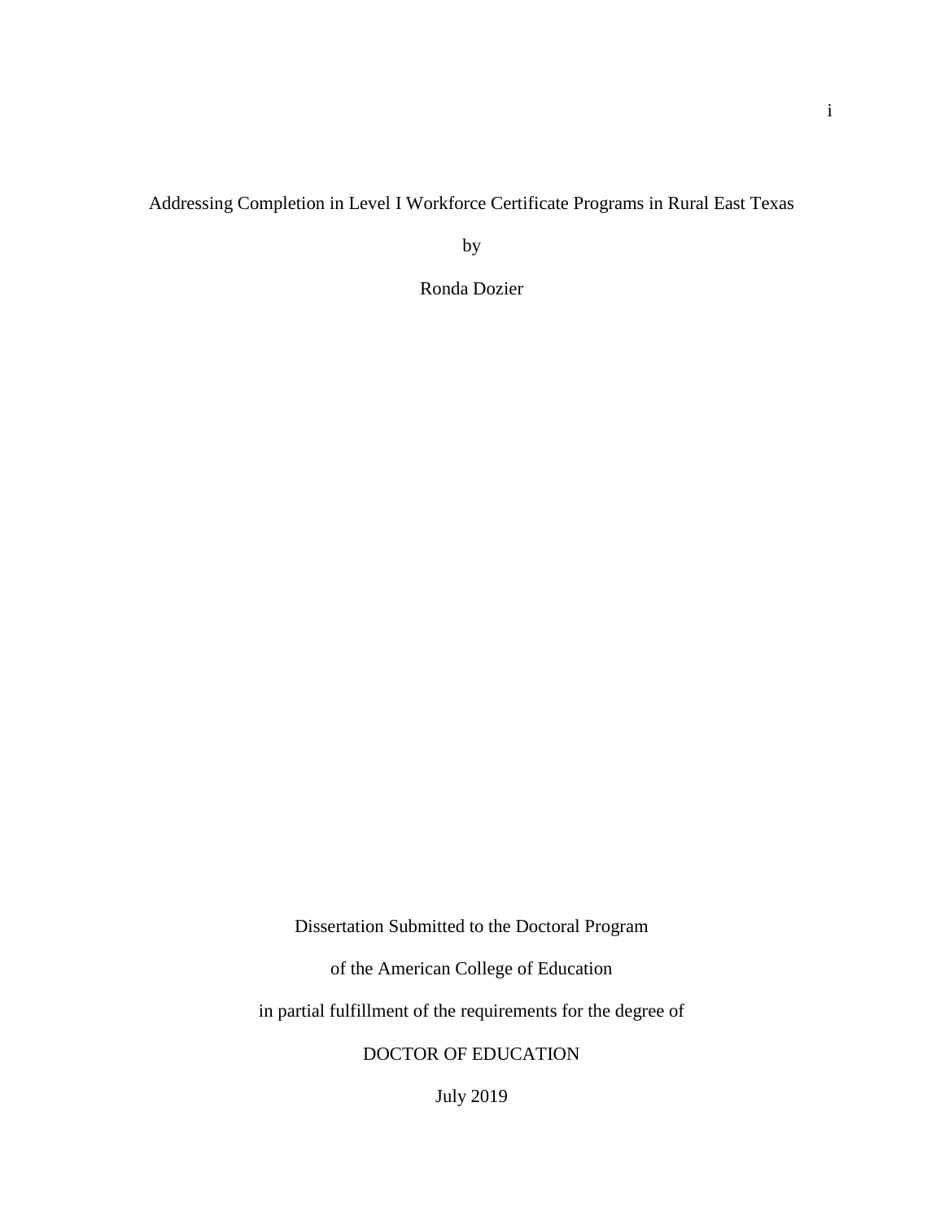# Addressing Completion in Level I Workforce Certificate Programs in Rural East Texas

by

Ronda Dozier

Dissertation Submitted to the Doctoral Program

of the American College of Education

in partial fulfillment of the requirements for the degree of

DOCTOR OF EDUCATION

July 2019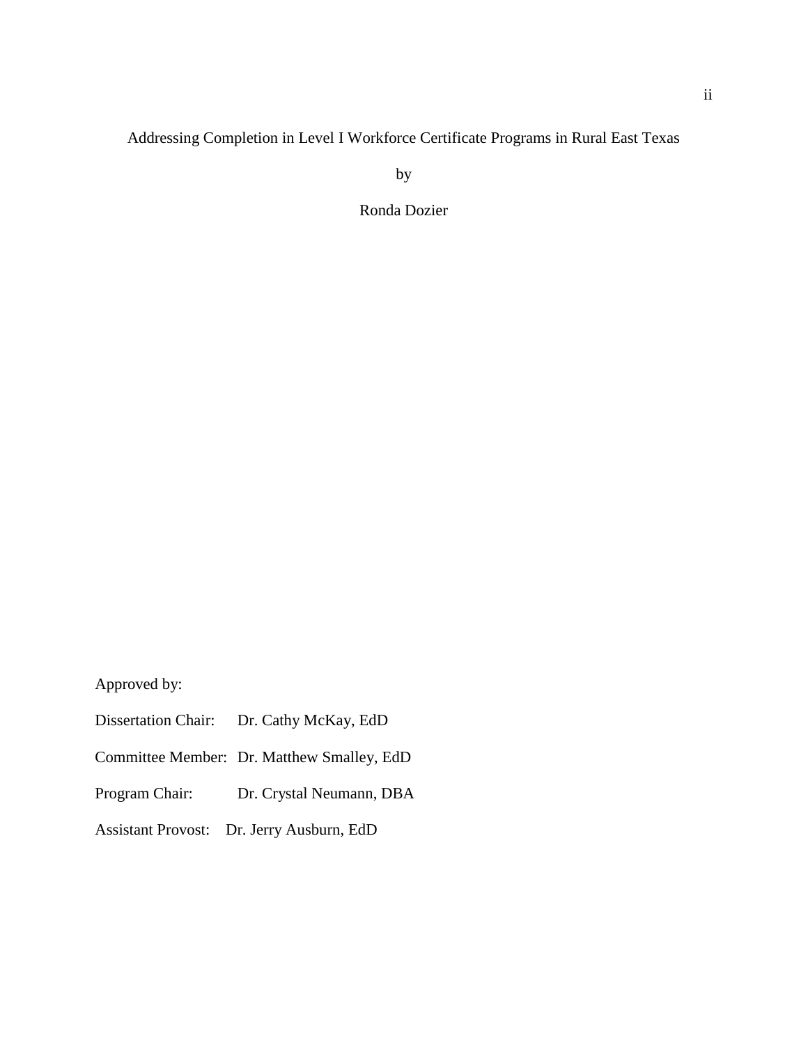Addressing Completion in Level I Workforce Certificate Programs in Rural East Texas

by

Ronda Dozier

Approved by:

Dissertation Chair: Dr. Cathy McKay, EdD

Committee Member: Dr. Matthew Smalley, EdD

Program Chair: Dr. Crystal Neumann, DBA

Assistant Provost: Dr. Jerry Ausburn, EdD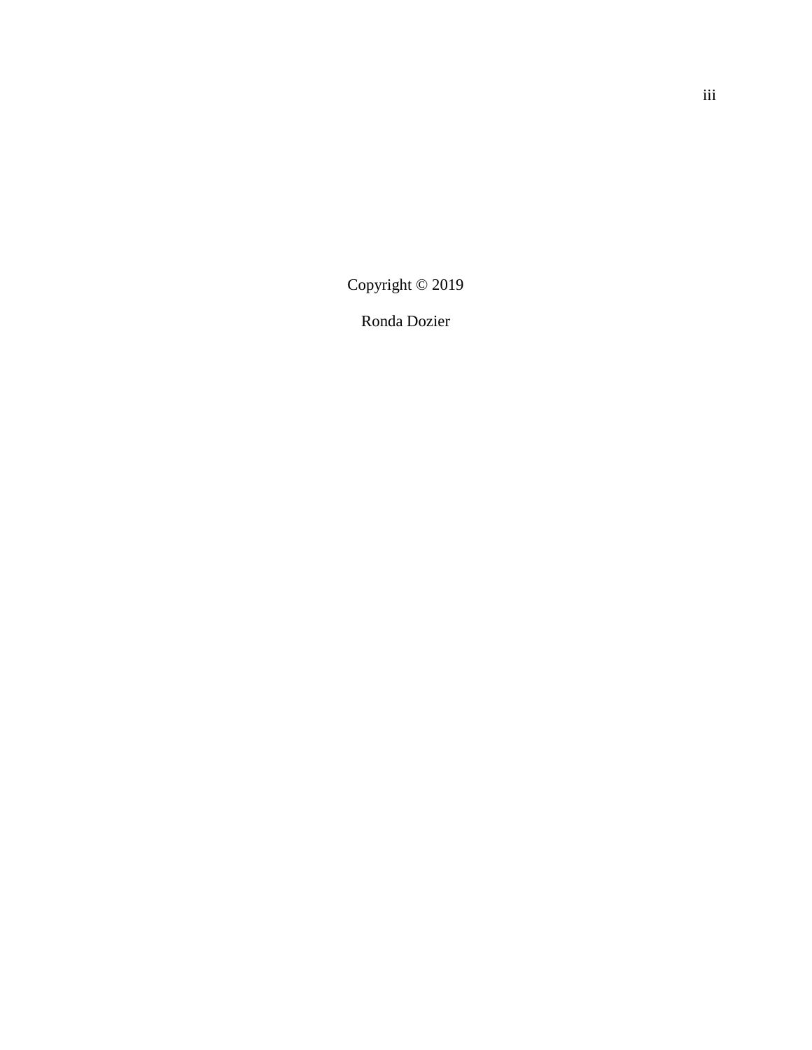Copyright © 2019

Ronda Dozier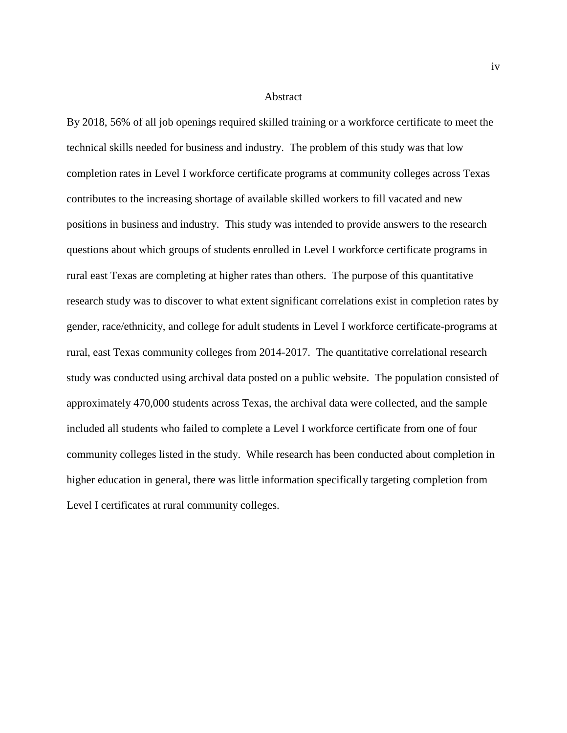# Abstract

By 2018, 56% of all job openings required skilled training or a workforce certificate to meet the technical skills needed for business and industry. The problem of this study was that low completion rates in Level I workforce certificate programs at community colleges across Texas contributes to the increasing shortage of available skilled workers to fill vacated and new positions in business and industry. This study was intended to provide answers to the research questions about which groups of students enrolled in Level I workforce certificate programs in rural east Texas are completing at higher rates than others. The purpose of this quantitative research study was to discover to what extent significant correlations exist in completion rates by gender, race/ethnicity, and college for adult students in Level I workforce certificate-programs at rural, east Texas community colleges from 2014-2017. The quantitative correlational research study was conducted using archival data posted on a public website. The population consisted of approximately 470,000 students across Texas, the archival data were collected, and the sample included all students who failed to complete a Level I workforce certificate from one of four community colleges listed in the study. While research has been conducted about completion in higher education in general, there was little information specifically targeting completion from Level I certificates at rural community colleges.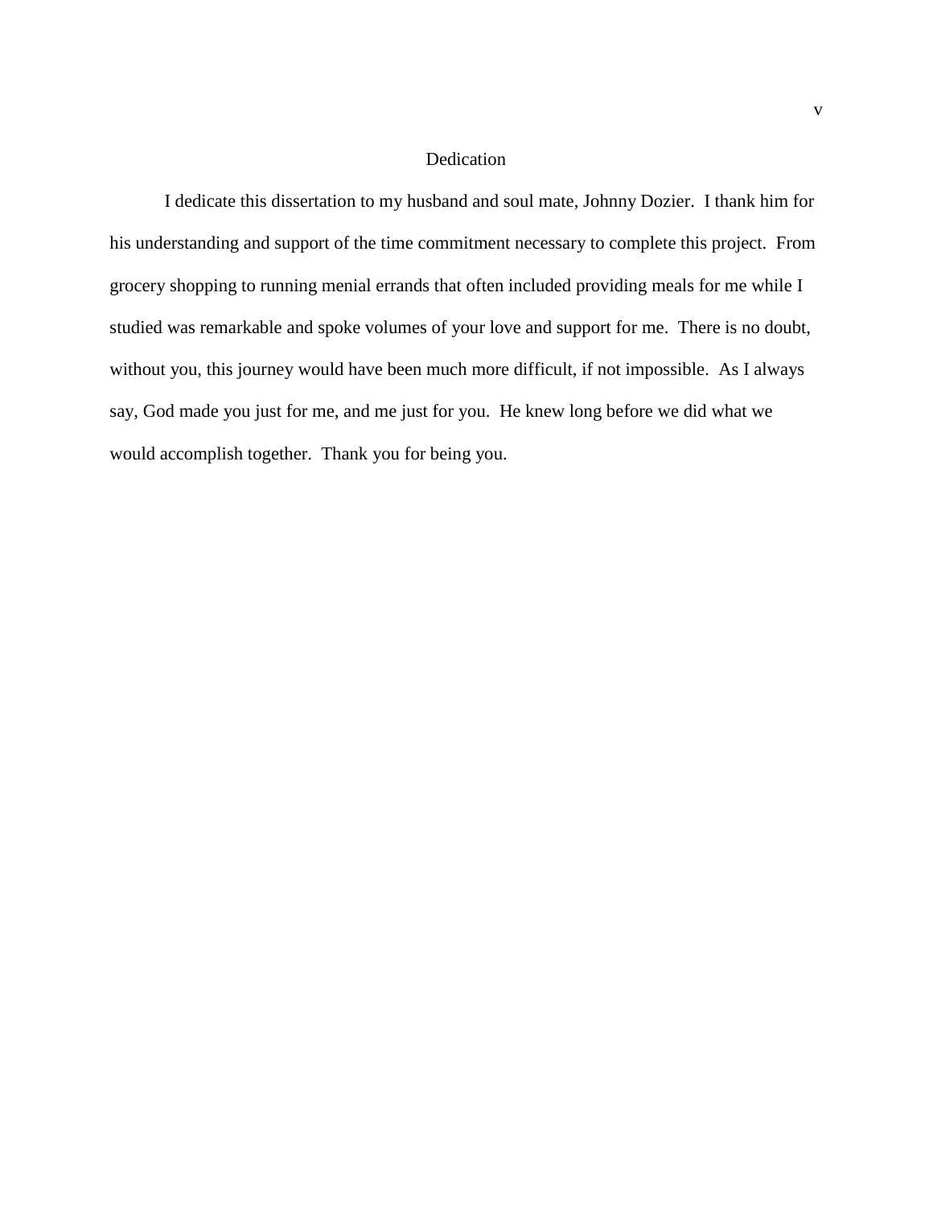# Dedication

I dedicate this dissertation to my husband and soul mate, Johnny Dozier. I thank him for his understanding and support of the time commitment necessary to complete this project. From grocery shopping to running menial errands that often included providing meals for me while I studied was remarkable and spoke volumes of your love and support for me. There is no doubt, without you, this journey would have been much more difficult, if not impossible. As I always say, God made you just for me, and me just for you. He knew long before we did what we would accomplish together. Thank you for being you.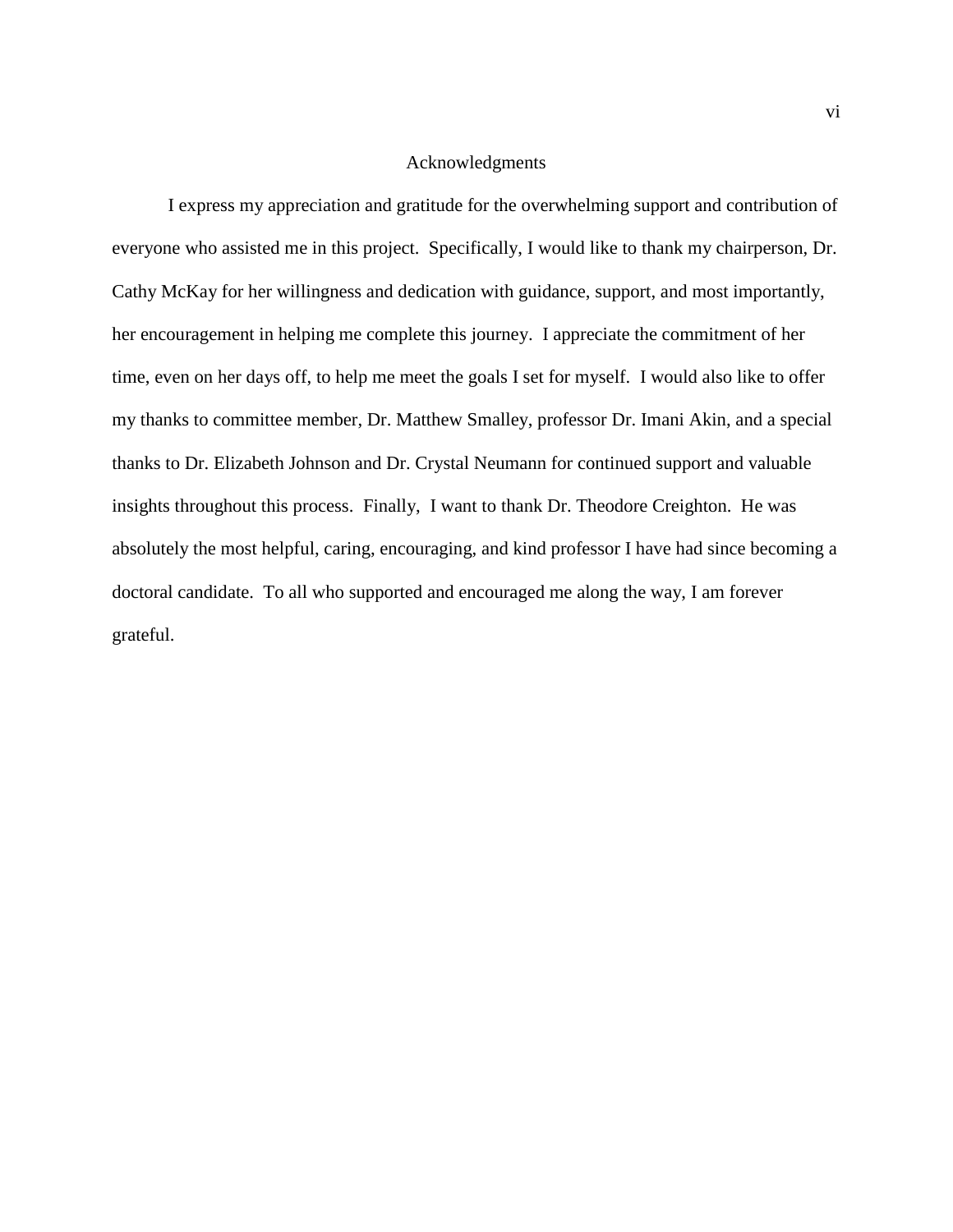# Acknowledgments

I express my appreciation and gratitude for the overwhelming support and contribution of everyone who assisted me in this project. Specifically, I would like to thank my chairperson, Dr. Cathy McKay for her willingness and dedication with guidance, support, and most importantly, her encouragement in helping me complete this journey. I appreciate the commitment of her time, even on her days off, to help me meet the goals I set for myself. I would also like to offer my thanks to committee member, Dr. Matthew Smalley, professor Dr. Imani Akin, and a special thanks to Dr. Elizabeth Johnson and Dr. Crystal Neumann for continued support and valuable insights throughout this process. Finally, I want to thank Dr. Theodore Creighton. He was absolutely the most helpful, caring, encouraging, and kind professor I have had since becoming a doctoral candidate. To all who supported and encouraged me along the way, I am forever grateful.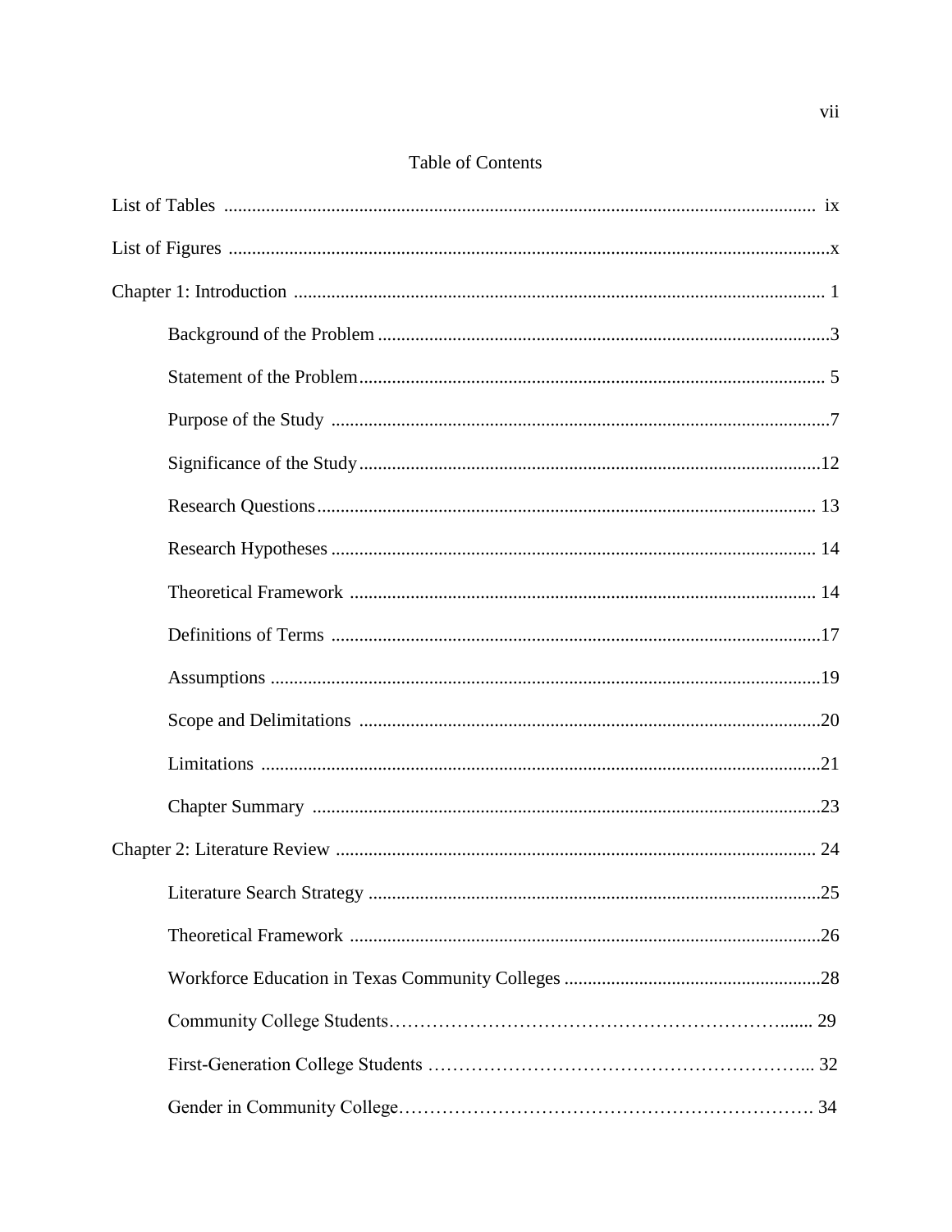# Table of Contents

List of Tables ............................................................................................................................ ix

List of Figures ..............................................................................................................................x

Chapter 1: Introduction ................................................................................................................ 1

- Background of the Problem ................................................................................................3
- Statement of the Problem.................................................................................................... 5
- Purpose of the Study ..........................................................................................................7
- Significance of the Study...................................................................................................12
- Research Questions........................................................................................................... 13
- Research Hypotheses ........................................................................................................ 14
- Theoretical Framework .................................................................................................... 14
- Definitions of Terms .........................................................................................................17
- Assumptions ......................................................................................................................19
- Scope and Delimitations ...................................................................................................20
- Limitations ........................................................................................................................21
- Chapter Summary .............................................................................................................23

Chapter 2: Literature Review ....................................................................................................... 24

- Literature Search Strategy .................................................................................................25
- Theoretical Framework .....................................................................................................26
- Workforce Education in Texas Community Colleges .......................................................28
- Community College Students………………………………………………………....... 29
- First-Generation College Students ……………………………………………………... 32
- Gender in Community College…………………………………………………………. 34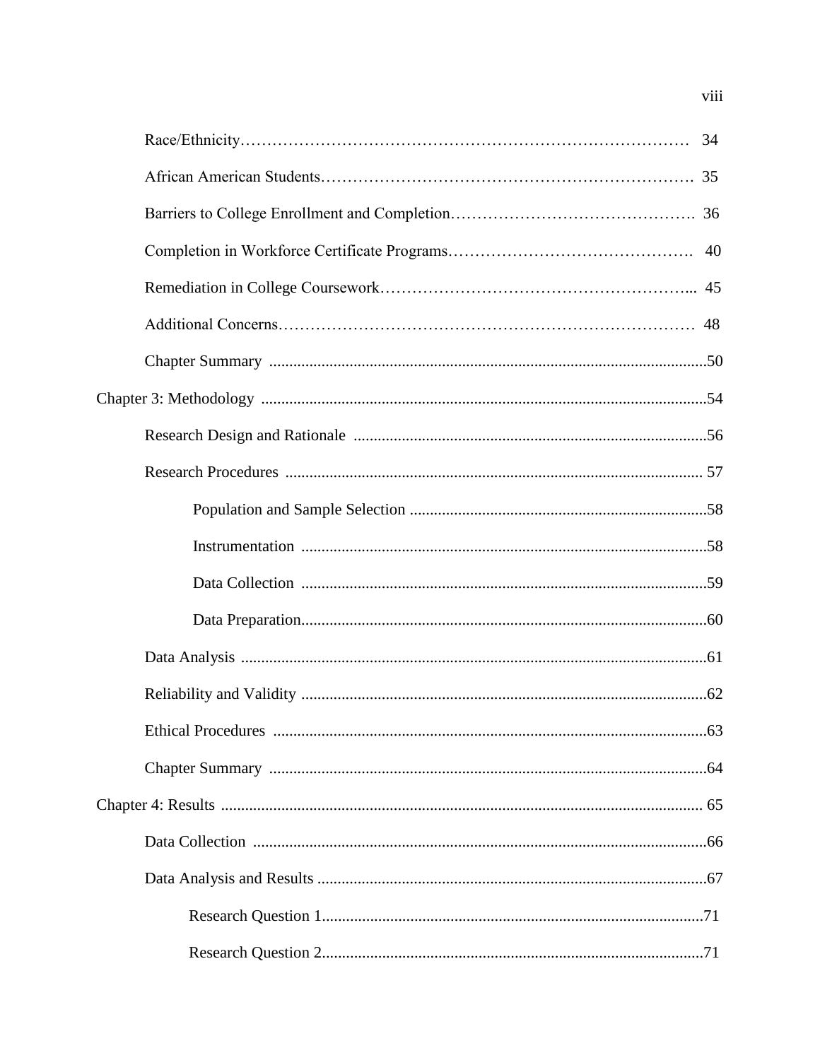Race/Ethnicity………………………………………………………………………… 34

African American Students……………………………………………………………. 35

Barriers to College Enrollment and Completion………………………………………. 36

Completion in Workforce Certificate Programs……………………………………… 40

Remediation in College Coursework…………………………………………………... 45

Additional Concerns………………………………………………………………… 48

Chapter Summary ............................................................................................................50

Chapter 3: Methodology ..............................................................................................................54

Research Design and Rationale .......................................................................................56

Research Procedures ....................................................................................................... 57

Population and Sample Selection .........................................................................58

Instrumentation ....................................................................................................58

Data Collection ....................................................................................................59

Data Preparation....................................................................................................60

Data Analysis ...................................................................................................................61

Reliability and Validity ....................................................................................................62

Ethical Procedures ...........................................................................................................63

Chapter Summary ............................................................................................................64

Chapter 4: Results ........................................................................................................................ 65

Data Collection ................................................................................................................66

Data Analysis and Results ................................................................................................67

Research Question 1..............................................................................................71

Research Question 2..............................................................................................71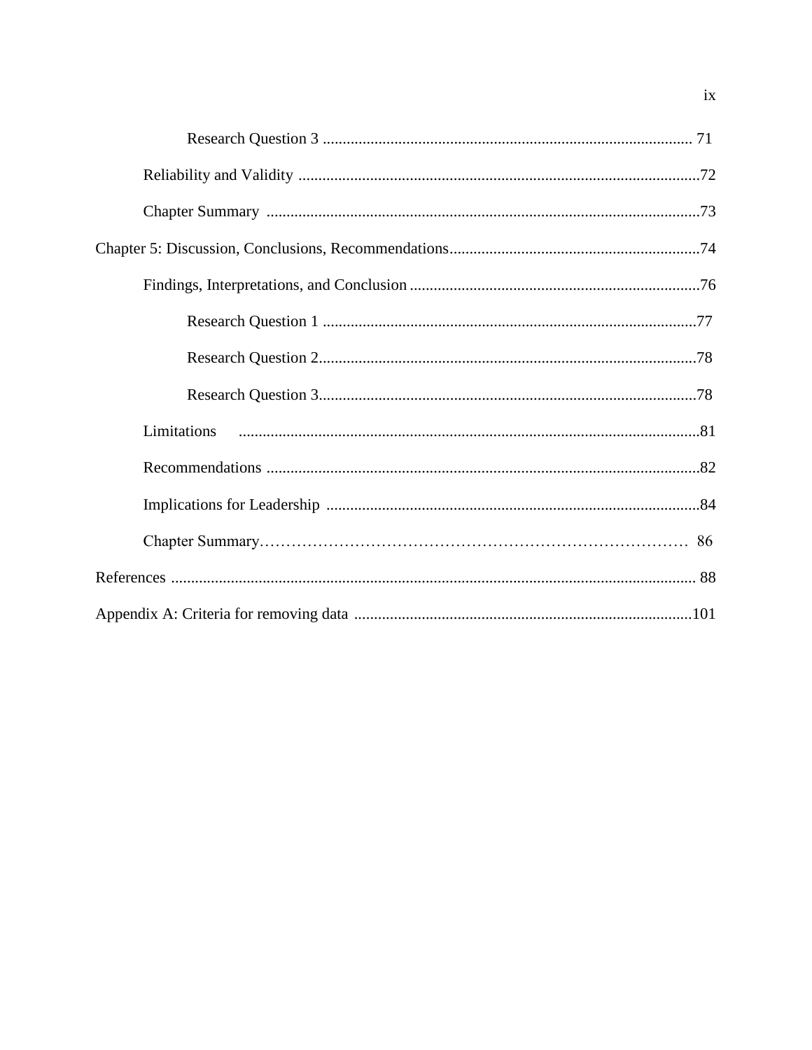Research Question 3 ........................................................................................... 71

Reliability and Validity ...................................................................................................72

Chapter Summary ...........................................................................................................73

Chapter 5: Discussion, Conclusions, Recommendations..............................................................74

Findings, Interpretations, and Conclusion ........................................................................76

Research Question 1 ............................................................................................77

Research Question 2..............................................................................................78

Research Question 3..............................................................................................78

Limitations ..................................................................................................................81

Recommendations ............................................................................................................82

Implications for Leadership ............................................................................................84

Chapter Summary………………………………………………………………………… 86

References .................................................................................................................................. 88

Appendix A: Criteria for removing data ....................................................................................101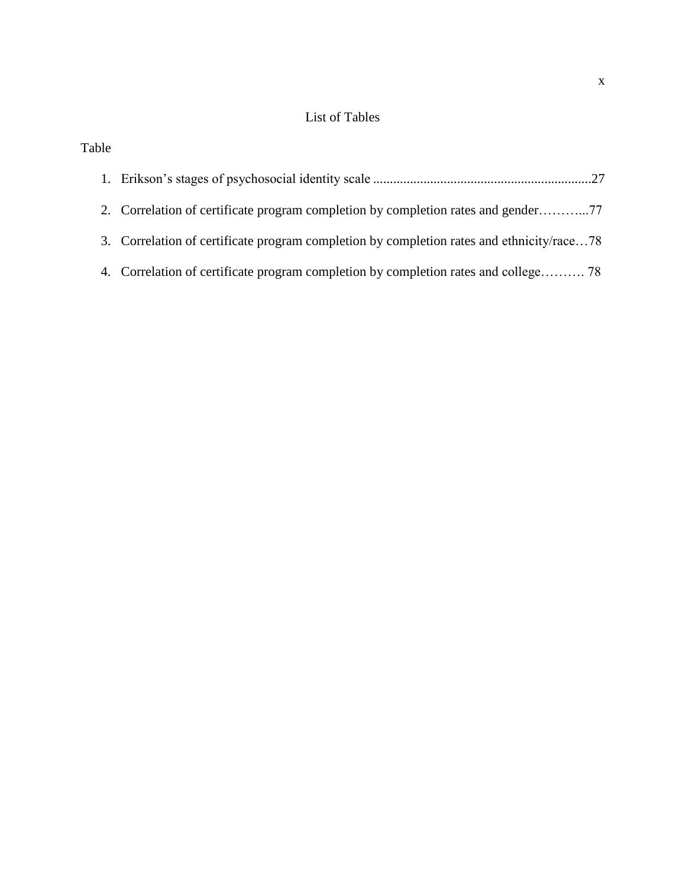# List of Tables

Table

1. Erikson's stages of psychosocial identity scale ......................................................................27
2. Correlation of certificate program completion by completion rates and gender………...77
3. Correlation of certificate program completion by completion rates and ethnicity/race…78
4. Correlation of certificate program completion by completion rates and college………. 78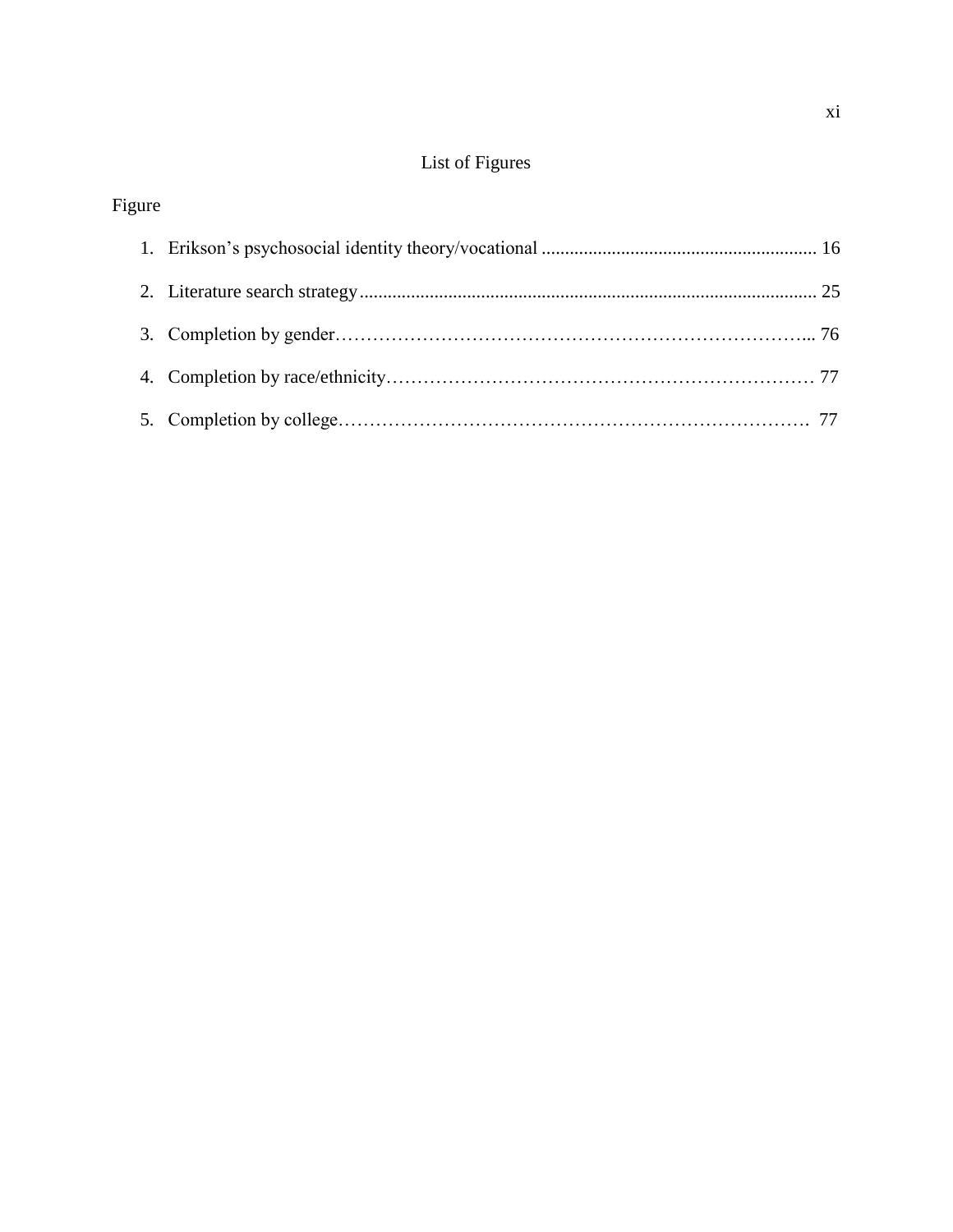# List of Figures

Figure

1. Erikson's psychosocial identity theory/vocational ........................................................... 16
2. Literature search strategy .................................................................................................. 25
3. Completion by gender…………………………………………………………………... 76
4. Completion by race/ethnicity…………………………………………………………… 77
5. Completion by college…………………………………………………………………. 77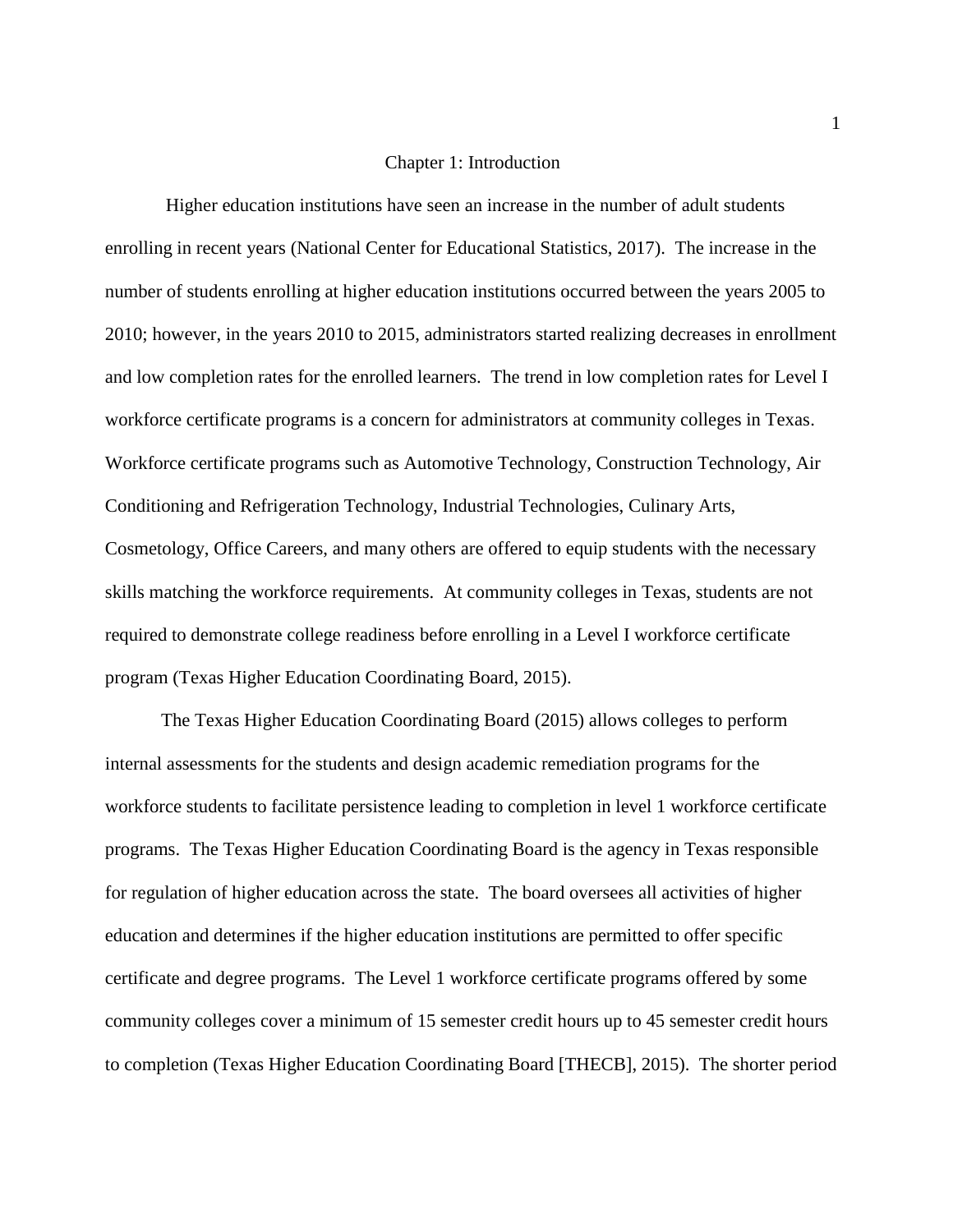# Chapter 1: Introduction

Higher education institutions have seen an increase in the number of adult students enrolling in recent years (National Center for Educational Statistics, 2017). The increase in the number of students enrolling at higher education institutions occurred between the years 2005 to 2010; however, in the years 2010 to 2015, administrators started realizing decreases in enrollment and low completion rates for the enrolled learners. The trend in low completion rates for Level I workforce certificate programs is a concern for administrators at community colleges in Texas. Workforce certificate programs such as Automotive Technology, Construction Technology, Air Conditioning and Refrigeration Technology, Industrial Technologies, Culinary Arts, Cosmetology, Office Careers, and many others are offered to equip students with the necessary skills matching the workforce requirements. At community colleges in Texas, students are not required to demonstrate college readiness before enrolling in a Level I workforce certificate program (Texas Higher Education Coordinating Board, 2015).

The Texas Higher Education Coordinating Board (2015) allows colleges to perform internal assessments for the students and design academic remediation programs for the workforce students to facilitate persistence leading to completion in level 1 workforce certificate programs. The Texas Higher Education Coordinating Board is the agency in Texas responsible for regulation of higher education across the state. The board oversees all activities of higher education and determines if the higher education institutions are permitted to offer specific certificate and degree programs. The Level 1 workforce certificate programs offered by some community colleges cover a minimum of 15 semester credit hours up to 45 semester credit hours to completion (Texas Higher Education Coordinating Board [THECB], 2015). The shorter period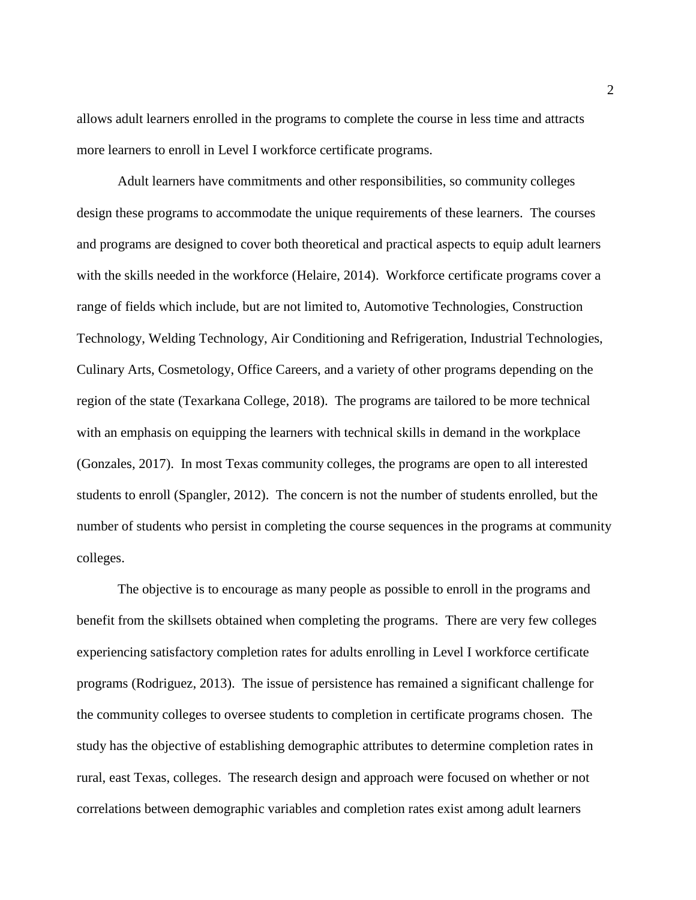allows adult learners enrolled in the programs to complete the course in less time and attracts more learners to enroll in Level I workforce certificate programs.

Adult learners have commitments and other responsibilities, so community colleges design these programs to accommodate the unique requirements of these learners. The courses and programs are designed to cover both theoretical and practical aspects to equip adult learners with the skills needed in the workforce (Helaire, 2014). Workforce certificate programs cover a range of fields which include, but are not limited to, Automotive Technologies, Construction Technology, Welding Technology, Air Conditioning and Refrigeration, Industrial Technologies, Culinary Arts, Cosmetology, Office Careers, and a variety of other programs depending on the region of the state (Texarkana College, 2018). The programs are tailored to be more technical with an emphasis on equipping the learners with technical skills in demand in the workplace (Gonzales, 2017). In most Texas community colleges, the programs are open to all interested students to enroll (Spangler, 2012). The concern is not the number of students enrolled, but the number of students who persist in completing the course sequences in the programs at community colleges.

The objective is to encourage as many people as possible to enroll in the programs and benefit from the skillsets obtained when completing the programs. There are very few colleges experiencing satisfactory completion rates for adults enrolling in Level I workforce certificate programs (Rodriguez, 2013). The issue of persistence has remained a significant challenge for the community colleges to oversee students to completion in certificate programs chosen. The study has the objective of establishing demographic attributes to determine completion rates in rural, east Texas, colleges. The research design and approach were focused on whether or not correlations between demographic variables and completion rates exist among adult learners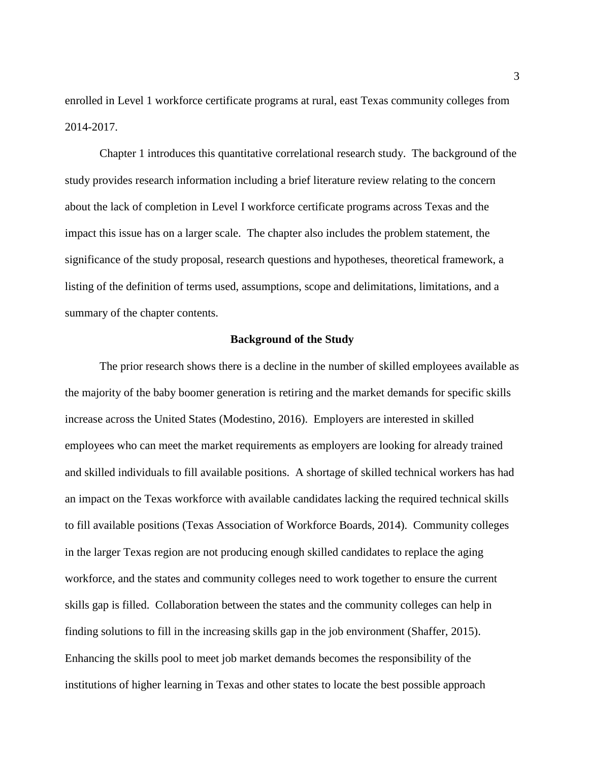enrolled in Level 1 workforce certificate programs at rural, east Texas community colleges from 2014-2017.

Chapter 1 introduces this quantitative correlational research study. The background of the study provides research information including a brief literature review relating to the concern about the lack of completion in Level I workforce certificate programs across Texas and the impact this issue has on a larger scale. The chapter also includes the problem statement, the significance of the study proposal, research questions and hypotheses, theoretical framework, a listing of the definition of terms used, assumptions, scope and delimitations, limitations, and a summary of the chapter contents.

## Background of the Study

The prior research shows there is a decline in the number of skilled employees available as the majority of the baby boomer generation is retiring and the market demands for specific skills increase across the United States (Modestino, 2016). Employers are interested in skilled employees who can meet the market requirements as employers are looking for already trained and skilled individuals to fill available positions. A shortage of skilled technical workers has had an impact on the Texas workforce with available candidates lacking the required technical skills to fill available positions (Texas Association of Workforce Boards, 2014). Community colleges in the larger Texas region are not producing enough skilled candidates to replace the aging workforce, and the states and community colleges need to work together to ensure the current skills gap is filled. Collaboration between the states and the community colleges can help in finding solutions to fill in the increasing skills gap in the job environment (Shaffer, 2015). Enhancing the skills pool to meet job market demands becomes the responsibility of the institutions of higher learning in Texas and other states to locate the best possible approach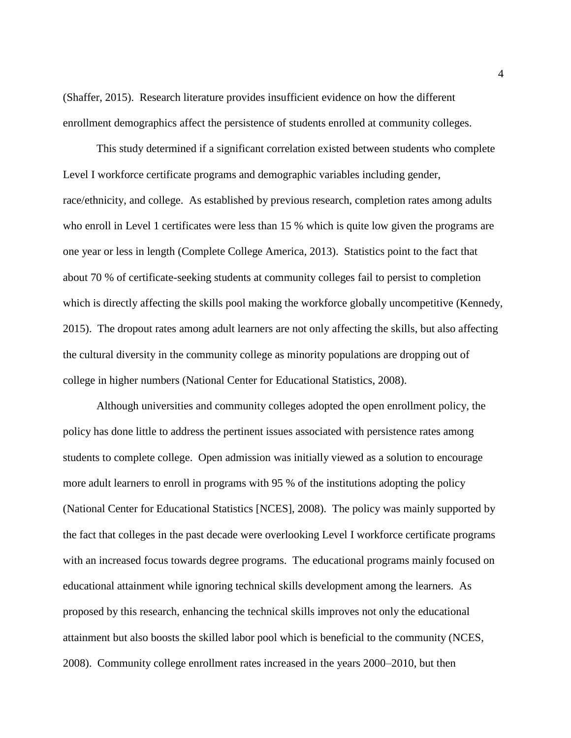(Shaffer, 2015). Research literature provides insufficient evidence on how the different enrollment demographics affect the persistence of students enrolled at community colleges.

This study determined if a significant correlation existed between students who complete Level I workforce certificate programs and demographic variables including gender, race/ethnicity, and college. As established by previous research, completion rates among adults who enroll in Level 1 certificates were less than 15 % which is quite low given the programs are one year or less in length (Complete College America, 2013). Statistics point to the fact that about 70 % of certificate-seeking students at community colleges fail to persist to completion which is directly affecting the skills pool making the workforce globally uncompetitive (Kennedy, 2015). The dropout rates among adult learners are not only affecting the skills, but also affecting the cultural diversity in the community college as minority populations are dropping out of college in higher numbers (National Center for Educational Statistics, 2008).

Although universities and community colleges adopted the open enrollment policy, the policy has done little to address the pertinent issues associated with persistence rates among students to complete college. Open admission was initially viewed as a solution to encourage more adult learners to enroll in programs with 95 % of the institutions adopting the policy (National Center for Educational Statistics [NCES], 2008). The policy was mainly supported by the fact that colleges in the past decade were overlooking Level I workforce certificate programs with an increased focus towards degree programs. The educational programs mainly focused on educational attainment while ignoring technical skills development among the learners. As proposed by this research, enhancing the technical skills improves not only the educational attainment but also boosts the skilled labor pool which is beneficial to the community (NCES, 2008). Community college enrollment rates increased in the years 2000–2010, but then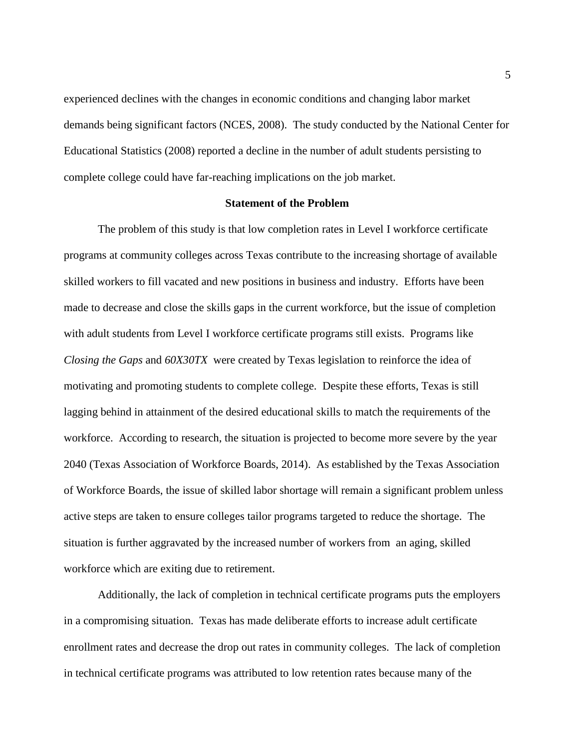experienced declines with the changes in economic conditions and changing labor market demands being significant factors (NCES, 2008). The study conducted by the National Center for Educational Statistics (2008) reported a decline in the number of adult students persisting to complete college could have far-reaching implications on the job market.

## Statement of the Problem

The problem of this study is that low completion rates in Level I workforce certificate programs at community colleges across Texas contribute to the increasing shortage of available skilled workers to fill vacated and new positions in business and industry. Efforts have been made to decrease and close the skills gaps in the current workforce, but the issue of completion with adult students from Level I workforce certificate programs still exists. Programs like *Closing the Gaps* and *60X30TX* were created by Texas legislation to reinforce the idea of motivating and promoting students to complete college. Despite these efforts, Texas is still lagging behind in attainment of the desired educational skills to match the requirements of the workforce. According to research, the situation is projected to become more severe by the year 2040 (Texas Association of Workforce Boards, 2014). As established by the Texas Association of Workforce Boards, the issue of skilled labor shortage will remain a significant problem unless active steps are taken to ensure colleges tailor programs targeted to reduce the shortage. The situation is further aggravated by the increased number of workers from an aging, skilled workforce which are exiting due to retirement.

Additionally, the lack of completion in technical certificate programs puts the employers in a compromising situation. Texas has made deliberate efforts to increase adult certificate enrollment rates and decrease the drop out rates in community colleges. The lack of completion in technical certificate programs was attributed to low retention rates because many of the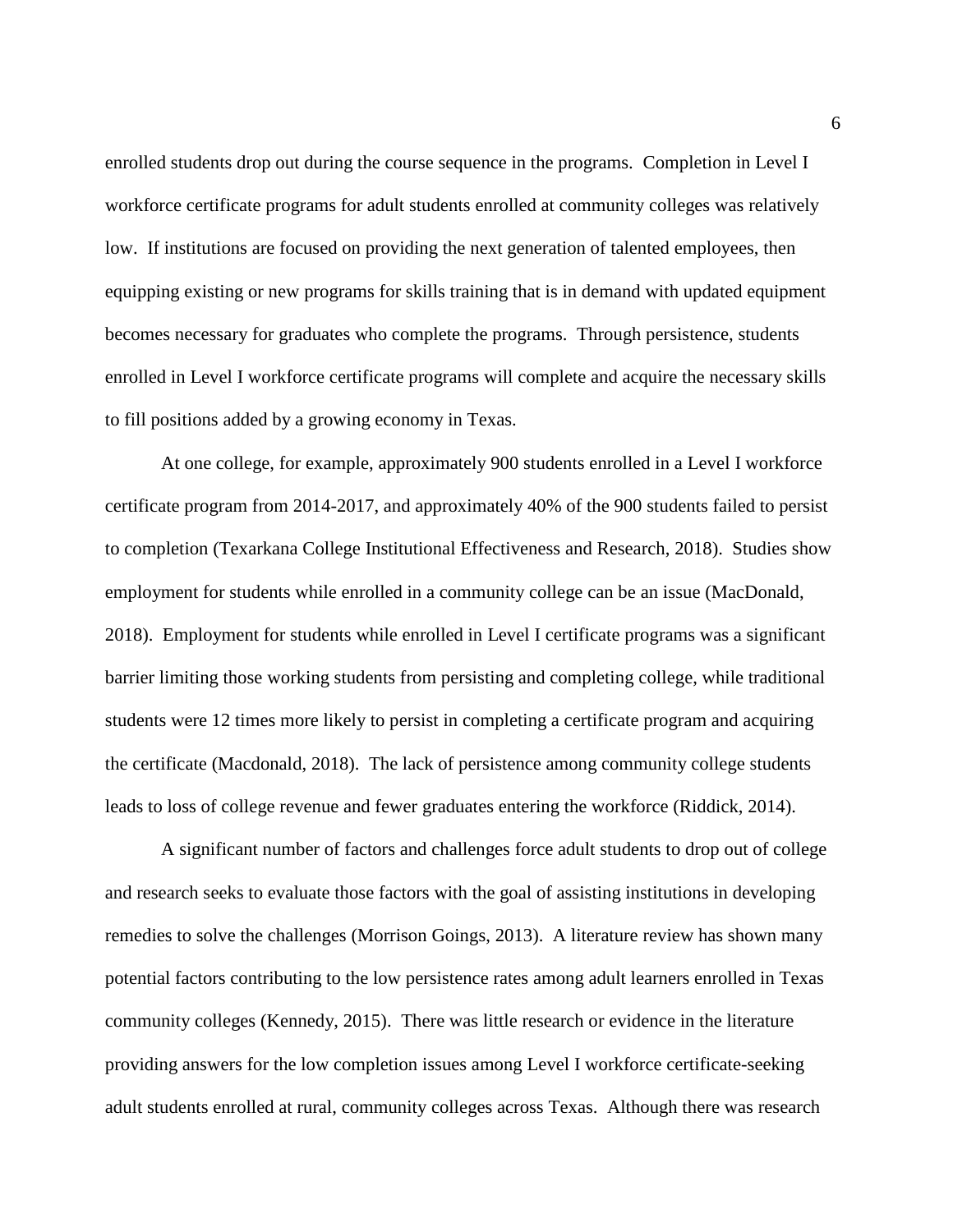enrolled students drop out during the course sequence in the programs. Completion in Level I workforce certificate programs for adult students enrolled at community colleges was relatively low. If institutions are focused on providing the next generation of talented employees, then equipping existing or new programs for skills training that is in demand with updated equipment becomes necessary for graduates who complete the programs. Through persistence, students enrolled in Level I workforce certificate programs will complete and acquire the necessary skills to fill positions added by a growing economy in Texas.

At one college, for example, approximately 900 students enrolled in a Level I workforce certificate program from 2014-2017, and approximately 40% of the 900 students failed to persist to completion (Texarkana College Institutional Effectiveness and Research, 2018). Studies show employment for students while enrolled in a community college can be an issue (MacDonald, 2018). Employment for students while enrolled in Level I certificate programs was a significant barrier limiting those working students from persisting and completing college, while traditional students were 12 times more likely to persist in completing a certificate program and acquiring the certificate (Macdonald, 2018). The lack of persistence among community college students leads to loss of college revenue and fewer graduates entering the workforce (Riddick, 2014).

A significant number of factors and challenges force adult students to drop out of college and research seeks to evaluate those factors with the goal of assisting institutions in developing remedies to solve the challenges (Morrison Goings, 2013). A literature review has shown many potential factors contributing to the low persistence rates among adult learners enrolled in Texas community colleges (Kennedy, 2015). There was little research or evidence in the literature providing answers for the low completion issues among Level I workforce certificate-seeking adult students enrolled at rural, community colleges across Texas. Although there was research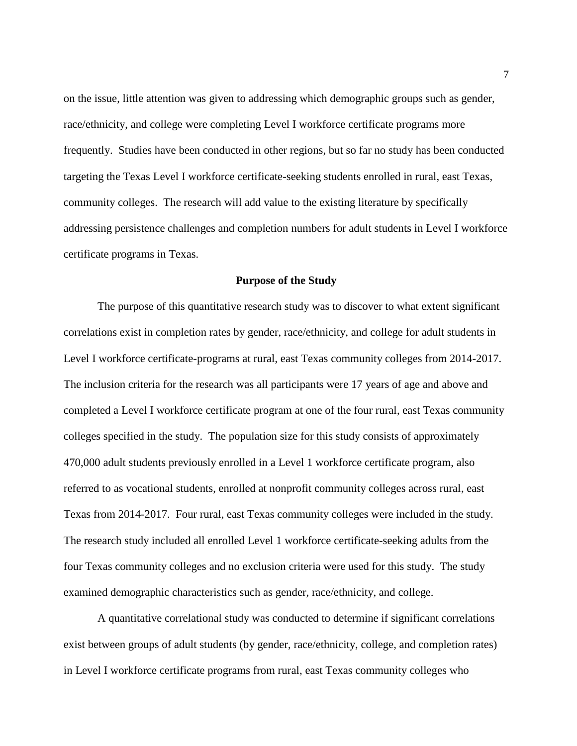on the issue, little attention was given to addressing which demographic groups such as gender, race/ethnicity, and college were completing Level I workforce certificate programs more frequently. Studies have been conducted in other regions, but so far no study has been conducted targeting the Texas Level I workforce certificate-seeking students enrolled in rural, east Texas, community colleges. The research will add value to the existing literature by specifically addressing persistence challenges and completion numbers for adult students in Level I workforce certificate programs in Texas.

## Purpose of the Study

The purpose of this quantitative research study was to discover to what extent significant correlations exist in completion rates by gender, race/ethnicity, and college for adult students in Level I workforce certificate-programs at rural, east Texas community colleges from 2014-2017. The inclusion criteria for the research was all participants were 17 years of age and above and completed a Level I workforce certificate program at one of the four rural, east Texas community colleges specified in the study. The population size for this study consists of approximately 470,000 adult students previously enrolled in a Level 1 workforce certificate program, also referred to as vocational students, enrolled at nonprofit community colleges across rural, east Texas from 2014-2017. Four rural, east Texas community colleges were included in the study. The research study included all enrolled Level 1 workforce certificate-seeking adults from the four Texas community colleges and no exclusion criteria were used for this study. The study examined demographic characteristics such as gender, race/ethnicity, and college.

A quantitative correlational study was conducted to determine if significant correlations exist between groups of adult students (by gender, race/ethnicity, college, and completion rates) in Level I workforce certificate programs from rural, east Texas community colleges who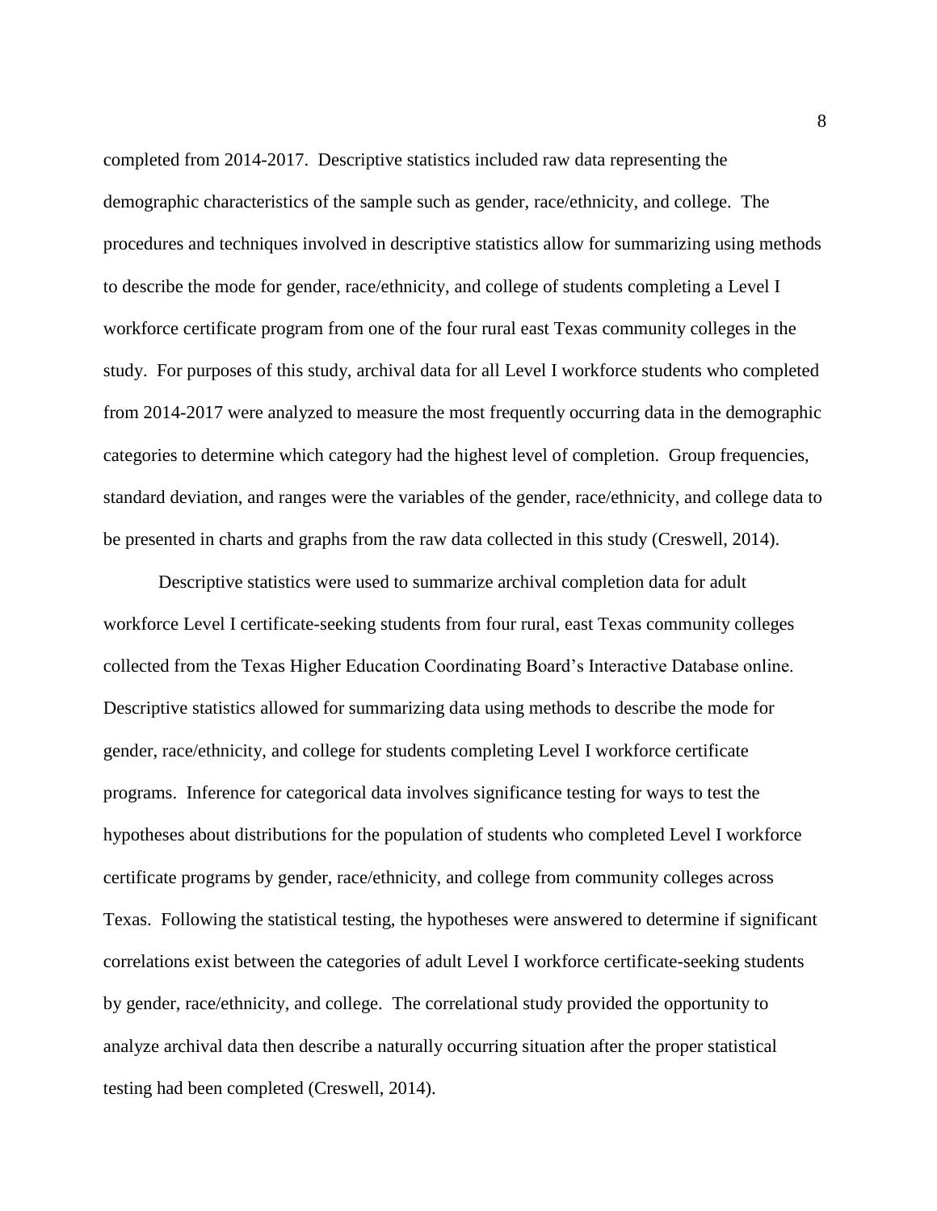completed from 2014-2017. Descriptive statistics included raw data representing the demographic characteristics of the sample such as gender, race/ethnicity, and college. The procedures and techniques involved in descriptive statistics allow for summarizing using methods to describe the mode for gender, race/ethnicity, and college of students completing a Level I workforce certificate program from one of the four rural east Texas community colleges in the study. For purposes of this study, archival data for all Level I workforce students who completed from 2014-2017 were analyzed to measure the most frequently occurring data in the demographic categories to determine which category had the highest level of completion. Group frequencies, standard deviation, and ranges were the variables of the gender, race/ethnicity, and college data to be presented in charts and graphs from the raw data collected in this study (Creswell, 2014).

Descriptive statistics were used to summarize archival completion data for adult workforce Level I certificate-seeking students from four rural, east Texas community colleges collected from the Texas Higher Education Coordinating Board's Interactive Database online. Descriptive statistics allowed for summarizing data using methods to describe the mode for gender, race/ethnicity, and college for students completing Level I workforce certificate programs. Inference for categorical data involves significance testing for ways to test the hypotheses about distributions for the population of students who completed Level I workforce certificate programs by gender, race/ethnicity, and college from community colleges across Texas. Following the statistical testing, the hypotheses were answered to determine if significant correlations exist between the categories of adult Level I workforce certificate-seeking students by gender, race/ethnicity, and college. The correlational study provided the opportunity to analyze archival data then describe a naturally occurring situation after the proper statistical testing had been completed (Creswell, 2014).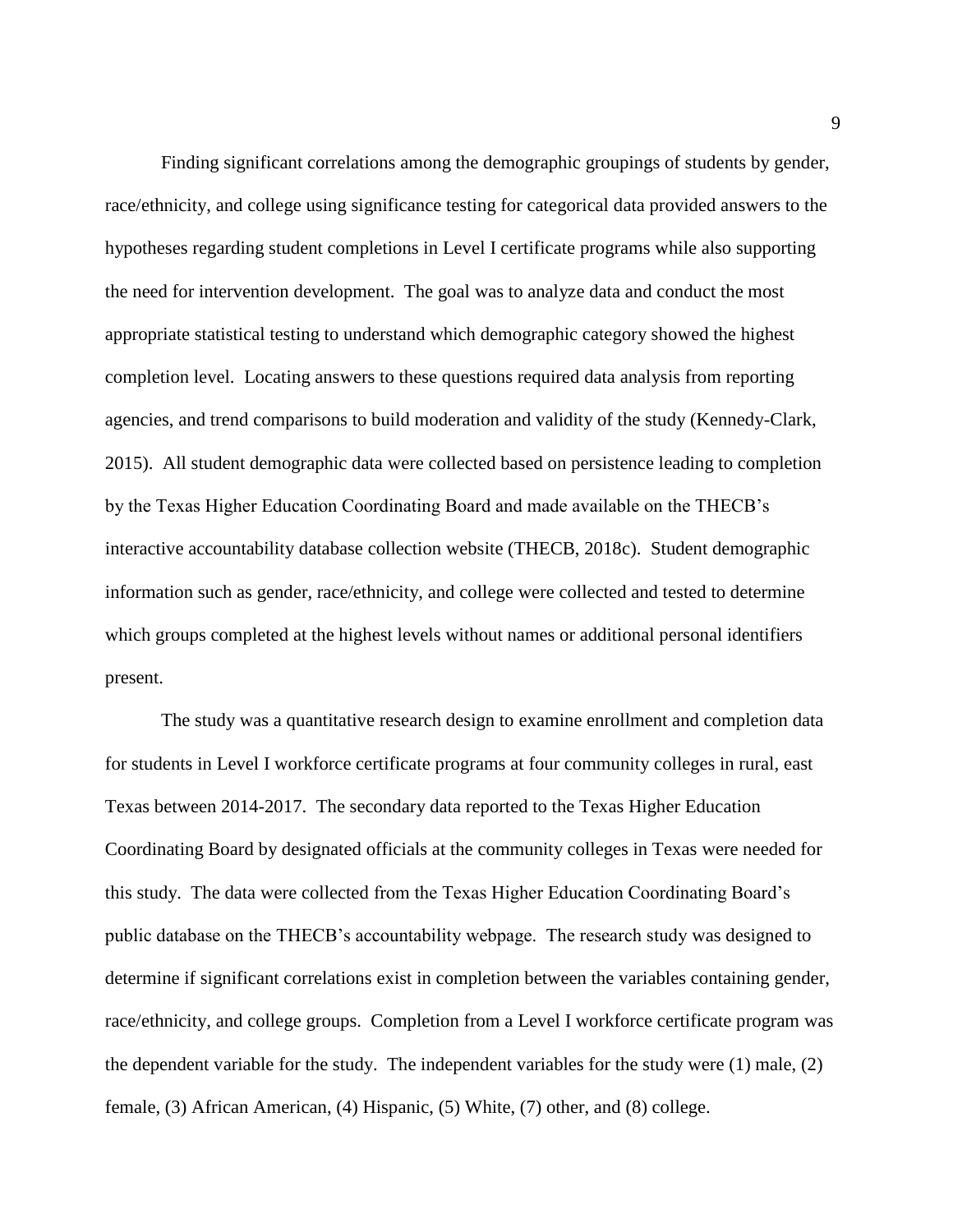Finding significant correlations among the demographic groupings of students by gender, race/ethnicity, and college using significance testing for categorical data provided answers to the hypotheses regarding student completions in Level I certificate programs while also supporting the need for intervention development. The goal was to analyze data and conduct the most appropriate statistical testing to understand which demographic category showed the highest completion level. Locating answers to these questions required data analysis from reporting agencies, and trend comparisons to build moderation and validity of the study (Kennedy-Clark, 2015). All student demographic data were collected based on persistence leading to completion by the Texas Higher Education Coordinating Board and made available on the THECB's interactive accountability database collection website (THECB, 2018c). Student demographic information such as gender, race/ethnicity, and college were collected and tested to determine which groups completed at the highest levels without names or additional personal identifiers present.

The study was a quantitative research design to examine enrollment and completion data for students in Level I workforce certificate programs at four community colleges in rural, east Texas between 2014-2017. The secondary data reported to the Texas Higher Education Coordinating Board by designated officials at the community colleges in Texas were needed for this study. The data were collected from the Texas Higher Education Coordinating Board's public database on the THECB's accountability webpage. The research study was designed to determine if significant correlations exist in completion between the variables containing gender, race/ethnicity, and college groups. Completion from a Level I workforce certificate program was the dependent variable for the study. The independent variables for the study were (1) male, (2) female, (3) African American, (4) Hispanic, (5) White, (7) other, and (8) college.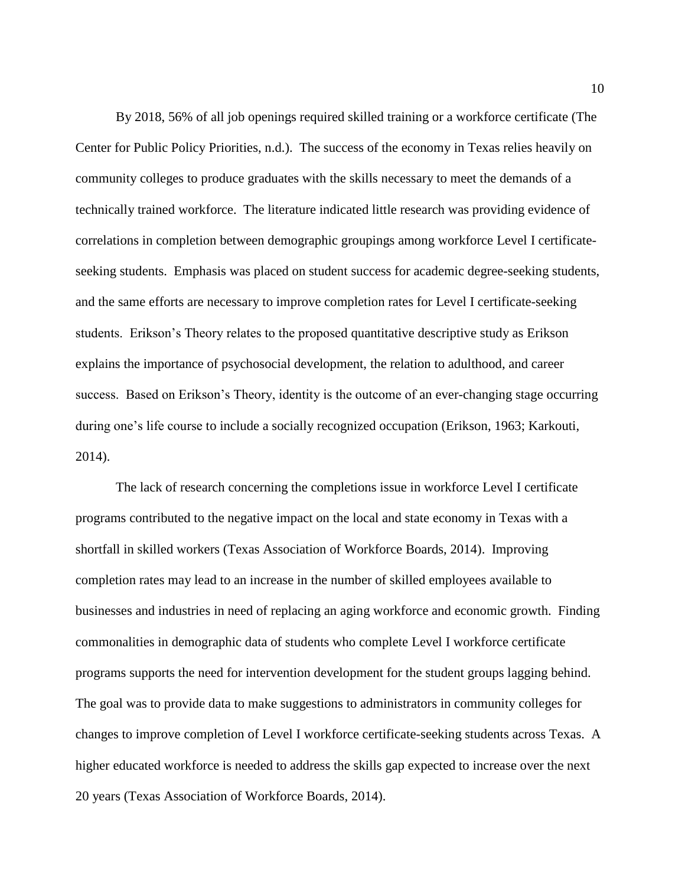By 2018, 56% of all job openings required skilled training or a workforce certificate (The Center for Public Policy Priorities, n.d.). The success of the economy in Texas relies heavily on community colleges to produce graduates with the skills necessary to meet the demands of a technically trained workforce. The literature indicated little research was providing evidence of correlations in completion between demographic groupings among workforce Level I certificate-seeking students. Emphasis was placed on student success for academic degree-seeking students, and the same efforts are necessary to improve completion rates for Level I certificate-seeking students. Erikson's Theory relates to the proposed quantitative descriptive study as Erikson explains the importance of psychosocial development, the relation to adulthood, and career success. Based on Erikson's Theory, identity is the outcome of an ever-changing stage occurring during one's life course to include a socially recognized occupation (Erikson, 1963; Karkouti, 2014).

The lack of research concerning the completions issue in workforce Level I certificate programs contributed to the negative impact on the local and state economy in Texas with a shortfall in skilled workers (Texas Association of Workforce Boards, 2014). Improving completion rates may lead to an increase in the number of skilled employees available to businesses and industries in need of replacing an aging workforce and economic growth. Finding commonalities in demographic data of students who complete Level I workforce certificate programs supports the need for intervention development for the student groups lagging behind. The goal was to provide data to make suggestions to administrators in community colleges for changes to improve completion of Level I workforce certificate-seeking students across Texas. A higher educated workforce is needed to address the skills gap expected to increase over the next 20 years (Texas Association of Workforce Boards, 2014).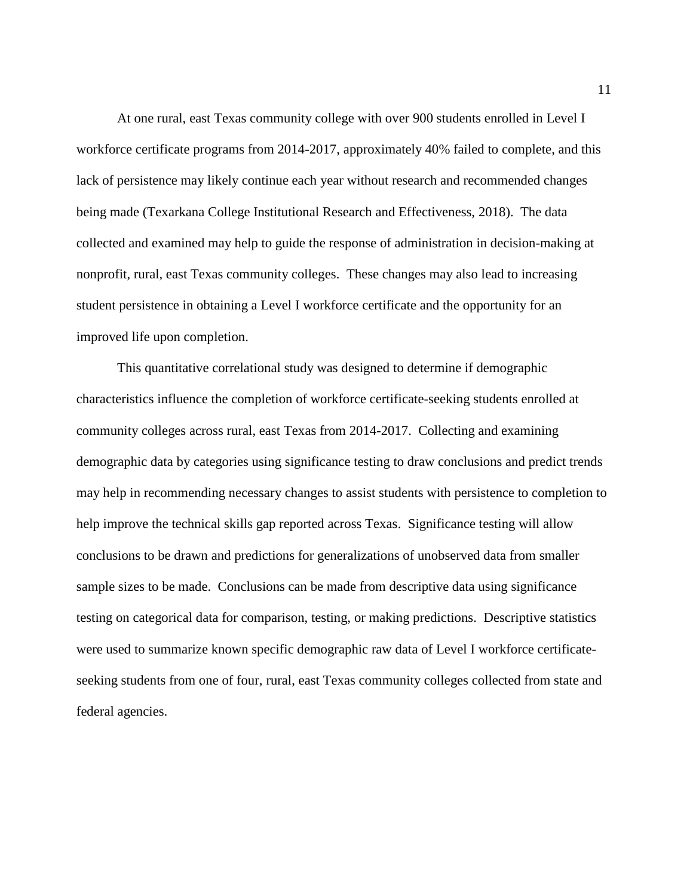At one rural, east Texas community college with over 900 students enrolled in Level I workforce certificate programs from 2014-2017, approximately 40% failed to complete, and this lack of persistence may likely continue each year without research and recommended changes being made (Texarkana College Institutional Research and Effectiveness, 2018). The data collected and examined may help to guide the response of administration in decision-making at nonprofit, rural, east Texas community colleges. These changes may also lead to increasing student persistence in obtaining a Level I workforce certificate and the opportunity for an improved life upon completion.

This quantitative correlational study was designed to determine if demographic characteristics influence the completion of workforce certificate-seeking students enrolled at community colleges across rural, east Texas from 2014-2017. Collecting and examining demographic data by categories using significance testing to draw conclusions and predict trends may help in recommending necessary changes to assist students with persistence to completion to help improve the technical skills gap reported across Texas. Significance testing will allow conclusions to be drawn and predictions for generalizations of unobserved data from smaller sample sizes to be made. Conclusions can be made from descriptive data using significance testing on categorical data for comparison, testing, or making predictions. Descriptive statistics were used to summarize known specific demographic raw data of Level I workforce certificate-seeking students from one of four, rural, east Texas community colleges collected from state and federal agencies.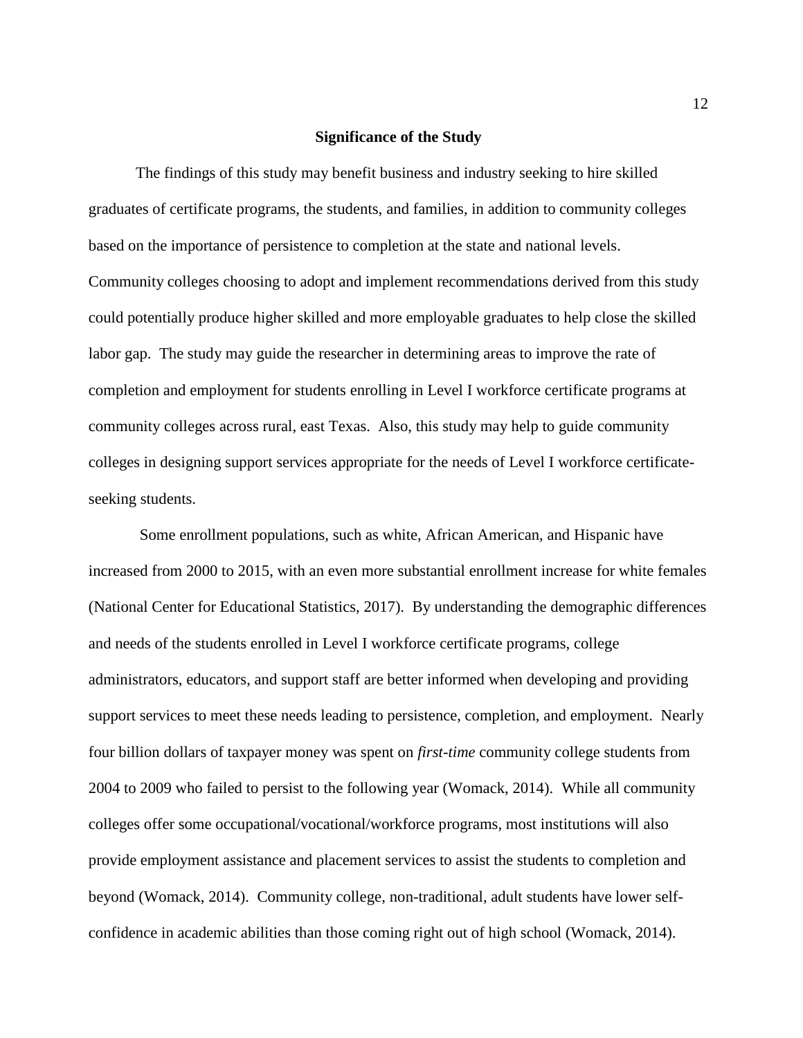## Significance of the Study

The findings of this study may benefit business and industry seeking to hire skilled graduates of certificate programs, the students, and families, in addition to community colleges based on the importance of persistence to completion at the state and national levels. Community colleges choosing to adopt and implement recommendations derived from this study could potentially produce higher skilled and more employable graduates to help close the skilled labor gap. The study may guide the researcher in determining areas to improve the rate of completion and employment for students enrolling in Level I workforce certificate programs at community colleges across rural, east Texas. Also, this study may help to guide community colleges in designing support services appropriate for the needs of Level I workforce certificate-seeking students.

Some enrollment populations, such as white, African American, and Hispanic have increased from 2000 to 2015, with an even more substantial enrollment increase for white females (National Center for Educational Statistics, 2017). By understanding the demographic differences and needs of the students enrolled in Level I workforce certificate programs, college administrators, educators, and support staff are better informed when developing and providing support services to meet these needs leading to persistence, completion, and employment. Nearly four billion dollars of taxpayer money was spent on *first-time* community college students from 2004 to 2009 who failed to persist to the following year (Womack, 2014). While all community colleges offer some occupational/vocational/workforce programs, most institutions will also provide employment assistance and placement services to assist the students to completion and beyond (Womack, 2014). Community college, non-traditional, adult students have lower self-confidence in academic abilities than those coming right out of high school (Womack, 2014).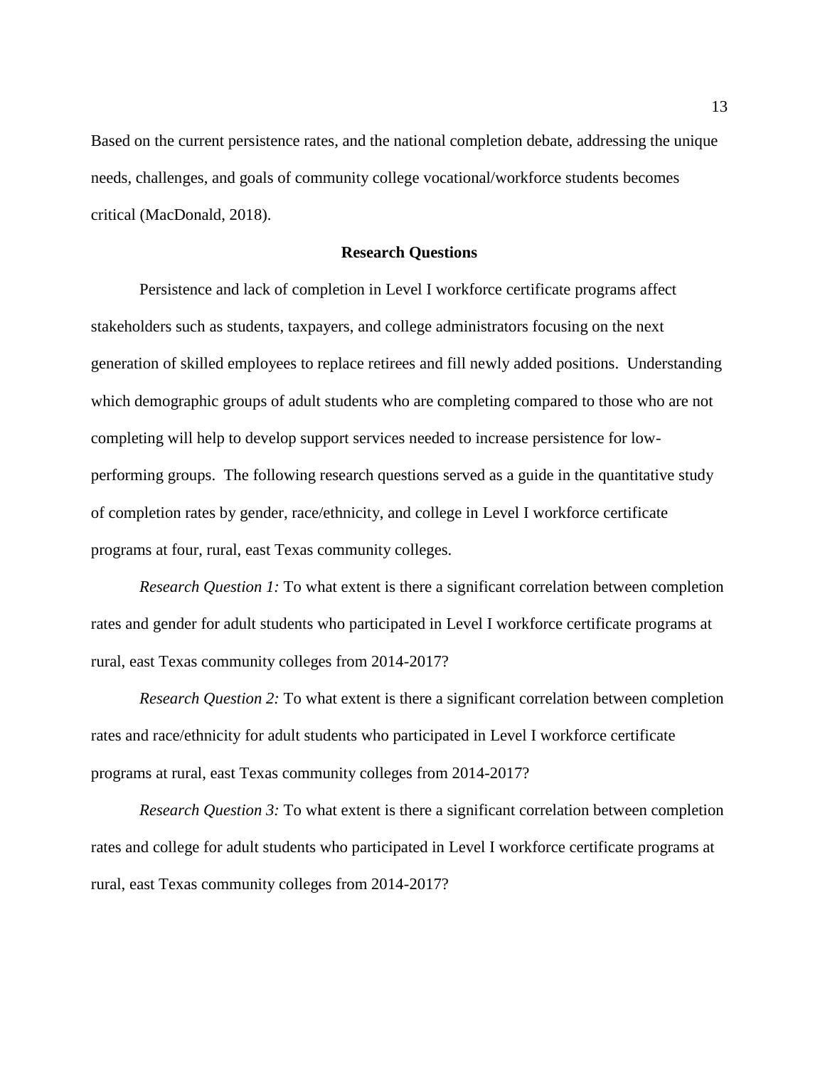Based on the current persistence rates, and the national completion debate, addressing the unique needs, challenges, and goals of community college vocational/workforce students becomes critical (MacDonald, 2018).

## Research Questions

Persistence and lack of completion in Level I workforce certificate programs affect stakeholders such as students, taxpayers, and college administrators focusing on the next generation of skilled employees to replace retirees and fill newly added positions. Understanding which demographic groups of adult students who are completing compared to those who are not completing will help to develop support services needed to increase persistence for low-performing groups. The following research questions served as a guide in the quantitative study of completion rates by gender, race/ethnicity, and college in Level I workforce certificate programs at four, rural, east Texas community colleges.

*Research Question 1:* To what extent is there a significant correlation between completion rates and gender for adult students who participated in Level I workforce certificate programs at rural, east Texas community colleges from 2014-2017?

*Research Question 2:* To what extent is there a significant correlation between completion rates and race/ethnicity for adult students who participated in Level I workforce certificate programs at rural, east Texas community colleges from 2014-2017?

*Research Question 3:* To what extent is there a significant correlation between completion rates and college for adult students who participated in Level I workforce certificate programs at rural, east Texas community colleges from 2014-2017?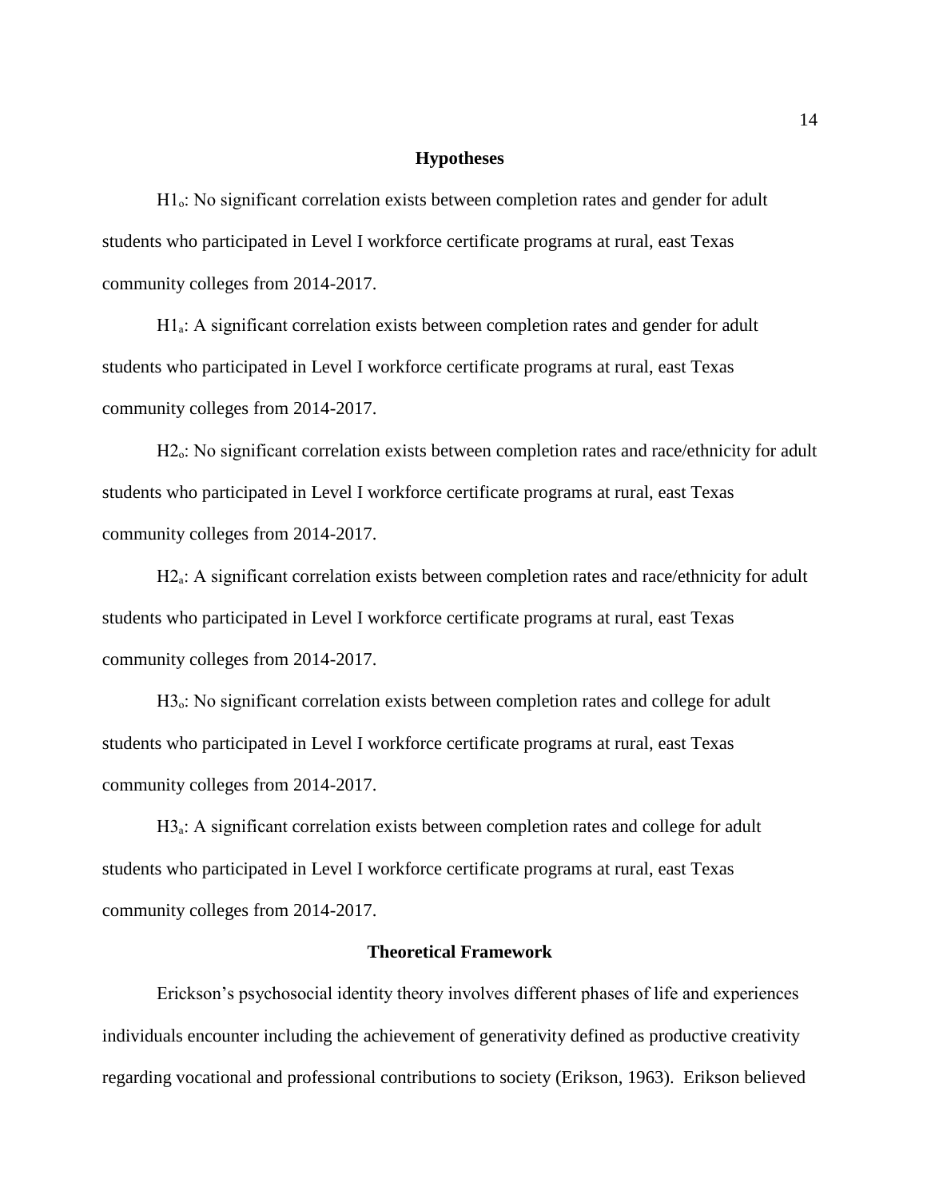## Hypotheses

$H1_o$: No significant correlation exists between completion rates and gender for adult students who participated in Level I workforce certificate programs at rural, east Texas community colleges from 2014-2017.

$H1_a$: A significant correlation exists between completion rates and gender for adult students who participated in Level I workforce certificate programs at rural, east Texas community colleges from 2014-2017.

$H2_o$: No significant correlation exists between completion rates and race/ethnicity for adult students who participated in Level I workforce certificate programs at rural, east Texas community colleges from 2014-2017.

$H2_a$: A significant correlation exists between completion rates and race/ethnicity for adult students who participated in Level I workforce certificate programs at rural, east Texas community colleges from 2014-2017.

$H3_o$: No significant correlation exists between completion rates and college for adult students who participated in Level I workforce certificate programs at rural, east Texas community colleges from 2014-2017.

$H3_a$: A significant correlation exists between completion rates and college for adult students who participated in Level I workforce certificate programs at rural, east Texas community colleges from 2014-2017.

## Theoretical Framework

Erickson's psychosocial identity theory involves different phases of life and experiences individuals encounter including the achievement of generativity defined as productive creativity regarding vocational and professional contributions to society (Erikson, 1963). Erikson believed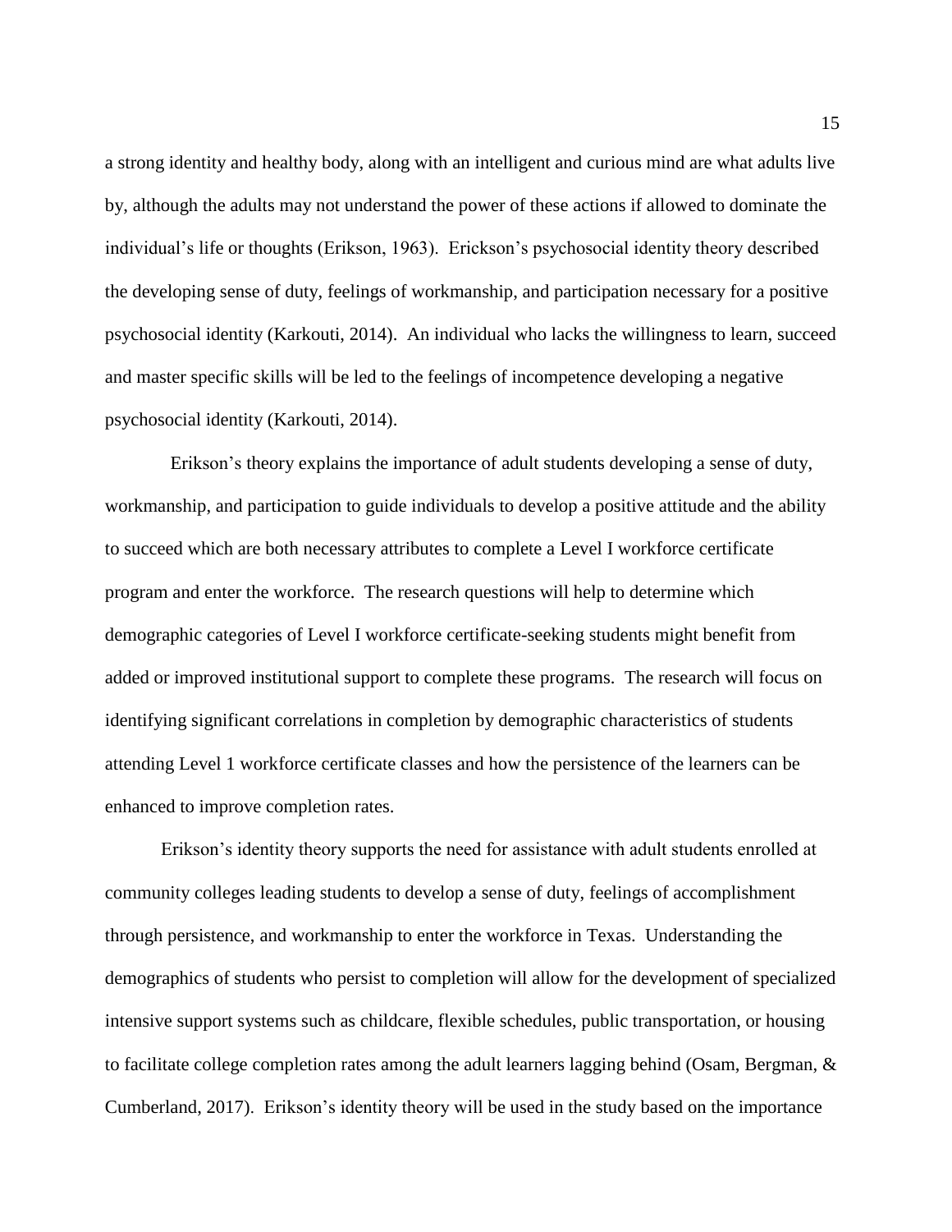a strong identity and healthy body, along with an intelligent and curious mind are what adults live by, although the adults may not understand the power of these actions if allowed to dominate the individual's life or thoughts (Erikson, 1963). Erickson's psychosocial identity theory described the developing sense of duty, feelings of workmanship, and participation necessary for a positive psychosocial identity (Karkouti, 2014). An individual who lacks the willingness to learn, succeed and master specific skills will be led to the feelings of incompetence developing a negative psychosocial identity (Karkouti, 2014).

Erikson's theory explains the importance of adult students developing a sense of duty, workmanship, and participation to guide individuals to develop a positive attitude and the ability to succeed which are both necessary attributes to complete a Level I workforce certificate program and enter the workforce. The research questions will help to determine which demographic categories of Level I workforce certificate-seeking students might benefit from added or improved institutional support to complete these programs. The research will focus on identifying significant correlations in completion by demographic characteristics of students attending Level 1 workforce certificate classes and how the persistence of the learners can be enhanced to improve completion rates.

Erikson's identity theory supports the need for assistance with adult students enrolled at community colleges leading students to develop a sense of duty, feelings of accomplishment through persistence, and workmanship to enter the workforce in Texas. Understanding the demographics of students who persist to completion will allow for the development of specialized intensive support systems such as childcare, flexible schedules, public transportation, or housing to facilitate college completion rates among the adult learners lagging behind (Osam, Bergman, & Cumberland, 2017). Erikson's identity theory will be used in the study based on the importance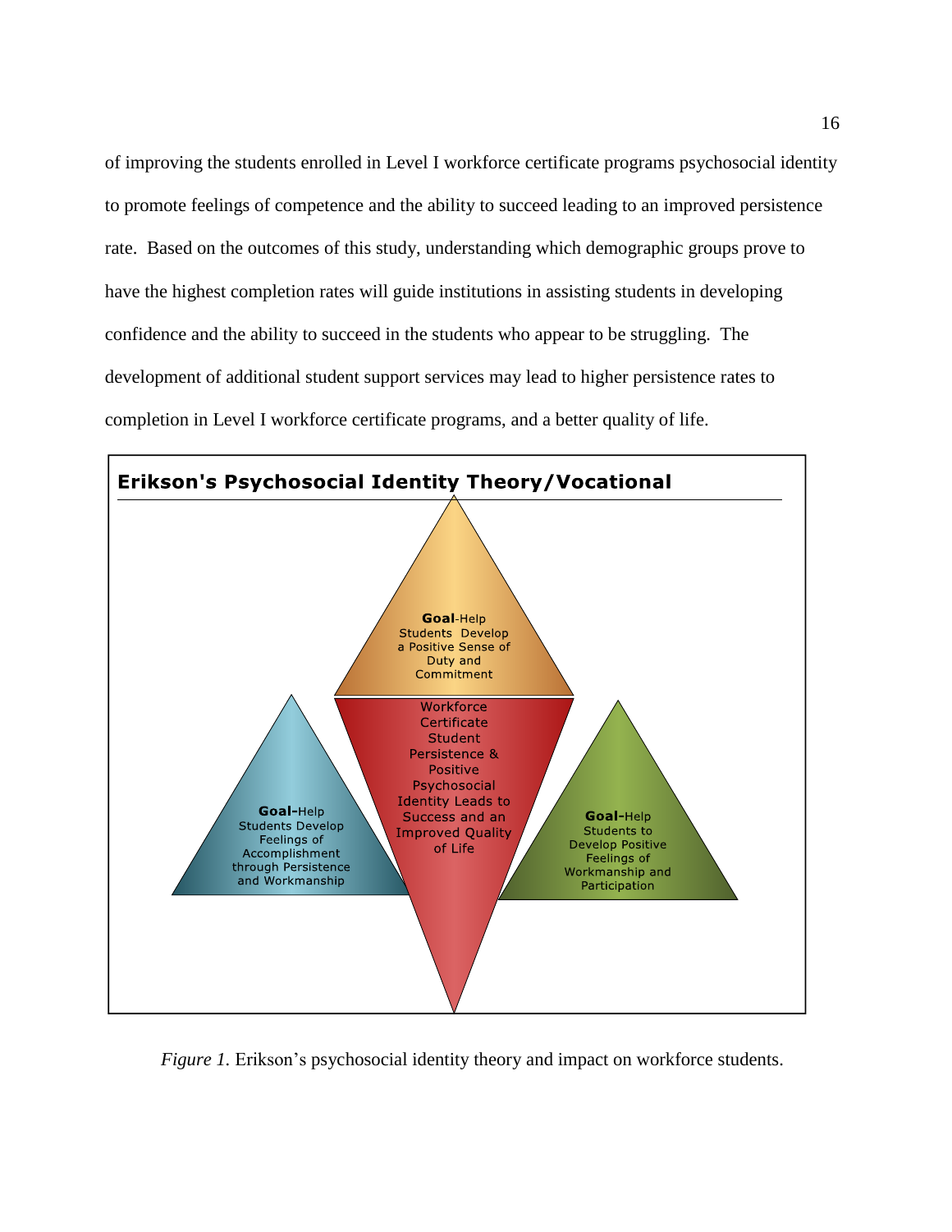of improving the students enrolled in Level I workforce certificate programs psychosocial identity to promote feelings of competence and the ability to succeed leading to an improved persistence rate. Based on the outcomes of this study, understanding which demographic groups prove to have the highest completion rates will guide institutions in assisting students in developing confidence and the ability to succeed in the students who appear to be struggling. The development of additional student support services may lead to higher persistence rates to completion in Level I workforce certificate programs, and a better quality of life.

**Erikson's Psychosocial Identity Theory/Vocational**

**Goal**-Help Students Develop a Positive Sense of Duty and Commitment

Workforce Certificate Student Persistence & Positive Psychosocial Identity Leads to Success and an Improved Quality of Life

**Goal**-Help Students Develop Feelings of Accomplishment through Persistence and Workmanship

**Goal**-Help Students to Develop Positive Feelings of Workmanship and Participation

*Figure 1.* Erikson's psychosocial identity theory and impact on workforce students.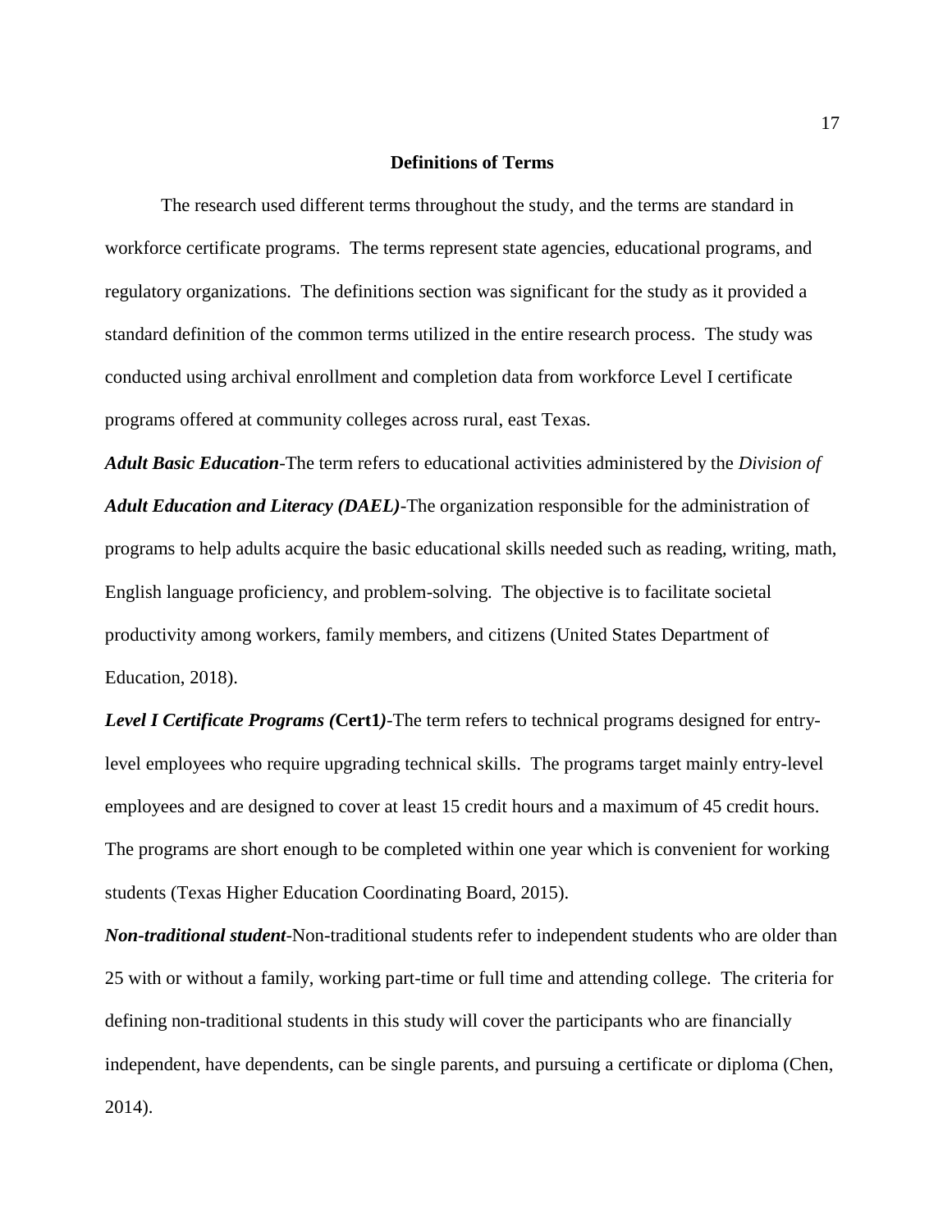## Definitions of Terms

The research used different terms throughout the study, and the terms are standard in workforce certificate programs. The terms represent state agencies, educational programs, and regulatory organizations. The definitions section was significant for the study as it provided a standard definition of the common terms utilized in the entire research process. The study was conducted using archival enrollment and completion data from workforce Level I certificate programs offered at community colleges across rural, east Texas.

***Adult Basic Education***-The term refers to educational activities administered by the *Division of* ***Adult Education and Literacy (DAEL)***-The organization responsible for the administration of programs to help adults acquire the basic educational skills needed such as reading, writing, math, English language proficiency, and problem-solving. The objective is to facilitate societal productivity among workers, family members, and citizens (United States Department of Education, 2018).

***Level I Certificate Programs (*****Cert1*****)***-The term refers to technical programs designed for entry-level employees who require upgrading technical skills. The programs target mainly entry-level employees and are designed to cover at least 15 credit hours and a maximum of 45 credit hours. The programs are short enough to be completed within one year which is convenient for working students (Texas Higher Education Coordinating Board, 2015).

***Non-traditional student***-Non-traditional students refer to independent students who are older than 25 with or without a family, working part-time or full time and attending college. The criteria for defining non-traditional students in this study will cover the participants who are financially independent, have dependents, can be single parents, and pursuing a certificate or diploma (Chen, 2014).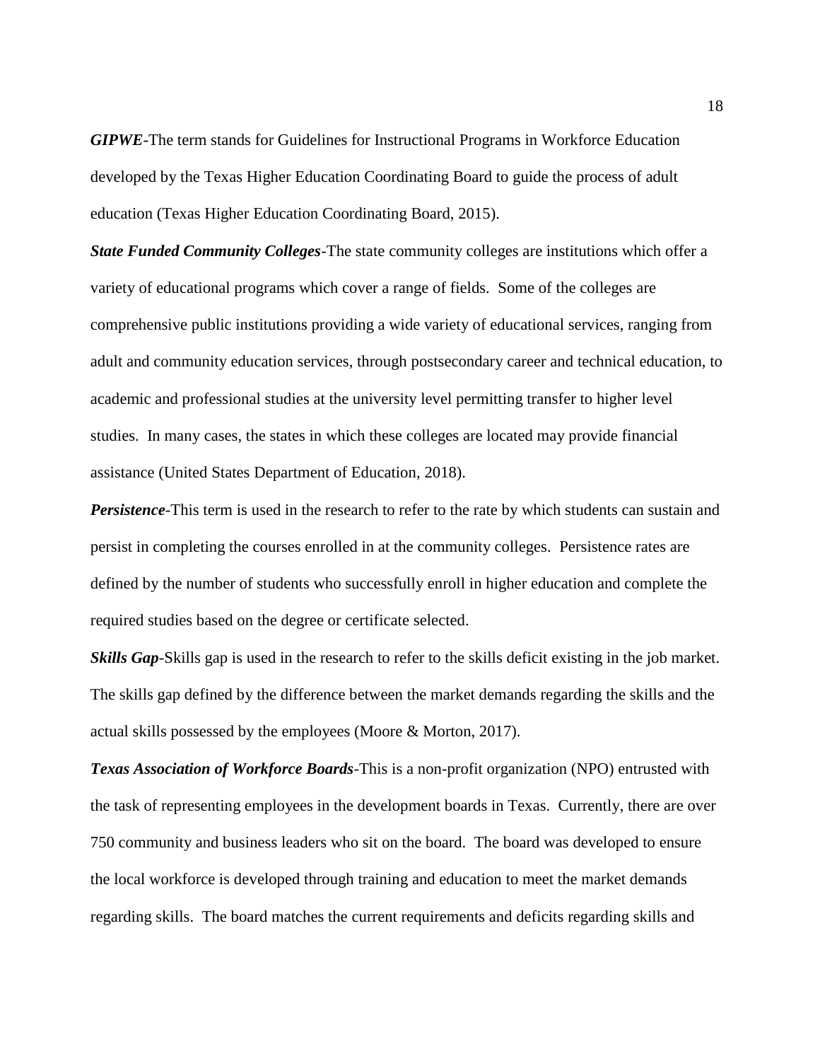***GIPWE***-The term stands for Guidelines for Instructional Programs in Workforce Education developed by the Texas Higher Education Coordinating Board to guide the process of adult education (Texas Higher Education Coordinating Board, 2015).

***State Funded Community Colleges***-The state community colleges are institutions which offer a variety of educational programs which cover a range of fields. Some of the colleges are comprehensive public institutions providing a wide variety of educational services, ranging from adult and community education services, through postsecondary career and technical education, to academic and professional studies at the university level permitting transfer to higher level studies. In many cases, the states in which these colleges are located may provide financial assistance (United States Department of Education, 2018).

***Persistence***-This term is used in the research to refer to the rate by which students can sustain and persist in completing the courses enrolled in at the community colleges. Persistence rates are defined by the number of students who successfully enroll in higher education and complete the required studies based on the degree or certificate selected.

***Skills Gap***-Skills gap is used in the research to refer to the skills deficit existing in the job market. The skills gap defined by the difference between the market demands regarding the skills and the actual skills possessed by the employees (Moore & Morton, 2017).

***Texas Association of Workforce Boards***-This is a non-profit organization (NPO) entrusted with the task of representing employees in the development boards in Texas. Currently, there are over 750 community and business leaders who sit on the board. The board was developed to ensure the local workforce is developed through training and education to meet the market demands regarding skills. The board matches the current requirements and deficits regarding skills and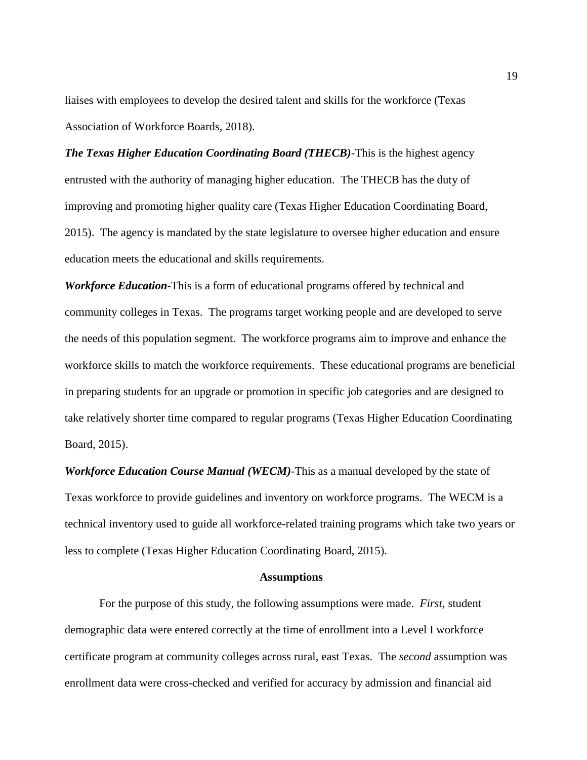liaises with employees to develop the desired talent and skills for the workforce (Texas Association of Workforce Boards, 2018).

***The Texas Higher Education Coordinating Board (THECB)***-This is the highest agency entrusted with the authority of managing higher education. The THECB has the duty of improving and promoting higher quality care (Texas Higher Education Coordinating Board, 2015). The agency is mandated by the state legislature to oversee higher education and ensure education meets the educational and skills requirements.

***Workforce Education***-This is a form of educational programs offered by technical and community colleges in Texas. The programs target working people and are developed to serve the needs of this population segment. The workforce programs aim to improve and enhance the workforce skills to match the workforce requirements. These educational programs are beneficial in preparing students for an upgrade or promotion in specific job categories and are designed to take relatively shorter time compared to regular programs (Texas Higher Education Coordinating Board, 2015).

***Workforce Education Course Manual (WECM)***-This as a manual developed by the state of Texas workforce to provide guidelines and inventory on workforce programs. The WECM is a technical inventory used to guide all workforce-related training programs which take two years or less to complete (Texas Higher Education Coordinating Board, 2015).

## Assumptions

For the purpose of this study, the following assumptions were made. *First,* student demographic data were entered correctly at the time of enrollment into a Level I workforce certificate program at community colleges across rural, east Texas. The *second* assumption was enrollment data were cross-checked and verified for accuracy by admission and financial aid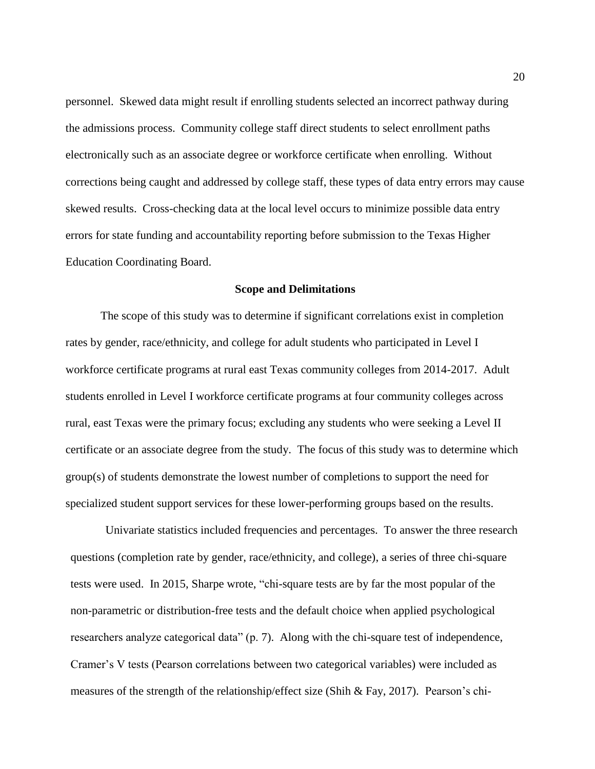personnel. Skewed data might result if enrolling students selected an incorrect pathway during the admissions process. Community college staff direct students to select enrollment paths electronically such as an associate degree or workforce certificate when enrolling. Without corrections being caught and addressed by college staff, these types of data entry errors may cause skewed results. Cross-checking data at the local level occurs to minimize possible data entry errors for state funding and accountability reporting before submission to the Texas Higher Education Coordinating Board.

## Scope and Delimitations

The scope of this study was to determine if significant correlations exist in completion rates by gender, race/ethnicity, and college for adult students who participated in Level I workforce certificate programs at rural east Texas community colleges from 2014-2017. Adult students enrolled in Level I workforce certificate programs at four community colleges across rural, east Texas were the primary focus; excluding any students who were seeking a Level II certificate or an associate degree from the study. The focus of this study was to determine which group(s) of students demonstrate the lowest number of completions to support the need for specialized student support services for these lower-performing groups based on the results.

Univariate statistics included frequencies and percentages. To answer the three research questions (completion rate by gender, race/ethnicity, and college), a series of three chi-square tests were used. In 2015, Sharpe wrote, "chi-square tests are by far the most popular of the non-parametric or distribution-free tests and the default choice when applied psychological researchers analyze categorical data" (p. 7). Along with the chi-square test of independence, Cramer's V tests (Pearson correlations between two categorical variables) were included as measures of the strength of the relationship/effect size (Shih & Fay, 2017). Pearson's chi-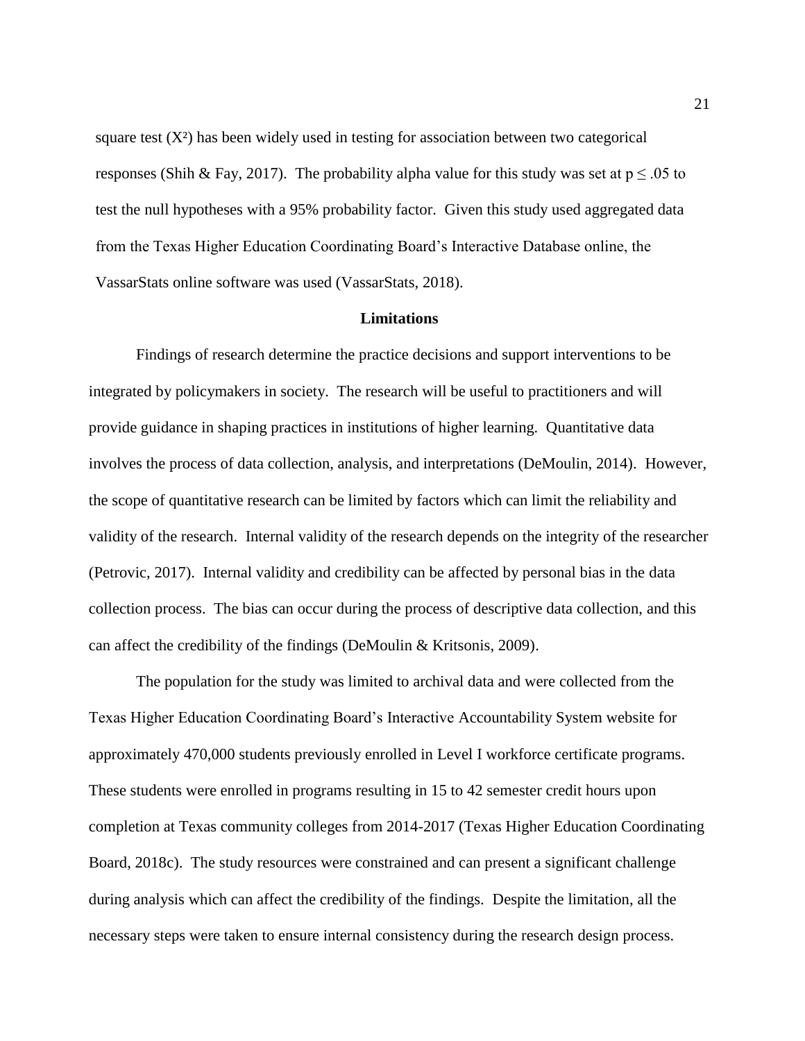square test ($X^2$) has been widely used in testing for association between two categorical responses (Shih & Fay, 2017). The probability alpha value for this study was set at $p \leq .05$ to test the null hypotheses with a 95% probability factor. Given this study used aggregated data from the Texas Higher Education Coordinating Board's Interactive Database online, the VassarStats online software was used (VassarStats, 2018).

## Limitations

Findings of research determine the practice decisions and support interventions to be integrated by policymakers in society. The research will be useful to practitioners and will provide guidance in shaping practices in institutions of higher learning. Quantitative data involves the process of data collection, analysis, and interpretations (DeMoulin, 2014). However, the scope of quantitative research can be limited by factors which can limit the reliability and validity of the research. Internal validity of the research depends on the integrity of the researcher (Petrovic, 2017). Internal validity and credibility can be affected by personal bias in the data collection process. The bias can occur during the process of descriptive data collection, and this can affect the credibility of the findings (DeMoulin & Kritsonis, 2009).

The population for the study was limited to archival data and were collected from the Texas Higher Education Coordinating Board's Interactive Accountability System website for approximately 470,000 students previously enrolled in Level I workforce certificate programs. These students were enrolled in programs resulting in 15 to 42 semester credit hours upon completion at Texas community colleges from 2014-2017 (Texas Higher Education Coordinating Board, 2018c). The study resources were constrained and can present a significant challenge during analysis which can affect the credibility of the findings. Despite the limitation, all the necessary steps were taken to ensure internal consistency during the research design process.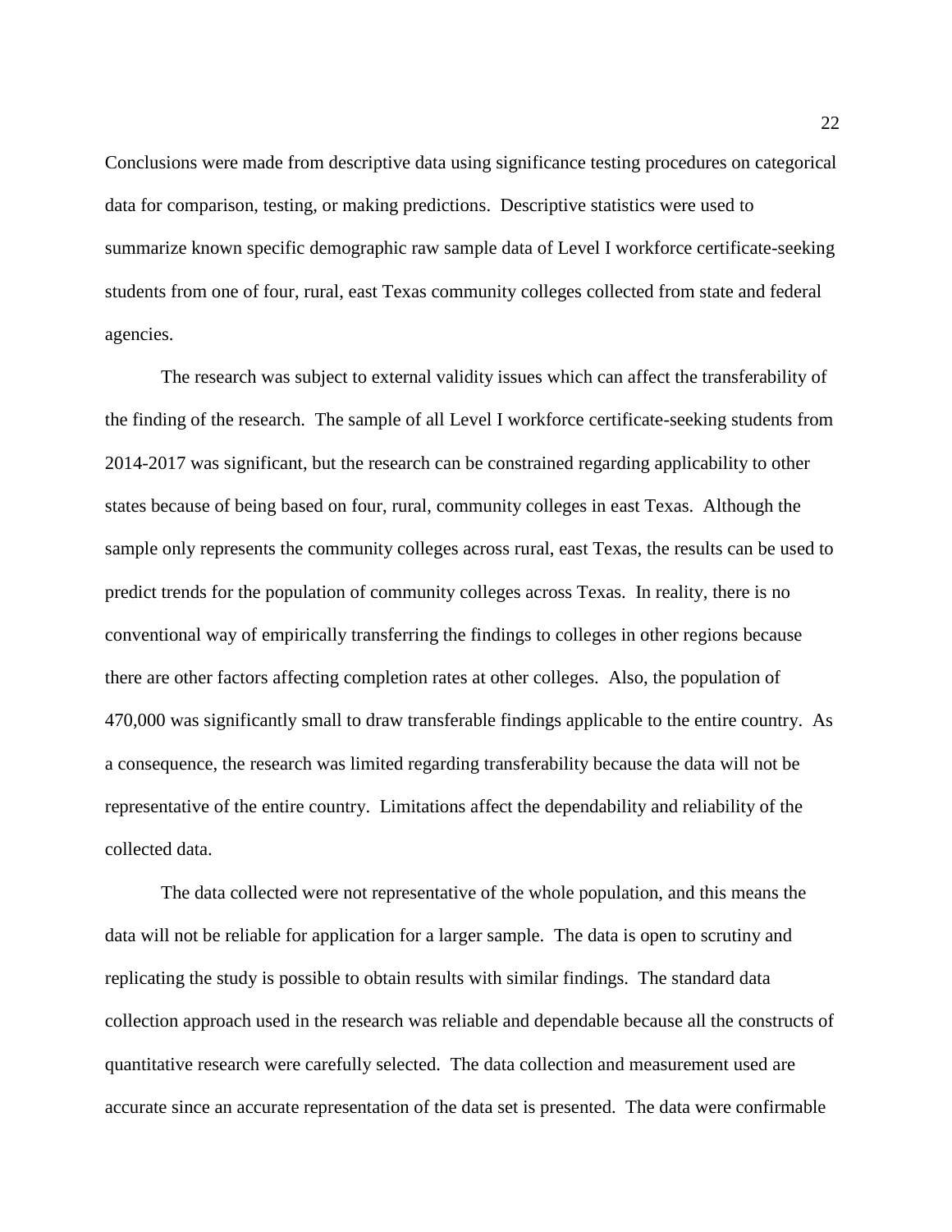Conclusions were made from descriptive data using significance testing procedures on categorical data for comparison, testing, or making predictions. Descriptive statistics were used to summarize known specific demographic raw sample data of Level I workforce certificate-seeking students from one of four, rural, east Texas community colleges collected from state and federal agencies.

The research was subject to external validity issues which can affect the transferability of the finding of the research. The sample of all Level I workforce certificate-seeking students from 2014-2017 was significant, but the research can be constrained regarding applicability to other states because of being based on four, rural, community colleges in east Texas. Although the sample only represents the community colleges across rural, east Texas, the results can be used to predict trends for the population of community colleges across Texas. In reality, there is no conventional way of empirically transferring the findings to colleges in other regions because there are other factors affecting completion rates at other colleges. Also, the population of 470,000 was significantly small to draw transferable findings applicable to the entire country. As a consequence, the research was limited regarding transferability because the data will not be representative of the entire country. Limitations affect the dependability and reliability of the collected data.

The data collected were not representative of the whole population, and this means the data will not be reliable for application for a larger sample. The data is open to scrutiny and replicating the study is possible to obtain results with similar findings. The standard data collection approach used in the research was reliable and dependable because all the constructs of quantitative research were carefully selected. The data collection and measurement used are accurate since an accurate representation of the data set is presented. The data were confirmable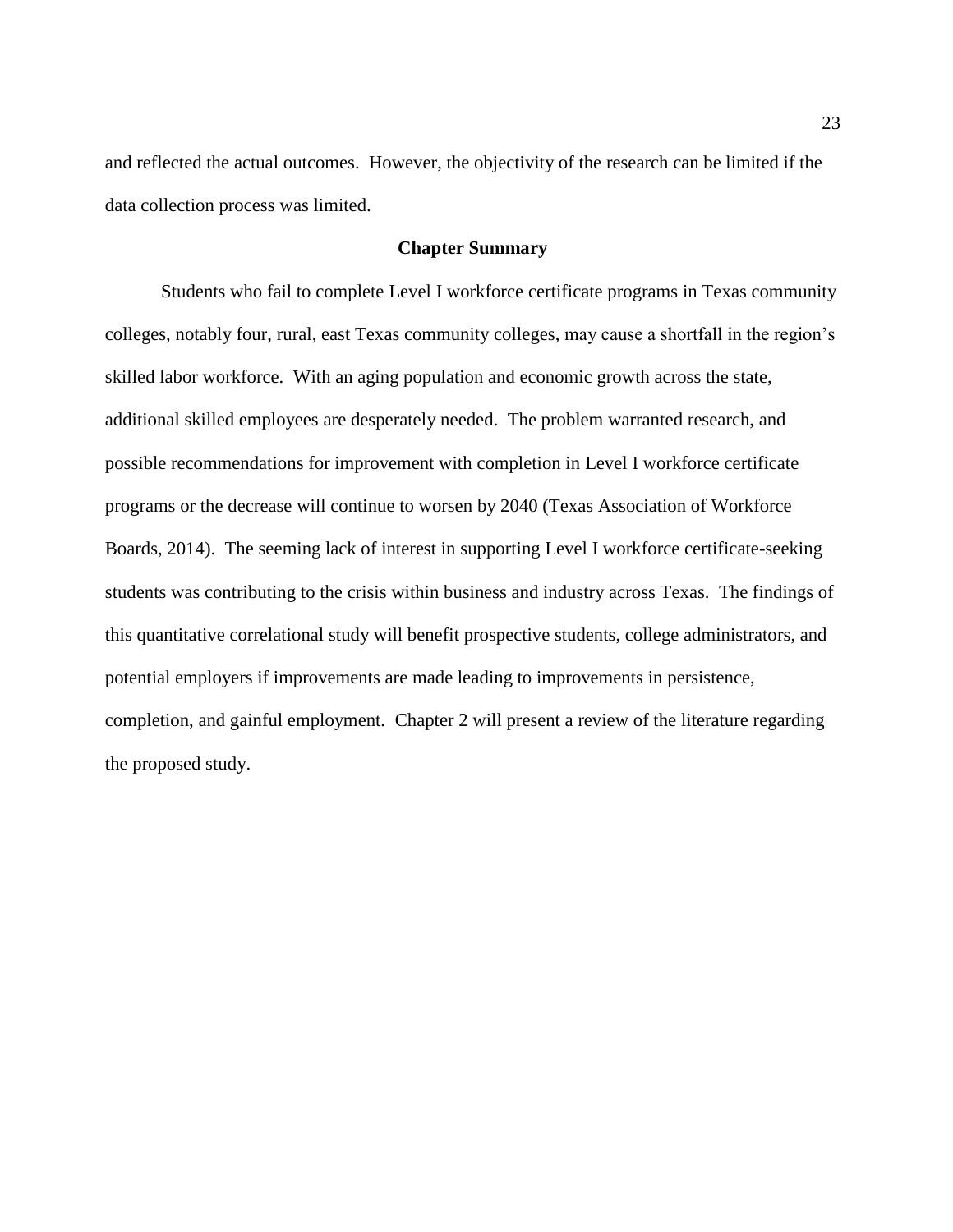and reflected the actual outcomes. However, the objectivity of the research can be limited if the data collection process was limited.

## Chapter Summary

Students who fail to complete Level I workforce certificate programs in Texas community colleges, notably four, rural, east Texas community colleges, may cause a shortfall in the region's skilled labor workforce. With an aging population and economic growth across the state, additional skilled employees are desperately needed. The problem warranted research, and possible recommendations for improvement with completion in Level I workforce certificate programs or the decrease will continue to worsen by 2040 (Texas Association of Workforce Boards, 2014). The seeming lack of interest in supporting Level I workforce certificate-seeking students was contributing to the crisis within business and industry across Texas. The findings of this quantitative correlational study will benefit prospective students, college administrators, and potential employers if improvements are made leading to improvements in persistence, completion, and gainful employment. Chapter 2 will present a review of the literature regarding the proposed study.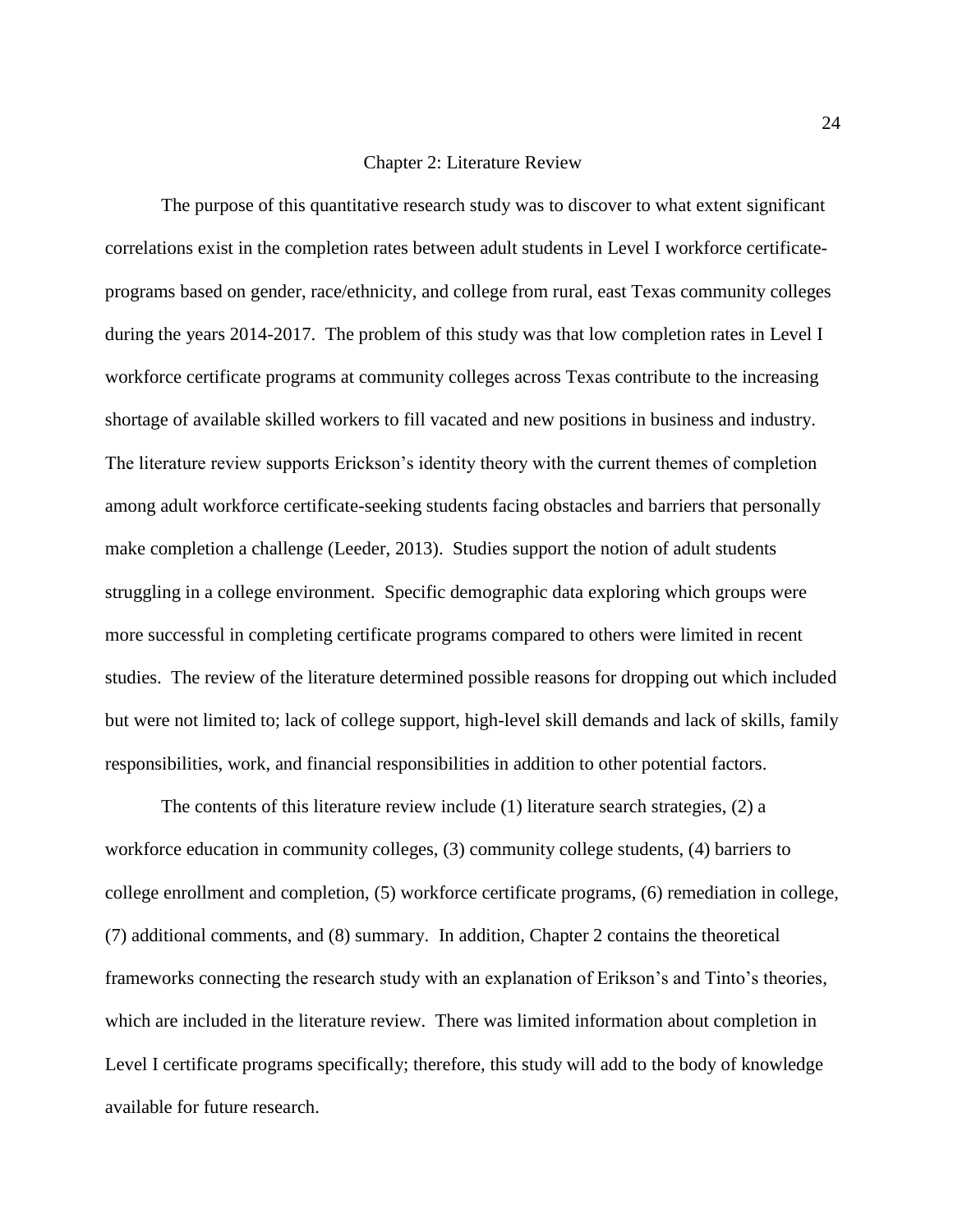# Chapter 2: Literature Review

The purpose of this quantitative research study was to discover to what extent significant correlations exist in the completion rates between adult students in Level I workforce certificate-programs based on gender, race/ethnicity, and college from rural, east Texas community colleges during the years 2014-2017. The problem of this study was that low completion rates in Level I workforce certificate programs at community colleges across Texas contribute to the increasing shortage of available skilled workers to fill vacated and new positions in business and industry. The literature review supports Erickson's identity theory with the current themes of completion among adult workforce certificate-seeking students facing obstacles and barriers that personally make completion a challenge (Leeder, 2013). Studies support the notion of adult students struggling in a college environment. Specific demographic data exploring which groups were more successful in completing certificate programs compared to others were limited in recent studies. The review of the literature determined possible reasons for dropping out which included but were not limited to; lack of college support, high-level skill demands and lack of skills, family responsibilities, work, and financial responsibilities in addition to other potential factors.

The contents of this literature review include (1) literature search strategies, (2) a workforce education in community colleges, (3) community college students, (4) barriers to college enrollment and completion, (5) workforce certificate programs, (6) remediation in college, (7) additional comments, and (8) summary. In addition, Chapter 2 contains the theoretical frameworks connecting the research study with an explanation of Erikson's and Tinto's theories, which are included in the literature review. There was limited information about completion in Level I certificate programs specifically; therefore, this study will add to the body of knowledge available for future research.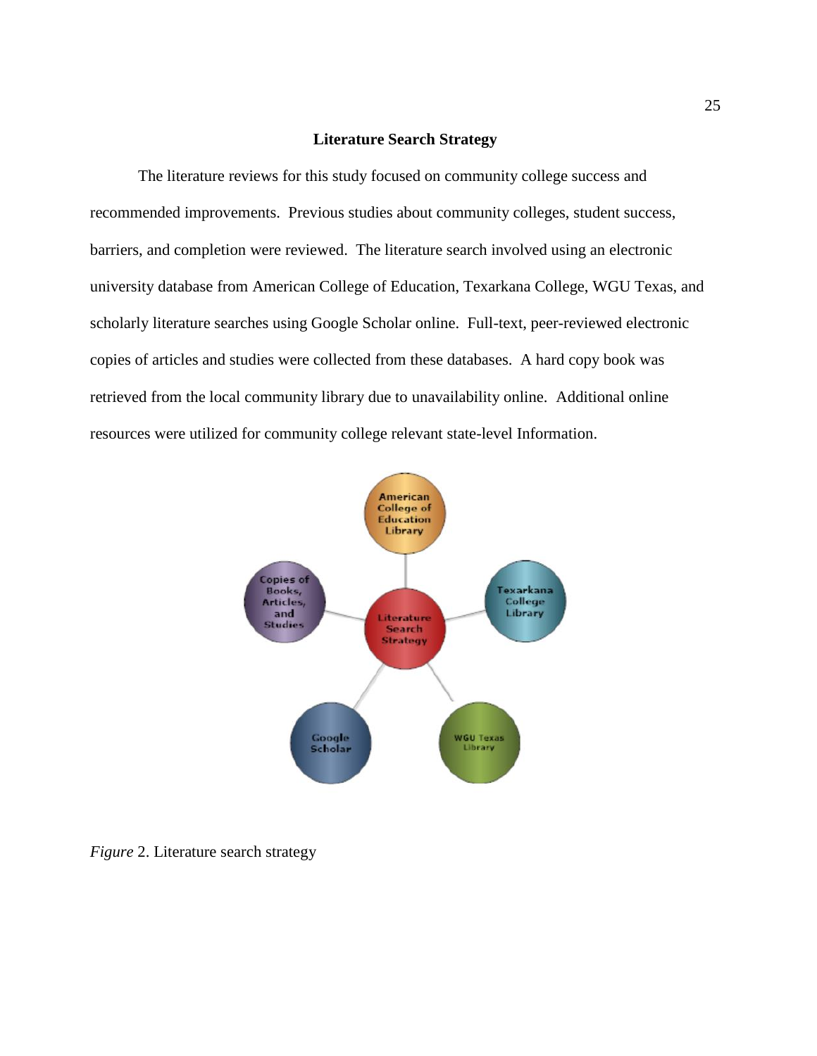## Literature Search Strategy

The literature reviews for this study focused on community college success and recommended improvements. Previous studies about community colleges, student success, barriers, and completion were reviewed. The literature search involved using an electronic university database from American College of Education, Texarkana College, WGU Texas, and scholarly literature searches using Google Scholar online. Full-text, peer-reviewed electronic copies of articles and studies were collected from these databases. A hard copy book was retrieved from the local community library due to unavailability online. Additional online resources were utilized for community college relevant state-level Information.

*Figure* 2. Literature search strategy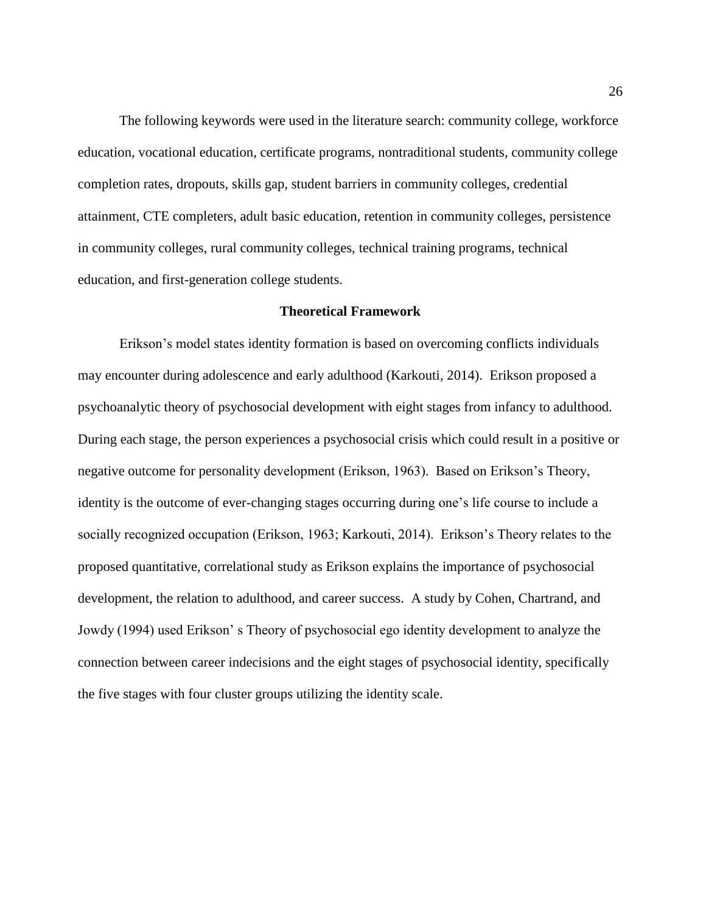The following keywords were used in the literature search: community college, workforce education, vocational education, certificate programs, nontraditional students, community college completion rates, dropouts, skills gap, student barriers in community colleges, credential attainment, CTE completers, adult basic education, retention in community colleges, persistence in community colleges, rural community colleges, technical training programs, technical education, and first-generation college students.

## Theoretical Framework

Erikson's model states identity formation is based on overcoming conflicts individuals may encounter during adolescence and early adulthood (Karkouti, 2014). Erikson proposed a psychoanalytic theory of psychosocial development with eight stages from infancy to adulthood. During each stage, the person experiences a psychosocial crisis which could result in a positive or negative outcome for personality development (Erikson, 1963). Based on Erikson's Theory, identity is the outcome of ever-changing stages occurring during one's life course to include a socially recognized occupation (Erikson, 1963; Karkouti, 2014). Erikson's Theory relates to the proposed quantitative, correlational study as Erikson explains the importance of psychosocial development, the relation to adulthood, and career success. A study by Cohen, Chartrand, and Jowdy (1994) used Erikson' s Theory of psychosocial ego identity development to analyze the connection between career indecisions and the eight stages of psychosocial identity, specifically the five stages with four cluster groups utilizing the identity scale.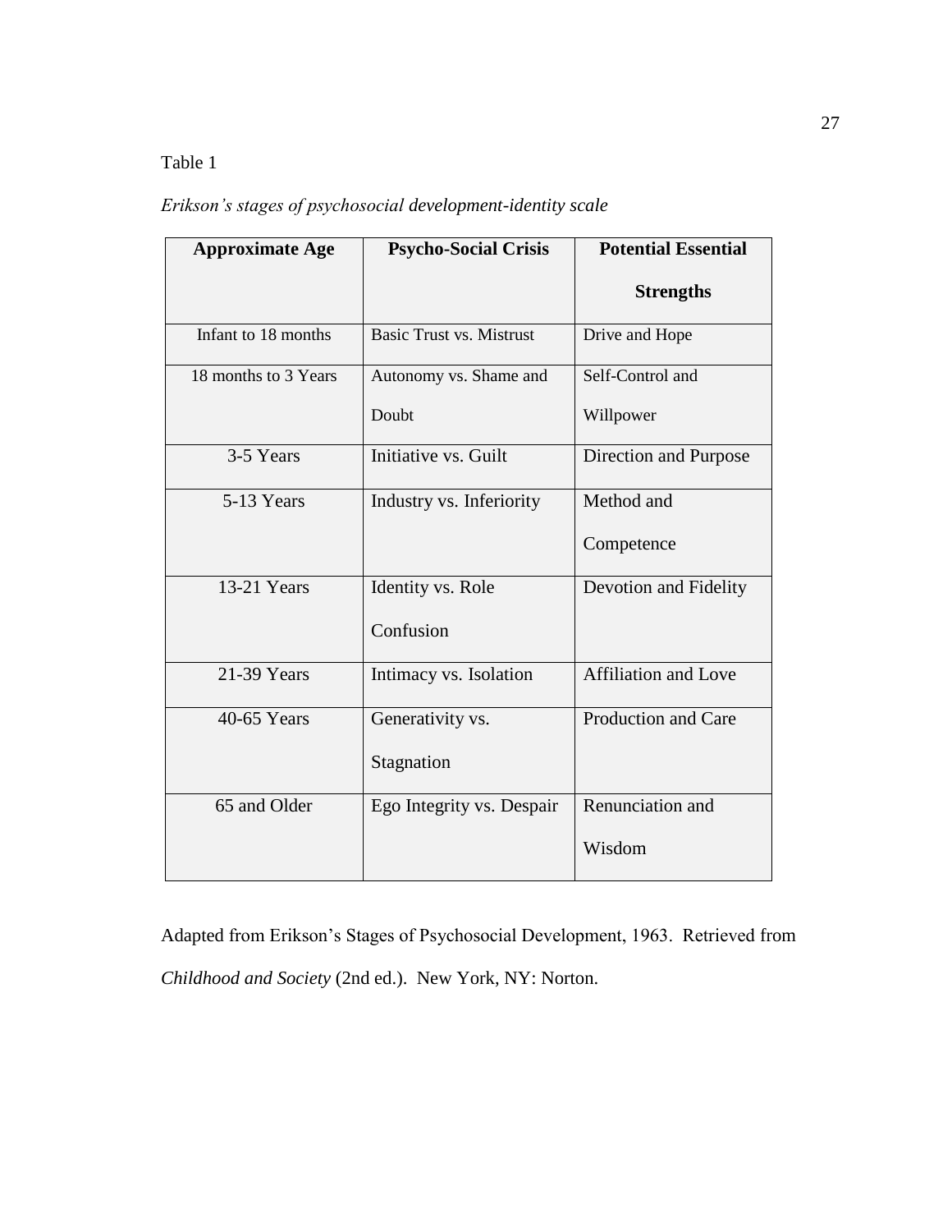Table 1

*Erikson's stages of psychosocial development-identity scale*

| Approximate Age | Psycho-Social Crisis | Potential Essential Strengths |
|---|---|---|
| Infant to 18 months | Basic Trust vs. Mistrust | Drive and Hope |
| 18 months to 3 Years | Autonomy vs. Shame and Doubt | Self-Control and Willpower |
| 3-5 Years | Initiative vs. Guilt | Direction and Purpose |
| 5-13 Years | Industry vs. Inferiority | Method and Competence |
| 13-21 Years | Identity vs. Role Confusion | Devotion and Fidelity |
| 21-39 Years | Intimacy vs. Isolation | Affiliation and Love |
| 40-65 Years | Generativity vs. Stagnation | Production and Care |
| 65 and Older | Ego Integrity vs. Despair | Renunciation and Wisdom |

Adapted from Erikson's Stages of Psychosocial Development, 1963. Retrieved from *Childhood and Society* (2nd ed.). New York, NY: Norton.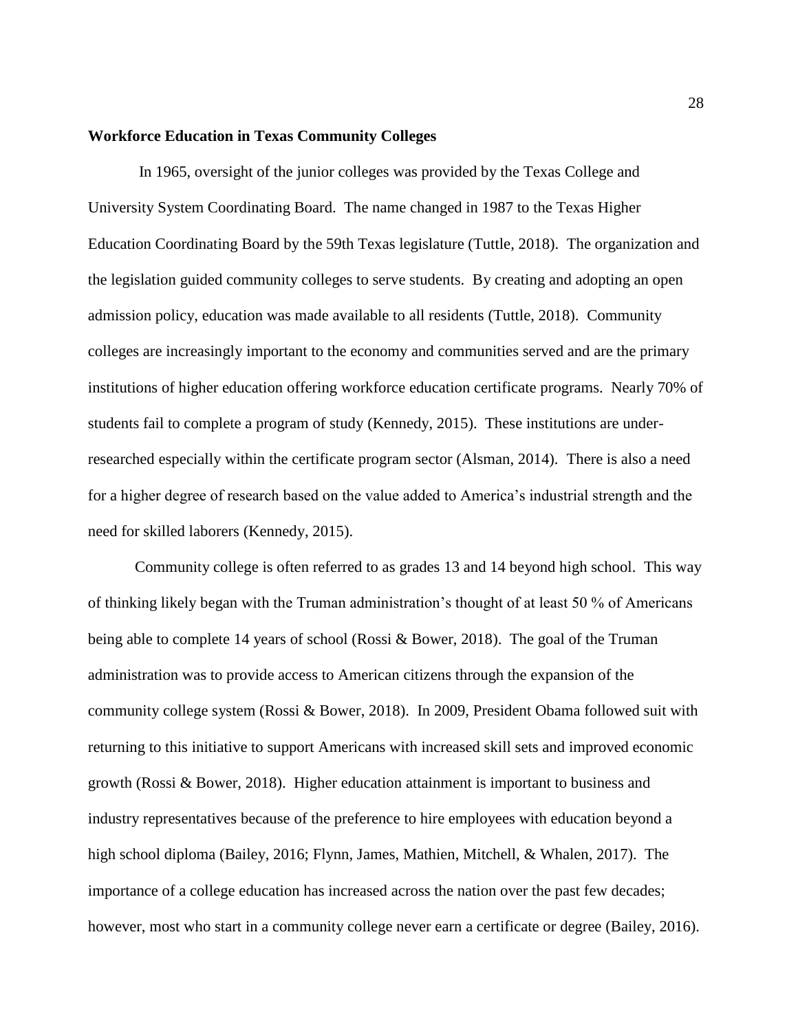**Workforce Education in Texas Community Colleges**

In 1965, oversight of the junior colleges was provided by the Texas College and University System Coordinating Board. The name changed in 1987 to the Texas Higher Education Coordinating Board by the 59th Texas legislature (Tuttle, 2018). The organization and the legislation guided community colleges to serve students. By creating and adopting an open admission policy, education was made available to all residents (Tuttle, 2018). Community colleges are increasingly important to the economy and communities served and are the primary institutions of higher education offering workforce education certificate programs. Nearly 70% of students fail to complete a program of study (Kennedy, 2015). These institutions are under-researched especially within the certificate program sector (Alsman, 2014). There is also a need for a higher degree of research based on the value added to America's industrial strength and the need for skilled laborers (Kennedy, 2015).

Community college is often referred to as grades 13 and 14 beyond high school. This way of thinking likely began with the Truman administration's thought of at least 50 % of Americans being able to complete 14 years of school (Rossi & Bower, 2018). The goal of the Truman administration was to provide access to American citizens through the expansion of the community college system (Rossi & Bower, 2018). In 2009, President Obama followed suit with returning to this initiative to support Americans with increased skill sets and improved economic growth (Rossi & Bower, 2018). Higher education attainment is important to business and industry representatives because of the preference to hire employees with education beyond a high school diploma (Bailey, 2016; Flynn, James, Mathien, Mitchell, & Whalen, 2017). The importance of a college education has increased across the nation over the past few decades; however, most who start in a community college never earn a certificate or degree (Bailey, 2016).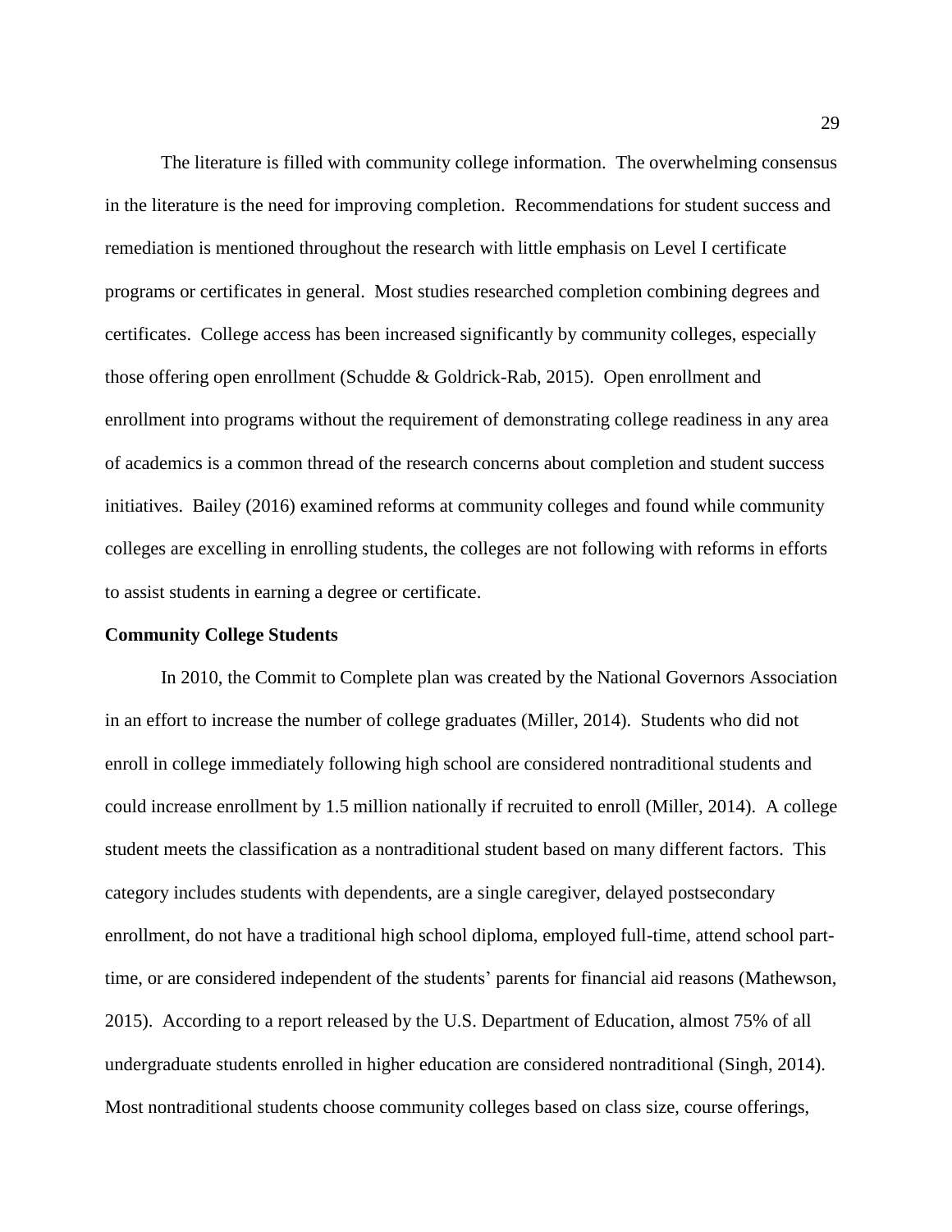The literature is filled with community college information. The overwhelming consensus in the literature is the need for improving completion. Recommendations for student success and remediation is mentioned throughout the research with little emphasis on Level I certificate programs or certificates in general. Most studies researched completion combining degrees and certificates. College access has been increased significantly by community colleges, especially those offering open enrollment (Schudde & Goldrick-Rab, 2015). Open enrollment and enrollment into programs without the requirement of demonstrating college readiness in any area of academics is a common thread of the research concerns about completion and student success initiatives. Bailey (2016) examined reforms at community colleges and found while community colleges are excelling in enrolling students, the colleges are not following with reforms in efforts to assist students in earning a degree or certificate.

## Community College Students

In 2010, the Commit to Complete plan was created by the National Governors Association in an effort to increase the number of college graduates (Miller, 2014). Students who did not enroll in college immediately following high school are considered nontraditional students and could increase enrollment by 1.5 million nationally if recruited to enroll (Miller, 2014). A college student meets the classification as a nontraditional student based on many different factors. This category includes students with dependents, are a single caregiver, delayed postsecondary enrollment, do not have a traditional high school diploma, employed full-time, attend school part-time, or are considered independent of the students' parents for financial aid reasons (Mathewson, 2015). According to a report released by the U.S. Department of Education, almost 75% of all undergraduate students enrolled in higher education are considered nontraditional (Singh, 2014). Most nontraditional students choose community colleges based on class size, course offerings,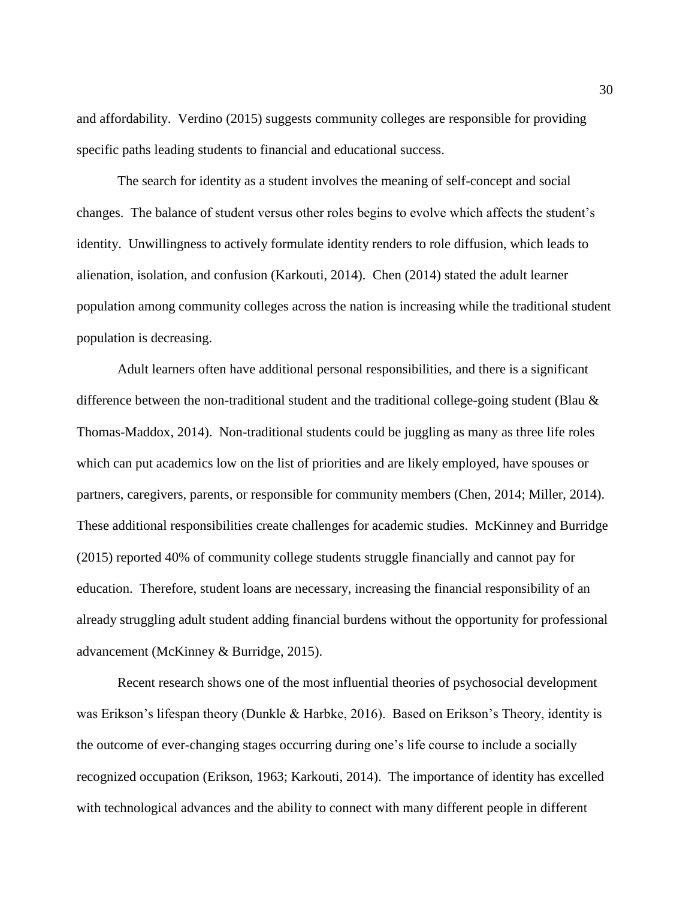and affordability. Verdino (2015) suggests community colleges are responsible for providing specific paths leading students to financial and educational success.

The search for identity as a student involves the meaning of self-concept and social changes. The balance of student versus other roles begins to evolve which affects the student's identity. Unwillingness to actively formulate identity renders to role diffusion, which leads to alienation, isolation, and confusion (Karkouti, 2014). Chen (2014) stated the adult learner population among community colleges across the nation is increasing while the traditional student population is decreasing.

Adult learners often have additional personal responsibilities, and there is a significant difference between the non-traditional student and the traditional college-going student (Blau & Thomas-Maddox, 2014). Non-traditional students could be juggling as many as three life roles which can put academics low on the list of priorities and are likely employed, have spouses or partners, caregivers, parents, or responsible for community members (Chen, 2014; Miller, 2014). These additional responsibilities create challenges for academic studies. McKinney and Burridge (2015) reported 40% of community college students struggle financially and cannot pay for education. Therefore, student loans are necessary, increasing the financial responsibility of an already struggling adult student adding financial burdens without the opportunity for professional advancement (McKinney & Burridge, 2015).

Recent research shows one of the most influential theories of psychosocial development was Erikson's lifespan theory (Dunkle & Harbke, 2016). Based on Erikson's Theory, identity is the outcome of ever-changing stages occurring during one's life course to include a socially recognized occupation (Erikson, 1963; Karkouti, 2014). The importance of identity has excelled with technological advances and the ability to connect with many different people in different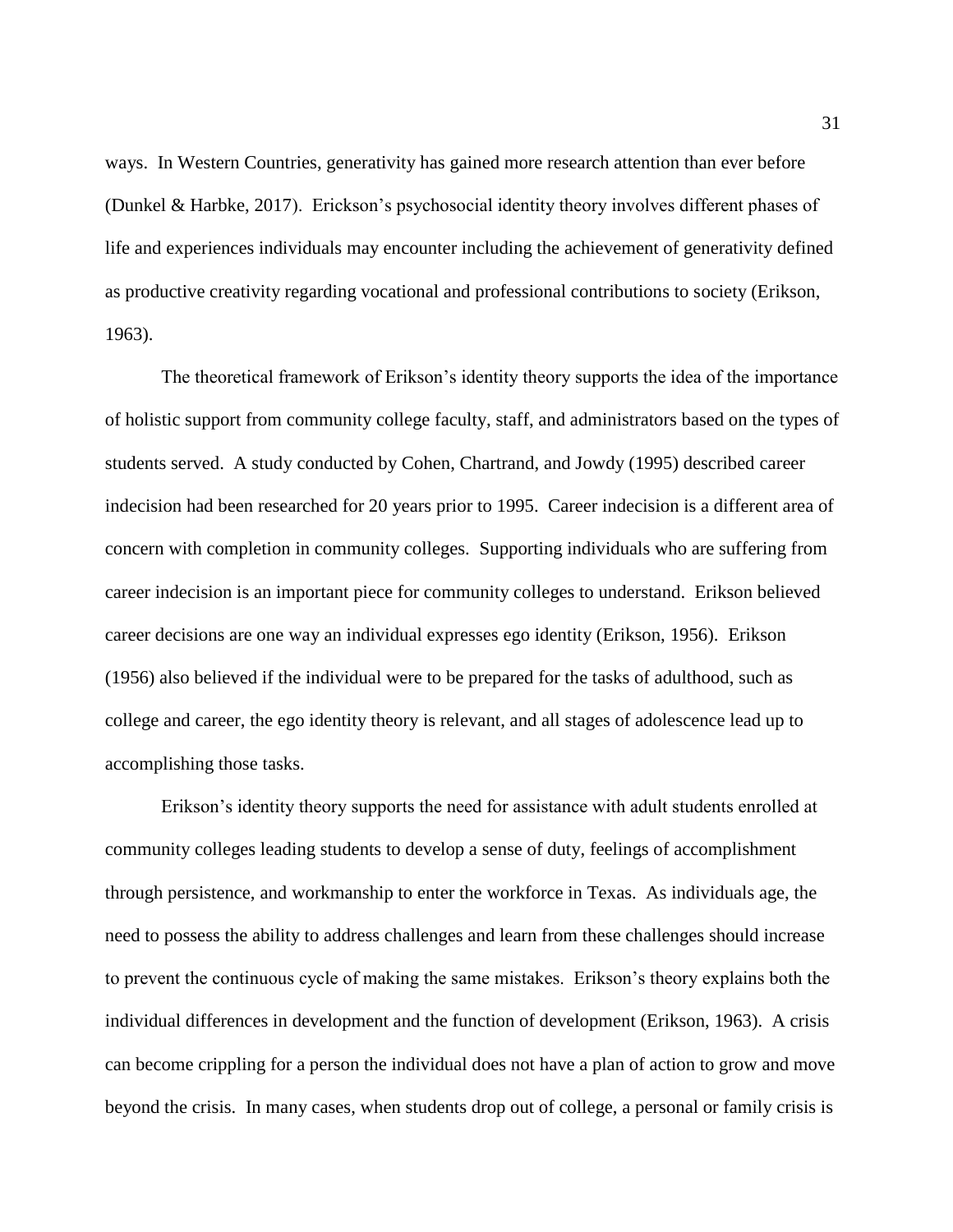ways. In Western Countries, generativity has gained more research attention than ever before (Dunkel & Harbke, 2017). Erickson's psychosocial identity theory involves different phases of life and experiences individuals may encounter including the achievement of generativity defined as productive creativity regarding vocational and professional contributions to society (Erikson, 1963).

The theoretical framework of Erikson's identity theory supports the idea of the importance of holistic support from community college faculty, staff, and administrators based on the types of students served. A study conducted by Cohen, Chartrand, and Jowdy (1995) described career indecision had been researched for 20 years prior to 1995. Career indecision is a different area of concern with completion in community colleges. Supporting individuals who are suffering from career indecision is an important piece for community colleges to understand. Erikson believed career decisions are one way an individual expresses ego identity (Erikson, 1956). Erikson (1956) also believed if the individual were to be prepared for the tasks of adulthood, such as college and career, the ego identity theory is relevant, and all stages of adolescence lead up to accomplishing those tasks.

Erikson's identity theory supports the need for assistance with adult students enrolled at community colleges leading students to develop a sense of duty, feelings of accomplishment through persistence, and workmanship to enter the workforce in Texas. As individuals age, the need to possess the ability to address challenges and learn from these challenges should increase to prevent the continuous cycle of making the same mistakes. Erikson's theory explains both the individual differences in development and the function of development (Erikson, 1963). A crisis can become crippling for a person the individual does not have a plan of action to grow and move beyond the crisis. In many cases, when students drop out of college, a personal or family crisis is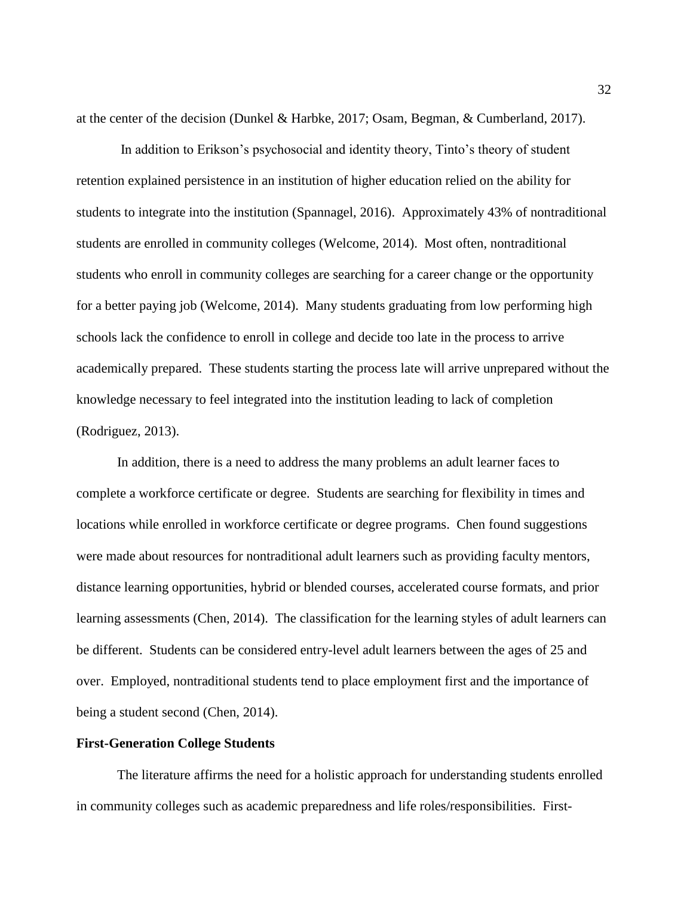at the center of the decision (Dunkel & Harbke, 2017; Osam, Begman, & Cumberland, 2017).

In addition to Erikson's psychosocial and identity theory, Tinto's theory of student retention explained persistence in an institution of higher education relied on the ability for students to integrate into the institution (Spannagel, 2016). Approximately 43% of nontraditional students are enrolled in community colleges (Welcome, 2014). Most often, nontraditional students who enroll in community colleges are searching for a career change or the opportunity for a better paying job (Welcome, 2014). Many students graduating from low performing high schools lack the confidence to enroll in college and decide too late in the process to arrive academically prepared. These students starting the process late will arrive unprepared without the knowledge necessary to feel integrated into the institution leading to lack of completion (Rodriguez, 2013).

In addition, there is a need to address the many problems an adult learner faces to complete a workforce certificate or degree. Students are searching for flexibility in times and locations while enrolled in workforce certificate or degree programs. Chen found suggestions were made about resources for nontraditional adult learners such as providing faculty mentors, distance learning opportunities, hybrid or blended courses, accelerated course formats, and prior learning assessments (Chen, 2014). The classification for the learning styles of adult learners can be different. Students can be considered entry-level adult learners between the ages of 25 and over. Employed, nontraditional students tend to place employment first and the importance of being a student second (Chen, 2014).

**First-Generation College Students**

The literature affirms the need for a holistic approach for understanding students enrolled in community colleges such as academic preparedness and life roles/responsibilities. First-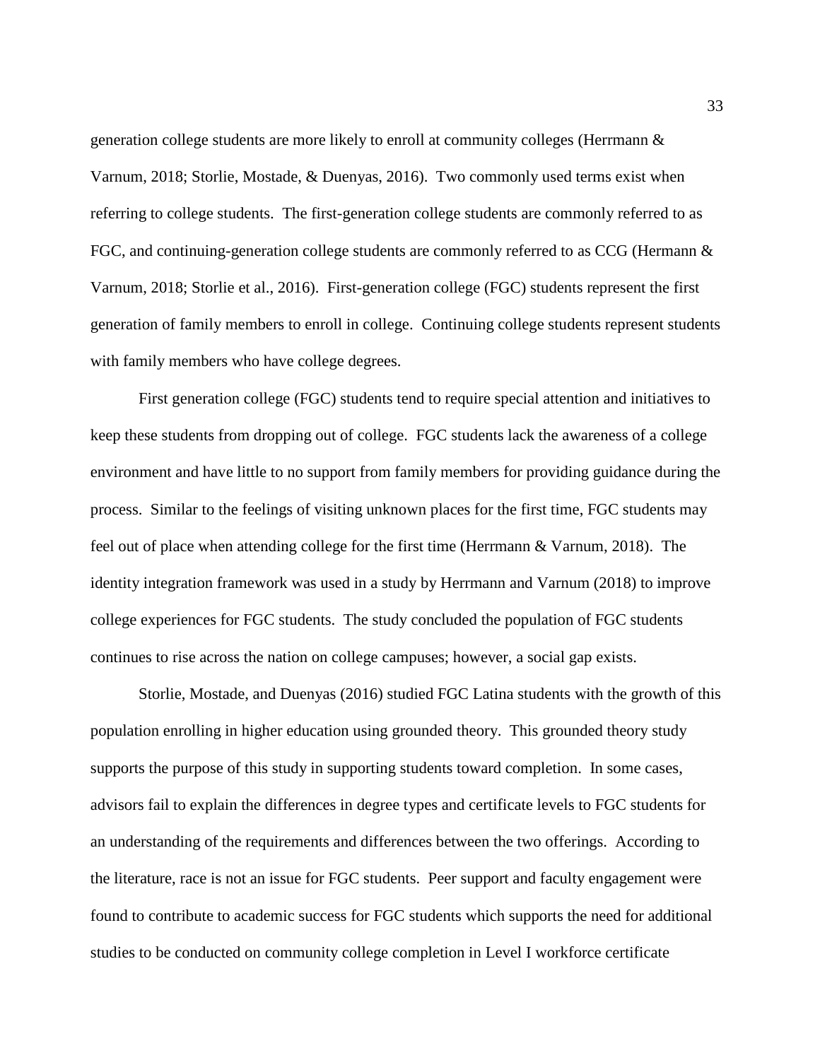generation college students are more likely to enroll at community colleges (Herrmann & Varnum, 2018; Storlie, Mostade, & Duenyas, 2016). Two commonly used terms exist when referring to college students. The first-generation college students are commonly referred to as FGC, and continuing-generation college students are commonly referred to as CCG (Hermann & Varnum, 2018; Storlie et al., 2016). First-generation college (FGC) students represent the first generation of family members to enroll in college. Continuing college students represent students with family members who have college degrees.

First generation college (FGC) students tend to require special attention and initiatives to keep these students from dropping out of college. FGC students lack the awareness of a college environment and have little to no support from family members for providing guidance during the process. Similar to the feelings of visiting unknown places for the first time, FGC students may feel out of place when attending college for the first time (Herrmann & Varnum, 2018). The identity integration framework was used in a study by Herrmann and Varnum (2018) to improve college experiences for FGC students. The study concluded the population of FGC students continues to rise across the nation on college campuses; however, a social gap exists.

Storlie, Mostade, and Duenyas (2016) studied FGC Latina students with the growth of this population enrolling in higher education using grounded theory. This grounded theory study supports the purpose of this study in supporting students toward completion. In some cases, advisors fail to explain the differences in degree types and certificate levels to FGC students for an understanding of the requirements and differences between the two offerings. According to the literature, race is not an issue for FGC students. Peer support and faculty engagement were found to contribute to academic success for FGC students which supports the need for additional studies to be conducted on community college completion in Level I workforce certificate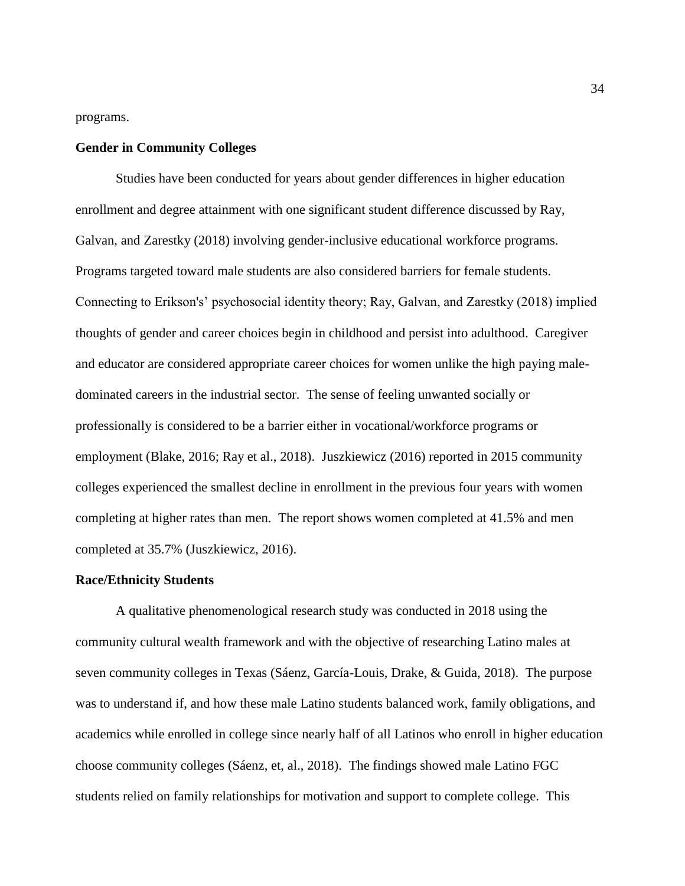programs.

## Gender in Community Colleges

Studies have been conducted for years about gender differences in higher education enrollment and degree attainment with one significant student difference discussed by Ray, Galvan, and Zarestky (2018) involving gender-inclusive educational workforce programs. Programs targeted toward male students are also considered barriers for female students. Connecting to Erikson's' psychosocial identity theory; Ray, Galvan, and Zarestky (2018) implied thoughts of gender and career choices begin in childhood and persist into adulthood. Caregiver and educator are considered appropriate career choices for women unlike the high paying male-dominated careers in the industrial sector. The sense of feeling unwanted socially or professionally is considered to be a barrier either in vocational/workforce programs or employment (Blake, 2016; Ray et al., 2018). Juszkiewicz (2016) reported in 2015 community colleges experienced the smallest decline in enrollment in the previous four years with women completing at higher rates than men. The report shows women completed at 41.5% and men completed at 35.7% (Juszkiewicz, 2016).

## Race/Ethnicity Students

A qualitative phenomenological research study was conducted in 2018 using the community cultural wealth framework and with the objective of researching Latino males at seven community colleges in Texas (Sáenz, García-Louis, Drake, & Guida, 2018). The purpose was to understand if, and how these male Latino students balanced work, family obligations, and academics while enrolled in college since nearly half of all Latinos who enroll in higher education choose community colleges (Sáenz, et, al., 2018). The findings showed male Latino FGC students relied on family relationships for motivation and support to complete college. This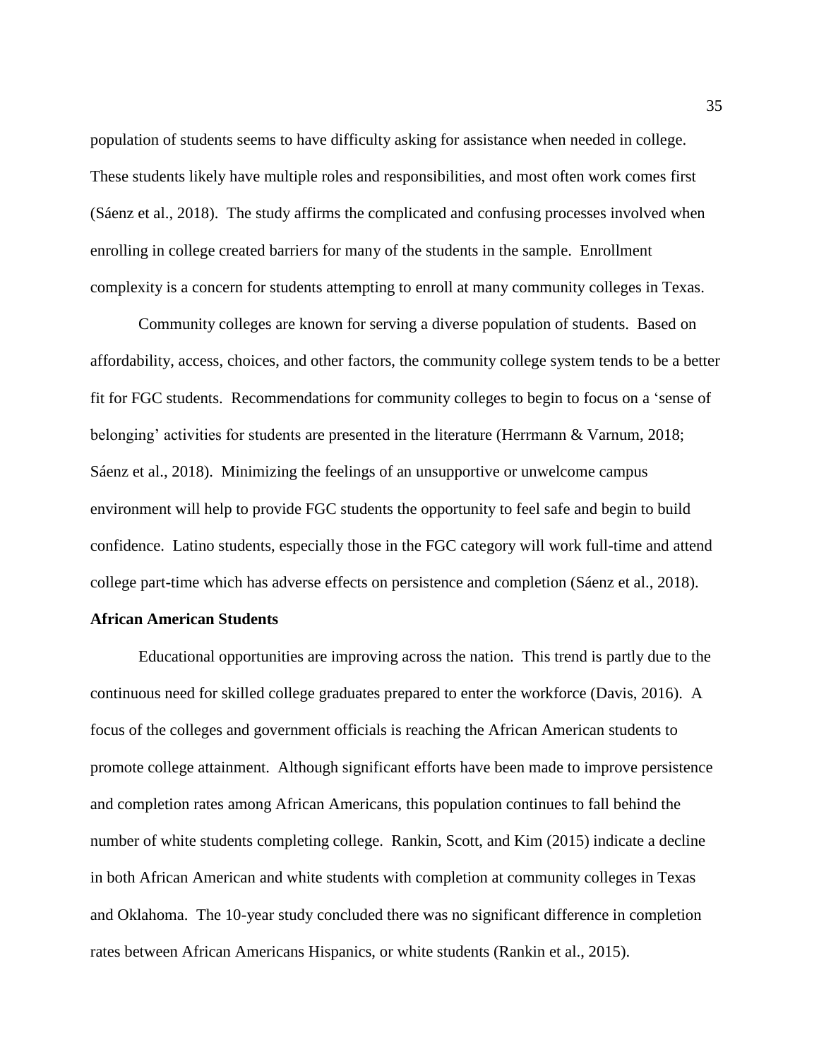population of students seems to have difficulty asking for assistance when needed in college. These students likely have multiple roles and responsibilities, and most often work comes first (Sáenz et al., 2018). The study affirms the complicated and confusing processes involved when enrolling in college created barriers for many of the students in the sample. Enrollment complexity is a concern for students attempting to enroll at many community colleges in Texas.

Community colleges are known for serving a diverse population of students. Based on affordability, access, choices, and other factors, the community college system tends to be a better fit for FGC students. Recommendations for community colleges to begin to focus on a 'sense of belonging' activities for students are presented in the literature (Herrmann & Varnum, 2018; Sáenz et al., 2018). Minimizing the feelings of an unsupportive or unwelcome campus environment will help to provide FGC students the opportunity to feel safe and begin to build confidence. Latino students, especially those in the FGC category will work full-time and attend college part-time which has adverse effects on persistence and completion (Sáenz et al., 2018).

**African American Students**

Educational opportunities are improving across the nation. This trend is partly due to the continuous need for skilled college graduates prepared to enter the workforce (Davis, 2016). A focus of the colleges and government officials is reaching the African American students to promote college attainment. Although significant efforts have been made to improve persistence and completion rates among African Americans, this population continues to fall behind the number of white students completing college. Rankin, Scott, and Kim (2015) indicate a decline in both African American and white students with completion at community colleges in Texas and Oklahoma. The 10-year study concluded there was no significant difference in completion rates between African Americans Hispanics, or white students (Rankin et al., 2015).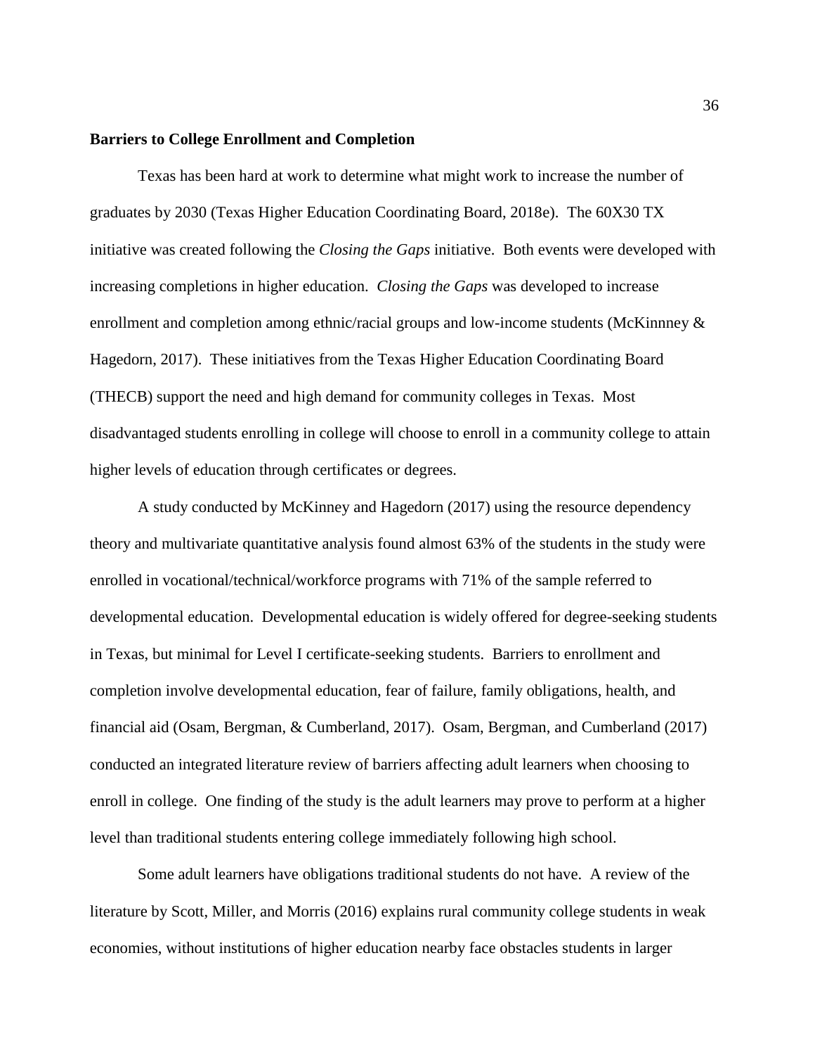**Barriers to College Enrollment and Completion**

Texas has been hard at work to determine what might work to increase the number of graduates by 2030 (Texas Higher Education Coordinating Board, 2018e). The 60X30 TX initiative was created following the *Closing the Gaps* initiative. Both events were developed with increasing completions in higher education. *Closing the Gaps* was developed to increase enrollment and completion among ethnic/racial groups and low-income students (McKinnney & Hagedorn, 2017). These initiatives from the Texas Higher Education Coordinating Board (THECB) support the need and high demand for community colleges in Texas. Most disadvantaged students enrolling in college will choose to enroll in a community college to attain higher levels of education through certificates or degrees.

A study conducted by McKinney and Hagedorn (2017) using the resource dependency theory and multivariate quantitative analysis found almost 63% of the students in the study were enrolled in vocational/technical/workforce programs with 71% of the sample referred to developmental education. Developmental education is widely offered for degree-seeking students in Texas, but minimal for Level I certificate-seeking students. Barriers to enrollment and completion involve developmental education, fear of failure, family obligations, health, and financial aid (Osam, Bergman, & Cumberland, 2017). Osam, Bergman, and Cumberland (2017) conducted an integrated literature review of barriers affecting adult learners when choosing to enroll in college. One finding of the study is the adult learners may prove to perform at a higher level than traditional students entering college immediately following high school.

Some adult learners have obligations traditional students do not have. A review of the literature by Scott, Miller, and Morris (2016) explains rural community college students in weak economies, without institutions of higher education nearby face obstacles students in larger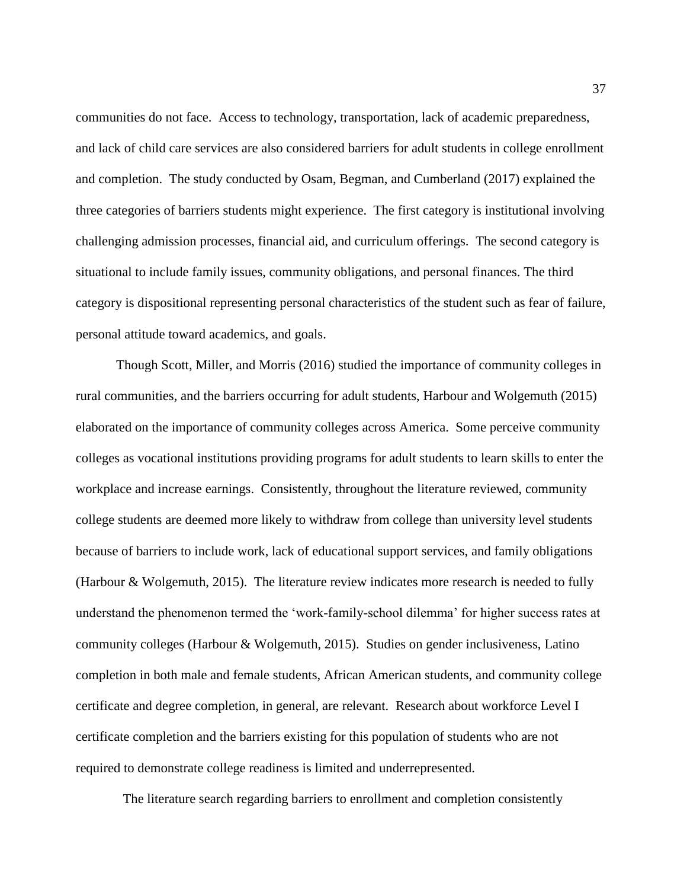communities do not face. Access to technology, transportation, lack of academic preparedness, and lack of child care services are also considered barriers for adult students in college enrollment and completion. The study conducted by Osam, Begman, and Cumberland (2017) explained the three categories of barriers students might experience. The first category is institutional involving challenging admission processes, financial aid, and curriculum offerings. The second category is situational to include family issues, community obligations, and personal finances. The third category is dispositional representing personal characteristics of the student such as fear of failure, personal attitude toward academics, and goals.

Though Scott, Miller, and Morris (2016) studied the importance of community colleges in rural communities, and the barriers occurring for adult students, Harbour and Wolgemuth (2015) elaborated on the importance of community colleges across America. Some perceive community colleges as vocational institutions providing programs for adult students to learn skills to enter the workplace and increase earnings. Consistently, throughout the literature reviewed, community college students are deemed more likely to withdraw from college than university level students because of barriers to include work, lack of educational support services, and family obligations (Harbour & Wolgemuth, 2015). The literature review indicates more research is needed to fully understand the phenomenon termed the 'work-family-school dilemma' for higher success rates at community colleges (Harbour & Wolgemuth, 2015). Studies on gender inclusiveness, Latino completion in both male and female students, African American students, and community college certificate and degree completion, in general, are relevant. Research about workforce Level I certificate completion and the barriers existing for this population of students who are not required to demonstrate college readiness is limited and underrepresented.

The literature search regarding barriers to enrollment and completion consistently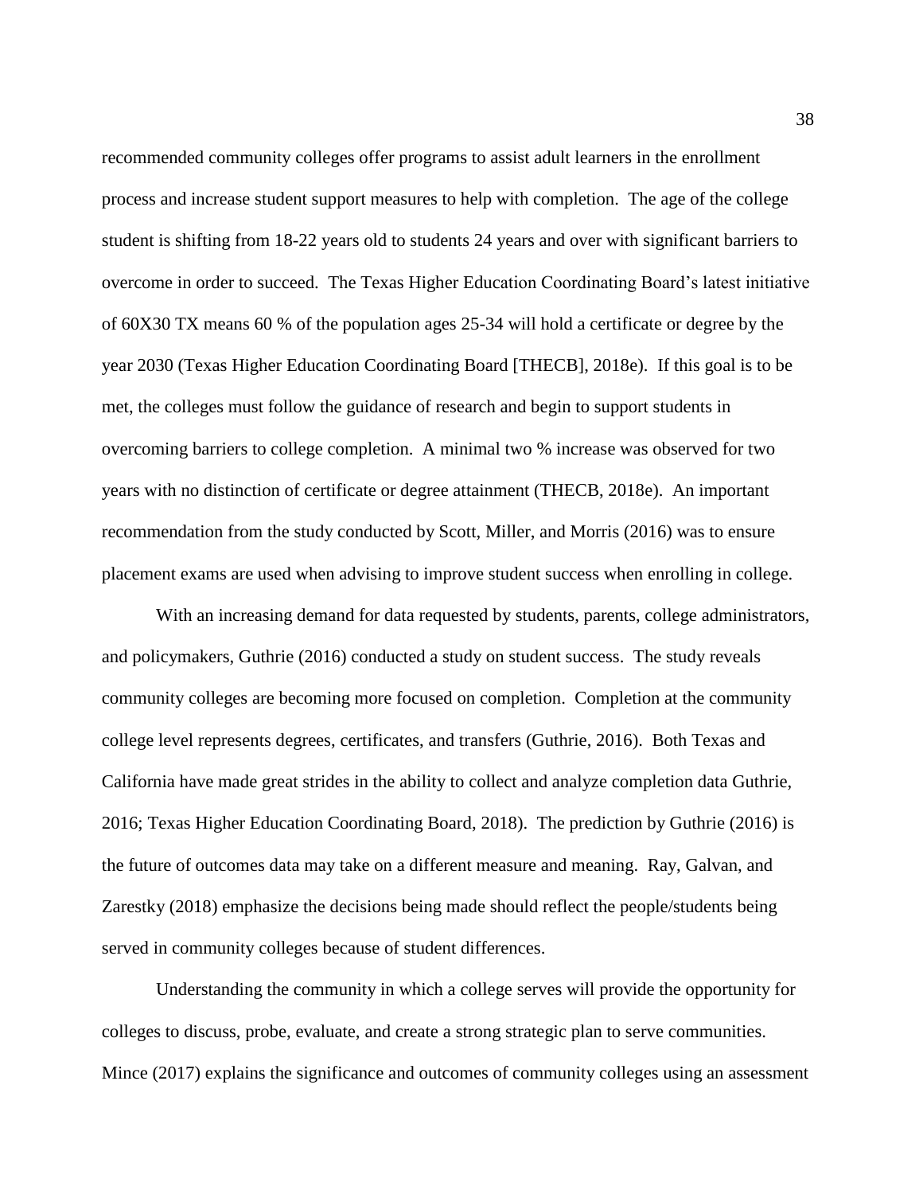recommended community colleges offer programs to assist adult learners in the enrollment process and increase student support measures to help with completion. The age of the college student is shifting from 18-22 years old to students 24 years and over with significant barriers to overcome in order to succeed. The Texas Higher Education Coordinating Board's latest initiative of 60X30 TX means 60 % of the population ages 25-34 will hold a certificate or degree by the year 2030 (Texas Higher Education Coordinating Board [THECB], 2018e). If this goal is to be met, the colleges must follow the guidance of research and begin to support students in overcoming barriers to college completion. A minimal two % increase was observed for two years with no distinction of certificate or degree attainment (THECB, 2018e). An important recommendation from the study conducted by Scott, Miller, and Morris (2016) was to ensure placement exams are used when advising to improve student success when enrolling in college.

With an increasing demand for data requested by students, parents, college administrators, and policymakers, Guthrie (2016) conducted a study on student success. The study reveals community colleges are becoming more focused on completion. Completion at the community college level represents degrees, certificates, and transfers (Guthrie, 2016). Both Texas and California have made great strides in the ability to collect and analyze completion data Guthrie, 2016; Texas Higher Education Coordinating Board, 2018). The prediction by Guthrie (2016) is the future of outcomes data may take on a different measure and meaning. Ray, Galvan, and Zarestky (2018) emphasize the decisions being made should reflect the people/students being served in community colleges because of student differences.

Understanding the community in which a college serves will provide the opportunity for colleges to discuss, probe, evaluate, and create a strong strategic plan to serve communities. Mince (2017) explains the significance and outcomes of community colleges using an assessment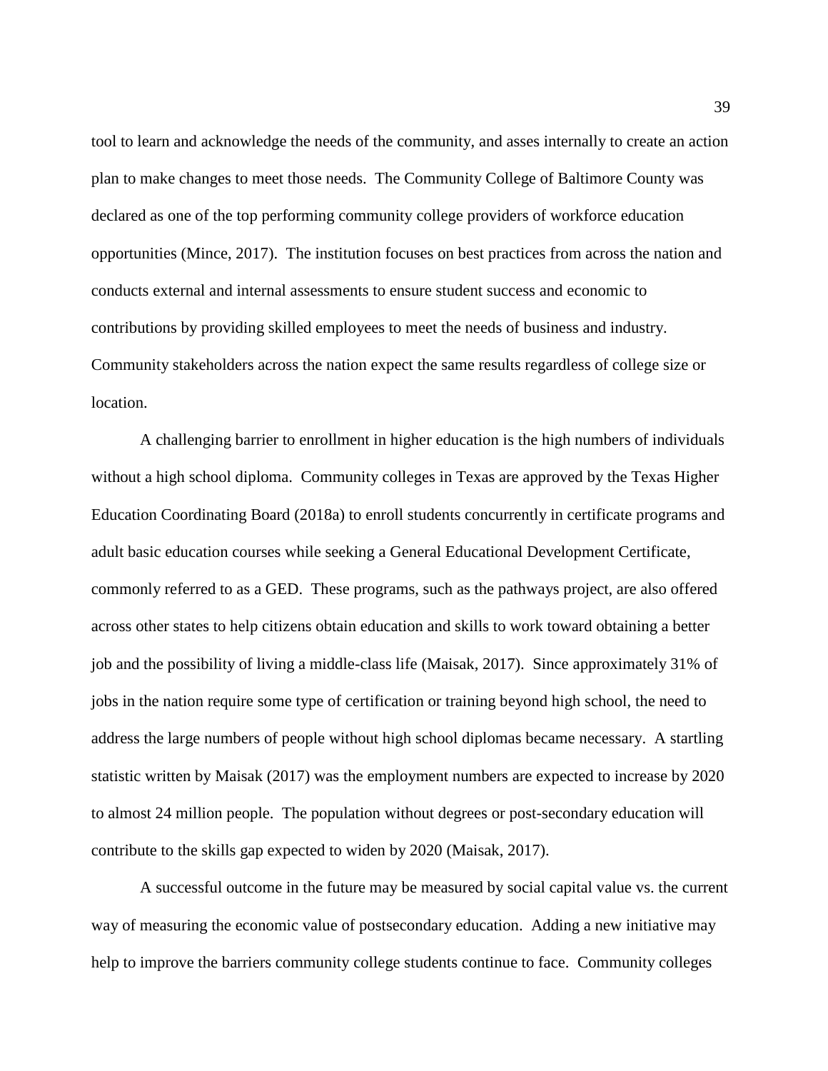tool to learn and acknowledge the needs of the community, and asses internally to create an action plan to make changes to meet those needs. The Community College of Baltimore County was declared as one of the top performing community college providers of workforce education opportunities (Mince, 2017). The institution focuses on best practices from across the nation and conducts external and internal assessments to ensure student success and economic to contributions by providing skilled employees to meet the needs of business and industry. Community stakeholders across the nation expect the same results regardless of college size or location.

A challenging barrier to enrollment in higher education is the high numbers of individuals without a high school diploma. Community colleges in Texas are approved by the Texas Higher Education Coordinating Board (2018a) to enroll students concurrently in certificate programs and adult basic education courses while seeking a General Educational Development Certificate, commonly referred to as a GED. These programs, such as the pathways project, are also offered across other states to help citizens obtain education and skills to work toward obtaining a better job and the possibility of living a middle-class life (Maisak, 2017). Since approximately 31% of jobs in the nation require some type of certification or training beyond high school, the need to address the large numbers of people without high school diplomas became necessary. A startling statistic written by Maisak (2017) was the employment numbers are expected to increase by 2020 to almost 24 million people. The population without degrees or post-secondary education will contribute to the skills gap expected to widen by 2020 (Maisak, 2017).

A successful outcome in the future may be measured by social capital value vs. the current way of measuring the economic value of postsecondary education. Adding a new initiative may help to improve the barriers community college students continue to face. Community colleges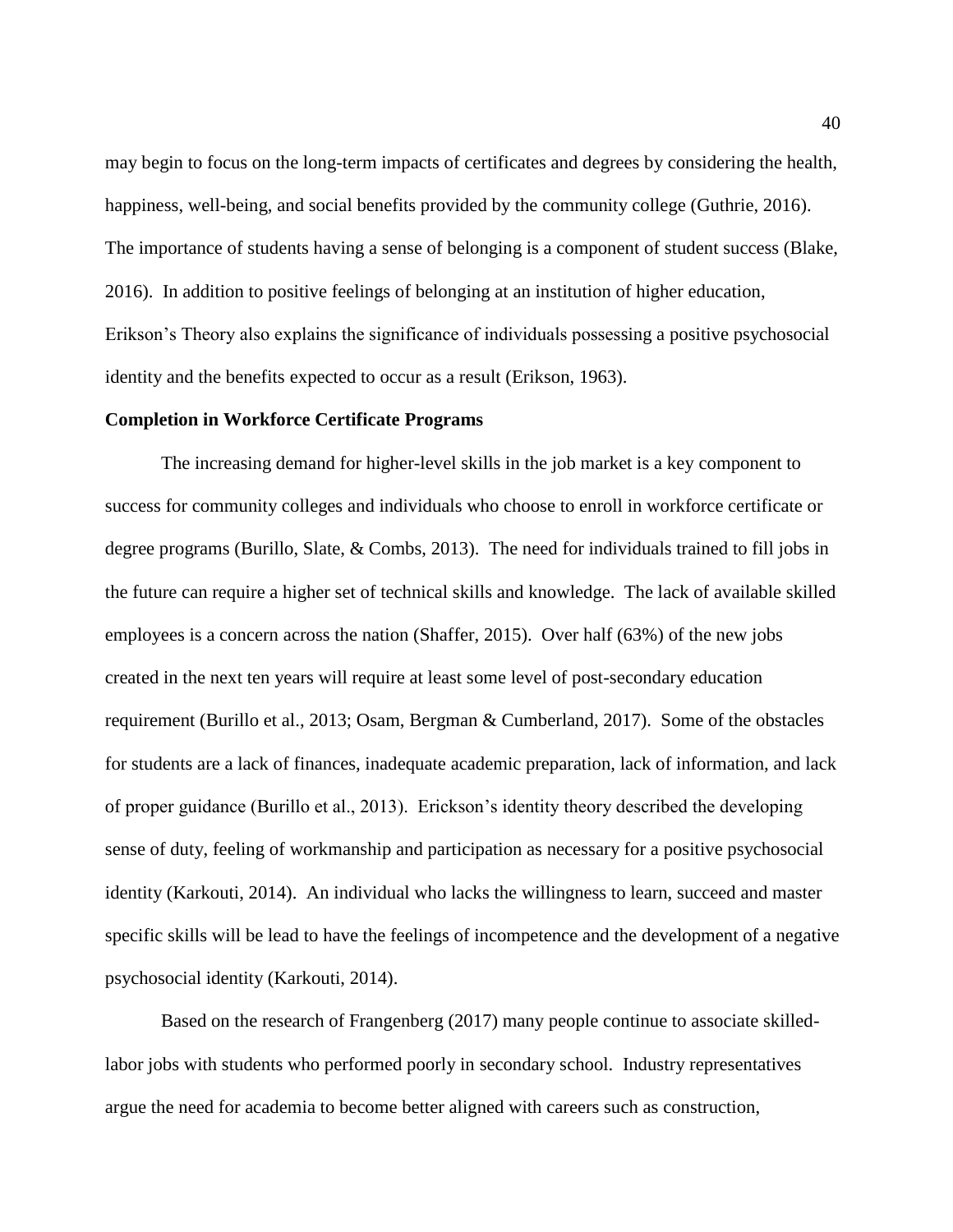may begin to focus on the long-term impacts of certificates and degrees by considering the health, happiness, well-being, and social benefits provided by the community college (Guthrie, 2016). The importance of students having a sense of belonging is a component of student success (Blake, 2016). In addition to positive feelings of belonging at an institution of higher education, Erikson's Theory also explains the significance of individuals possessing a positive psychosocial identity and the benefits expected to occur as a result (Erikson, 1963).

**Completion in Workforce Certificate Programs**

The increasing demand for higher-level skills in the job market is a key component to success for community colleges and individuals who choose to enroll in workforce certificate or degree programs (Burillo, Slate, & Combs, 2013). The need for individuals trained to fill jobs in the future can require a higher set of technical skills and knowledge. The lack of available skilled employees is a concern across the nation (Shaffer, 2015). Over half (63%) of the new jobs created in the next ten years will require at least some level of post-secondary education requirement (Burillo et al., 2013; Osam, Bergman & Cumberland, 2017). Some of the obstacles for students are a lack of finances, inadequate academic preparation, lack of information, and lack of proper guidance (Burillo et al., 2013). Erickson's identity theory described the developing sense of duty, feeling of workmanship and participation as necessary for a positive psychosocial identity (Karkouti, 2014). An individual who lacks the willingness to learn, succeed and master specific skills will be lead to have the feelings of incompetence and the development of a negative psychosocial identity (Karkouti, 2014).

Based on the research of Frangenberg (2017) many people continue to associate skilled-labor jobs with students who performed poorly in secondary school. Industry representatives argue the need for academia to become better aligned with careers such as construction,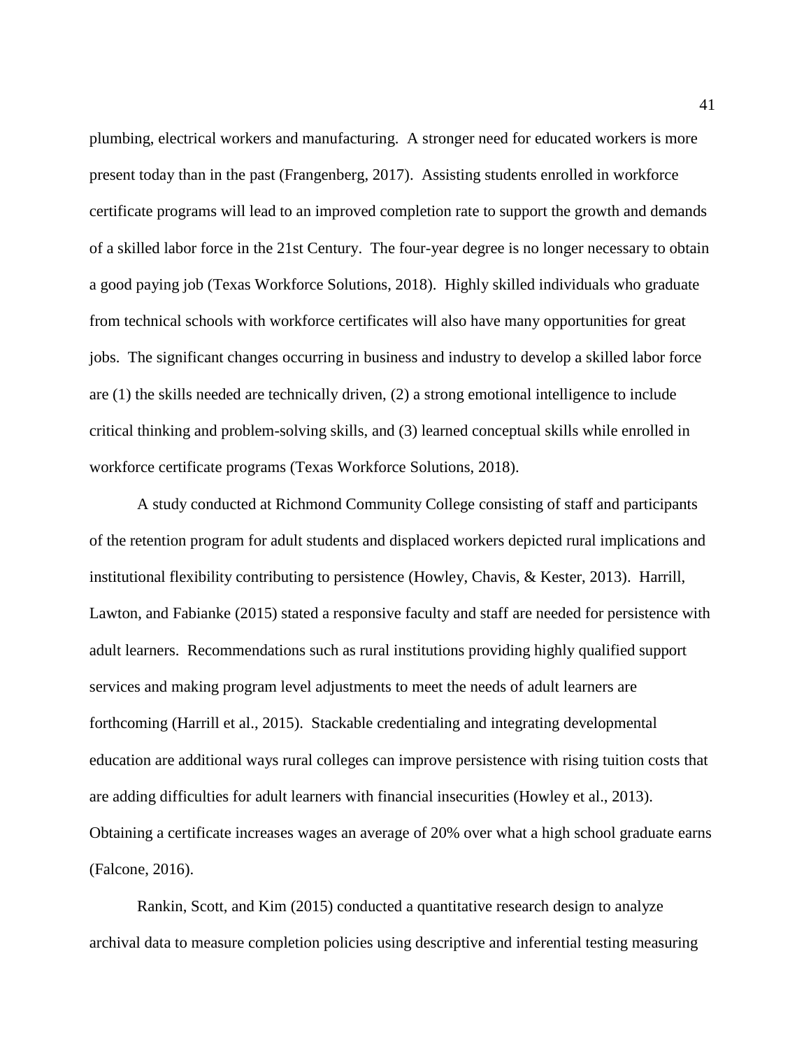plumbing, electrical workers and manufacturing. A stronger need for educated workers is more present today than in the past (Frangenberg, 2017). Assisting students enrolled in workforce certificate programs will lead to an improved completion rate to support the growth and demands of a skilled labor force in the 21st Century. The four-year degree is no longer necessary to obtain a good paying job (Texas Workforce Solutions, 2018). Highly skilled individuals who graduate from technical schools with workforce certificates will also have many opportunities for great jobs. The significant changes occurring in business and industry to develop a skilled labor force are (1) the skills needed are technically driven, (2) a strong emotional intelligence to include critical thinking and problem-solving skills, and (3) learned conceptual skills while enrolled in workforce certificate programs (Texas Workforce Solutions, 2018).

A study conducted at Richmond Community College consisting of staff and participants of the retention program for adult students and displaced workers depicted rural implications and institutional flexibility contributing to persistence (Howley, Chavis, & Kester, 2013). Harrill, Lawton, and Fabianke (2015) stated a responsive faculty and staff are needed for persistence with adult learners. Recommendations such as rural institutions providing highly qualified support services and making program level adjustments to meet the needs of adult learners are forthcoming (Harrill et al., 2015). Stackable credentialing and integrating developmental education are additional ways rural colleges can improve persistence with rising tuition costs that are adding difficulties for adult learners with financial insecurities (Howley et al., 2013). Obtaining a certificate increases wages an average of 20% over what a high school graduate earns (Falcone, 2016).

Rankin, Scott, and Kim (2015) conducted a quantitative research design to analyze archival data to measure completion policies using descriptive and inferential testing measuring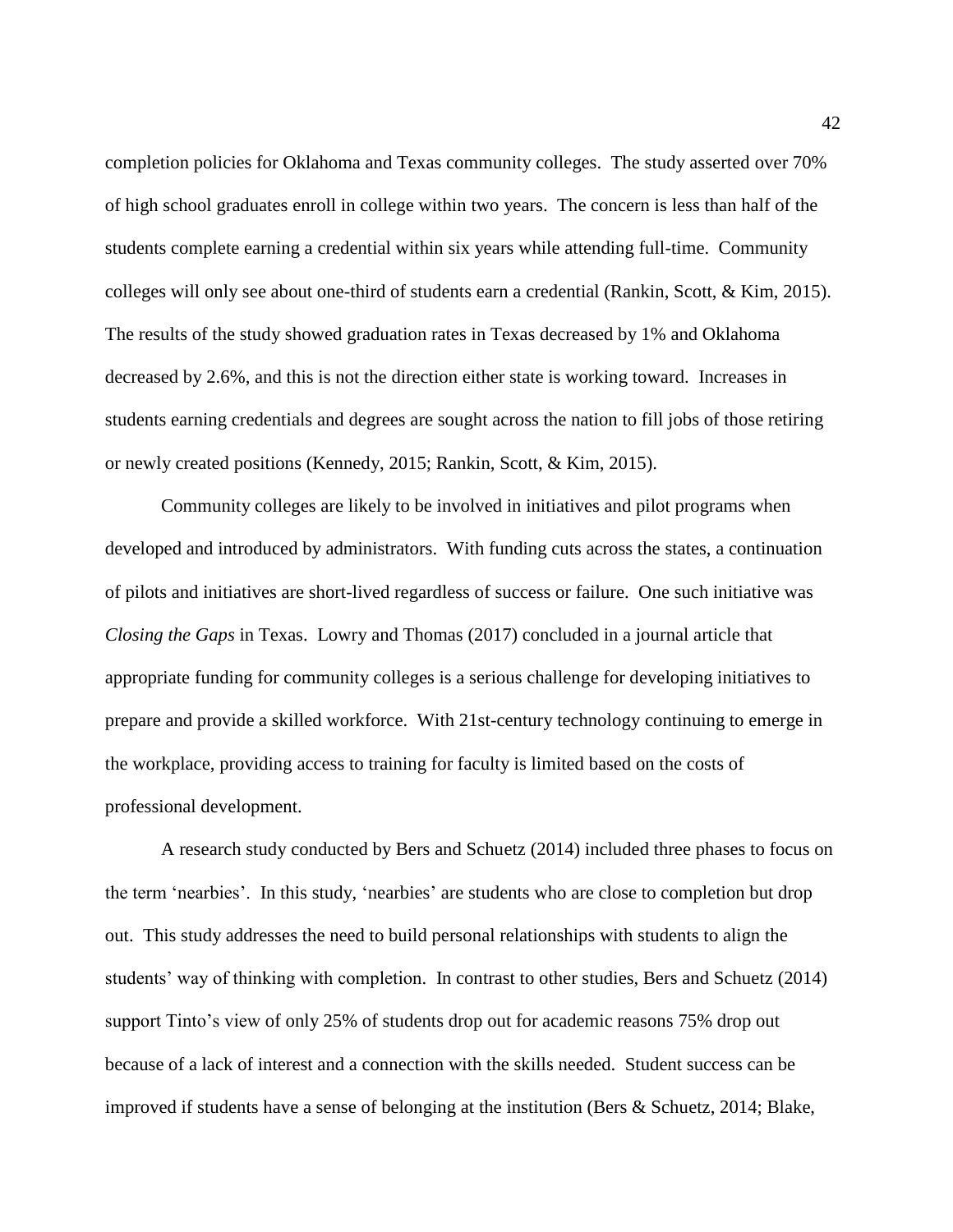completion policies for Oklahoma and Texas community colleges. The study asserted over 70% of high school graduates enroll in college within two years. The concern is less than half of the students complete earning a credential within six years while attending full-time. Community colleges will only see about one-third of students earn a credential (Rankin, Scott, & Kim, 2015). The results of the study showed graduation rates in Texas decreased by 1% and Oklahoma decreased by 2.6%, and this is not the direction either state is working toward. Increases in students earning credentials and degrees are sought across the nation to fill jobs of those retiring or newly created positions (Kennedy, 2015; Rankin, Scott, & Kim, 2015).

Community colleges are likely to be involved in initiatives and pilot programs when developed and introduced by administrators. With funding cuts across the states, a continuation of pilots and initiatives are short-lived regardless of success or failure. One such initiative was *Closing the Gaps* in Texas. Lowry and Thomas (2017) concluded in a journal article that appropriate funding for community colleges is a serious challenge for developing initiatives to prepare and provide a skilled workforce. With 21st-century technology continuing to emerge in the workplace, providing access to training for faculty is limited based on the costs of professional development.

A research study conducted by Bers and Schuetz (2014) included three phases to focus on the term 'nearbies'. In this study, 'nearbies' are students who are close to completion but drop out. This study addresses the need to build personal relationships with students to align the students' way of thinking with completion. In contrast to other studies, Bers and Schuetz (2014) support Tinto's view of only 25% of students drop out for academic reasons 75% drop out because of a lack of interest and a connection with the skills needed. Student success can be improved if students have a sense of belonging at the institution (Bers & Schuetz, 2014; Blake,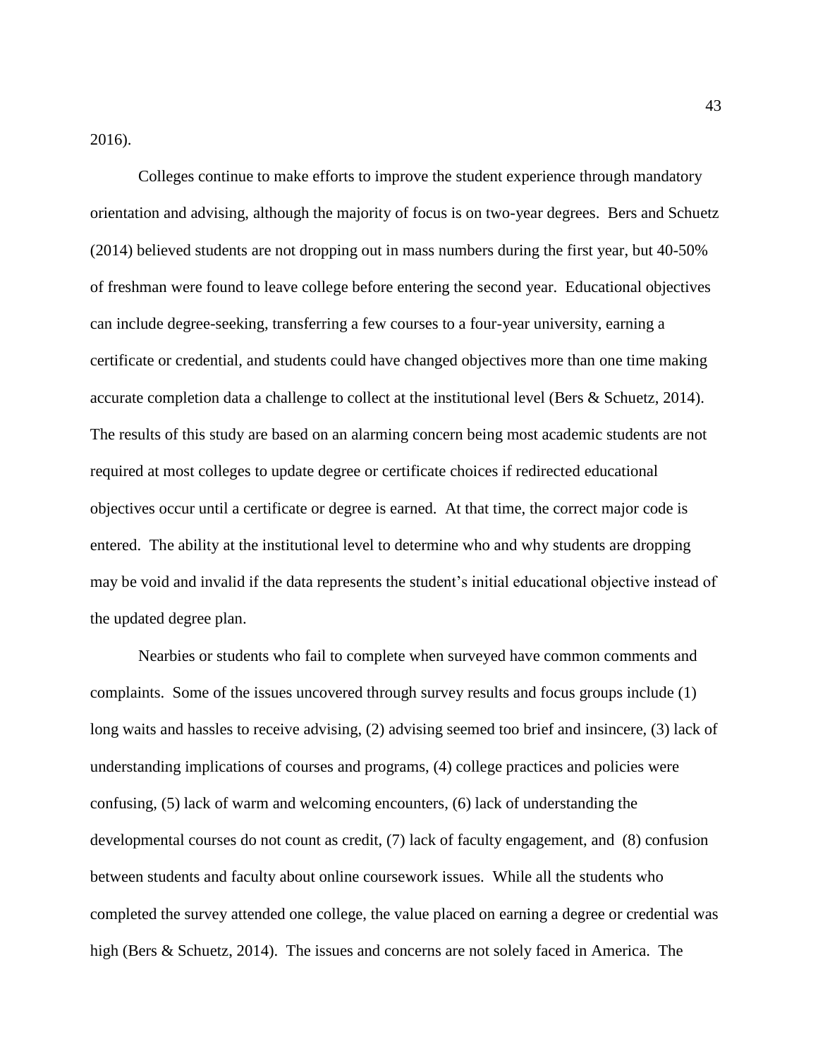2016).

Colleges continue to make efforts to improve the student experience through mandatory orientation and advising, although the majority of focus is on two-year degrees. Bers and Schuetz (2014) believed students are not dropping out in mass numbers during the first year, but 40-50% of freshman were found to leave college before entering the second year. Educational objectives can include degree-seeking, transferring a few courses to a four-year university, earning a certificate or credential, and students could have changed objectives more than one time making accurate completion data a challenge to collect at the institutional level (Bers & Schuetz, 2014). The results of this study are based on an alarming concern being most academic students are not required at most colleges to update degree or certificate choices if redirected educational objectives occur until a certificate or degree is earned. At that time, the correct major code is entered. The ability at the institutional level to determine who and why students are dropping may be void and invalid if the data represents the student's initial educational objective instead of the updated degree plan.

Nearbies or students who fail to complete when surveyed have common comments and complaints. Some of the issues uncovered through survey results and focus groups include (1) long waits and hassles to receive advising, (2) advising seemed too brief and insincere, (3) lack of understanding implications of courses and programs, (4) college practices and policies were confusing, (5) lack of warm and welcoming encounters, (6) lack of understanding the developmental courses do not count as credit, (7) lack of faculty engagement, and (8) confusion between students and faculty about online coursework issues. While all the students who completed the survey attended one college, the value placed on earning a degree or credential was high (Bers & Schuetz, 2014). The issues and concerns are not solely faced in America. The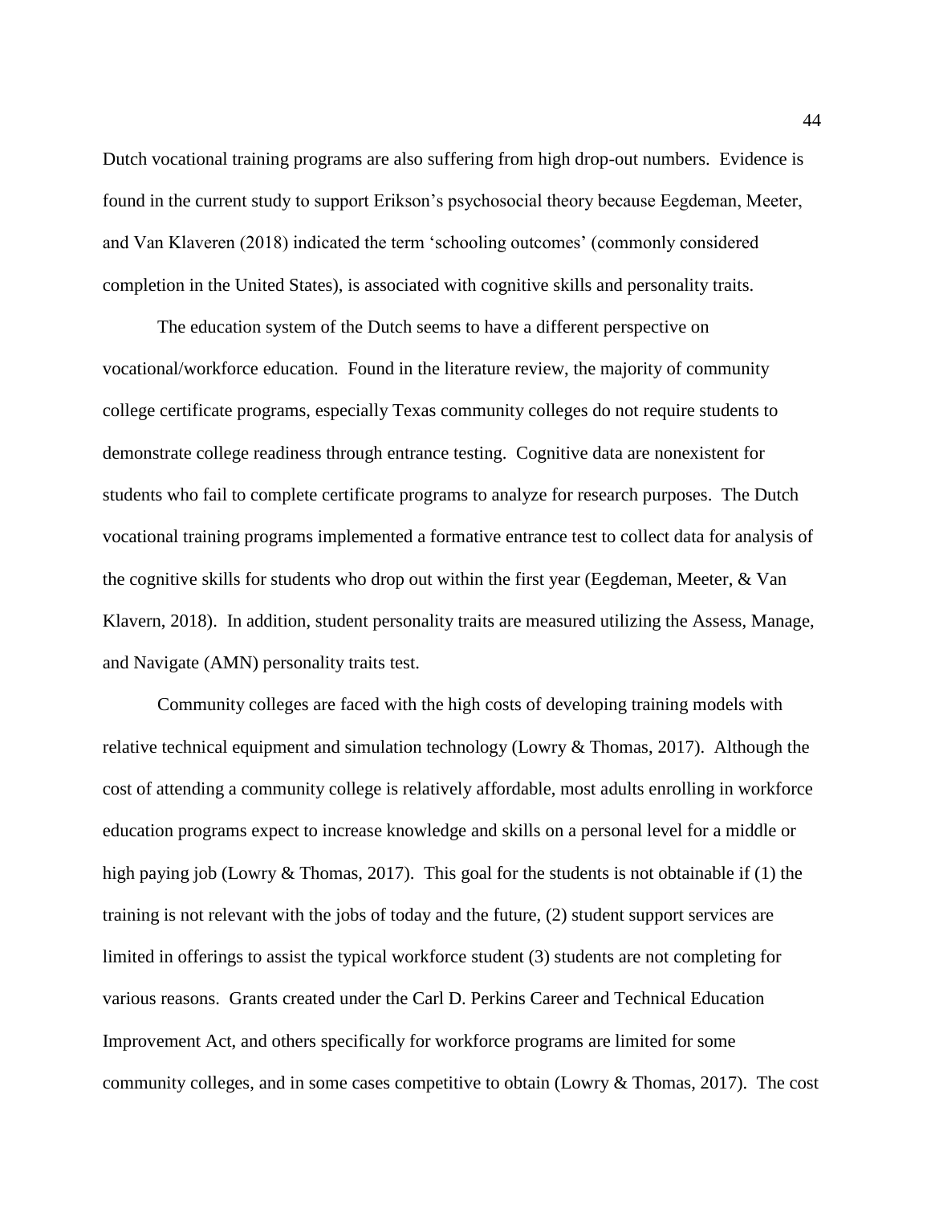Dutch vocational training programs are also suffering from high drop-out numbers. Evidence is found in the current study to support Erikson's psychosocial theory because Eegdeman, Meeter, and Van Klaveren (2018) indicated the term 'schooling outcomes' (commonly considered completion in the United States), is associated with cognitive skills and personality traits.

The education system of the Dutch seems to have a different perspective on vocational/workforce education. Found in the literature review, the majority of community college certificate programs, especially Texas community colleges do not require students to demonstrate college readiness through entrance testing. Cognitive data are nonexistent for students who fail to complete certificate programs to analyze for research purposes. The Dutch vocational training programs implemented a formative entrance test to collect data for analysis of the cognitive skills for students who drop out within the first year (Eegdeman, Meeter, & Van Klavern, 2018). In addition, student personality traits are measured utilizing the Assess, Manage, and Navigate (AMN) personality traits test.

Community colleges are faced with the high costs of developing training models with relative technical equipment and simulation technology (Lowry & Thomas, 2017). Although the cost of attending a community college is relatively affordable, most adults enrolling in workforce education programs expect to increase knowledge and skills on a personal level for a middle or high paying job (Lowry & Thomas, 2017). This goal for the students is not obtainable if (1) the training is not relevant with the jobs of today and the future, (2) student support services are limited in offerings to assist the typical workforce student (3) students are not completing for various reasons. Grants created under the Carl D. Perkins Career and Technical Education Improvement Act, and others specifically for workforce programs are limited for some community colleges, and in some cases competitive to obtain (Lowry & Thomas, 2017). The cost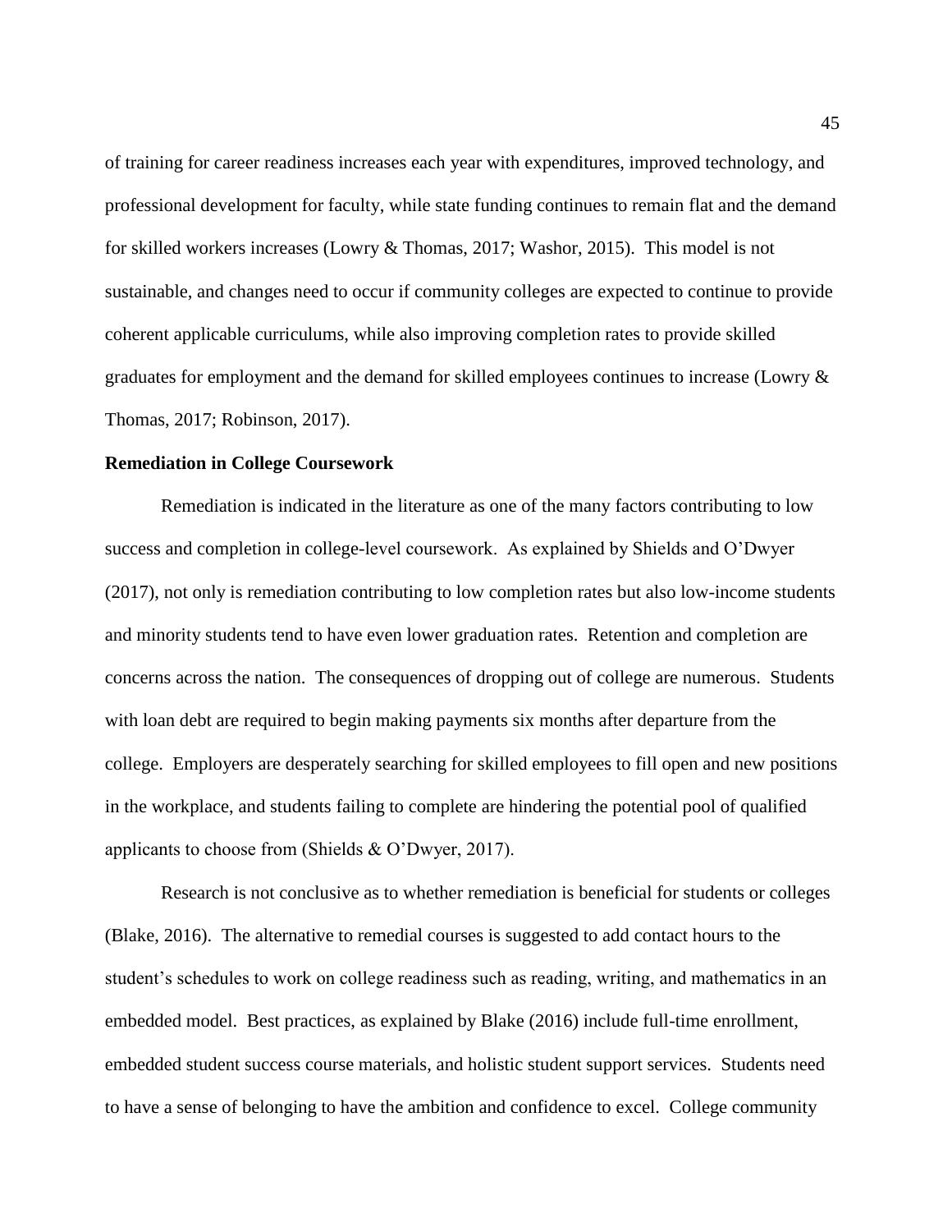of training for career readiness increases each year with expenditures, improved technology, and professional development for faculty, while state funding continues to remain flat and the demand for skilled workers increases (Lowry & Thomas, 2017; Washor, 2015). This model is not sustainable, and changes need to occur if community colleges are expected to continue to provide coherent applicable curriculums, while also improving completion rates to provide skilled graduates for employment and the demand for skilled employees continues to increase (Lowry & Thomas, 2017; Robinson, 2017).

**Remediation in College Coursework**

Remediation is indicated in the literature as one of the many factors contributing to low success and completion in college-level coursework. As explained by Shields and O'Dwyer (2017), not only is remediation contributing to low completion rates but also low-income students and minority students tend to have even lower graduation rates. Retention and completion are concerns across the nation. The consequences of dropping out of college are numerous. Students with loan debt are required to begin making payments six months after departure from the college. Employers are desperately searching for skilled employees to fill open and new positions in the workplace, and students failing to complete are hindering the potential pool of qualified applicants to choose from (Shields & O'Dwyer, 2017).

Research is not conclusive as to whether remediation is beneficial for students or colleges (Blake, 2016). The alternative to remedial courses is suggested to add contact hours to the student's schedules to work on college readiness such as reading, writing, and mathematics in an embedded model. Best practices, as explained by Blake (2016) include full-time enrollment, embedded student success course materials, and holistic student support services. Students need to have a sense of belonging to have the ambition and confidence to excel. College community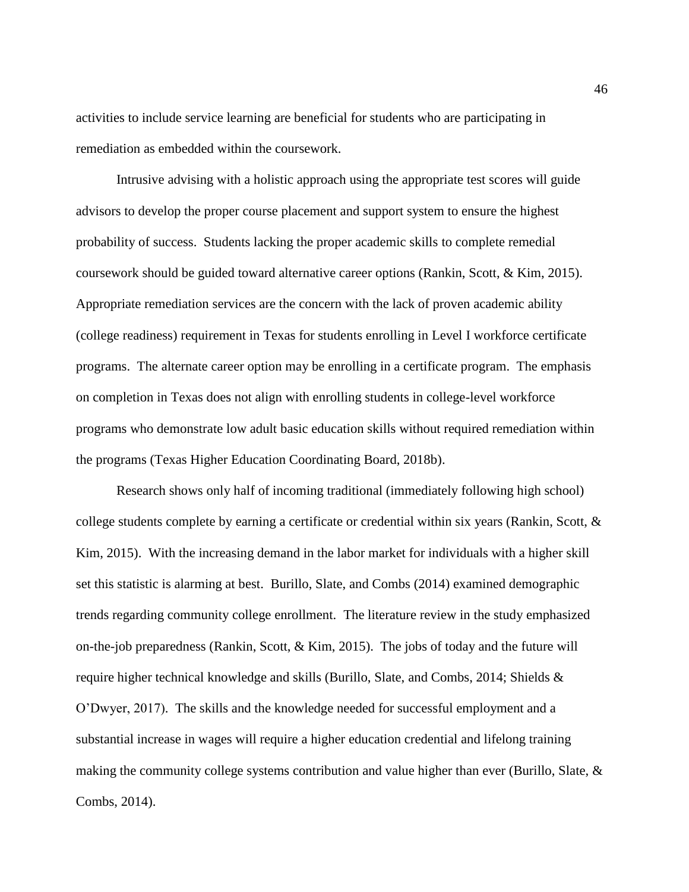activities to include service learning are beneficial for students who are participating in remediation as embedded within the coursework.

Intrusive advising with a holistic approach using the appropriate test scores will guide advisors to develop the proper course placement and support system to ensure the highest probability of success. Students lacking the proper academic skills to complete remedial coursework should be guided toward alternative career options (Rankin, Scott, & Kim, 2015). Appropriate remediation services are the concern with the lack of proven academic ability (college readiness) requirement in Texas for students enrolling in Level I workforce certificate programs. The alternate career option may be enrolling in a certificate program. The emphasis on completion in Texas does not align with enrolling students in college-level workforce programs who demonstrate low adult basic education skills without required remediation within the programs (Texas Higher Education Coordinating Board, 2018b).

Research shows only half of incoming traditional (immediately following high school) college students complete by earning a certificate or credential within six years (Rankin, Scott, & Kim, 2015). With the increasing demand in the labor market for individuals with a higher skill set this statistic is alarming at best. Burillo, Slate, and Combs (2014) examined demographic trends regarding community college enrollment. The literature review in the study emphasized on-the-job preparedness (Rankin, Scott, & Kim, 2015). The jobs of today and the future will require higher technical knowledge and skills (Burillo, Slate, and Combs, 2014; Shields & O'Dwyer, 2017). The skills and the knowledge needed for successful employment and a substantial increase in wages will require a higher education credential and lifelong training making the community college systems contribution and value higher than ever (Burillo, Slate, & Combs, 2014).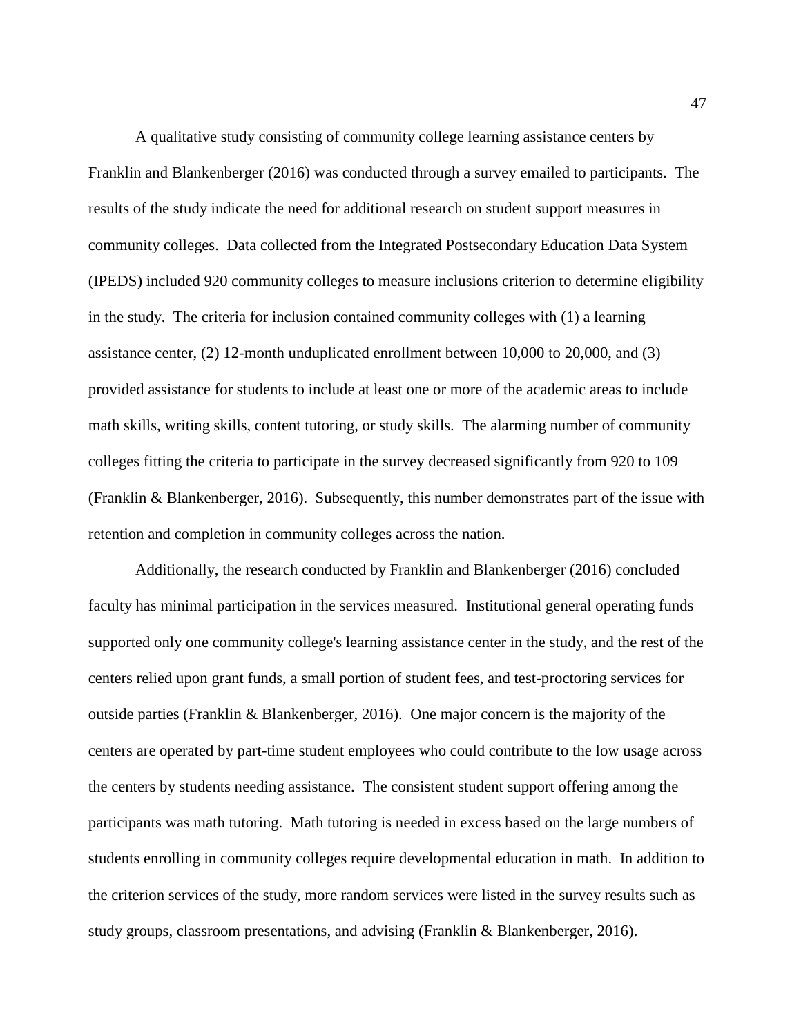A qualitative study consisting of community college learning assistance centers by Franklin and Blankenberger (2016) was conducted through a survey emailed to participants. The results of the study indicate the need for additional research on student support measures in community colleges. Data collected from the Integrated Postsecondary Education Data System (IPEDS) included 920 community colleges to measure inclusions criterion to determine eligibility in the study. The criteria for inclusion contained community colleges with (1) a learning assistance center, (2) 12-month unduplicated enrollment between 10,000 to 20,000, and (3) provided assistance for students to include at least one or more of the academic areas to include math skills, writing skills, content tutoring, or study skills. The alarming number of community colleges fitting the criteria to participate in the survey decreased significantly from 920 to 109 (Franklin & Blankenberger, 2016). Subsequently, this number demonstrates part of the issue with retention and completion in community colleges across the nation.

Additionally, the research conducted by Franklin and Blankenberger (2016) concluded faculty has minimal participation in the services measured. Institutional general operating funds supported only one community college's learning assistance center in the study, and the rest of the centers relied upon grant funds, a small portion of student fees, and test-proctoring services for outside parties (Franklin & Blankenberger, 2016). One major concern is the majority of the centers are operated by part-time student employees who could contribute to the low usage across the centers by students needing assistance. The consistent student support offering among the participants was math tutoring. Math tutoring is needed in excess based on the large numbers of students enrolling in community colleges require developmental education in math. In addition to the criterion services of the study, more random services were listed in the survey results such as study groups, classroom presentations, and advising (Franklin & Blankenberger, 2016).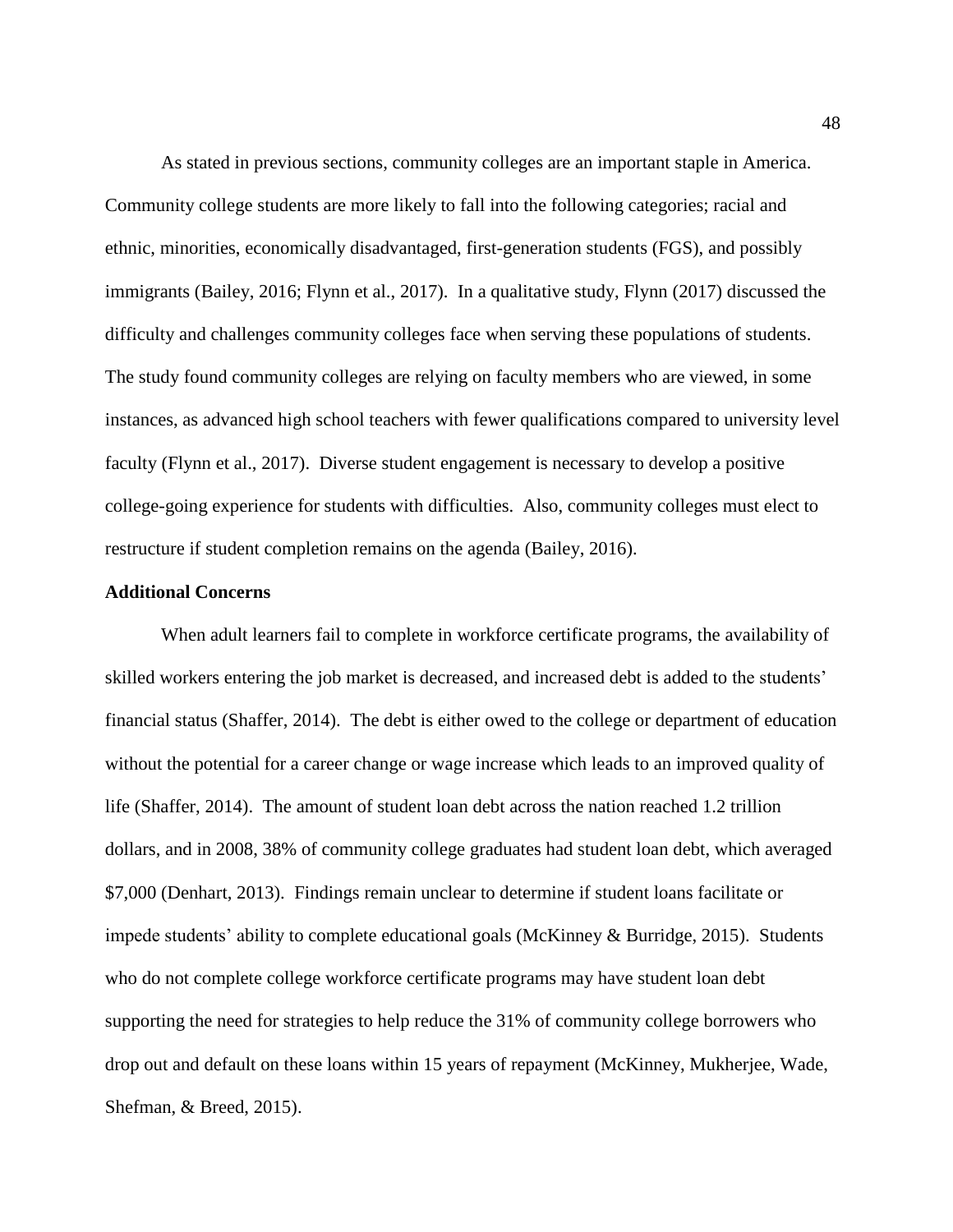As stated in previous sections, community colleges are an important staple in America. Community college students are more likely to fall into the following categories; racial and ethnic, minorities, economically disadvantaged, first-generation students (FGS), and possibly immigrants (Bailey, 2016; Flynn et al., 2017). In a qualitative study, Flynn (2017) discussed the difficulty and challenges community colleges face when serving these populations of students. The study found community colleges are relying on faculty members who are viewed, in some instances, as advanced high school teachers with fewer qualifications compared to university level faculty (Flynn et al., 2017). Diverse student engagement is necessary to develop a positive college-going experience for students with difficulties. Also, community colleges must elect to restructure if student completion remains on the agenda (Bailey, 2016).

**Additional Concerns**

When adult learners fail to complete in workforce certificate programs, the availability of skilled workers entering the job market is decreased, and increased debt is added to the students' financial status (Shaffer, 2014). The debt is either owed to the college or department of education without the potential for a career change or wage increase which leads to an improved quality of life (Shaffer, 2014). The amount of student loan debt across the nation reached 1.2 trillion dollars, and in 2008, 38% of community college graduates had student loan debt, which averaged $7,000 (Denhart, 2013). Findings remain unclear to determine if student loans facilitate or impede students' ability to complete educational goals (McKinney & Burridge, 2015). Students who do not complete college workforce certificate programs may have student loan debt supporting the need for strategies to help reduce the 31% of community college borrowers who drop out and default on these loans within 15 years of repayment (McKinney, Mukherjee, Wade, Shefman, & Breed, 2015).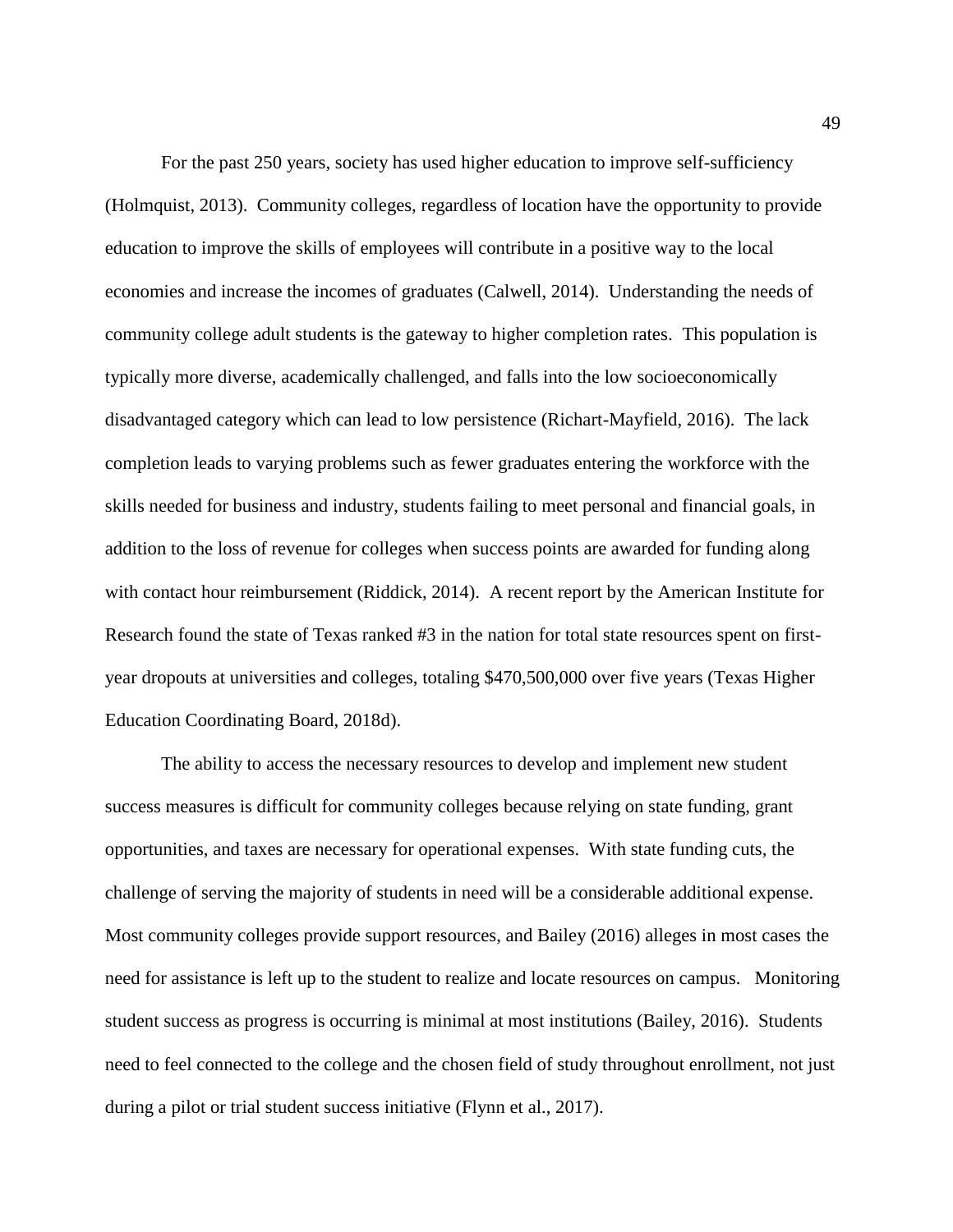For the past 250 years, society has used higher education to improve self-sufficiency (Holmquist, 2013). Community colleges, regardless of location have the opportunity to provide education to improve the skills of employees will contribute in a positive way to the local economies and increase the incomes of graduates (Calwell, 2014). Understanding the needs of community college adult students is the gateway to higher completion rates. This population is typically more diverse, academically challenged, and falls into the low socioeconomically disadvantaged category which can lead to low persistence (Richart-Mayfield, 2016). The lack completion leads to varying problems such as fewer graduates entering the workforce with the skills needed for business and industry, students failing to meet personal and financial goals, in addition to the loss of revenue for colleges when success points are awarded for funding along with contact hour reimbursement (Riddick, 2014). A recent report by the American Institute for Research found the state of Texas ranked #3 in the nation for total state resources spent on first-year dropouts at universities and colleges, totaling $470,500,000 over five years (Texas Higher Education Coordinating Board, 2018d).

The ability to access the necessary resources to develop and implement new student success measures is difficult for community colleges because relying on state funding, grant opportunities, and taxes are necessary for operational expenses. With state funding cuts, the challenge of serving the majority of students in need will be a considerable additional expense. Most community colleges provide support resources, and Bailey (2016) alleges in most cases the need for assistance is left up to the student to realize and locate resources on campus. Monitoring student success as progress is occurring is minimal at most institutions (Bailey, 2016). Students need to feel connected to the college and the chosen field of study throughout enrollment, not just during a pilot or trial student success initiative (Flynn et al., 2017).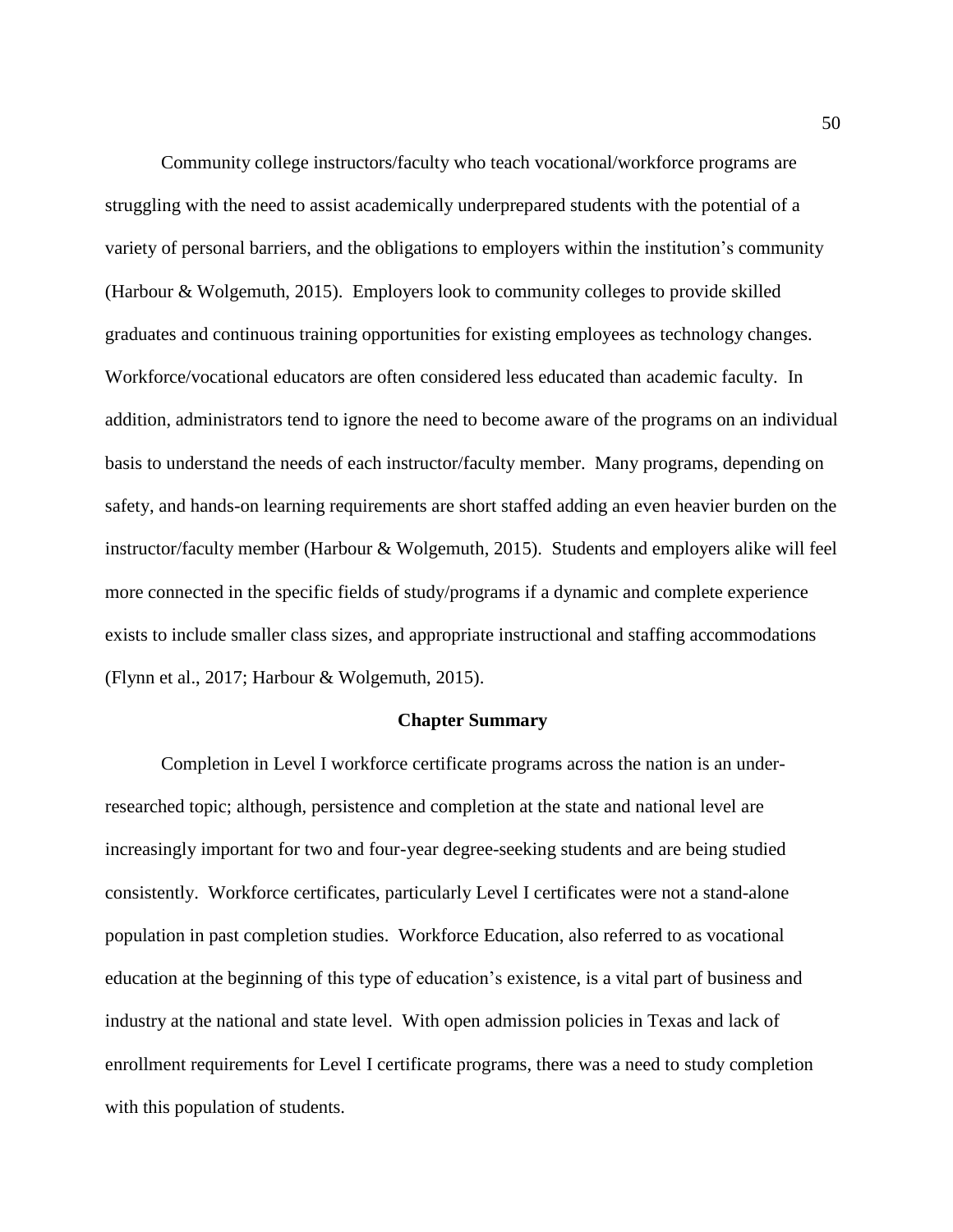Community college instructors/faculty who teach vocational/workforce programs are struggling with the need to assist academically underprepared students with the potential of a variety of personal barriers, and the obligations to employers within the institution's community (Harbour & Wolgemuth, 2015). Employers look to community colleges to provide skilled graduates and continuous training opportunities for existing employees as technology changes. Workforce/vocational educators are often considered less educated than academic faculty. In addition, administrators tend to ignore the need to become aware of the programs on an individual basis to understand the needs of each instructor/faculty member. Many programs, depending on safety, and hands-on learning requirements are short staffed adding an even heavier burden on the instructor/faculty member (Harbour & Wolgemuth, 2015). Students and employers alike will feel more connected in the specific fields of study/programs if a dynamic and complete experience exists to include smaller class sizes, and appropriate instructional and staffing accommodations (Flynn et al., 2017; Harbour & Wolgemuth, 2015).

## Chapter Summary

Completion in Level I workforce certificate programs across the nation is an under-researched topic; although, persistence and completion at the state and national level are increasingly important for two and four-year degree-seeking students and are being studied consistently. Workforce certificates, particularly Level I certificates were not a stand-alone population in past completion studies. Workforce Education, also referred to as vocational education at the beginning of this type of education's existence, is a vital part of business and industry at the national and state level. With open admission policies in Texas and lack of enrollment requirements for Level I certificate programs, there was a need to study completion with this population of students.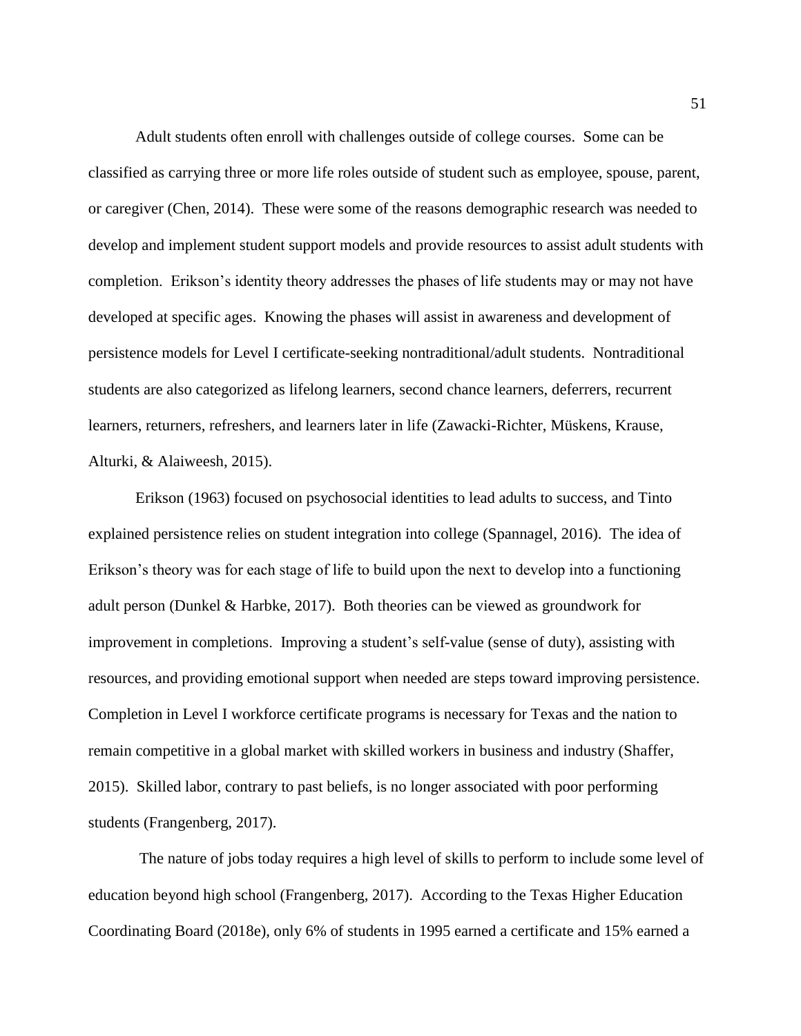Adult students often enroll with challenges outside of college courses. Some can be classified as carrying three or more life roles outside of student such as employee, spouse, parent, or caregiver (Chen, 2014). These were some of the reasons demographic research was needed to develop and implement student support models and provide resources to assist adult students with completion. Erikson's identity theory addresses the phases of life students may or may not have developed at specific ages. Knowing the phases will assist in awareness and development of persistence models for Level I certificate-seeking nontraditional/adult students. Nontraditional students are also categorized as lifelong learners, second chance learners, deferrers, recurrent learners, returners, refreshers, and learners later in life (Zawacki-Richter, Müskens, Krause, Alturki, & Alaiweesh, 2015).

Erikson (1963) focused on psychosocial identities to lead adults to success, and Tinto explained persistence relies on student integration into college (Spannagel, 2016). The idea of Erikson's theory was for each stage of life to build upon the next to develop into a functioning adult person (Dunkel & Harbke, 2017). Both theories can be viewed as groundwork for improvement in completions. Improving a student's self-value (sense of duty), assisting with resources, and providing emotional support when needed are steps toward improving persistence. Completion in Level I workforce certificate programs is necessary for Texas and the nation to remain competitive in a global market with skilled workers in business and industry (Shaffer, 2015). Skilled labor, contrary to past beliefs, is no longer associated with poor performing students (Frangenberg, 2017).

The nature of jobs today requires a high level of skills to perform to include some level of education beyond high school (Frangenberg, 2017). According to the Texas Higher Education Coordinating Board (2018e), only 6% of students in 1995 earned a certificate and 15% earned a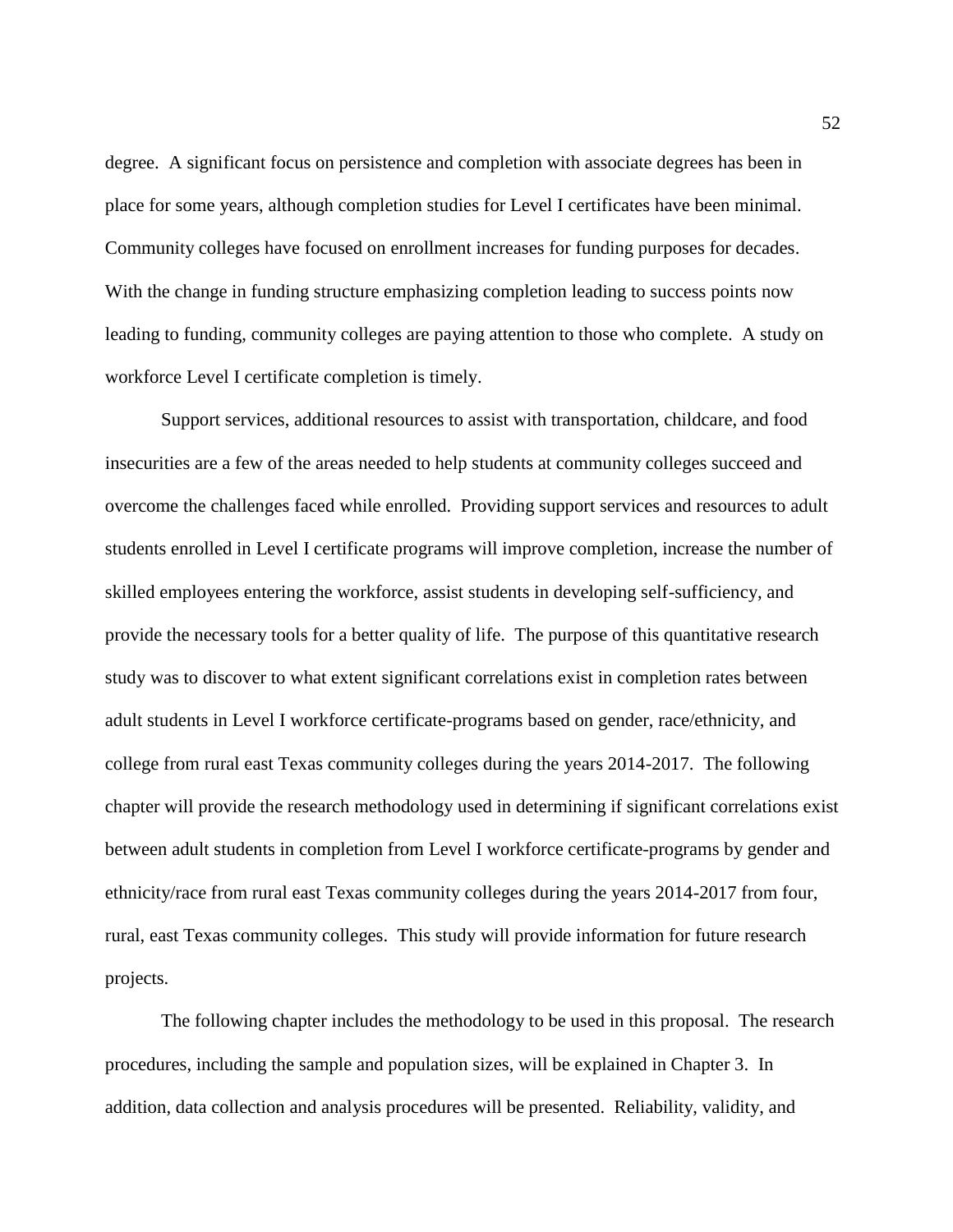degree. A significant focus on persistence and completion with associate degrees has been in place for some years, although completion studies for Level I certificates have been minimal. Community colleges have focused on enrollment increases for funding purposes for decades. With the change in funding structure emphasizing completion leading to success points now leading to funding, community colleges are paying attention to those who complete. A study on workforce Level I certificate completion is timely.

Support services, additional resources to assist with transportation, childcare, and food insecurities are a few of the areas needed to help students at community colleges succeed and overcome the challenges faced while enrolled. Providing support services and resources to adult students enrolled in Level I certificate programs will improve completion, increase the number of skilled employees entering the workforce, assist students in developing self-sufficiency, and provide the necessary tools for a better quality of life. The purpose of this quantitative research study was to discover to what extent significant correlations exist in completion rates between adult students in Level I workforce certificate-programs based on gender, race/ethnicity, and college from rural east Texas community colleges during the years 2014-2017. The following chapter will provide the research methodology used in determining if significant correlations exist between adult students in completion from Level I workforce certificate-programs by gender and ethnicity/race from rural east Texas community colleges during the years 2014-2017 from four, rural, east Texas community colleges. This study will provide information for future research projects.

The following chapter includes the methodology to be used in this proposal. The research procedures, including the sample and population sizes, will be explained in Chapter 3. In addition, data collection and analysis procedures will be presented. Reliability, validity, and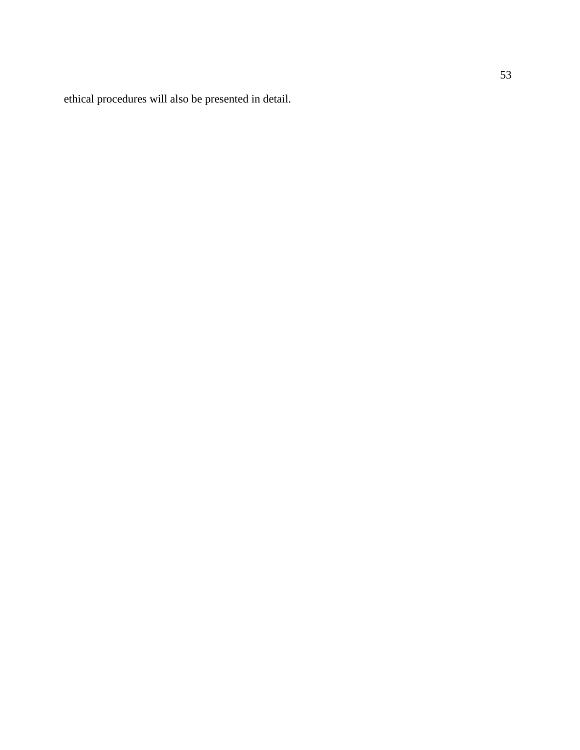ethical procedures will also be presented in detail.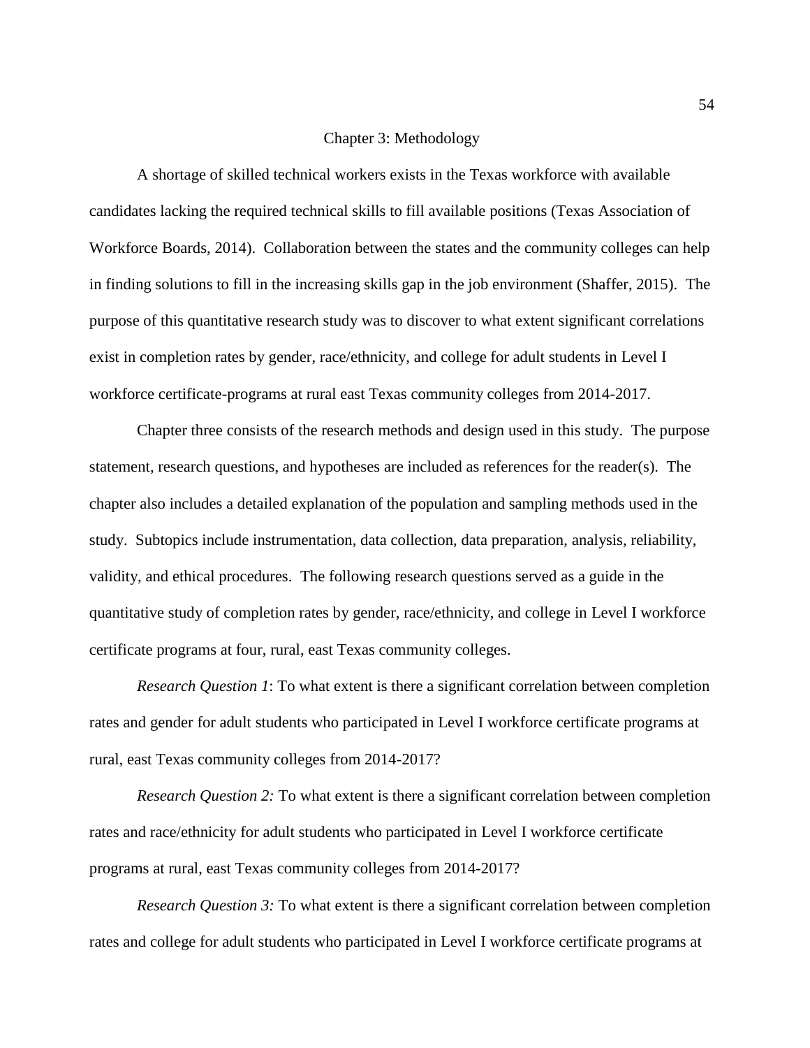# Chapter 3: Methodology

A shortage of skilled technical workers exists in the Texas workforce with available candidates lacking the required technical skills to fill available positions (Texas Association of Workforce Boards, 2014). Collaboration between the states and the community colleges can help in finding solutions to fill in the increasing skills gap in the job environment (Shaffer, 2015). The purpose of this quantitative research study was to discover to what extent significant correlations exist in completion rates by gender, race/ethnicity, and college for adult students in Level I workforce certificate-programs at rural east Texas community colleges from 2014-2017.

Chapter three consists of the research methods and design used in this study. The purpose statement, research questions, and hypotheses are included as references for the reader(s). The chapter also includes a detailed explanation of the population and sampling methods used in the study. Subtopics include instrumentation, data collection, data preparation, analysis, reliability, validity, and ethical procedures. The following research questions served as a guide in the quantitative study of completion rates by gender, race/ethnicity, and college in Level I workforce certificate programs at four, rural, east Texas community colleges.

*Research Question 1*: To what extent is there a significant correlation between completion rates and gender for adult students who participated in Level I workforce certificate programs at rural, east Texas community colleges from 2014-2017?

*Research Question 2:* To what extent is there a significant correlation between completion rates and race/ethnicity for adult students who participated in Level I workforce certificate programs at rural, east Texas community colleges from 2014-2017?

*Research Question 3:* To what extent is there a significant correlation between completion rates and college for adult students who participated in Level I workforce certificate programs at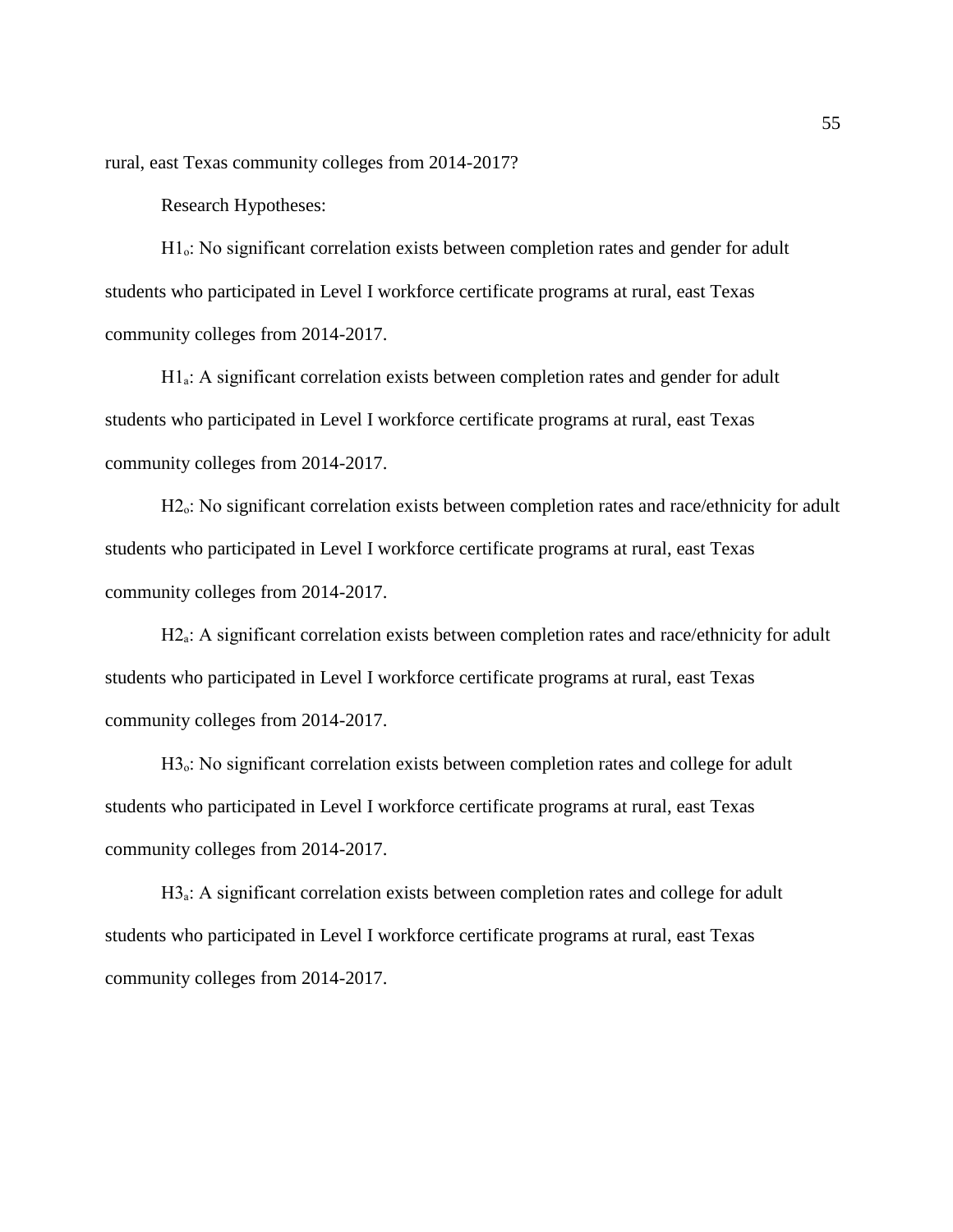rural, east Texas community colleges from 2014-2017?

Research Hypotheses:

$H1_o$: No significant correlation exists between completion rates and gender for adult students who participated in Level I workforce certificate programs at rural, east Texas community colleges from 2014-2017.

$H1_a$: A significant correlation exists between completion rates and gender for adult students who participated in Level I workforce certificate programs at rural, east Texas community colleges from 2014-2017.

$H2_o$: No significant correlation exists between completion rates and race/ethnicity for adult students who participated in Level I workforce certificate programs at rural, east Texas community colleges from 2014-2017.

$H2_a$: A significant correlation exists between completion rates and race/ethnicity for adult students who participated in Level I workforce certificate programs at rural, east Texas community colleges from 2014-2017.

$H3_o$: No significant correlation exists between completion rates and college for adult students who participated in Level I workforce certificate programs at rural, east Texas community colleges from 2014-2017.

$H3_a$: A significant correlation exists between completion rates and college for adult students who participated in Level I workforce certificate programs at rural, east Texas community colleges from 2014-2017.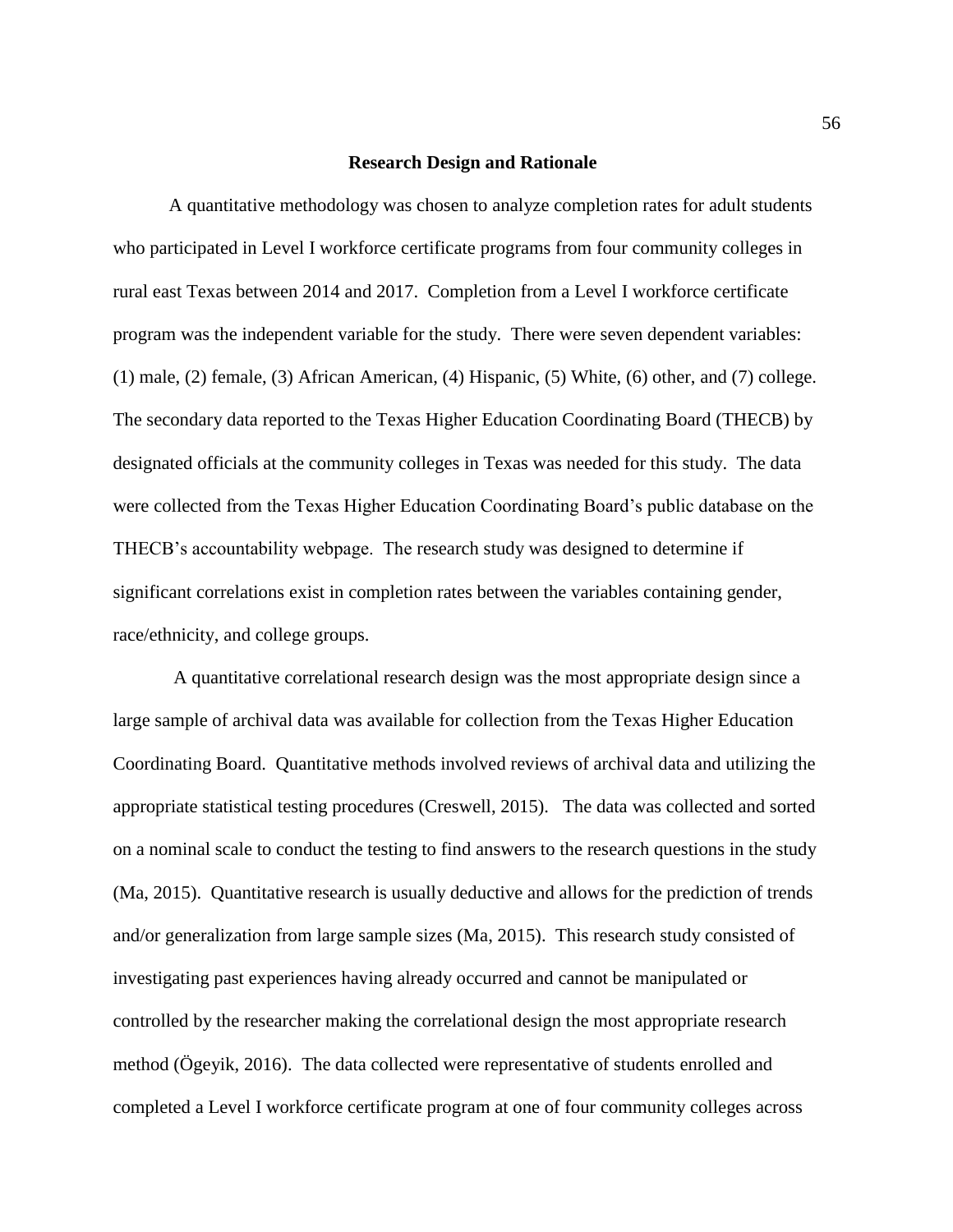## Research Design and Rationale

A quantitative methodology was chosen to analyze completion rates for adult students who participated in Level I workforce certificate programs from four community colleges in rural east Texas between 2014 and 2017. Completion from a Level I workforce certificate program was the independent variable for the study. There were seven dependent variables: (1) male, (2) female, (3) African American, (4) Hispanic, (5) White, (6) other, and (7) college. The secondary data reported to the Texas Higher Education Coordinating Board (THECB) by designated officials at the community colleges in Texas was needed for this study. The data were collected from the Texas Higher Education Coordinating Board's public database on the THECB's accountability webpage. The research study was designed to determine if significant correlations exist in completion rates between the variables containing gender, race/ethnicity, and college groups.

A quantitative correlational research design was the most appropriate design since a large sample of archival data was available for collection from the Texas Higher Education Coordinating Board. Quantitative methods involved reviews of archival data and utilizing the appropriate statistical testing procedures (Creswell, 2015). The data was collected and sorted on a nominal scale to conduct the testing to find answers to the research questions in the study (Ma, 2015). Quantitative research is usually deductive and allows for the prediction of trends and/or generalization from large sample sizes (Ma, 2015). This research study consisted of investigating past experiences having already occurred and cannot be manipulated or controlled by the researcher making the correlational design the most appropriate research method (Ögeyik, 2016). The data collected were representative of students enrolled and completed a Level I workforce certificate program at one of four community colleges across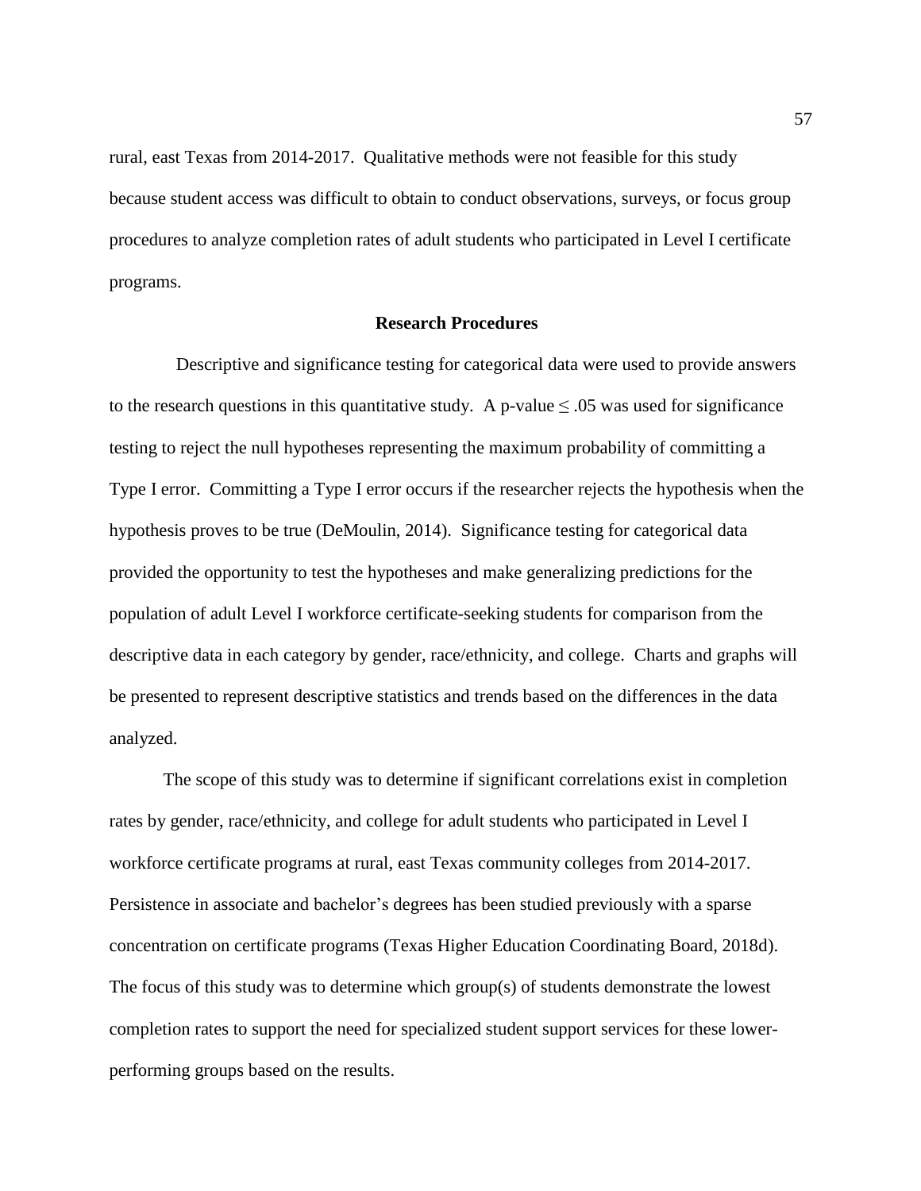rural, east Texas from 2014-2017. Qualitative methods were not feasible for this study because student access was difficult to obtain to conduct observations, surveys, or focus group procedures to analyze completion rates of adult students who participated in Level I certificate programs.

## Research Procedures

Descriptive and significance testing for categorical data were used to provide answers to the research questions in this quantitative study. A p-value $\leq .05$ was used for significance testing to reject the null hypotheses representing the maximum probability of committing a Type I error. Committing a Type I error occurs if the researcher rejects the hypothesis when the hypothesis proves to be true (DeMoulin, 2014). Significance testing for categorical data provided the opportunity to test the hypotheses and make generalizing predictions for the population of adult Level I workforce certificate-seeking students for comparison from the descriptive data in each category by gender, race/ethnicity, and college. Charts and graphs will be presented to represent descriptive statistics and trends based on the differences in the data analyzed.

The scope of this study was to determine if significant correlations exist in completion rates by gender, race/ethnicity, and college for adult students who participated in Level I workforce certificate programs at rural, east Texas community colleges from 2014-2017. Persistence in associate and bachelor's degrees has been studied previously with a sparse concentration on certificate programs (Texas Higher Education Coordinating Board, 2018d). The focus of this study was to determine which group(s) of students demonstrate the lowest completion rates to support the need for specialized student support services for these lower-performing groups based on the results.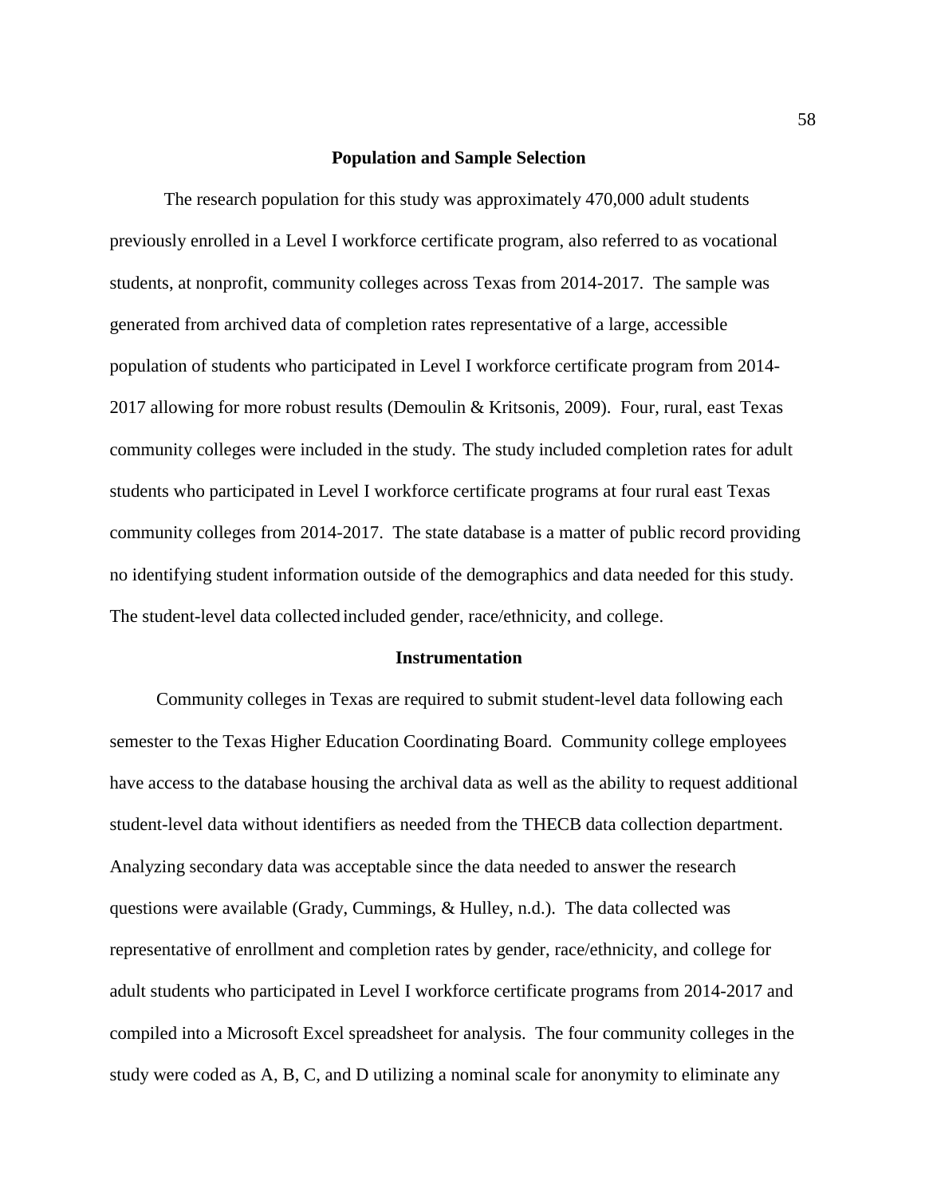## Population and Sample Selection

The research population for this study was approximately 470,000 adult students previously enrolled in a Level I workforce certificate program, also referred to as vocational students, at nonprofit, community colleges across Texas from 2014-2017. The sample was generated from archived data of completion rates representative of a large, accessible population of students who participated in Level I workforce certificate program from 2014-2017 allowing for more robust results (Demoulin & Kritsonis, 2009). Four, rural, east Texas community colleges were included in the study. The study included completion rates for adult students who participated in Level I workforce certificate programs at four rural east Texas community colleges from 2014-2017. The state database is a matter of public record providing no identifying student information outside of the demographics and data needed for this study. The student-level data collected included gender, race/ethnicity, and college.

## Instrumentation

Community colleges in Texas are required to submit student-level data following each semester to the Texas Higher Education Coordinating Board. Community college employees have access to the database housing the archival data as well as the ability to request additional student-level data without identifiers as needed from the THECB data collection department. Analyzing secondary data was acceptable since the data needed to answer the research questions were available (Grady, Cummings, & Hulley, n.d.). The data collected was representative of enrollment and completion rates by gender, race/ethnicity, and college for adult students who participated in Level I workforce certificate programs from 2014-2017 and compiled into a Microsoft Excel spreadsheet for analysis. The four community colleges in the study were coded as A, B, C, and D utilizing a nominal scale for anonymity to eliminate any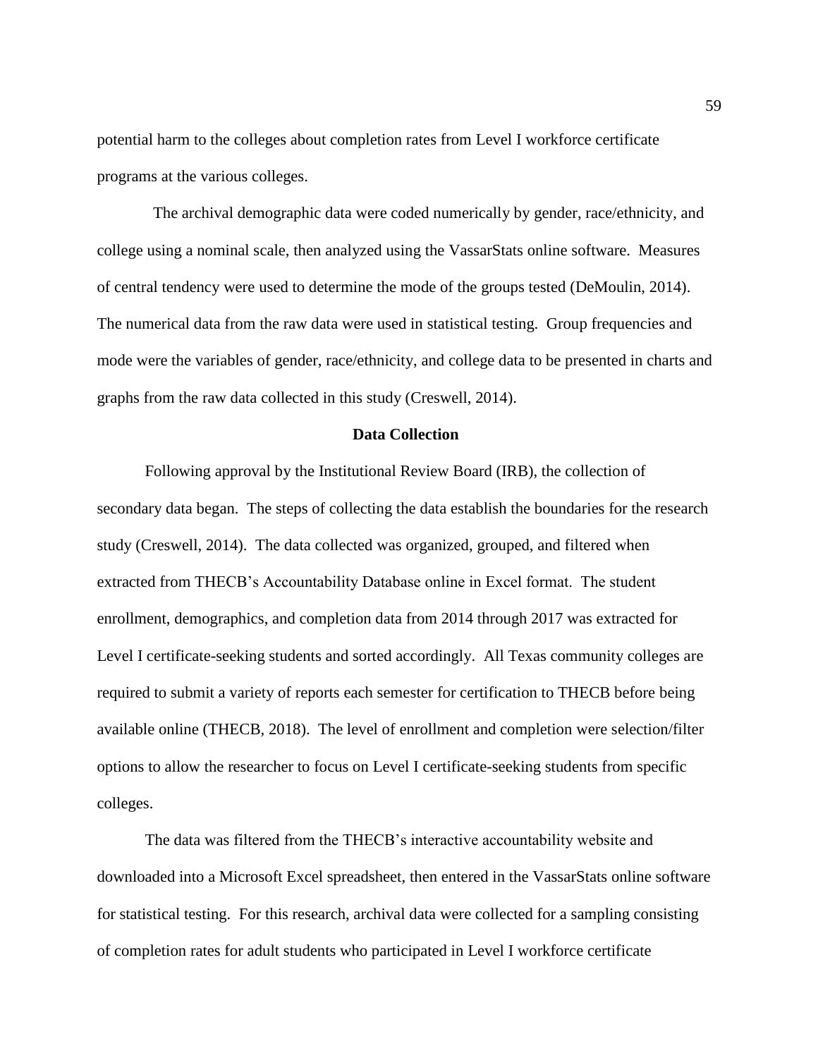potential harm to the colleges about completion rates from Level I workforce certificate programs at the various colleges.

The archival demographic data were coded numerically by gender, race/ethnicity, and college using a nominal scale, then analyzed using the VassarStats online software. Measures of central tendency were used to determine the mode of the groups tested (DeMoulin, 2014). The numerical data from the raw data were used in statistical testing. Group frequencies and mode were the variables of gender, race/ethnicity, and college data to be presented in charts and graphs from the raw data collected in this study (Creswell, 2014).

## Data Collection

Following approval by the Institutional Review Board (IRB), the collection of secondary data began. The steps of collecting the data establish the boundaries for the research study (Creswell, 2014). The data collected was organized, grouped, and filtered when extracted from THECB's Accountability Database online in Excel format. The student enrollment, demographics, and completion data from 2014 through 2017 was extracted for Level I certificate-seeking students and sorted accordingly. All Texas community colleges are required to submit a variety of reports each semester for certification to THECB before being available online (THECB, 2018). The level of enrollment and completion were selection/filter options to allow the researcher to focus on Level I certificate-seeking students from specific colleges.

The data was filtered from the THECB's interactive accountability website and downloaded into a Microsoft Excel spreadsheet, then entered in the VassarStats online software for statistical testing. For this research, archival data were collected for a sampling consisting of completion rates for adult students who participated in Level I workforce certificate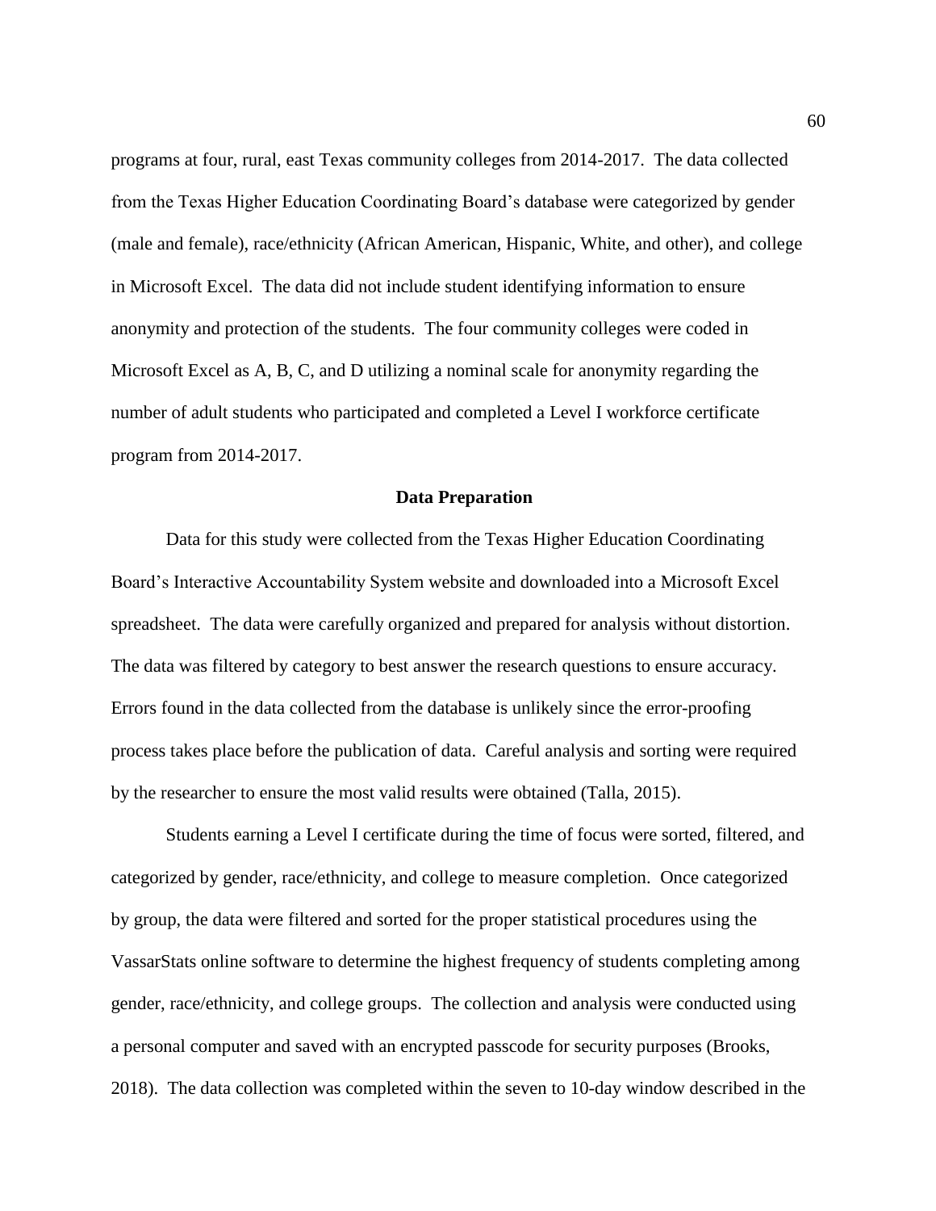programs at four, rural, east Texas community colleges from 2014-2017. The data collected from the Texas Higher Education Coordinating Board's database were categorized by gender (male and female), race/ethnicity (African American, Hispanic, White, and other), and college in Microsoft Excel. The data did not include student identifying information to ensure anonymity and protection of the students. The four community colleges were coded in Microsoft Excel as A, B, C, and D utilizing a nominal scale for anonymity regarding the number of adult students who participated and completed a Level I workforce certificate program from 2014-2017.

## Data Preparation

Data for this study were collected from the Texas Higher Education Coordinating Board's Interactive Accountability System website and downloaded into a Microsoft Excel spreadsheet. The data were carefully organized and prepared for analysis without distortion. The data was filtered by category to best answer the research questions to ensure accuracy. Errors found in the data collected from the database is unlikely since the error-proofing process takes place before the publication of data. Careful analysis and sorting were required by the researcher to ensure the most valid results were obtained (Talla, 2015).

Students earning a Level I certificate during the time of focus were sorted, filtered, and categorized by gender, race/ethnicity, and college to measure completion. Once categorized by group, the data were filtered and sorted for the proper statistical procedures using the VassarStats online software to determine the highest frequency of students completing among gender, race/ethnicity, and college groups. The collection and analysis were conducted using a personal computer and saved with an encrypted passcode for security purposes (Brooks, 2018). The data collection was completed within the seven to 10-day window described in the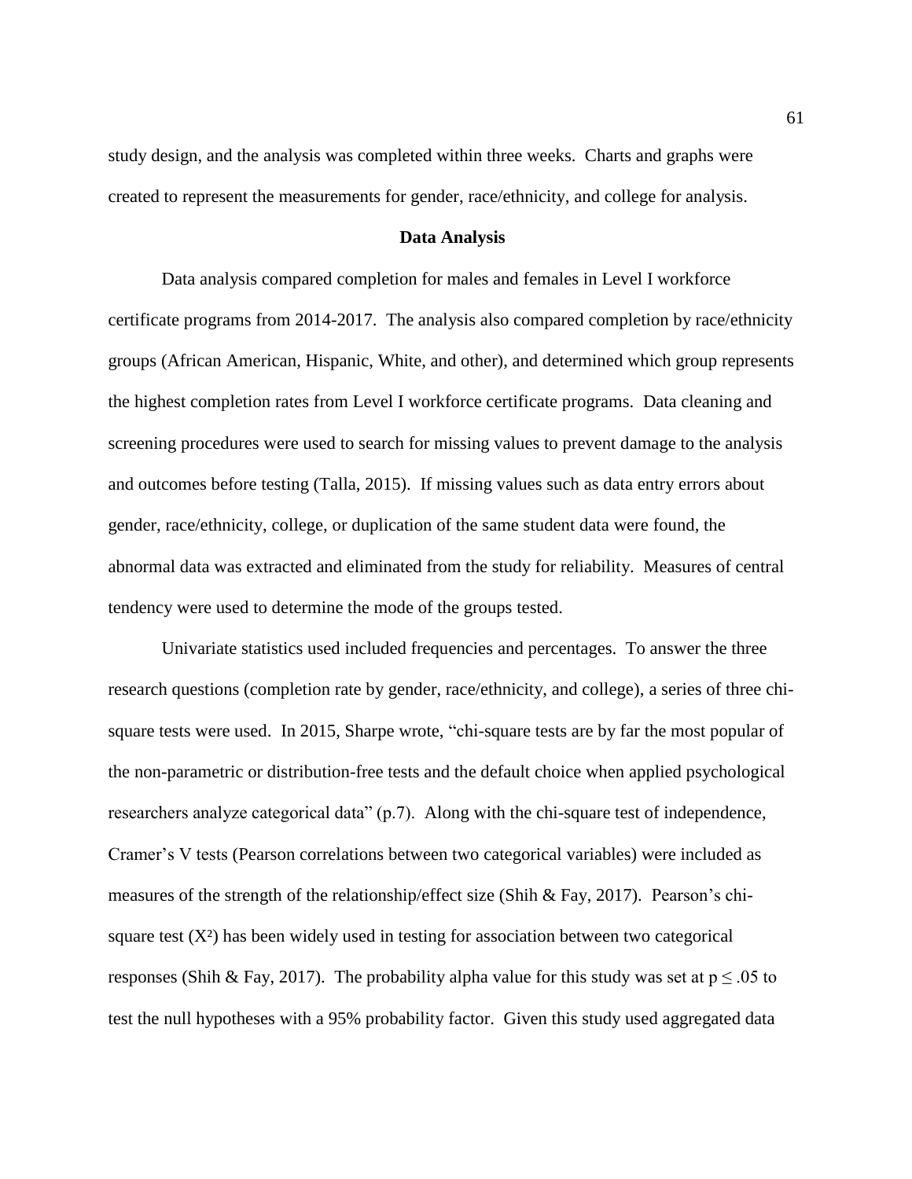study design, and the analysis was completed within three weeks. Charts and graphs were created to represent the measurements for gender, race/ethnicity, and college for analysis.

## Data Analysis

Data analysis compared completion for males and females in Level I workforce certificate programs from 2014-2017. The analysis also compared completion by race/ethnicity groups (African American, Hispanic, White, and other), and determined which group represents the highest completion rates from Level I workforce certificate programs. Data cleaning and screening procedures were used to search for missing values to prevent damage to the analysis and outcomes before testing (Talla, 2015). If missing values such as data entry errors about gender, race/ethnicity, college, or duplication of the same student data were found, the abnormal data was extracted and eliminated from the study for reliability. Measures of central tendency were used to determine the mode of the groups tested.

Univariate statistics used included frequencies and percentages. To answer the three research questions (completion rate by gender, race/ethnicity, and college), a series of three chi-square tests were used. In 2015, Sharpe wrote, "chi-square tests are by far the most popular of the non-parametric or distribution-free tests and the default choice when applied psychological researchers analyze categorical data" (p.7). Along with the chi-square test of independence, Cramer's V tests (Pearson correlations between two categorical variables) were included as measures of the strength of the relationship/effect size (Shih & Fay, 2017). Pearson's chi-square test ($X^2$) has been widely used in testing for association between two categorical responses (Shih & Fay, 2017). The probability alpha value for this study was set at $p \leq .05$ to test the null hypotheses with a 95% probability factor. Given this study used aggregated data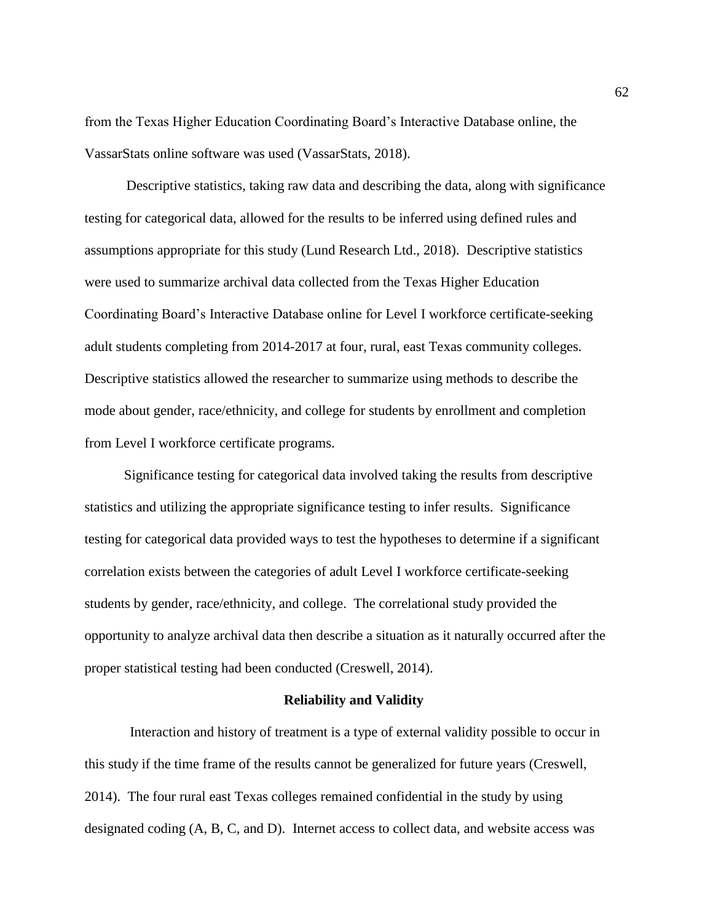from the Texas Higher Education Coordinating Board's Interactive Database online, the VassarStats online software was used (VassarStats, 2018).

Descriptive statistics, taking raw data and describing the data, along with significance testing for categorical data, allowed for the results to be inferred using defined rules and assumptions appropriate for this study (Lund Research Ltd., 2018). Descriptive statistics were used to summarize archival data collected from the Texas Higher Education Coordinating Board's Interactive Database online for Level I workforce certificate-seeking adult students completing from 2014-2017 at four, rural, east Texas community colleges. Descriptive statistics allowed the researcher to summarize using methods to describe the mode about gender, race/ethnicity, and college for students by enrollment and completion from Level I workforce certificate programs.

Significance testing for categorical data involved taking the results from descriptive statistics and utilizing the appropriate significance testing to infer results. Significance testing for categorical data provided ways to test the hypotheses to determine if a significant correlation exists between the categories of adult Level I workforce certificate-seeking students by gender, race/ethnicity, and college. The correlational study provided the opportunity to analyze archival data then describe a situation as it naturally occurred after the proper statistical testing had been conducted (Creswell, 2014).

## Reliability and Validity

Interaction and history of treatment is a type of external validity possible to occur in this study if the time frame of the results cannot be generalized for future years (Creswell, 2014). The four rural east Texas colleges remained confidential in the study by using designated coding (A, B, C, and D). Internet access to collect data, and website access was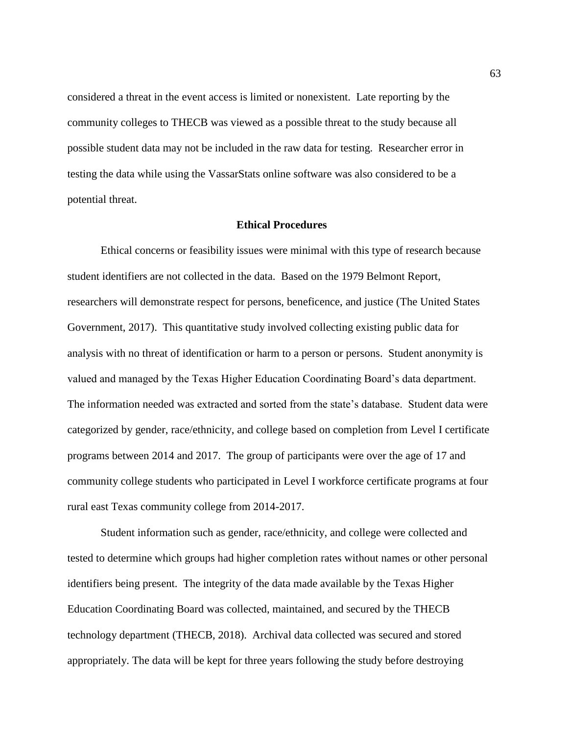considered a threat in the event access is limited or nonexistent. Late reporting by the community colleges to THECB was viewed as a possible threat to the study because all possible student data may not be included in the raw data for testing. Researcher error in testing the data while using the VassarStats online software was also considered to be a potential threat.

## Ethical Procedures

Ethical concerns or feasibility issues were minimal with this type of research because student identifiers are not collected in the data. Based on the 1979 Belmont Report, researchers will demonstrate respect for persons, beneficence, and justice (The United States Government, 2017). This quantitative study involved collecting existing public data for analysis with no threat of identification or harm to a person or persons. Student anonymity is valued and managed by the Texas Higher Education Coordinating Board's data department. The information needed was extracted and sorted from the state's database. Student data were categorized by gender, race/ethnicity, and college based on completion from Level I certificate programs between 2014 and 2017. The group of participants were over the age of 17 and community college students who participated in Level I workforce certificate programs at four rural east Texas community college from 2014-2017.

Student information such as gender, race/ethnicity, and college were collected and tested to determine which groups had higher completion rates without names or other personal identifiers being present. The integrity of the data made available by the Texas Higher Education Coordinating Board was collected, maintained, and secured by the THECB technology department (THECB, 2018). Archival data collected was secured and stored appropriately. The data will be kept for three years following the study before destroying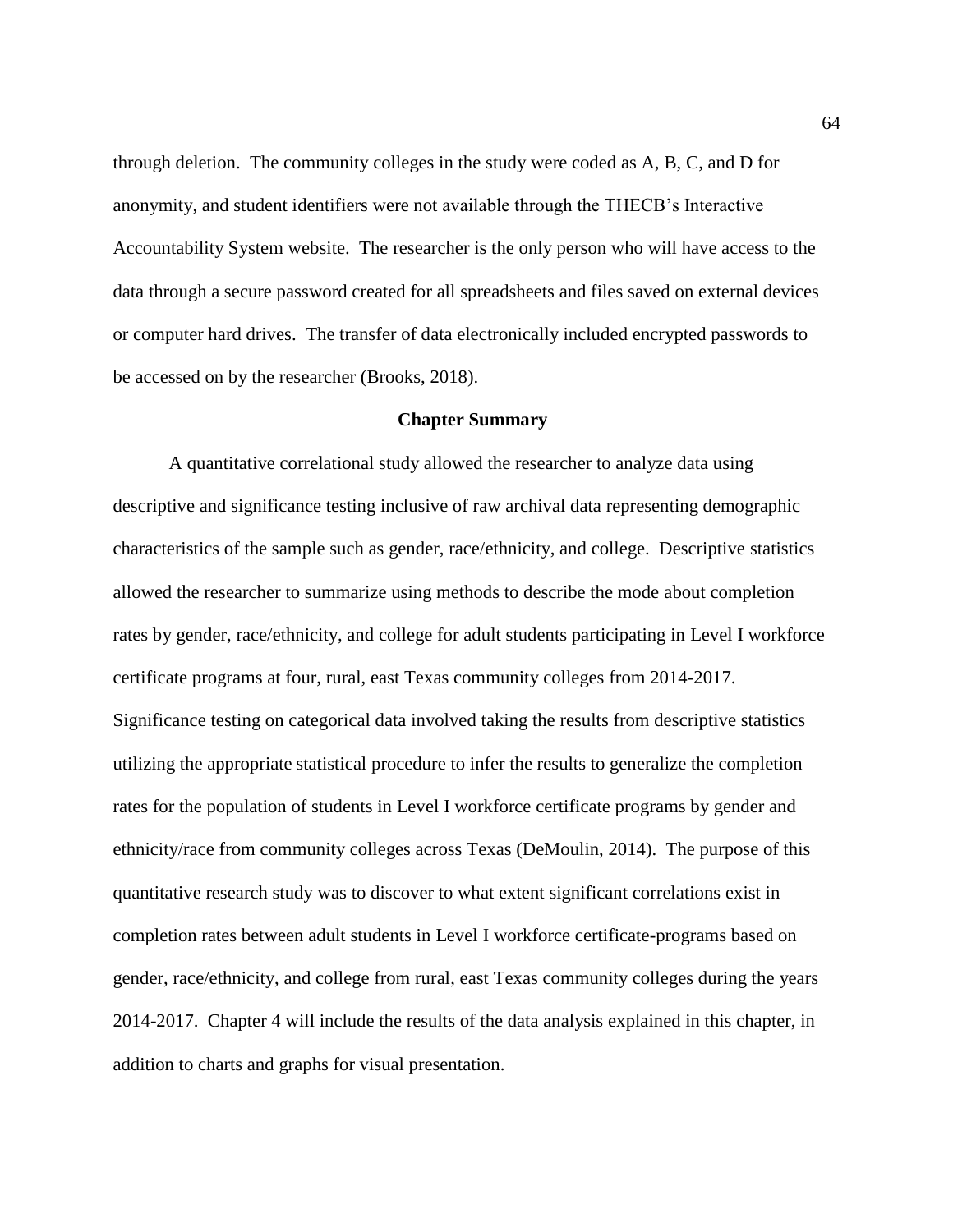through deletion. The community colleges in the study were coded as A, B, C, and D for anonymity, and student identifiers were not available through the THECB's Interactive Accountability System website. The researcher is the only person who will have access to the data through a secure password created for all spreadsheets and files saved on external devices or computer hard drives. The transfer of data electronically included encrypted passwords to be accessed on by the researcher (Brooks, 2018).

## Chapter Summary

A quantitative correlational study allowed the researcher to analyze data using descriptive and significance testing inclusive of raw archival data representing demographic characteristics of the sample such as gender, race/ethnicity, and college. Descriptive statistics allowed the researcher to summarize using methods to describe the mode about completion rates by gender, race/ethnicity, and college for adult students participating in Level I workforce certificate programs at four, rural, east Texas community colleges from 2014-2017. Significance testing on categorical data involved taking the results from descriptive statistics utilizing the appropriate statistical procedure to infer the results to generalize the completion rates for the population of students in Level I workforce certificate programs by gender and ethnicity/race from community colleges across Texas (DeMoulin, 2014). The purpose of this quantitative research study was to discover to what extent significant correlations exist in completion rates between adult students in Level I workforce certificate-programs based on gender, race/ethnicity, and college from rural, east Texas community colleges during the years 2014-2017. Chapter 4 will include the results of the data analysis explained in this chapter, in addition to charts and graphs for visual presentation.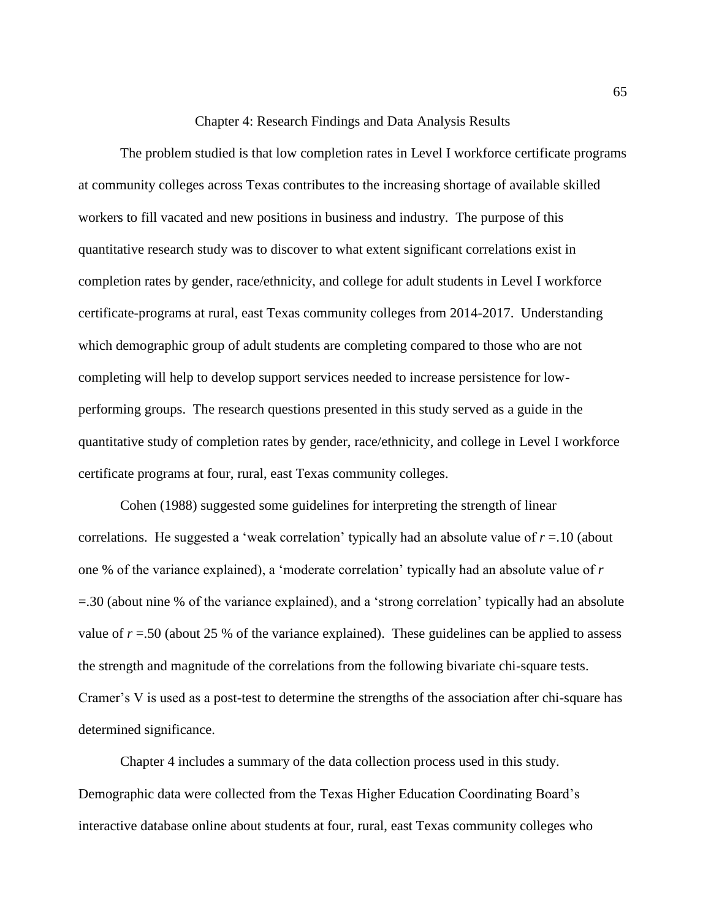# Chapter 4: Research Findings and Data Analysis Results

The problem studied is that low completion rates in Level I workforce certificate programs at community colleges across Texas contributes to the increasing shortage of available skilled workers to fill vacated and new positions in business and industry. The purpose of this quantitative research study was to discover to what extent significant correlations exist in completion rates by gender, race/ethnicity, and college for adult students in Level I workforce certificate-programs at rural, east Texas community colleges from 2014-2017. Understanding which demographic group of adult students are completing compared to those who are not completing will help to develop support services needed to increase persistence for low-performing groups. The research questions presented in this study served as a guide in the quantitative study of completion rates by gender, race/ethnicity, and college in Level I workforce certificate programs at four, rural, east Texas community colleges.

Cohen (1988) suggested some guidelines for interpreting the strength of linear correlations. He suggested a 'weak correlation' typically had an absolute value of $r$ =.10 (about one % of the variance explained), a 'moderate correlation' typically had an absolute value of $r$ =.30 (about nine % of the variance explained), and a 'strong correlation' typically had an absolute value of $r$ =.50 (about 25 % of the variance explained). These guidelines can be applied to assess the strength and magnitude of the correlations from the following bivariate chi-square tests. Cramer's V is used as a post-test to determine the strengths of the association after chi-square has determined significance.

Chapter 4 includes a summary of the data collection process used in this study. Demographic data were collected from the Texas Higher Education Coordinating Board's interactive database online about students at four, rural, east Texas community colleges who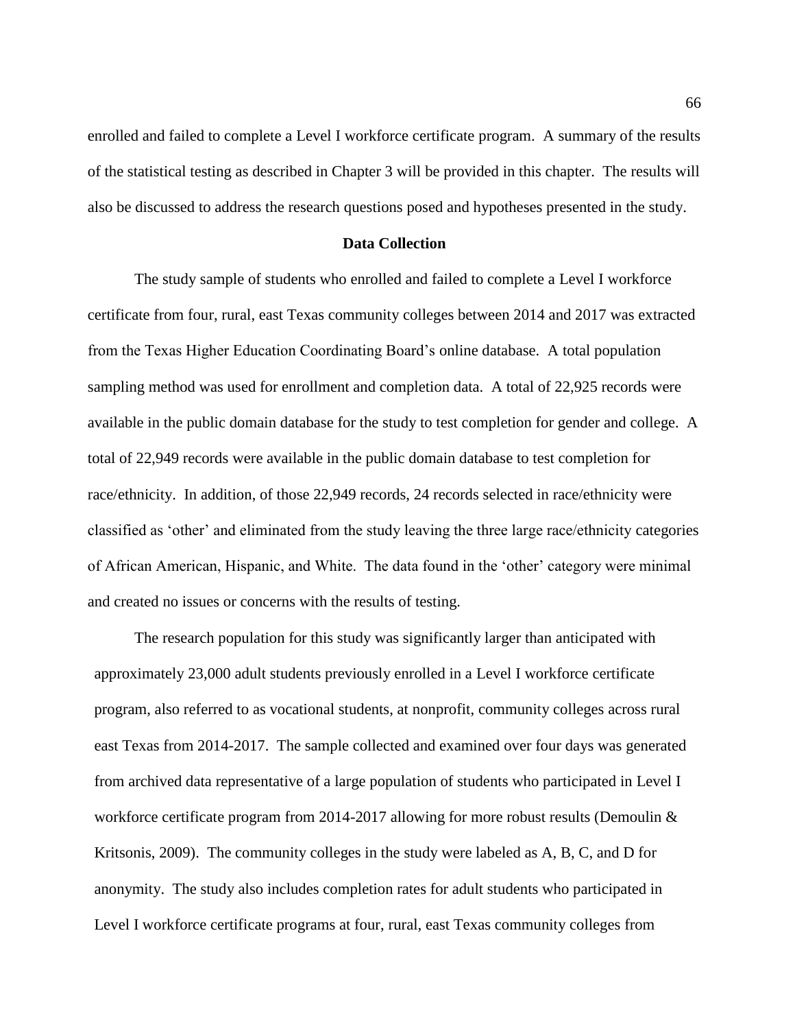enrolled and failed to complete a Level I workforce certificate program. A summary of the results of the statistical testing as described in Chapter 3 will be provided in this chapter. The results will also be discussed to address the research questions posed and hypotheses presented in the study.

## Data Collection

The study sample of students who enrolled and failed to complete a Level I workforce certificate from four, rural, east Texas community colleges between 2014 and 2017 was extracted from the Texas Higher Education Coordinating Board's online database. A total population sampling method was used for enrollment and completion data. A total of 22,925 records were available in the public domain database for the study to test completion for gender and college. A total of 22,949 records were available in the public domain database to test completion for race/ethnicity. In addition, of those 22,949 records, 24 records selected in race/ethnicity were classified as 'other' and eliminated from the study leaving the three large race/ethnicity categories of African American, Hispanic, and White. The data found in the 'other' category were minimal and created no issues or concerns with the results of testing.

The research population for this study was significantly larger than anticipated with approximately 23,000 adult students previously enrolled in a Level I workforce certificate program, also referred to as vocational students, at nonprofit, community colleges across rural east Texas from 2014-2017. The sample collected and examined over four days was generated from archived data representative of a large population of students who participated in Level I workforce certificate program from 2014-2017 allowing for more robust results (Demoulin & Kritsonis, 2009). The community colleges in the study were labeled as A, B, C, and D for anonymity. The study also includes completion rates for adult students who participated in Level I workforce certificate programs at four, rural, east Texas community colleges from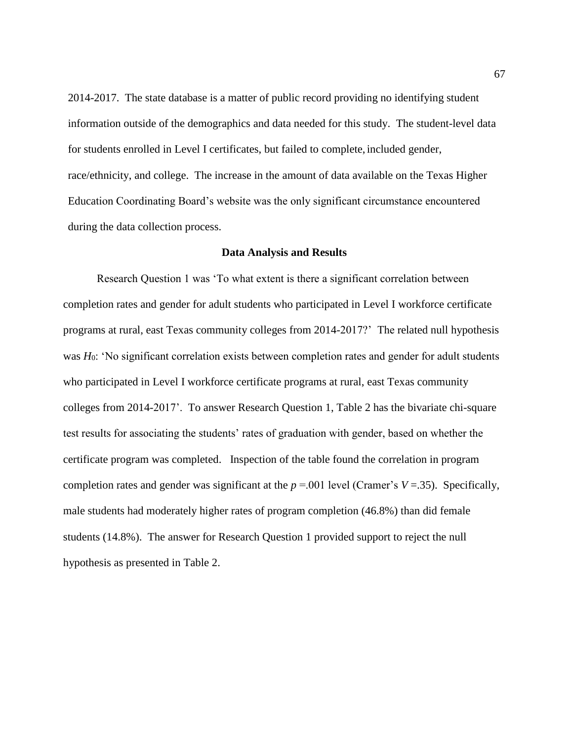2014-2017. The state database is a matter of public record providing no identifying student information outside of the demographics and data needed for this study. The student-level data for students enrolled in Level I certificates, but failed to complete, included gender, race/ethnicity, and college. The increase in the amount of data available on the Texas Higher Education Coordinating Board's website was the only significant circumstance encountered during the data collection process.

## Data Analysis and Results

Research Question 1 was 'To what extent is there a significant correlation between completion rates and gender for adult students who participated in Level I workforce certificate programs at rural, east Texas community colleges from 2014-2017?' The related null hypothesis was $H_0$: 'No significant correlation exists between completion rates and gender for adult students who participated in Level I workforce certificate programs at rural, east Texas community colleges from 2014-2017'. To answer Research Question 1, Table 2 has the bivariate chi-square test results for associating the students' rates of graduation with gender, based on whether the certificate program was completed. Inspection of the table found the correlation in program completion rates and gender was significant at the $p$ =.001 level (Cramer's $V$ =.35). Specifically, male students had moderately higher rates of program completion (46.8%) than did female students (14.8%). The answer for Research Question 1 provided support to reject the null hypothesis as presented in Table 2.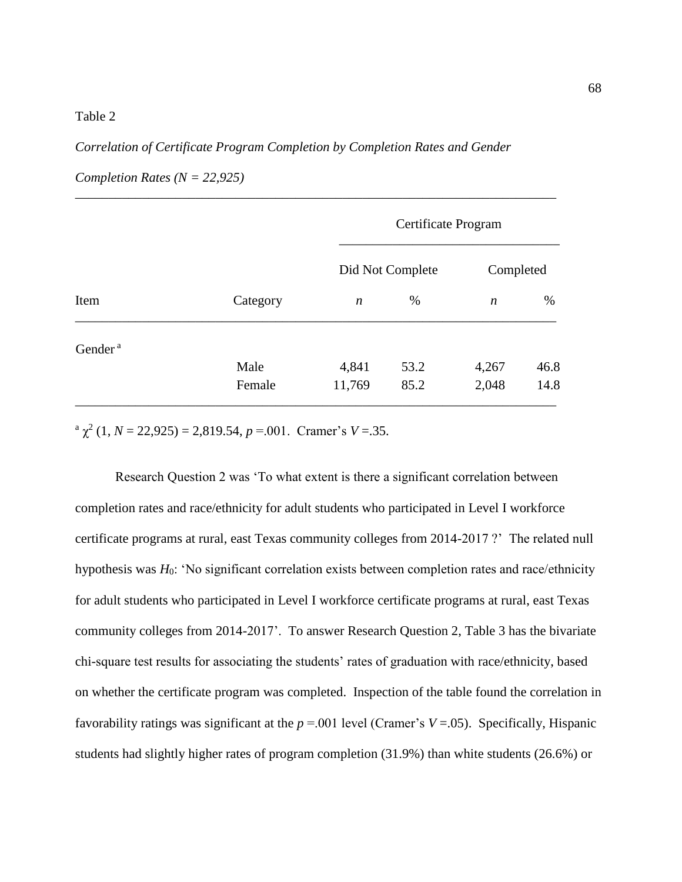Table 2

*Correlation of Certificate Program Completion by Completion Rates and Gender Completion Rates (N = 22,925)*

| | | Certificate Program | | | |
|---|---|---|---|---|---|
| | | Did Not Complete | | Completed | |
| Item | Category | *n* | % | *n* | % |
| Gender [a] | | | | | |
| | Male | 4,841 | 53.2 | 4,267 | 46.8 |
| | Female | 11,769 | 85.2 | 2,048 | 14.8 |

[a] $\chi^2$ (1, *N* = 22,925) = 2,819.54, *p* =.001. Cramer's *V* =.35.

Research Question 2 was 'To what extent is there a significant correlation between completion rates and race/ethnicity for adult students who participated in Level I workforce certificate programs at rural, east Texas community colleges from 2014-2017 ?' The related null hypothesis was $H_0$: 'No significant correlation exists between completion rates and race/ethnicity for adult students who participated in Level I workforce certificate programs at rural, east Texas community colleges from 2014-2017'. To answer Research Question 2, Table 3 has the bivariate chi-square test results for associating the students' rates of graduation with race/ethnicity, based on whether the certificate program was completed. Inspection of the table found the correlation in favorability ratings was significant at the *p* =.001 level (Cramer's *V* =.05). Specifically, Hispanic students had slightly higher rates of program completion (31.9%) than white students (26.6%) or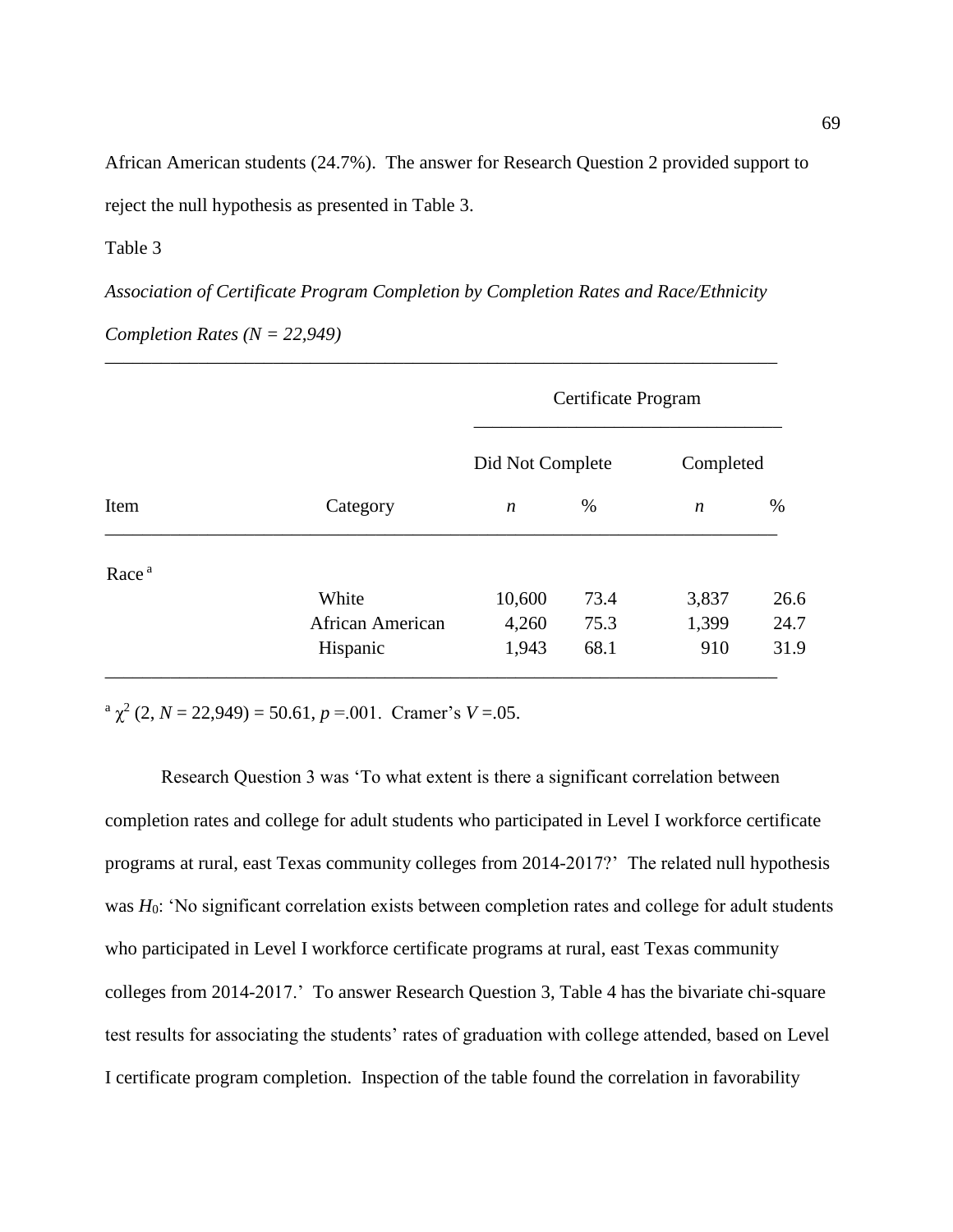African American students (24.7%). The answer for Research Question 2 provided support to reject the null hypothesis as presented in Table 3.

Table 3

*Association of Certificate Program Completion by Completion Rates and Race/Ethnicity Completion Rates (N = 22,949)*

| | | Certificate Program | | | |
|---|---|---|---|---|---|
| | | Did Not Complete | | Completed | |
| Item | Category | *n* | % | *n* | % |
| Race [a] | | | | | |
| | White | 10,600 | 73.4 | 3,837 | 26.6 |
| | African American | 4,260 | 75.3 | 1,399 | 24.7 |
| | Hispanic | 1,943 | 68.1 | 910 | 31.9 |

[a] $\chi^2$ (2, $N$ = 22,949) = 50.61, $p$ =.001. Cramer's $V$ =.05.

Research Question 3 was 'To what extent is there a significant correlation between completion rates and college for adult students who participated in Level I workforce certificate programs at rural, east Texas community colleges from 2014-2017?' The related null hypothesis was $H_0$: 'No significant correlation exists between completion rates and college for adult students who participated in Level I workforce certificate programs at rural, east Texas community colleges from 2014-2017.' To answer Research Question 3, Table 4 has the bivariate chi-square test results for associating the students' rates of graduation with college attended, based on Level I certificate program completion. Inspection of the table found the correlation in favorability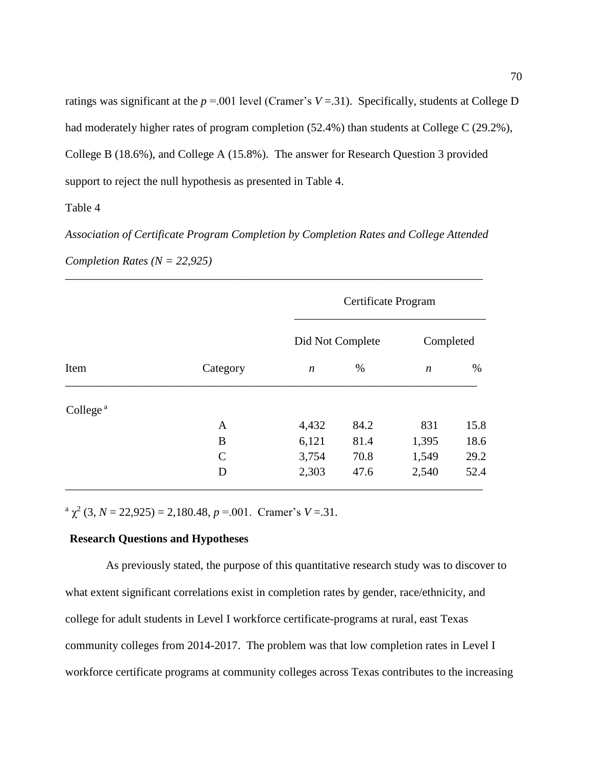ratings was significant at the $p$ =.001 level (Cramer's $V$ =.31). Specifically, students at College D had moderately higher rates of program completion (52.4%) than students at College C (29.2%), College B (18.6%), and College A (15.8%). The answer for Research Question 3 provided support to reject the null hypothesis as presented in Table 4.

Table 4

*Association of Certificate Program Completion by Completion Rates and College Attended Completion Rates (N = 22,925)*

| | | Certificate Program | | | |
|---|---|---|---|---|---|
| | | Did Not Complete | | Completed | |
| Item | Category | *n* | % | *n* | % |
| College [a] | | | | | |
| | A | 4,432 | 84.2 | 831 | 15.8 |
| | B | 6,121 | 81.4 | 1,395 | 18.6 |
| | C | 3,754 | 70.8 | 1,549 | 29.2 |
| | D | 2,303 | 47.6 | 2,540 | 52.4 |

[a] $\chi^2$ (3, $N$ = 22,925) = 2,180.48, $p$ =.001. Cramer's $V$ =.31.

**Research Questions and Hypotheses**

As previously stated, the purpose of this quantitative research study was to discover to what extent significant correlations exist in completion rates by gender, race/ethnicity, and college for adult students in Level I workforce certificate-programs at rural, east Texas community colleges from 2014-2017. The problem was that low completion rates in Level I workforce certificate programs at community colleges across Texas contributes to the increasing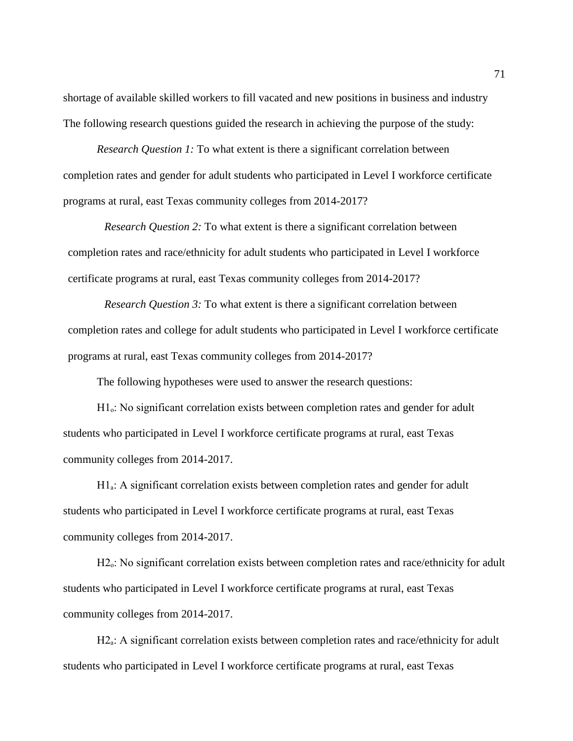shortage of available skilled workers to fill vacated and new positions in business and industry The following research questions guided the research in achieving the purpose of the study:

*Research Question 1:* To what extent is there a significant correlation between completion rates and gender for adult students who participated in Level I workforce certificate programs at rural, east Texas community colleges from 2014-2017?

*Research Question 2:* To what extent is there a significant correlation between completion rates and race/ethnicity for adult students who participated in Level I workforce certificate programs at rural, east Texas community colleges from 2014-2017?

*Research Question 3:* To what extent is there a significant correlation between completion rates and college for adult students who participated in Level I workforce certificate programs at rural, east Texas community colleges from 2014-2017?

The following hypotheses were used to answer the research questions:

$H1_o$: No significant correlation exists between completion rates and gender for adult students who participated in Level I workforce certificate programs at rural, east Texas community colleges from 2014-2017.

$H1_a$: A significant correlation exists between completion rates and gender for adult students who participated in Level I workforce certificate programs at rural, east Texas community colleges from 2014-2017.

$H2_o$: No significant correlation exists between completion rates and race/ethnicity for adult students who participated in Level I workforce certificate programs at rural, east Texas community colleges from 2014-2017.

$H2_a$: A significant correlation exists between completion rates and race/ethnicity for adult students who participated in Level I workforce certificate programs at rural, east Texas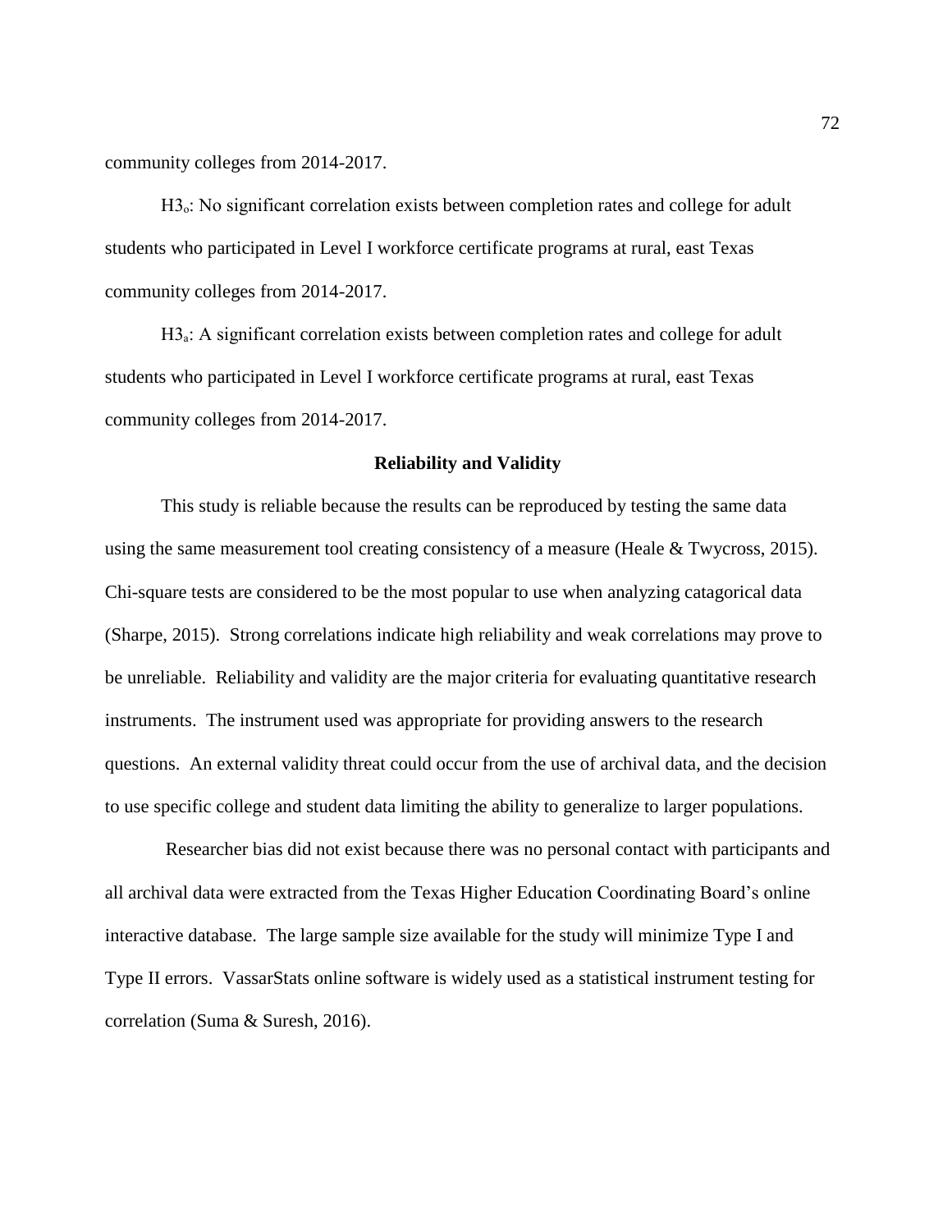community colleges from 2014-2017.

$H3_o$: No significant correlation exists between completion rates and college for adult students who participated in Level I workforce certificate programs at rural, east Texas community colleges from 2014-2017.

$H3_a$: A significant correlation exists between completion rates and college for adult students who participated in Level I workforce certificate programs at rural, east Texas community colleges from 2014-2017.

## Reliability and Validity

This study is reliable because the results can be reproduced by testing the same data using the same measurement tool creating consistency of a measure (Heale & Twycross, 2015). Chi-square tests are considered to be the most popular to use when analyzing catagorical data (Sharpe, 2015). Strong correlations indicate high reliability and weak correlations may prove to be unreliable. Reliability and validity are the major criteria for evaluating quantitative research instruments. The instrument used was appropriate for providing answers to the research questions. An external validity threat could occur from the use of archival data, and the decision to use specific college and student data limiting the ability to generalize to larger populations.

Researcher bias did not exist because there was no personal contact with participants and all archival data were extracted from the Texas Higher Education Coordinating Board's online interactive database. The large sample size available for the study will minimize Type I and Type II errors. VassarStats online software is widely used as a statistical instrument testing for correlation (Suma & Suresh, 2016).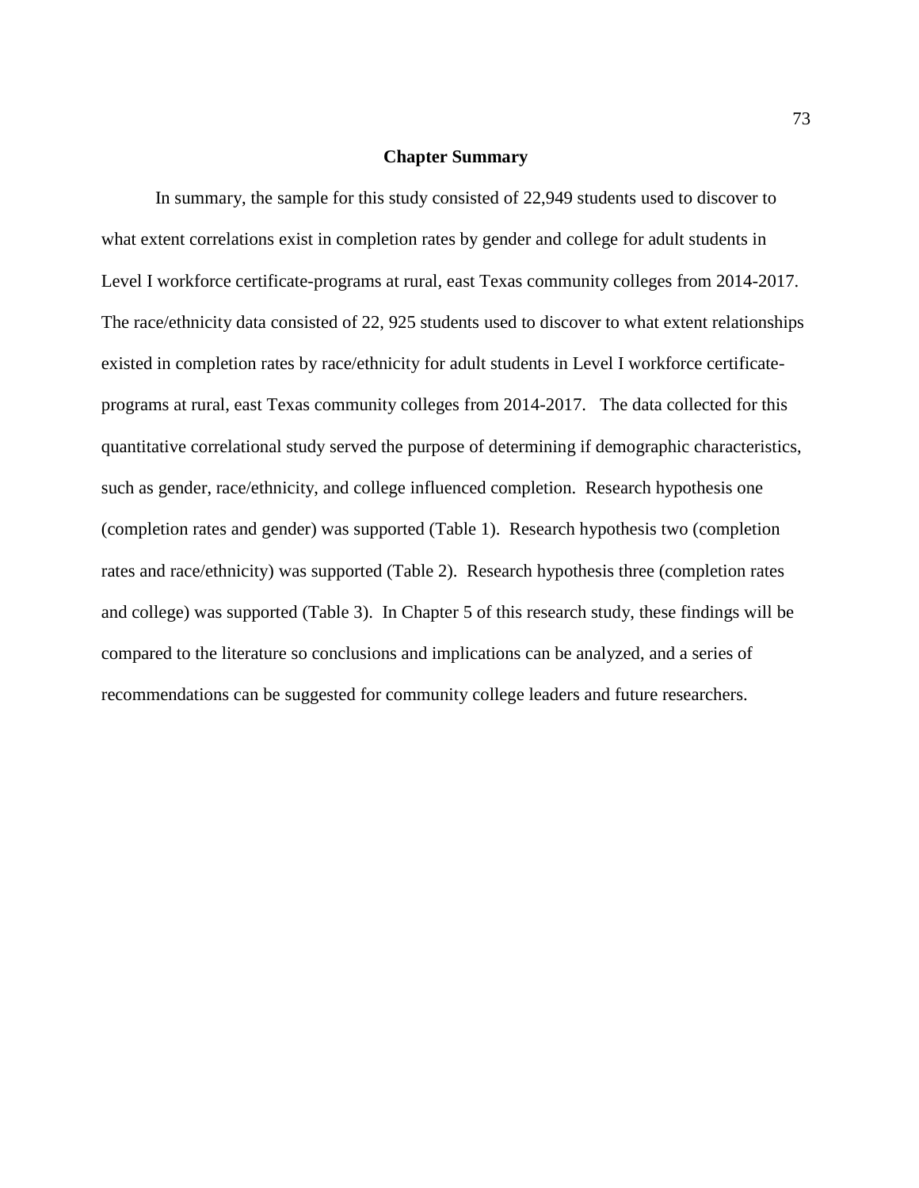## Chapter Summary

In summary, the sample for this study consisted of 22,949 students used to discover to what extent correlations exist in completion rates by gender and college for adult students in Level I workforce certificate-programs at rural, east Texas community colleges from 2014-2017. The race/ethnicity data consisted of 22, 925 students used to discover to what extent relationships existed in completion rates by race/ethnicity for adult students in Level I workforce certificate-programs at rural, east Texas community colleges from 2014-2017. The data collected for this quantitative correlational study served the purpose of determining if demographic characteristics, such as gender, race/ethnicity, and college influenced completion. Research hypothesis one (completion rates and gender) was supported (Table 1). Research hypothesis two (completion rates and race/ethnicity) was supported (Table 2). Research hypothesis three (completion rates and college) was supported (Table 3). In Chapter 5 of this research study, these findings will be compared to the literature so conclusions and implications can be analyzed, and a series of recommendations can be suggested for community college leaders and future researchers.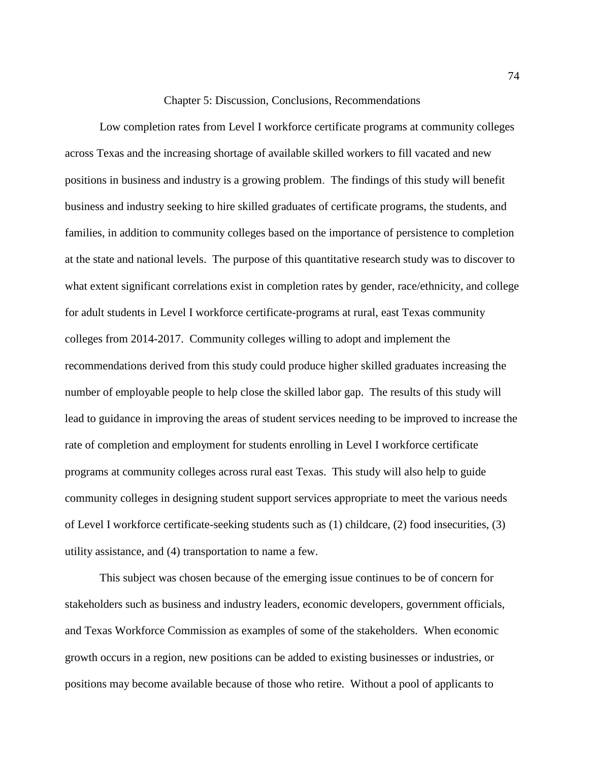# Chapter 5: Discussion, Conclusions, Recommendations

Low completion rates from Level I workforce certificate programs at community colleges across Texas and the increasing shortage of available skilled workers to fill vacated and new positions in business and industry is a growing problem. The findings of this study will benefit business and industry seeking to hire skilled graduates of certificate programs, the students, and families, in addition to community colleges based on the importance of persistence to completion at the state and national levels. The purpose of this quantitative research study was to discover to what extent significant correlations exist in completion rates by gender, race/ethnicity, and college for adult students in Level I workforce certificate-programs at rural, east Texas community colleges from 2014-2017. Community colleges willing to adopt and implement the recommendations derived from this study could produce higher skilled graduates increasing the number of employable people to help close the skilled labor gap. The results of this study will lead to guidance in improving the areas of student services needing to be improved to increase the rate of completion and employment for students enrolling in Level I workforce certificate programs at community colleges across rural east Texas. This study will also help to guide community colleges in designing student support services appropriate to meet the various needs of Level I workforce certificate-seeking students such as (1) childcare, (2) food insecurities, (3) utility assistance, and (4) transportation to name a few.

This subject was chosen because of the emerging issue continues to be of concern for stakeholders such as business and industry leaders, economic developers, government officials, and Texas Workforce Commission as examples of some of the stakeholders. When economic growth occurs in a region, new positions can be added to existing businesses or industries, or positions may become available because of those who retire. Without a pool of applicants to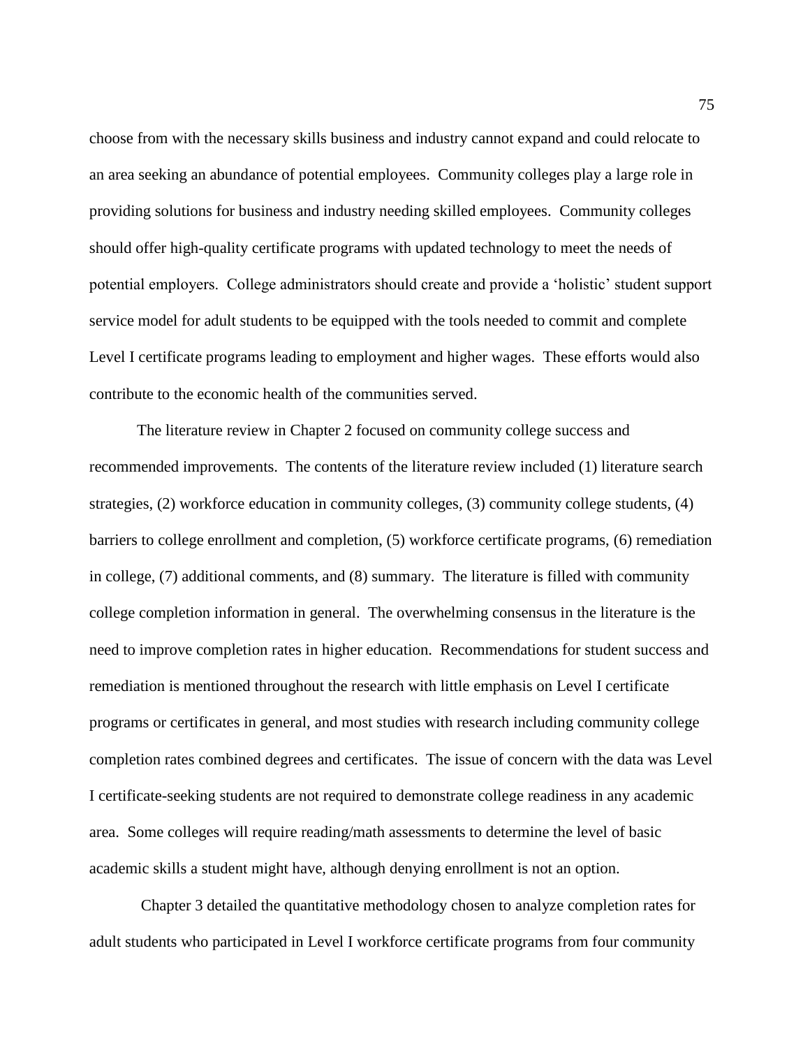choose from with the necessary skills business and industry cannot expand and could relocate to an area seeking an abundance of potential employees. Community colleges play a large role in providing solutions for business and industry needing skilled employees. Community colleges should offer high-quality certificate programs with updated technology to meet the needs of potential employers. College administrators should create and provide a 'holistic' student support service model for adult students to be equipped with the tools needed to commit and complete Level I certificate programs leading to employment and higher wages. These efforts would also contribute to the economic health of the communities served.

The literature review in Chapter 2 focused on community college success and recommended improvements. The contents of the literature review included (1) literature search strategies, (2) workforce education in community colleges, (3) community college students, (4) barriers to college enrollment and completion, (5) workforce certificate programs, (6) remediation in college, (7) additional comments, and (8) summary. The literature is filled with community college completion information in general. The overwhelming consensus in the literature is the need to improve completion rates in higher education. Recommendations for student success and remediation is mentioned throughout the research with little emphasis on Level I certificate programs or certificates in general, and most studies with research including community college completion rates combined degrees and certificates. The issue of concern with the data was Level I certificate-seeking students are not required to demonstrate college readiness in any academic area. Some colleges will require reading/math assessments to determine the level of basic academic skills a student might have, although denying enrollment is not an option.

Chapter 3 detailed the quantitative methodology chosen to analyze completion rates for adult students who participated in Level I workforce certificate programs from four community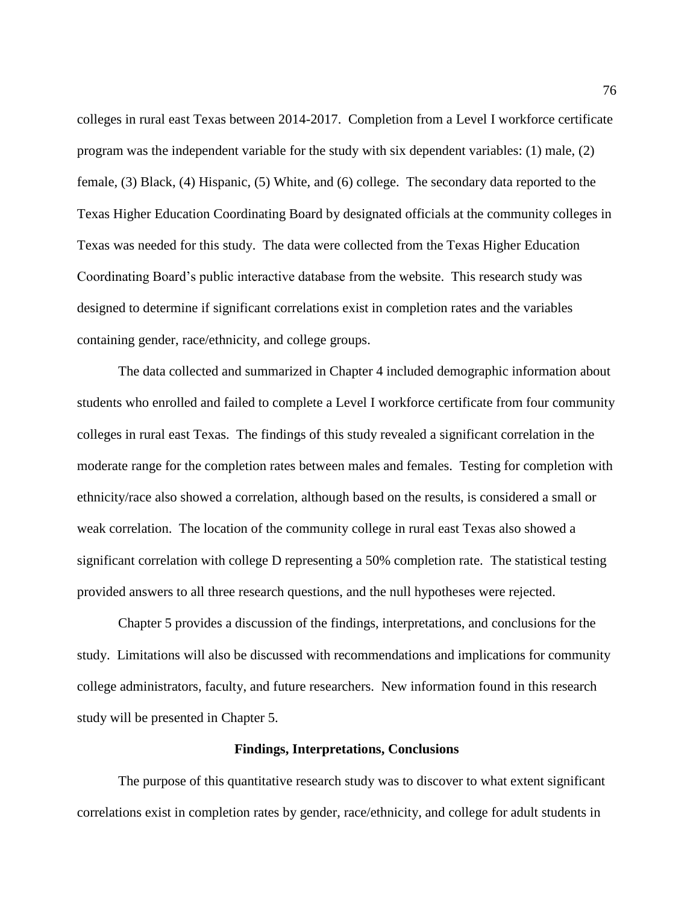colleges in rural east Texas between 2014-2017. Completion from a Level I workforce certificate program was the independent variable for the study with six dependent variables: (1) male, (2) female, (3) Black, (4) Hispanic, (5) White, and (6) college. The secondary data reported to the Texas Higher Education Coordinating Board by designated officials at the community colleges in Texas was needed for this study. The data were collected from the Texas Higher Education Coordinating Board's public interactive database from the website. This research study was designed to determine if significant correlations exist in completion rates and the variables containing gender, race/ethnicity, and college groups.

The data collected and summarized in Chapter 4 included demographic information about students who enrolled and failed to complete a Level I workforce certificate from four community colleges in rural east Texas. The findings of this study revealed a significant correlation in the moderate range for the completion rates between males and females. Testing for completion with ethnicity/race also showed a correlation, although based on the results, is considered a small or weak correlation. The location of the community college in rural east Texas also showed a significant correlation with college D representing a 50% completion rate. The statistical testing provided answers to all three research questions, and the null hypotheses were rejected.

Chapter 5 provides a discussion of the findings, interpretations, and conclusions for the study. Limitations will also be discussed with recommendations and implications for community college administrators, faculty, and future researchers. New information found in this research study will be presented in Chapter 5.

## Findings, Interpretations, Conclusions

The purpose of this quantitative research study was to discover to what extent significant correlations exist in completion rates by gender, race/ethnicity, and college for adult students in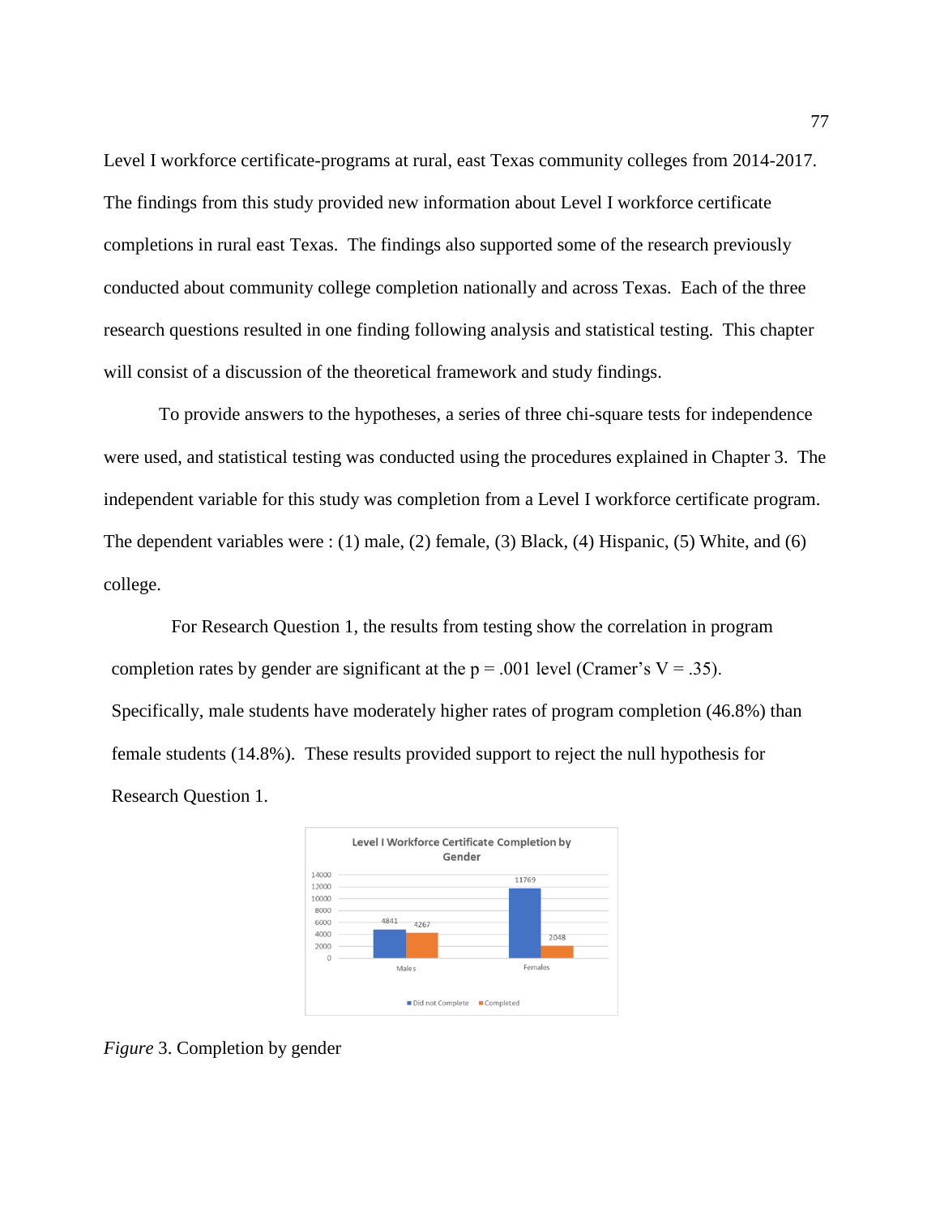Level I workforce certificate-programs at rural, east Texas community colleges from 2014-2017. The findings from this study provided new information about Level I workforce certificate completions in rural east Texas. The findings also supported some of the research previously conducted about community college completion nationally and across Texas. Each of the three research questions resulted in one finding following analysis and statistical testing. This chapter will consist of a discussion of the theoretical framework and study findings.

To provide answers to the hypotheses, a series of three chi-square tests for independence were used, and statistical testing was conducted using the procedures explained in Chapter 3. The independent variable for this study was completion from a Level I workforce certificate program. The dependent variables were : (1) male, (2) female, (3) Black, (4) Hispanic, (5) White, and (6) college.

For Research Question 1, the results from testing show the correlation in program completion rates by gender are significant at the $p = .001$ level (Cramer's $V = .35$). Specifically, male students have moderately higher rates of program completion (46.8%) than female students (14.8%). These results provided support to reject the null hypothesis for Research Question 1.

Level I Workforce Certificate Completion by Gender

| | Did not Complete | Completed |
|---|---|---|
| Males | 4841 | 4267 |
| Females | 11769 | 2048 |

*Figure* 3. Completion by gender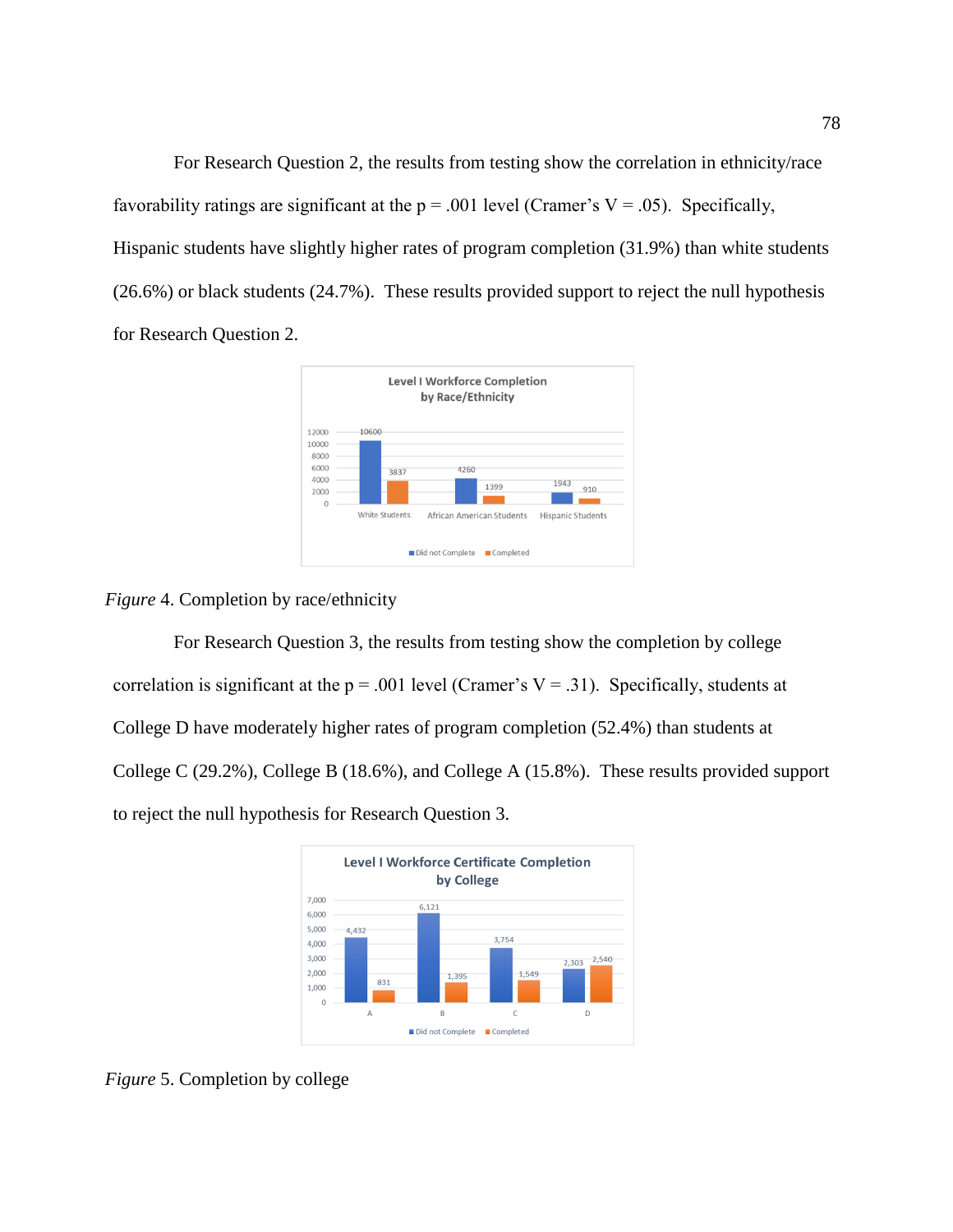For Research Question 2, the results from testing show the correlation in ethnicity/race favorability ratings are significant at the $p = .001$ level (Cramer's $V = .05$). Specifically, Hispanic students have slightly higher rates of program completion (31.9%) than white students (26.6%) or black students (24.7%). These results provided support to reject the null hypothesis for Research Question 2.

*Figure* 4. Completion by race/ethnicity

For Research Question 3, the results from testing show the completion by college correlation is significant at the $p = .001$ level (Cramer's $V = .31$). Specifically, students at College D have moderately higher rates of program completion (52.4%) than students at College C (29.2%), College B (18.6%), and College A (15.8%). These results provided support to reject the null hypothesis for Research Question 3.

*Figure* 5. Completion by college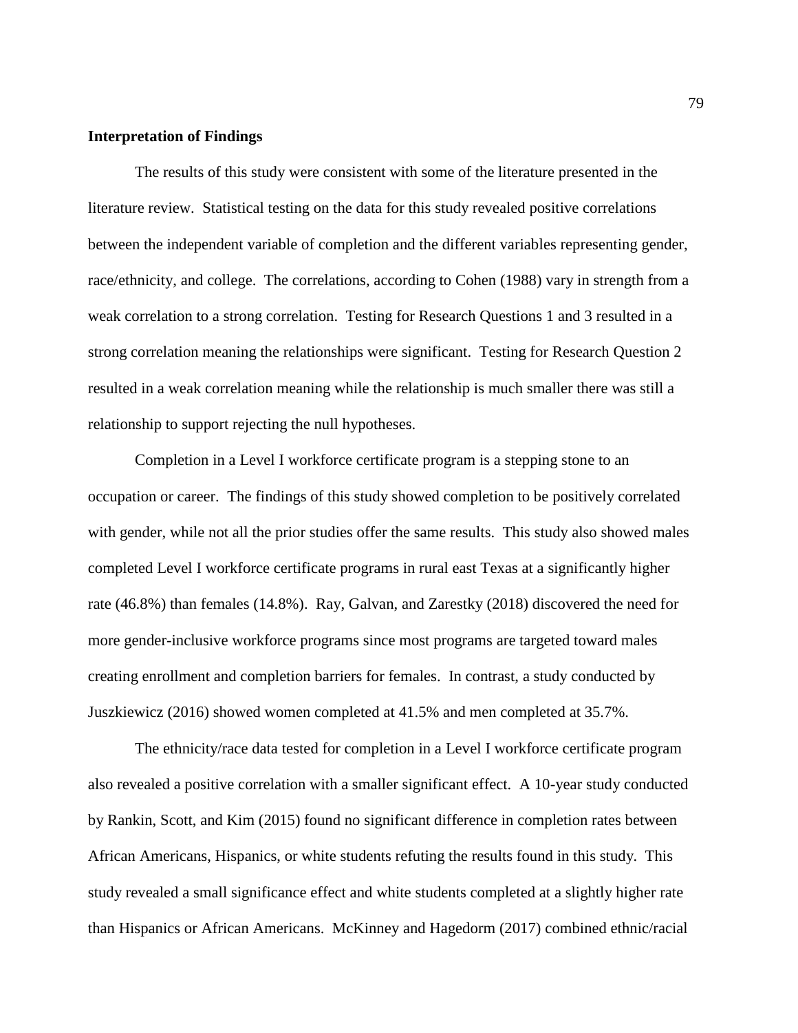**Interpretation of Findings**

The results of this study were consistent with some of the literature presented in the literature review. Statistical testing on the data for this study revealed positive correlations between the independent variable of completion and the different variables representing gender, race/ethnicity, and college. The correlations, according to Cohen (1988) vary in strength from a weak correlation to a strong correlation. Testing for Research Questions 1 and 3 resulted in a strong correlation meaning the relationships were significant. Testing for Research Question 2 resulted in a weak correlation meaning while the relationship is much smaller there was still a relationship to support rejecting the null hypotheses.

Completion in a Level I workforce certificate program is a stepping stone to an occupation or career. The findings of this study showed completion to be positively correlated with gender, while not all the prior studies offer the same results. This study also showed males completed Level I workforce certificate programs in rural east Texas at a significantly higher rate (46.8%) than females (14.8%). Ray, Galvan, and Zarestky (2018) discovered the need for more gender-inclusive workforce programs since most programs are targeted toward males creating enrollment and completion barriers for females. In contrast, a study conducted by Juszkiewicz (2016) showed women completed at 41.5% and men completed at 35.7%.

The ethnicity/race data tested for completion in a Level I workforce certificate program also revealed a positive correlation with a smaller significant effect. A 10-year study conducted by Rankin, Scott, and Kim (2015) found no significant difference in completion rates between African Americans, Hispanics, or white students refuting the results found in this study. This study revealed a small significance effect and white students completed at a slightly higher rate than Hispanics or African Americans. McKinney and Hagedorm (2017) combined ethnic/racial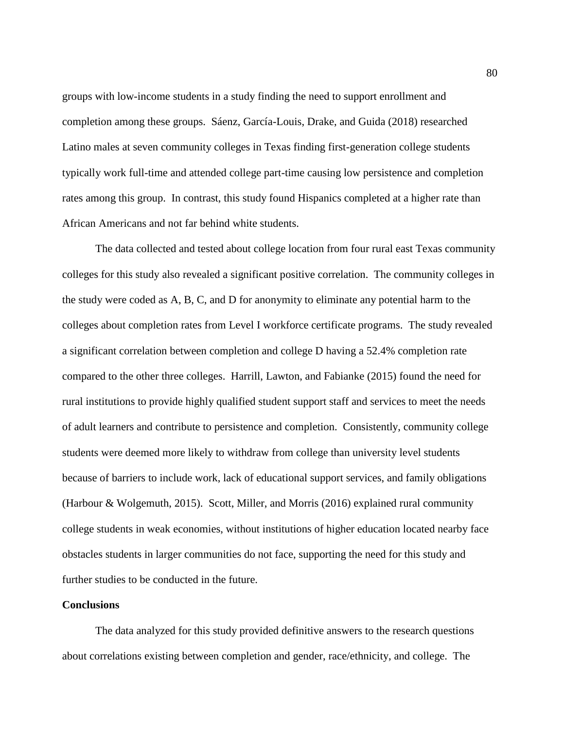groups with low-income students in a study finding the need to support enrollment and completion among these groups. Sáenz, García-Louis, Drake, and Guida (2018) researched Latino males at seven community colleges in Texas finding first-generation college students typically work full-time and attended college part-time causing low persistence and completion rates among this group. In contrast, this study found Hispanics completed at a higher rate than African Americans and not far behind white students.

The data collected and tested about college location from four rural east Texas community colleges for this study also revealed a significant positive correlation. The community colleges in the study were coded as A, B, C, and D for anonymity to eliminate any potential harm to the colleges about completion rates from Level I workforce certificate programs. The study revealed a significant correlation between completion and college D having a 52.4% completion rate compared to the other three colleges. Harrill, Lawton, and Fabianke (2015) found the need for rural institutions to provide highly qualified student support staff and services to meet the needs of adult learners and contribute to persistence and completion. Consistently, community college students were deemed more likely to withdraw from college than university level students because of barriers to include work, lack of educational support services, and family obligations (Harbour & Wolgemuth, 2015). Scott, Miller, and Morris (2016) explained rural community college students in weak economies, without institutions of higher education located nearby face obstacles students in larger communities do not face, supporting the need for this study and further studies to be conducted in the future.

## Conclusions

The data analyzed for this study provided definitive answers to the research questions about correlations existing between completion and gender, race/ethnicity, and college. The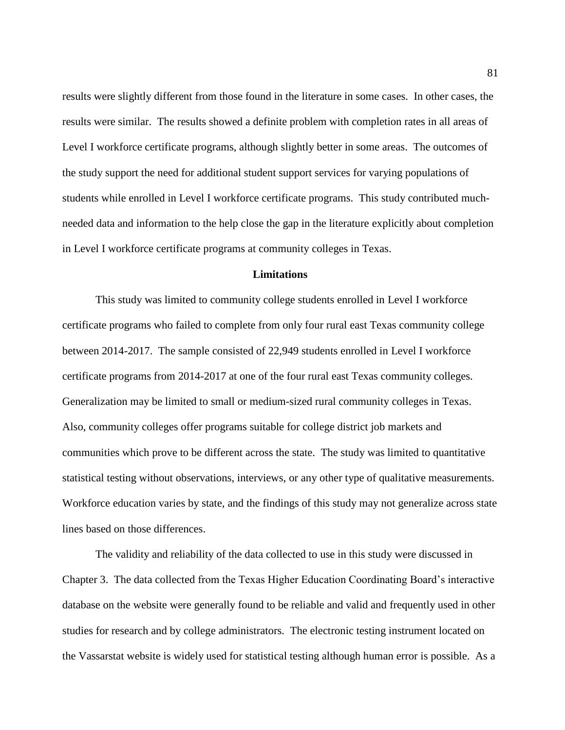results were slightly different from those found in the literature in some cases. In other cases, the results were similar. The results showed a definite problem with completion rates in all areas of Level I workforce certificate programs, although slightly better in some areas. The outcomes of the study support the need for additional student support services for varying populations of students while enrolled in Level I workforce certificate programs. This study contributed much-needed data and information to the help close the gap in the literature explicitly about completion in Level I workforce certificate programs at community colleges in Texas.

## Limitations

This study was limited to community college students enrolled in Level I workforce certificate programs who failed to complete from only four rural east Texas community college between 2014-2017. The sample consisted of 22,949 students enrolled in Level I workforce certificate programs from 2014-2017 at one of the four rural east Texas community colleges. Generalization may be limited to small or medium-sized rural community colleges in Texas. Also, community colleges offer programs suitable for college district job markets and communities which prove to be different across the state. The study was limited to quantitative statistical testing without observations, interviews, or any other type of qualitative measurements. Workforce education varies by state, and the findings of this study may not generalize across state lines based on those differences.

The validity and reliability of the data collected to use in this study were discussed in Chapter 3. The data collected from the Texas Higher Education Coordinating Board's interactive database on the website were generally found to be reliable and valid and frequently used in other studies for research and by college administrators. The electronic testing instrument located on the Vassarstat website is widely used for statistical testing although human error is possible. As a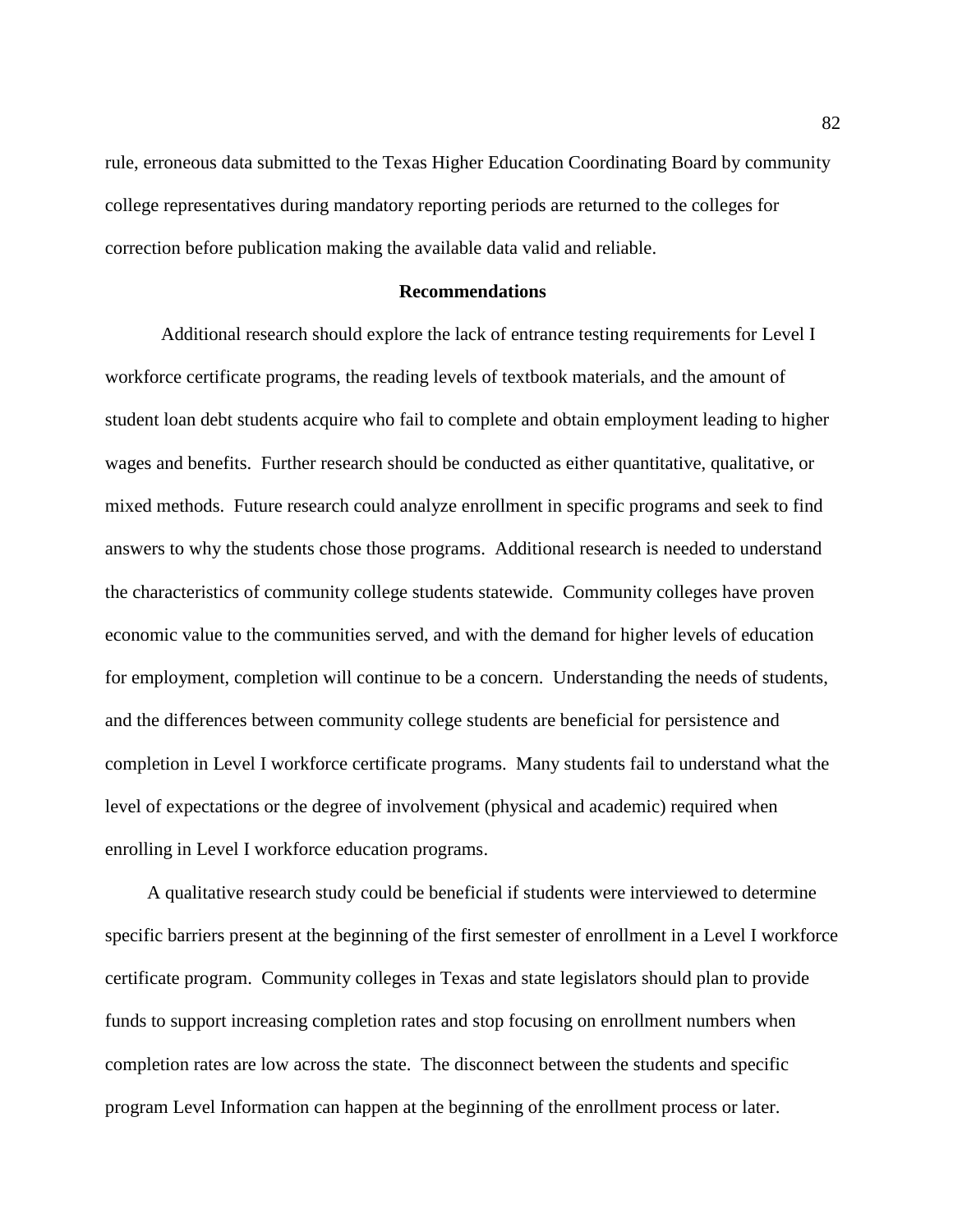rule, erroneous data submitted to the Texas Higher Education Coordinating Board by community college representatives during mandatory reporting periods are returned to the colleges for correction before publication making the available data valid and reliable.

## Recommendations

Additional research should explore the lack of entrance testing requirements for Level I workforce certificate programs, the reading levels of textbook materials, and the amount of student loan debt students acquire who fail to complete and obtain employment leading to higher wages and benefits. Further research should be conducted as either quantitative, qualitative, or mixed methods. Future research could analyze enrollment in specific programs and seek to find answers to why the students chose those programs. Additional research is needed to understand the characteristics of community college students statewide. Community colleges have proven economic value to the communities served, and with the demand for higher levels of education for employment, completion will continue to be a concern. Understanding the needs of students, and the differences between community college students are beneficial for persistence and completion in Level I workforce certificate programs. Many students fail to understand what the level of expectations or the degree of involvement (physical and academic) required when enrolling in Level I workforce education programs.

A qualitative research study could be beneficial if students were interviewed to determine specific barriers present at the beginning of the first semester of enrollment in a Level I workforce certificate program. Community colleges in Texas and state legislators should plan to provide funds to support increasing completion rates and stop focusing on enrollment numbers when completion rates are low across the state. The disconnect between the students and specific program Level Information can happen at the beginning of the enrollment process or later.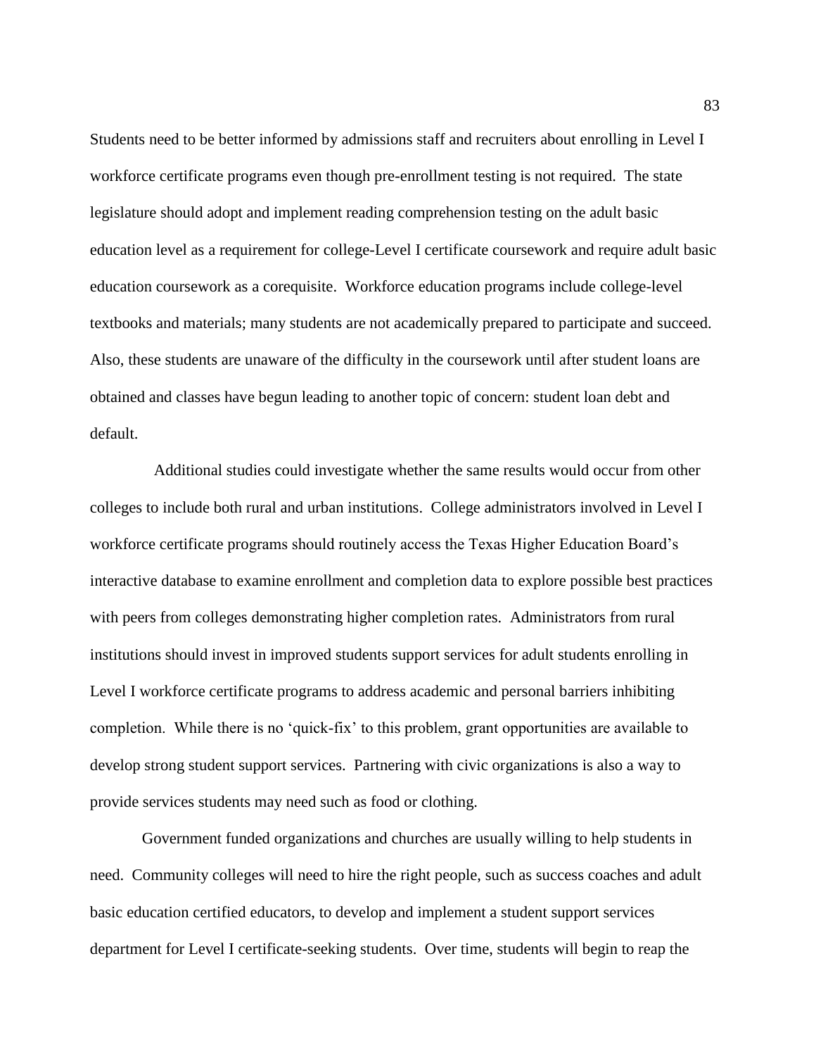Students need to be better informed by admissions staff and recruiters about enrolling in Level I workforce certificate programs even though pre-enrollment testing is not required. The state legislature should adopt and implement reading comprehension testing on the adult basic education level as a requirement for college-Level I certificate coursework and require adult basic education coursework as a corequisite. Workforce education programs include college-level textbooks and materials; many students are not academically prepared to participate and succeed. Also, these students are unaware of the difficulty in the coursework until after student loans are obtained and classes have begun leading to another topic of concern: student loan debt and default.

Additional studies could investigate whether the same results would occur from other colleges to include both rural and urban institutions. College administrators involved in Level I workforce certificate programs should routinely access the Texas Higher Education Board's interactive database to examine enrollment and completion data to explore possible best practices with peers from colleges demonstrating higher completion rates. Administrators from rural institutions should invest in improved students support services for adult students enrolling in Level I workforce certificate programs to address academic and personal barriers inhibiting completion. While there is no 'quick-fix' to this problem, grant opportunities are available to develop strong student support services. Partnering with civic organizations is also a way to provide services students may need such as food or clothing.

Government funded organizations and churches are usually willing to help students in need. Community colleges will need to hire the right people, such as success coaches and adult basic education certified educators, to develop and implement a student support services department for Level I certificate-seeking students. Over time, students will begin to reap the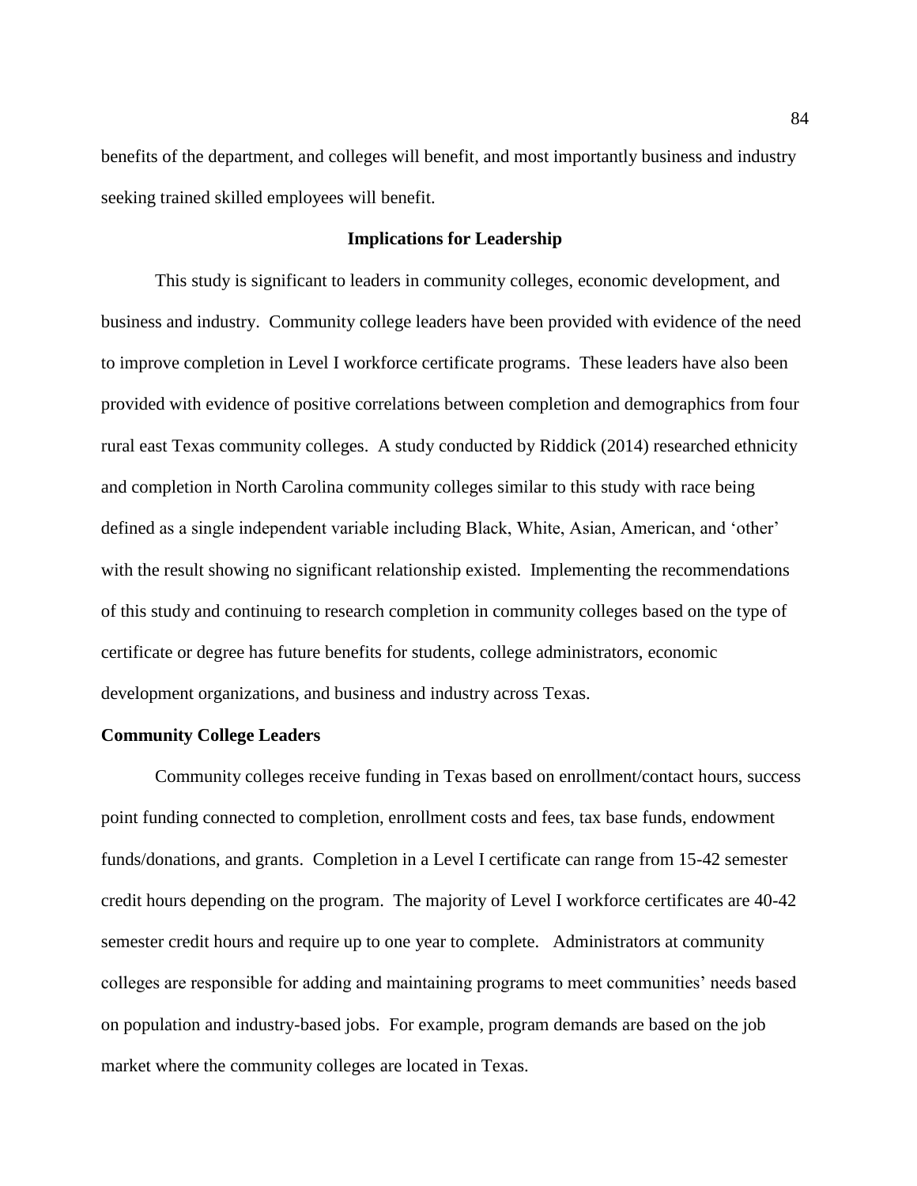benefits of the department, and colleges will benefit, and most importantly business and industry seeking trained skilled employees will benefit.

## Implications for Leadership

This study is significant to leaders in community colleges, economic development, and business and industry. Community college leaders have been provided with evidence of the need to improve completion in Level I workforce certificate programs. These leaders have also been provided with evidence of positive correlations between completion and demographics from four rural east Texas community colleges. A study conducted by Riddick (2014) researched ethnicity and completion in North Carolina community colleges similar to this study with race being defined as a single independent variable including Black, White, Asian, American, and 'other' with the result showing no significant relationship existed. Implementing the recommendations of this study and continuing to research completion in community colleges based on the type of certificate or degree has future benefits for students, college administrators, economic development organizations, and business and industry across Texas.

### Community College Leaders

Community colleges receive funding in Texas based on enrollment/contact hours, success point funding connected to completion, enrollment costs and fees, tax base funds, endowment funds/donations, and grants. Completion in a Level I certificate can range from 15-42 semester credit hours depending on the program. The majority of Level I workforce certificates are 40-42 semester credit hours and require up to one year to complete. Administrators at community colleges are responsible for adding and maintaining programs to meet communities' needs based on population and industry-based jobs. For example, program demands are based on the job market where the community colleges are located in Texas.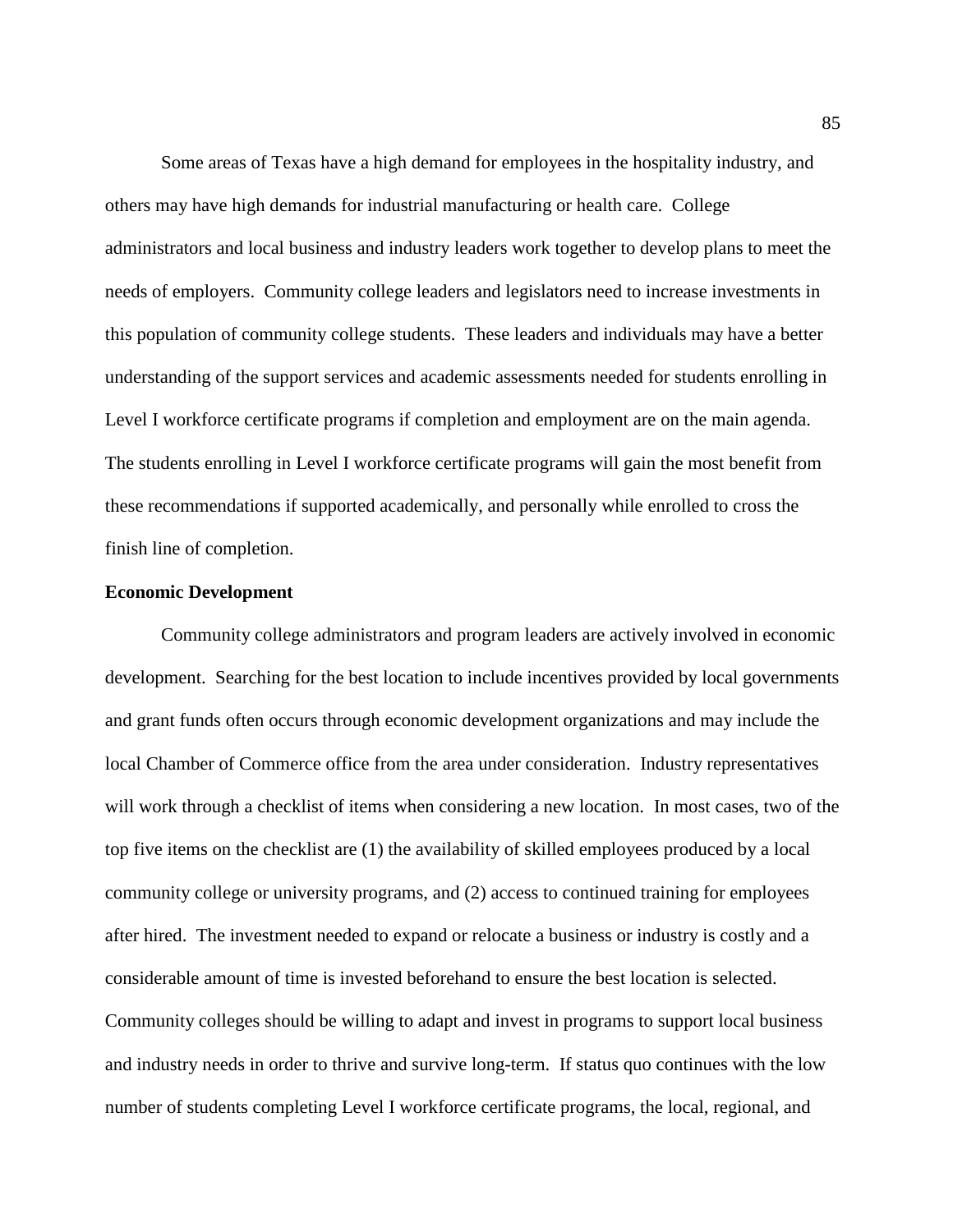Some areas of Texas have a high demand for employees in the hospitality industry, and others may have high demands for industrial manufacturing or health care. College administrators and local business and industry leaders work together to develop plans to meet the needs of employers. Community college leaders and legislators need to increase investments in this population of community college students. These leaders and individuals may have a better understanding of the support services and academic assessments needed for students enrolling in Level I workforce certificate programs if completion and employment are on the main agenda. The students enrolling in Level I workforce certificate programs will gain the most benefit from these recommendations if supported academically, and personally while enrolled to cross the finish line of completion.

**Economic Development**

Community college administrators and program leaders are actively involved in economic development. Searching for the best location to include incentives provided by local governments and grant funds often occurs through economic development organizations and may include the local Chamber of Commerce office from the area under consideration. Industry representatives will work through a checklist of items when considering a new location. In most cases, two of the top five items on the checklist are (1) the availability of skilled employees produced by a local community college or university programs, and (2) access to continued training for employees after hired. The investment needed to expand or relocate a business or industry is costly and a considerable amount of time is invested beforehand to ensure the best location is selected. Community colleges should be willing to adapt and invest in programs to support local business and industry needs in order to thrive and survive long-term. If status quo continues with the low number of students completing Level I workforce certificate programs, the local, regional, and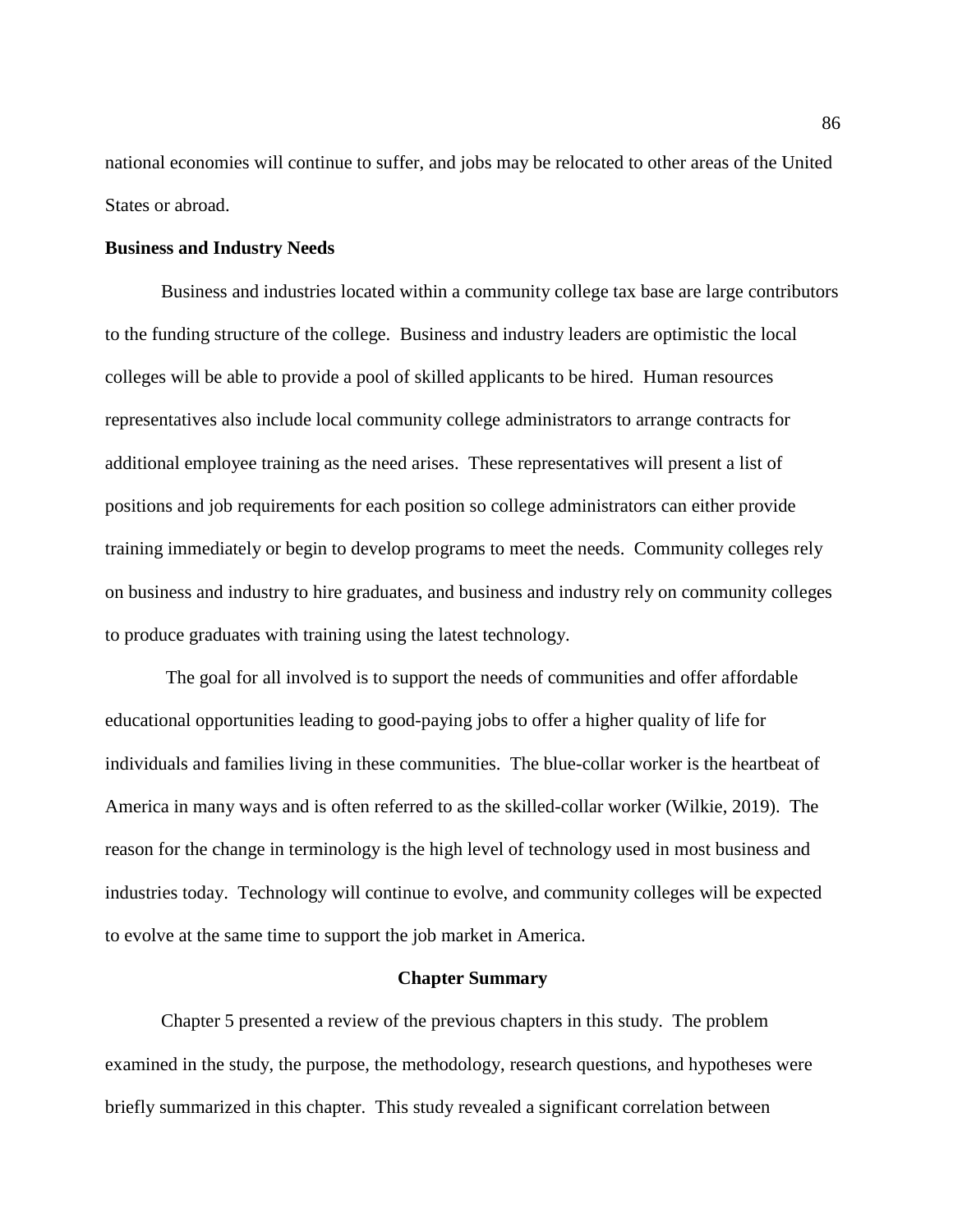national economies will continue to suffer, and jobs may be relocated to other areas of the United States or abroad.

### Business and Industry Needs

Business and industries located within a community college tax base are large contributors to the funding structure of the college. Business and industry leaders are optimistic the local colleges will be able to provide a pool of skilled applicants to be hired. Human resources representatives also include local community college administrators to arrange contracts for additional employee training as the need arises. These representatives will present a list of positions and job requirements for each position so college administrators can either provide training immediately or begin to develop programs to meet the needs. Community colleges rely on business and industry to hire graduates, and business and industry rely on community colleges to produce graduates with training using the latest technology.

The goal for all involved is to support the needs of communities and offer affordable educational opportunities leading to good-paying jobs to offer a higher quality of life for individuals and families living in these communities. The blue-collar worker is the heartbeat of America in many ways and is often referred to as the skilled-collar worker (Wilkie, 2019). The reason for the change in terminology is the high level of technology used in most business and industries today. Technology will continue to evolve, and community colleges will be expected to evolve at the same time to support the job market in America.

## Chapter Summary

Chapter 5 presented a review of the previous chapters in this study. The problem examined in the study, the purpose, the methodology, research questions, and hypotheses were briefly summarized in this chapter. This study revealed a significant correlation between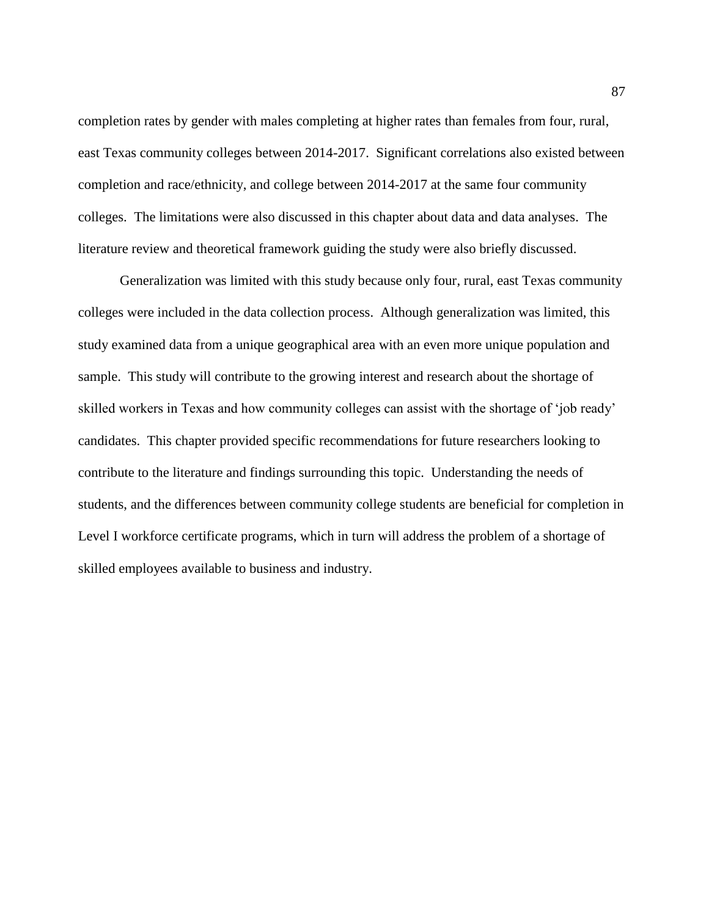completion rates by gender with males completing at higher rates than females from four, rural, east Texas community colleges between 2014-2017. Significant correlations also existed between completion and race/ethnicity, and college between 2014-2017 at the same four community colleges. The limitations were also discussed in this chapter about data and data analyses. The literature review and theoretical framework guiding the study were also briefly discussed.

Generalization was limited with this study because only four, rural, east Texas community colleges were included in the data collection process. Although generalization was limited, this study examined data from a unique geographical area with an even more unique population and sample. This study will contribute to the growing interest and research about the shortage of skilled workers in Texas and how community colleges can assist with the shortage of 'job ready' candidates. This chapter provided specific recommendations for future researchers looking to contribute to the literature and findings surrounding this topic. Understanding the needs of students, and the differences between community college students are beneficial for completion in Level I workforce certificate programs, which in turn will address the problem of a shortage of skilled employees available to business and industry.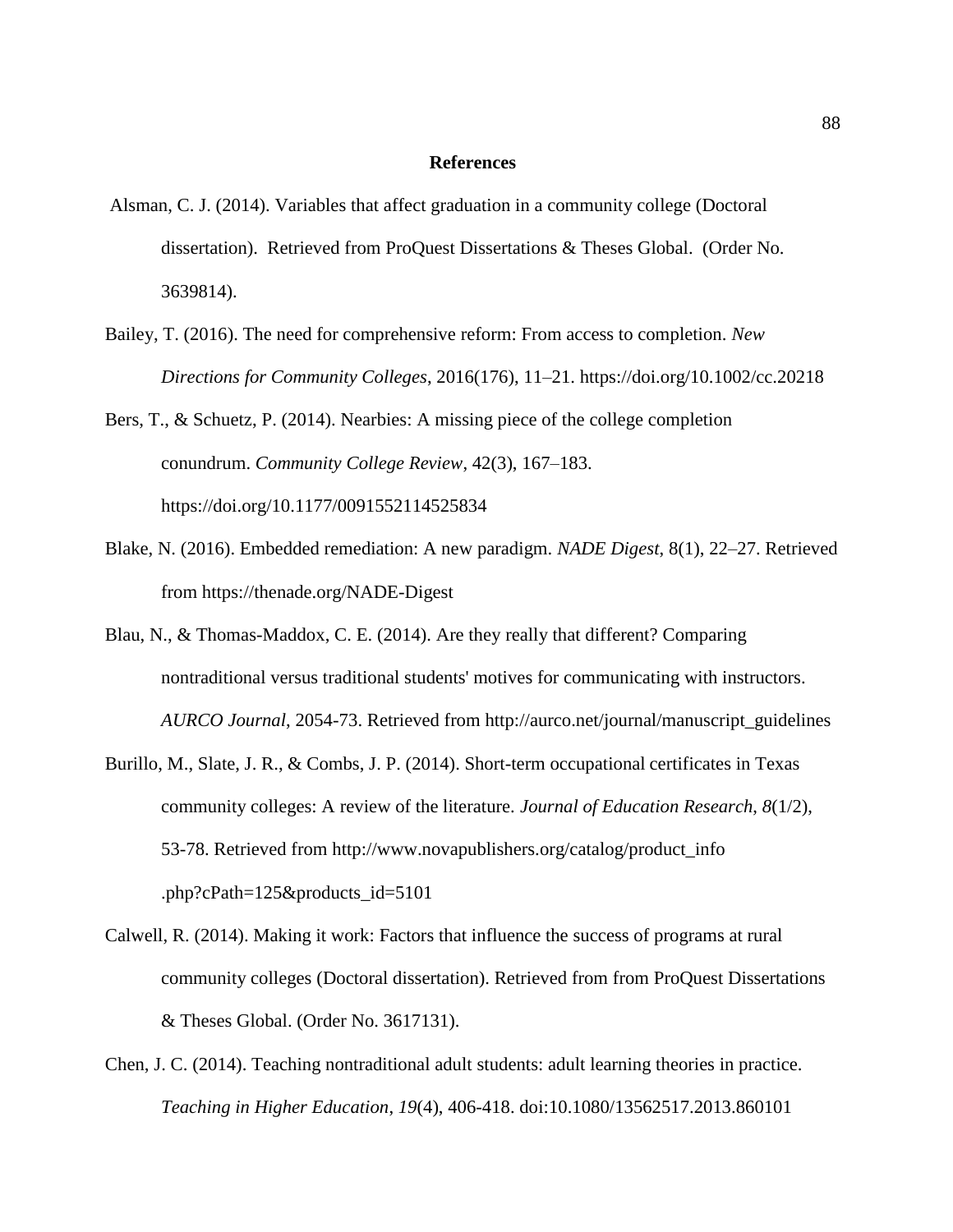# References

Alsman, C. J. (2014). Variables that affect graduation in a community college (Doctoral dissertation). Retrieved from ProQuest Dissertations & Theses Global. (Order No. 3639814).

Bailey, T. (2016). The need for comprehensive reform: From access to completion. *New Directions for Community Colleges*, 2016(176), 11–21. https://doi.org/10.1002/cc.20218

Bers, T., & Schuetz, P. (2014). Nearbies: A missing piece of the college completion conundrum. *Community College Review*, 42(3), 167–183. https://doi.org/10.1177/0091552114525834

Blake, N. (2016). Embedded remediation: A new paradigm. *NADE Digest*, 8(1), 22–27. Retrieved from https://thenade.org/NADE-Digest

Blau, N., & Thomas-Maddox, C. E. (2014). Are they really that different? Comparing nontraditional versus traditional students' motives for communicating with instructors. *AURCO Journal*, 2054-73. Retrieved from http://aurco.net/journal/manuscript_guidelines

Burillo, M., Slate, J. R., & Combs, J. P. (2014). Short-term occupational certificates in Texas community colleges: A review of the literature. *Journal of Education Research*, *8*(1/2), 53-78. Retrieved from http://www.novapublishers.org/catalog/product_info.php?cPath=125&products_id=5101

Calwell, R. (2014). Making it work: Factors that influence the success of programs at rural community colleges (Doctoral dissertation). Retrieved from from ProQuest Dissertations & Theses Global. (Order No. 3617131).

Chen, J. C. (2014). Teaching nontraditional adult students: adult learning theories in practice. *Teaching in Higher Education*, *19*(4), 406-418. doi:10.1080/13562517.2013.860101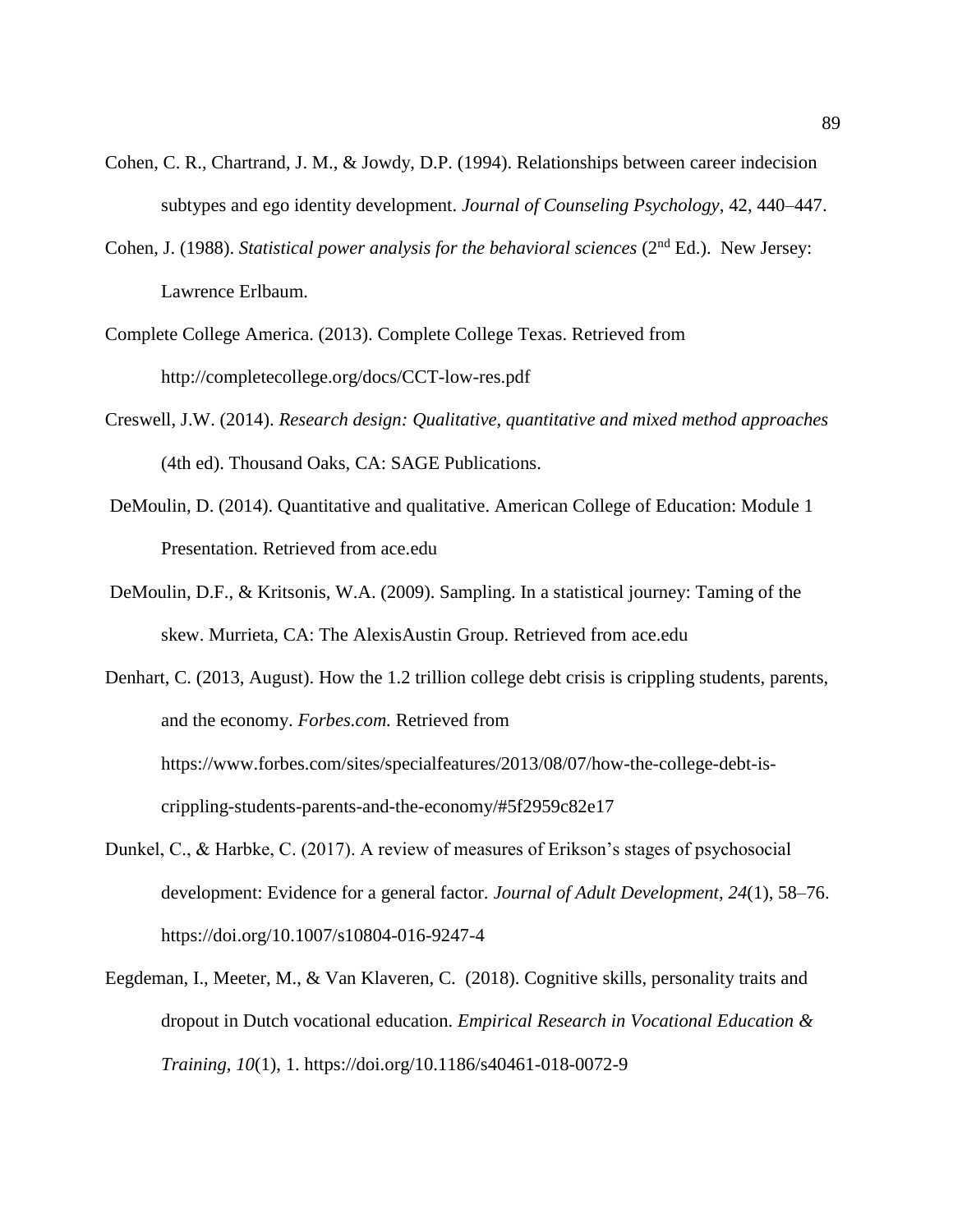Cohen, C. R., Chartrand, J. M., & Jowdy, D.P. (1994). Relationships between career indecision subtypes and ego identity development. *Journal of Counseling Psychology*, 42, 440–447.

Cohen, J. (1988). *Statistical power analysis for the behavioral sciences* (2nd Ed.). New Jersey: Lawrence Erlbaum.

Complete College America. (2013). Complete College Texas. Retrieved from http://completecollege.org/docs/CCT-low-res.pdf

Creswell, J.W. (2014). *Research design: Qualitative, quantitative and mixed method approaches* (4th ed). Thousand Oaks, CA: SAGE Publications.

DeMoulin, D. (2014). Quantitative and qualitative. American College of Education: Module 1 Presentation. Retrieved from ace.edu

DeMoulin, D.F., & Kritsonis, W.A. (2009). Sampling. In a statistical journey: Taming of the skew. Murrieta, CA: The AlexisAustin Group. Retrieved from ace.edu

Denhart, C. (2013, August). How the 1.2 trillion college debt crisis is crippling students, parents, and the economy. *Forbes.com.* Retrieved from https://www.forbes.com/sites/specialfeatures/2013/08/07/how-the-college-debt-is-crippling-students-parents-and-the-economy/#5f2959c82e17

Dunkel, C., & Harbke, C. (2017). A review of measures of Erikson's stages of psychosocial development: Evidence for a general factor. *Journal of Adult Development, 24*(1), 58–76. https://doi.org/10.1007/s10804-016-9247-4

Eegdeman, I., Meeter, M., & Van Klaveren, C. (2018). Cognitive skills, personality traits and dropout in Dutch vocational education. *Empirical Research in Vocational Education & Training, 10*(1), 1. https://doi.org/10.1186/s40461-018-0072-9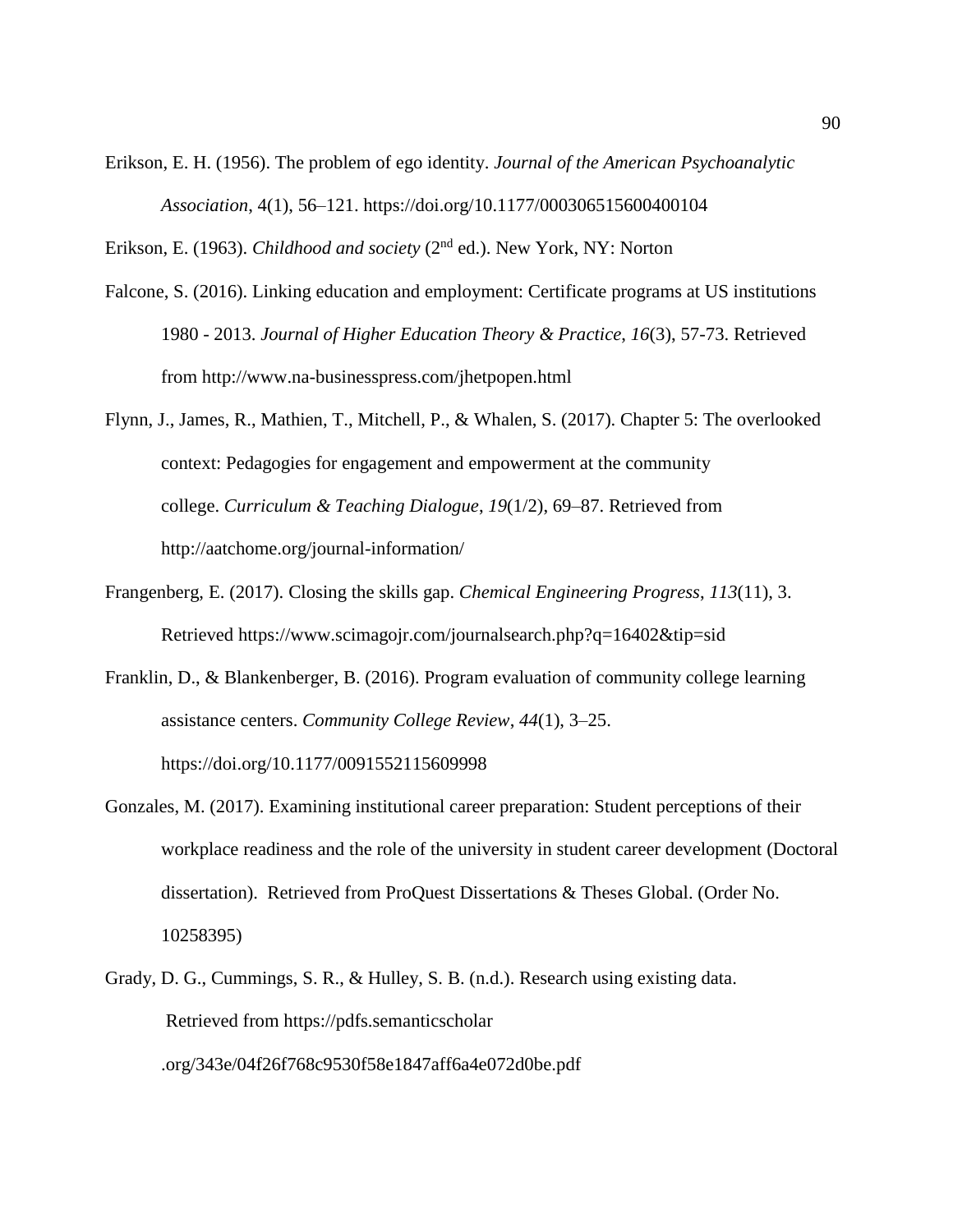Erikson, E. H. (1956). The problem of ego identity. *Journal of the American Psychoanalytic Association*, 4(1), 56–121. https://doi.org/10.1177/000306515600400104

Erikson, E. (1963). *Childhood and society* (2nd ed.). New York, NY: Norton

Falcone, S. (2016). Linking education and employment: Certificate programs at US institutions 1980 - 2013. *Journal of Higher Education Theory & Practice*, *16*(3), 57-73. Retrieved from http://www.na-businesspress.com/jhetpopen.html

Flynn, J., James, R., Mathien, T., Mitchell, P., & Whalen, S. (2017). Chapter 5: The overlooked context: Pedagogies for engagement and empowerment at the community college. *Curriculum & Teaching Dialogue*, *19*(1/2), 69–87. Retrieved from http://aatchome.org/journal-information/

Frangenberg, E. (2017). Closing the skills gap. *Chemical Engineering Progress*, *113*(11), 3. Retrieved https://www.scimagojr.com/journalsearch.php?q=16402&tip=sid

Franklin, D., & Blankenberger, B. (2016). Program evaluation of community college learning assistance centers. *Community College Review*, *44*(1), 3–25. https://doi.org/10.1177/0091552115609998

Gonzales, M. (2017). Examining institutional career preparation: Student perceptions of their workplace readiness and the role of the university in student career development (Doctoral dissertation). Retrieved from ProQuest Dissertations & Theses Global. (Order No. 10258395)

Grady, D. G., Cummings, S. R., & Hulley, S. B. (n.d.). Research using existing data. Retrieved from https://pdfs.semanticscholar .org/343e/04f26f768c9530f58e1847aff6a4e072d0be.pdf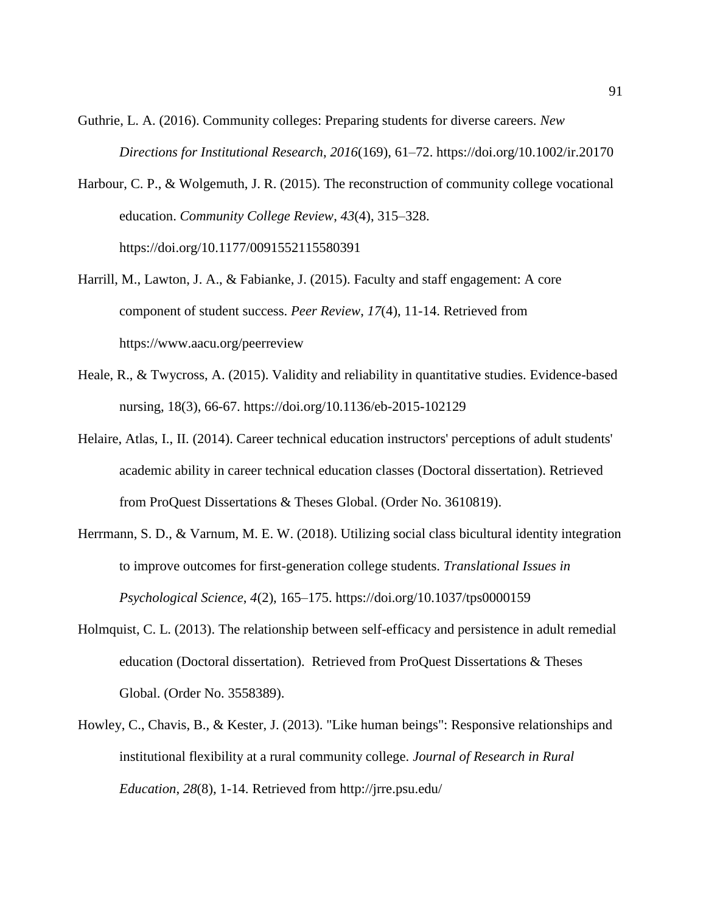Guthrie, L. A. (2016). Community colleges: Preparing students for diverse careers. *New Directions for Institutional Research*, *2016*(169), 61–72. https://doi.org/10.1002/ir.20170

Harbour, C. P., & Wolgemuth, J. R. (2015). The reconstruction of community college vocational education. *Community College Review*, *43*(4), 315–328. https://doi.org/10.1177/0091552115580391

Harrill, M., Lawton, J. A., & Fabianke, J. (2015). Faculty and staff engagement: A core component of student success. *Peer Review*, *17*(4), 11-14. Retrieved from https://www.aacu.org/peerreview

Heale, R., & Twycross, A. (2015). Validity and reliability in quantitative studies. Evidence-based nursing, 18(3), 66-67. https://doi.org/10.1136/eb-2015-102129

Helaire, Atlas, I., II. (2014). Career technical education instructors' perceptions of adult students' academic ability in career technical education classes (Doctoral dissertation). Retrieved from ProQuest Dissertations & Theses Global. (Order No. 3610819).

Herrmann, S. D., & Varnum, M. E. W. (2018). Utilizing social class bicultural identity integration to improve outcomes for first-generation college students. *Translational Issues in Psychological Science*, *4*(2), 165–175. https://doi.org/10.1037/tps0000159

Holmquist, C. L. (2013). The relationship between self-efficacy and persistence in adult remedial education (Doctoral dissertation). Retrieved from ProQuest Dissertations & Theses Global. (Order No. 3558389).

Howley, C., Chavis, B., & Kester, J. (2013). "Like human beings": Responsive relationships and institutional flexibility at a rural community college. *Journal of Research in Rural Education*, *28*(8), 1-14. Retrieved from http://jrre.psu.edu/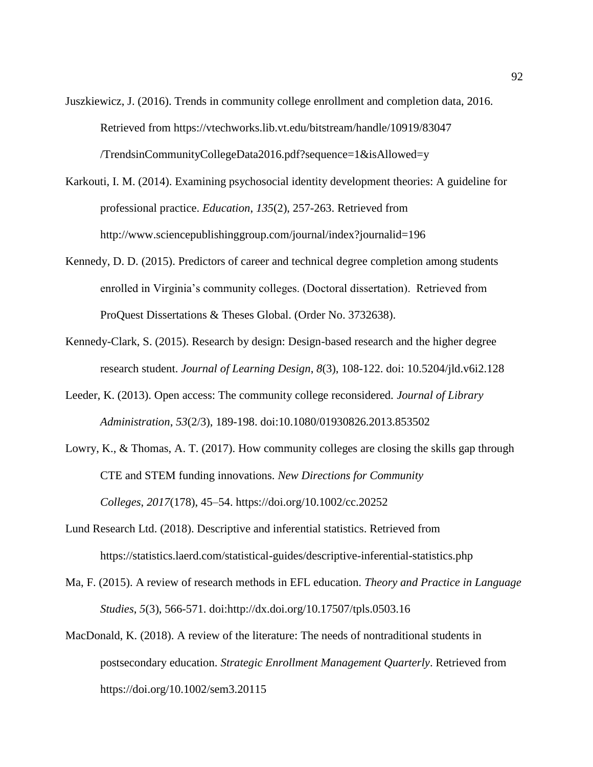Juszkiewicz, J. (2016). Trends in community college enrollment and completion data, 2016. Retrieved from https://vtechworks.lib.vt.edu/bitstream/handle/10919/83047/TrendsinCommunityCollegeData2016.pdf?sequence=1&isAllowed=y

Karkouti, I. M. (2014). Examining psychosocial identity development theories: A guideline for professional practice. *Education*, *135*(2), 257-263. Retrieved from http://www.sciencepublishinggroup.com/journal/index?journalid=196

Kennedy, D. D. (2015). Predictors of career and technical degree completion among students enrolled in Virginia's community colleges. (Doctoral dissertation). Retrieved from ProQuest Dissertations & Theses Global. (Order No. 3732638).

Kennedy-Clark, S. (2015). Research by design: Design-based research and the higher degree research student. *Journal of Learning Design*, *8*(3), 108-122. doi: 10.5204/jld.v6i2.128

Leeder, K. (2013). Open access: The community college reconsidered. *Journal of Library Administration*, *53*(2/3), 189-198. doi:10.1080/01930826.2013.853502

Lowry, K., & Thomas, A. T. (2017). How community colleges are closing the skills gap through CTE and STEM funding innovations. *New Directions for Community Colleges*, *2017*(178), 45–54. https://doi.org/10.1002/cc.20252

Lund Research Ltd. (2018). Descriptive and inferential statistics. Retrieved from https://statistics.laerd.com/statistical-guides/descriptive-inferential-statistics.php

Ma, F. (2015). A review of research methods in EFL education. *Theory and Practice in Language Studies*, *5*(3), 566-571. doi:http://dx.doi.org/10.17507/tpls.0503.16

MacDonald, K. (2018). A review of the literature: The needs of nontraditional students in postsecondary education. *Strategic Enrollment Management Quarterly*. Retrieved from https://doi.org/10.1002/sem3.20115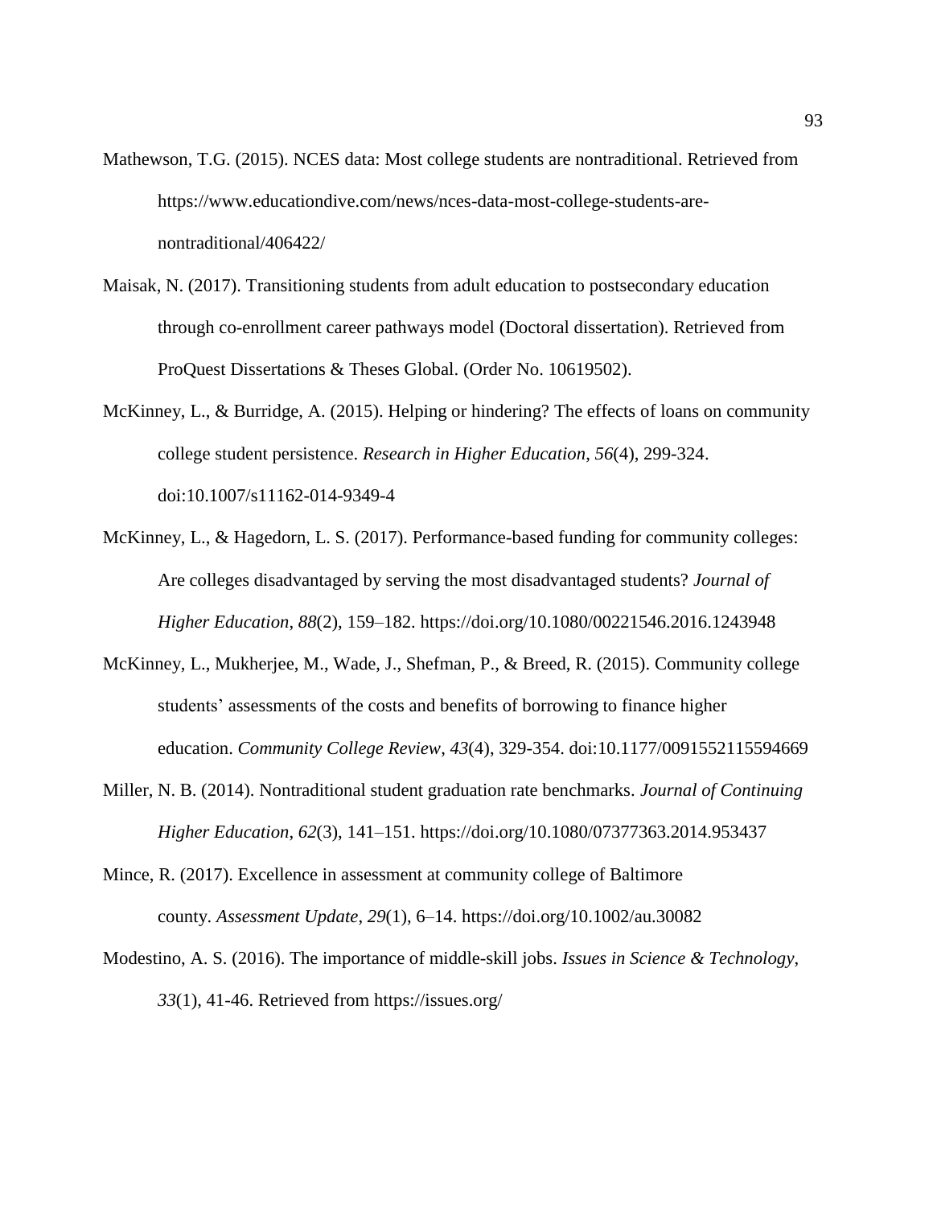Mathewson, T.G. (2015). NCES data: Most college students are nontraditional. Retrieved from https://www.educationdive.com/news/nces-data-most-college-students-are-nontraditional/406422/

Maisak, N. (2017). Transitioning students from adult education to postsecondary education through co-enrollment career pathways model (Doctoral dissertation). Retrieved from ProQuest Dissertations & Theses Global. (Order No. 10619502).

McKinney, L., & Burridge, A. (2015). Helping or hindering? The effects of loans on community college student persistence. *Research in Higher Education*, *56*(4), 299-324. doi:10.1007/s11162-014-9349-4

McKinney, L., & Hagedorn, L. S. (2017). Performance-based funding for community colleges: Are colleges disadvantaged by serving the most disadvantaged students? *Journal of Higher Education*, *88*(2), 159–182. https://doi.org/10.1080/00221546.2016.1243948

McKinney, L., Mukherjee, M., Wade, J., Shefman, P., & Breed, R. (2015). Community college students' assessments of the costs and benefits of borrowing to finance higher education. *Community College Review*, *43*(4), 329-354. doi:10.1177/0091552115594669

Miller, N. B. (2014). Nontraditional student graduation rate benchmarks. *Journal of Continuing Higher Education*, *62*(3), 141–151. https://doi.org/10.1080/07377363.2014.953437

Mince, R. (2017). Excellence in assessment at community college of Baltimore county. *Assessment Update*, *29*(1), 6–14. https://doi.org/10.1002/au.30082

Modestino, A. S. (2016). The importance of middle-skill jobs. *Issues in Science & Technology*, *33*(1), 41-46. Retrieved from https://issues.org/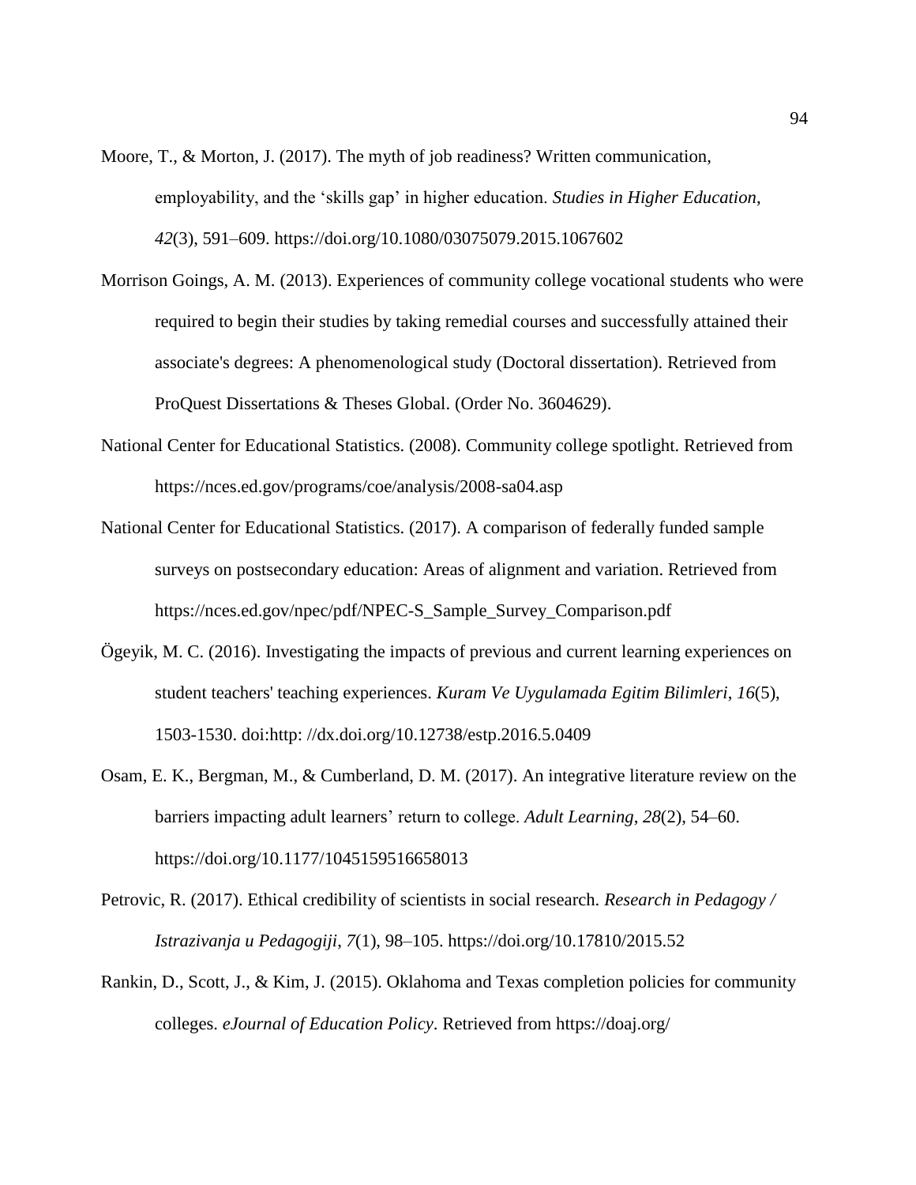Moore, T., & Morton, J. (2017). The myth of job readiness? Written communication, employability, and the ‘skills gap’ in higher education. *Studies in Higher Education*, *42*(3), 591–609. https://doi.org/10.1080/03075079.2015.1067602

Morrison Goings, A. M. (2013). Experiences of community college vocational students who were required to begin their studies by taking remedial courses and successfully attained their associate's degrees: A phenomenological study (Doctoral dissertation). Retrieved from ProQuest Dissertations & Theses Global. (Order No. 3604629).

National Center for Educational Statistics. (2008). Community college spotlight. Retrieved from https://nces.ed.gov/programs/coe/analysis/2008-sa04.asp

National Center for Educational Statistics. (2017). A comparison of federally funded sample surveys on postsecondary education: Areas of alignment and variation. Retrieved from https://nces.ed.gov/npec/pdf/NPEC-S_Sample_Survey_Comparison.pdf

Ögeyik, M. C. (2016). Investigating the impacts of previous and current learning experiences on student teachers' teaching experiences. *Kuram Ve Uygulamada Egitim Bilimleri*, *16*(5), 1503-1530. doi:http: //dx.doi.org/10.12738/estp.2016.5.0409

Osam, E. K., Bergman, M., & Cumberland, D. M. (2017). An integrative literature review on the barriers impacting adult learners’ return to college. *Adult Learning*, *28*(2), 54–60. https://doi.org/10.1177/1045159516658013

Petrovic, R. (2017). Ethical credibility of scientists in social research. *Research in Pedagogy / Istrazivanja u Pedagogiji*, *7*(1), 98–105. https://doi.org/10.17810/2015.52

Rankin, D., Scott, J., & Kim, J. (2015). Oklahoma and Texas completion policies for community colleges. *eJournal of Education Policy*. Retrieved from https://doaj.org/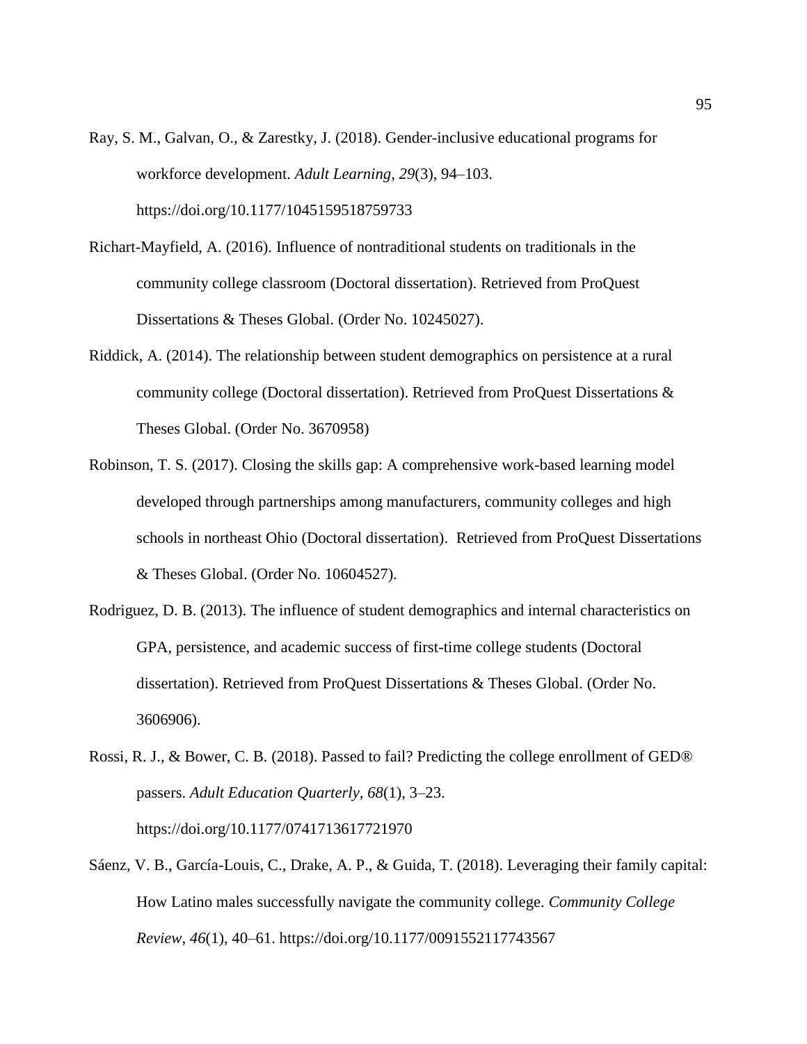Ray, S. M., Galvan, O., & Zarestky, J. (2018). Gender-inclusive educational programs for workforce development. *Adult Learning*, *29*(3), 94–103. https://doi.org/10.1177/1045159518759733

Richart-Mayfield, A. (2016). Influence of nontraditional students on traditionals in the community college classroom (Doctoral dissertation). Retrieved from ProQuest Dissertations & Theses Global. (Order No. 10245027).

Riddick, A. (2014). The relationship between student demographics on persistence at a rural community college (Doctoral dissertation). Retrieved from ProQuest Dissertations & Theses Global. (Order No. 3670958)

Robinson, T. S. (2017). Closing the skills gap: A comprehensive work-based learning model developed through partnerships among manufacturers, community colleges and high schools in northeast Ohio (Doctoral dissertation). Retrieved from ProQuest Dissertations & Theses Global. (Order No. 10604527).

Rodriguez, D. B. (2013). The influence of student demographics and internal characteristics on GPA, persistence, and academic success of first-time college students (Doctoral dissertation). Retrieved from ProQuest Dissertations & Theses Global. (Order No. 3606906).

Rossi, R. J., & Bower, C. B. (2018). Passed to fail? Predicting the college enrollment of GED® passers. *Adult Education Quarterly*, *68*(1), 3–23. https://doi.org/10.1177/0741713617721970

Sáenz, V. B., García-Louis, C., Drake, A. P., & Guida, T. (2018). Leveraging their family capital: How Latino males successfully navigate the community college. *Community College Review*, *46*(1), 40–61. https://doi.org/10.1177/0091552117743567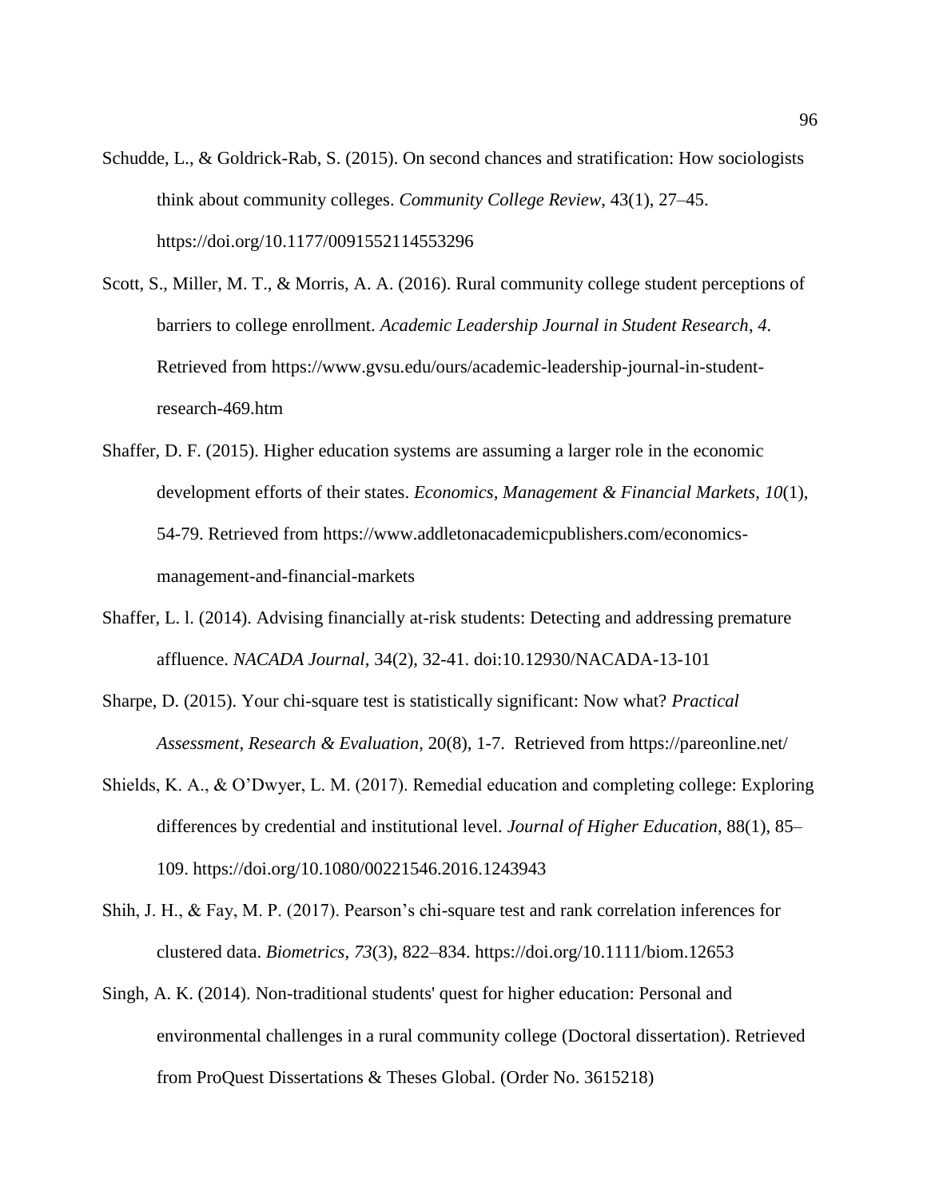Schudde, L., & Goldrick-Rab, S. (2015). On second chances and stratification: How sociologists think about community colleges. *Community College Review*, 43(1), 27–45. https://doi.org/10.1177/0091552114553296

Scott, S., Miller, M. T., & Morris, A. A. (2016). Rural community college student perceptions of barriers to college enrollment. *Academic Leadership Journal in Student Research*, *4*. Retrieved from https://www.gvsu.edu/ours/academic-leadership-journal-in-student-research-469.htm

Shaffer, D. F. (2015). Higher education systems are assuming a larger role in the economic development efforts of their states. *Economics, Management & Financial Markets*, *10*(1), 54-79. Retrieved from https://www.addletonacademicpublishers.com/economics-management-and-financial-markets

Shaffer, L. l. (2014). Advising financially at-risk students: Detecting and addressing premature affluence. *NACADA Journal*, 34(2), 32-41. doi:10.12930/NACADA-13-101

Sharpe, D. (2015). Your chi-square test is statistically significant: Now what? *Practical Assessment, Research & Evaluation*, 20(8), 1-7. Retrieved from https://pareonline.net/

Shields, K. A., & O'Dwyer, L. M. (2017). Remedial education and completing college: Exploring differences by credential and institutional level. *Journal of Higher Education*, 88(1), 85–109. https://doi.org/10.1080/00221546.2016.1243943

Shih, J. H., & Fay, M. P. (2017). Pearson's chi-square test and rank correlation inferences for clustered data. *Biometrics*, *73*(3), 822–834. https://doi.org/10.1111/biom.12653

Singh, A. K. (2014). Non-traditional students' quest for higher education: Personal and environmental challenges in a rural community college (Doctoral dissertation). Retrieved from ProQuest Dissertations & Theses Global. (Order No. 3615218)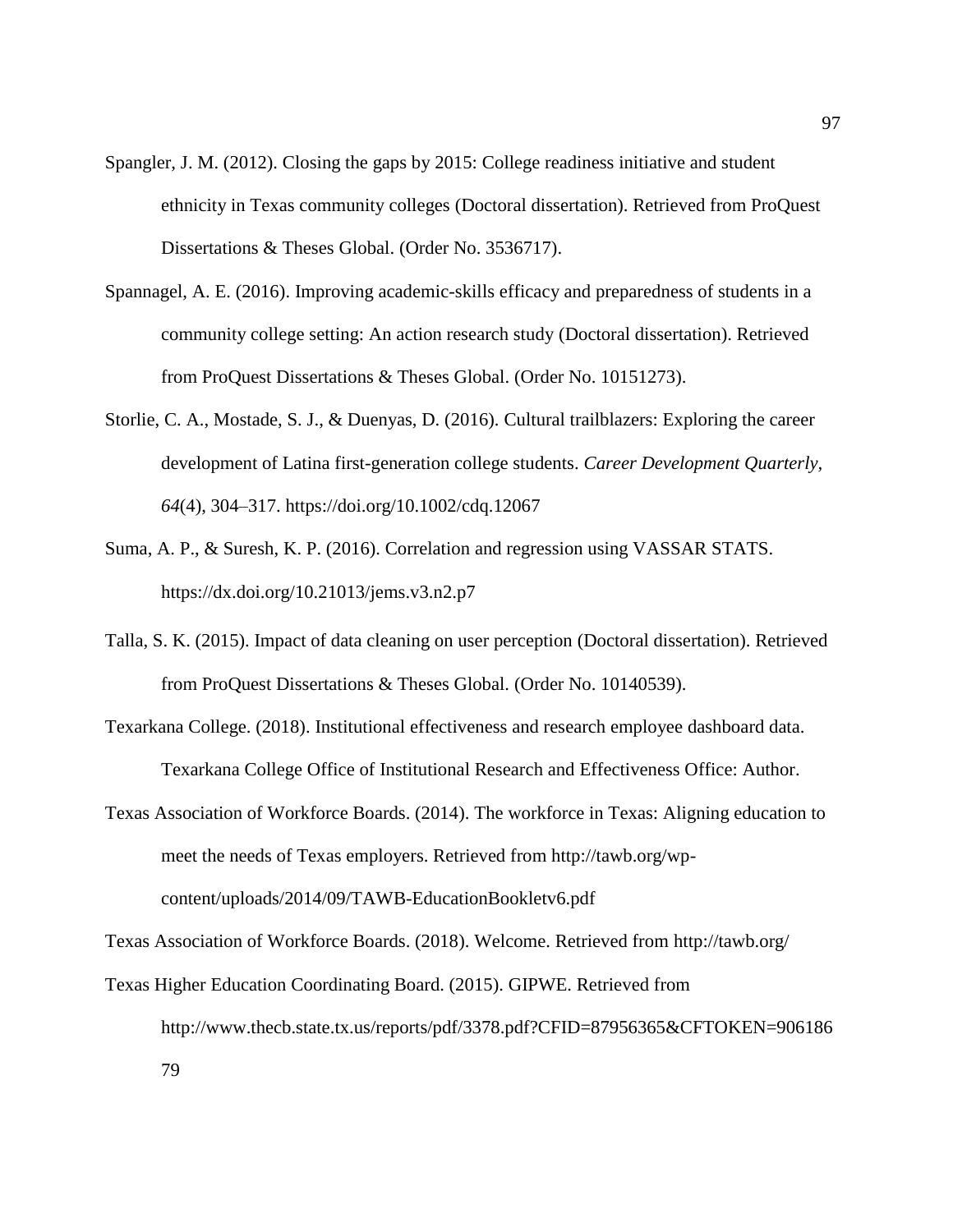Spangler, J. M. (2012). Closing the gaps by 2015: College readiness initiative and student ethnicity in Texas community colleges (Doctoral dissertation). Retrieved from ProQuest Dissertations & Theses Global. (Order No. 3536717).

Spannagel, A. E. (2016). Improving academic-skills efficacy and preparedness of students in a community college setting: An action research study (Doctoral dissertation). Retrieved from ProQuest Dissertations & Theses Global. (Order No. 10151273).

Storlie, C. A., Mostade, S. J., & Duenyas, D. (2016). Cultural trailblazers: Exploring the career development of Latina first-generation college students. *Career Development Quarterly*, *64*(4), 304–317. https://doi.org/10.1002/cdq.12067

Suma, A. P., & Suresh, K. P. (2016). Correlation and regression using VASSAR STATS. https://dx.doi.org/10.21013/jems.v3.n2.p7

Talla, S. K. (2015). Impact of data cleaning on user perception (Doctoral dissertation). Retrieved from ProQuest Dissertations & Theses Global. (Order No. 10140539).

Texarkana College. (2018). Institutional effectiveness and research employee dashboard data. Texarkana College Office of Institutional Research and Effectiveness Office: Author.

Texas Association of Workforce Boards. (2014). The workforce in Texas: Aligning education to meet the needs of Texas employers. Retrieved from http://tawb.org/wp-content/uploads/2014/09/TAWB-EducationBookletv6.pdf

Texas Association of Workforce Boards. (2018). Welcome. Retrieved from http://tawb.org/

Texas Higher Education Coordinating Board. (2015). GIPWE. Retrieved from http://www.thecb.state.tx.us/reports/pdf/3378.pdf?CFID=87956365&CFTOKEN=90618679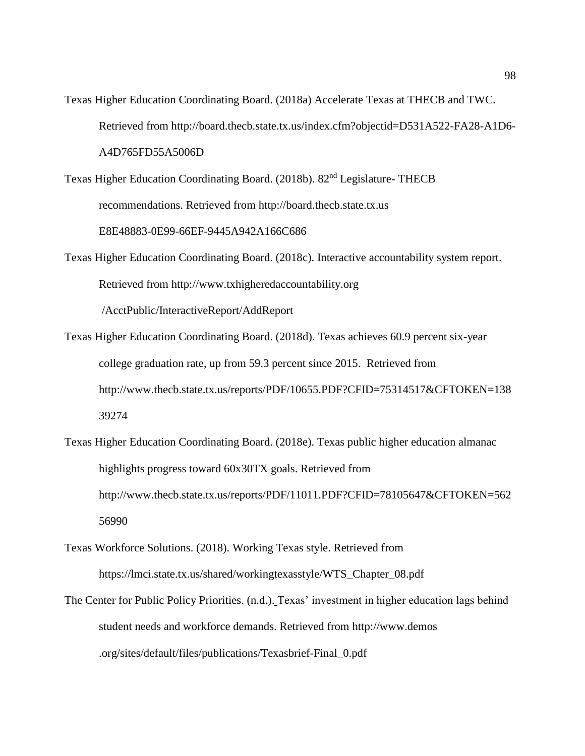Texas Higher Education Coordinating Board. (2018a) Accelerate Texas at THECB and TWC. Retrieved from http://board.thecb.state.tx.us/index.cfm?objectid=D531A522-FA28-A1D6-A4D765FD55A5006D

Texas Higher Education Coordinating Board. (2018b). 82nd Legislature- THECB recommendations. Retrieved from http://board.thecb.state.tx.us E8E48883-0E99-66EF-9445A942A166C686

Texas Higher Education Coordinating Board. (2018c). Interactive accountability system report. Retrieved from http://www.txhigheredaccountability.org /AcctPublic/InteractiveReport/AddReport

Texas Higher Education Coordinating Board. (2018d). Texas achieves 60.9 percent six-year college graduation rate, up from 59.3 percent since 2015. Retrieved from http://www.thecb.state.tx.us/reports/PDF/10655.PDF?CFID=75314517&CFTOKEN=13839274

Texas Higher Education Coordinating Board. (2018e). Texas public higher education almanac highlights progress toward 60x30TX goals. Retrieved from http://www.thecb.state.tx.us/reports/PDF/11011.PDF?CFID=78105647&CFTOKEN=56256990

Texas Workforce Solutions. (2018). Working Texas style. Retrieved from https://lmci.state.tx.us/shared/workingtexasstyle/WTS_Chapter_08.pdf

The Center for Public Policy Priorities. (n.d.). Texas' investment in higher education lags behind student needs and workforce demands. Retrieved from http://www.demos .org/sites/default/files/publications/Texasbrief-Final_0.pdf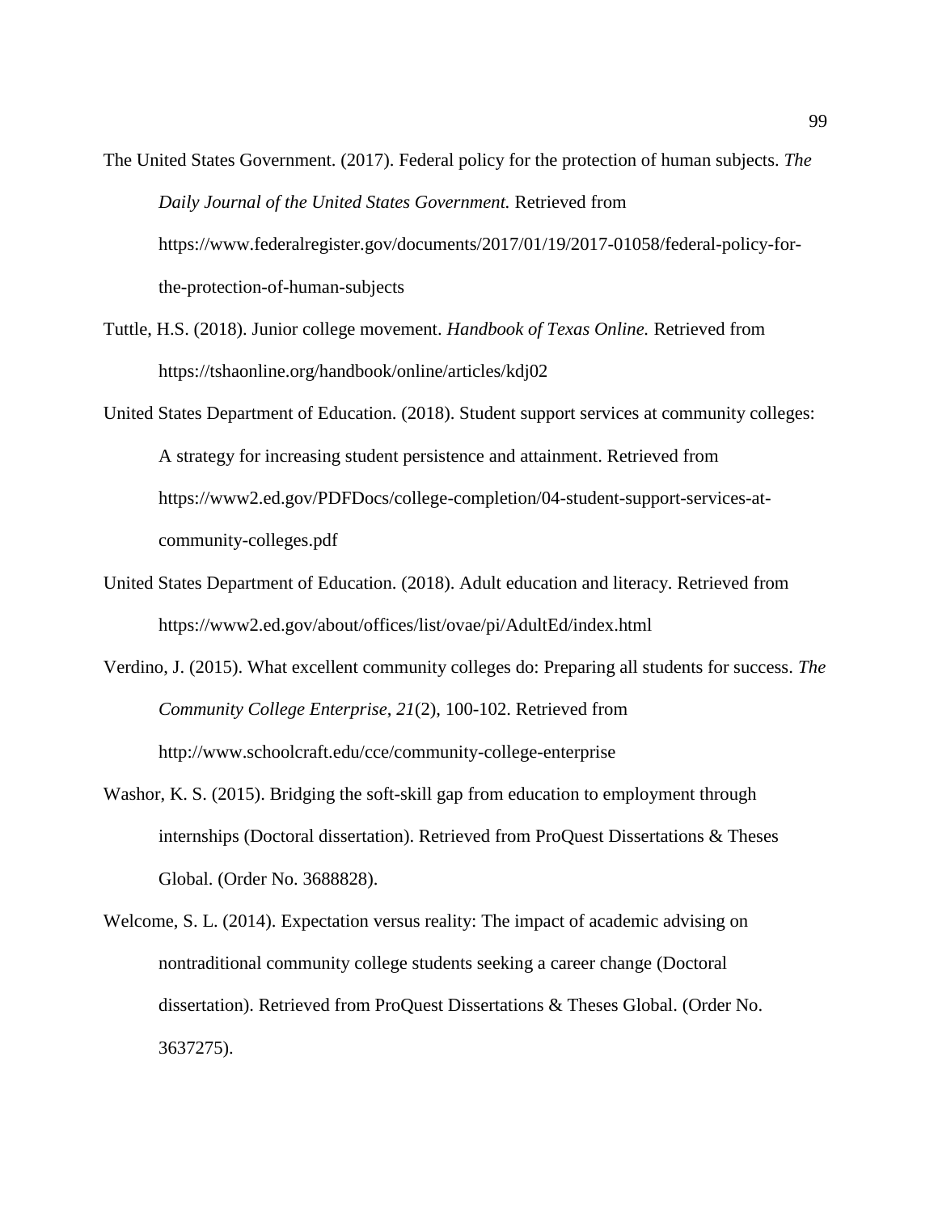The United States Government. (2017). Federal policy for the protection of human subjects. *The Daily Journal of the United States Government.* Retrieved from https://www.federalregister.gov/documents/2017/01/19/2017-01058/federal-policy-for-the-protection-of-human-subjects

Tuttle, H.S. (2018). Junior college movement. *Handbook of Texas Online.* Retrieved from https://tshaonline.org/handbook/online/articles/kdj02

United States Department of Education. (2018). Student support services at community colleges: A strategy for increasing student persistence and attainment. Retrieved from https://www2.ed.gov/PDFDocs/college-completion/04-student-support-services-at-community-colleges.pdf

United States Department of Education. (2018). Adult education and literacy. Retrieved from https://www2.ed.gov/about/offices/list/ovae/pi/AdultEd/index.html

Verdino, J. (2015). What excellent community colleges do: Preparing all students for success. *The Community College Enterprise*, *21*(2), 100-102. Retrieved from http://www.schoolcraft.edu/cce/community-college-enterprise

Washor, K. S. (2015). Bridging the soft-skill gap from education to employment through internships (Doctoral dissertation). Retrieved from ProQuest Dissertations & Theses Global. (Order No. 3688828).

Welcome, S. L. (2014). Expectation versus reality: The impact of academic advising on nontraditional community college students seeking a career change (Doctoral dissertation). Retrieved from ProQuest Dissertations & Theses Global. (Order No. 3637275).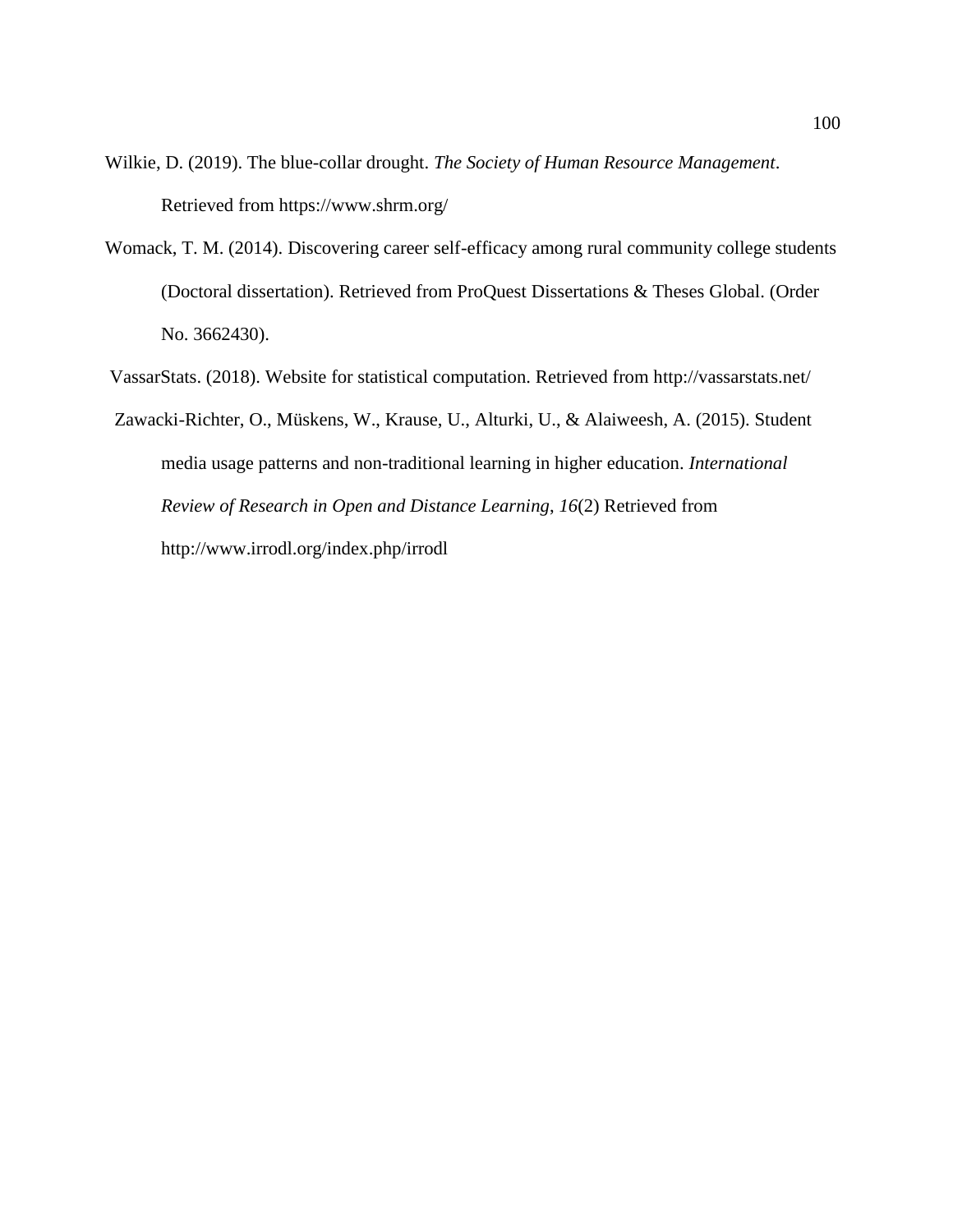Wilkie, D. (2019). The blue-collar drought. *The Society of Human Resource Management*. Retrieved from https://www.shrm.org/

Womack, T. M. (2014). Discovering career self-efficacy among rural community college students (Doctoral dissertation). Retrieved from ProQuest Dissertations & Theses Global. (Order No. 3662430).

VassarStats. (2018). Website for statistical computation. Retrieved from http://vassarstats.net/

Zawacki-Richter, O., Müskens, W., Krause, U., Alturki, U., & Alaiweesh, A. (2015). Student media usage patterns and non-traditional learning in higher education. *International Review of Research in Open and Distance Learning*, *16*(2) Retrieved from http://www.irrodl.org/index.php/irrodl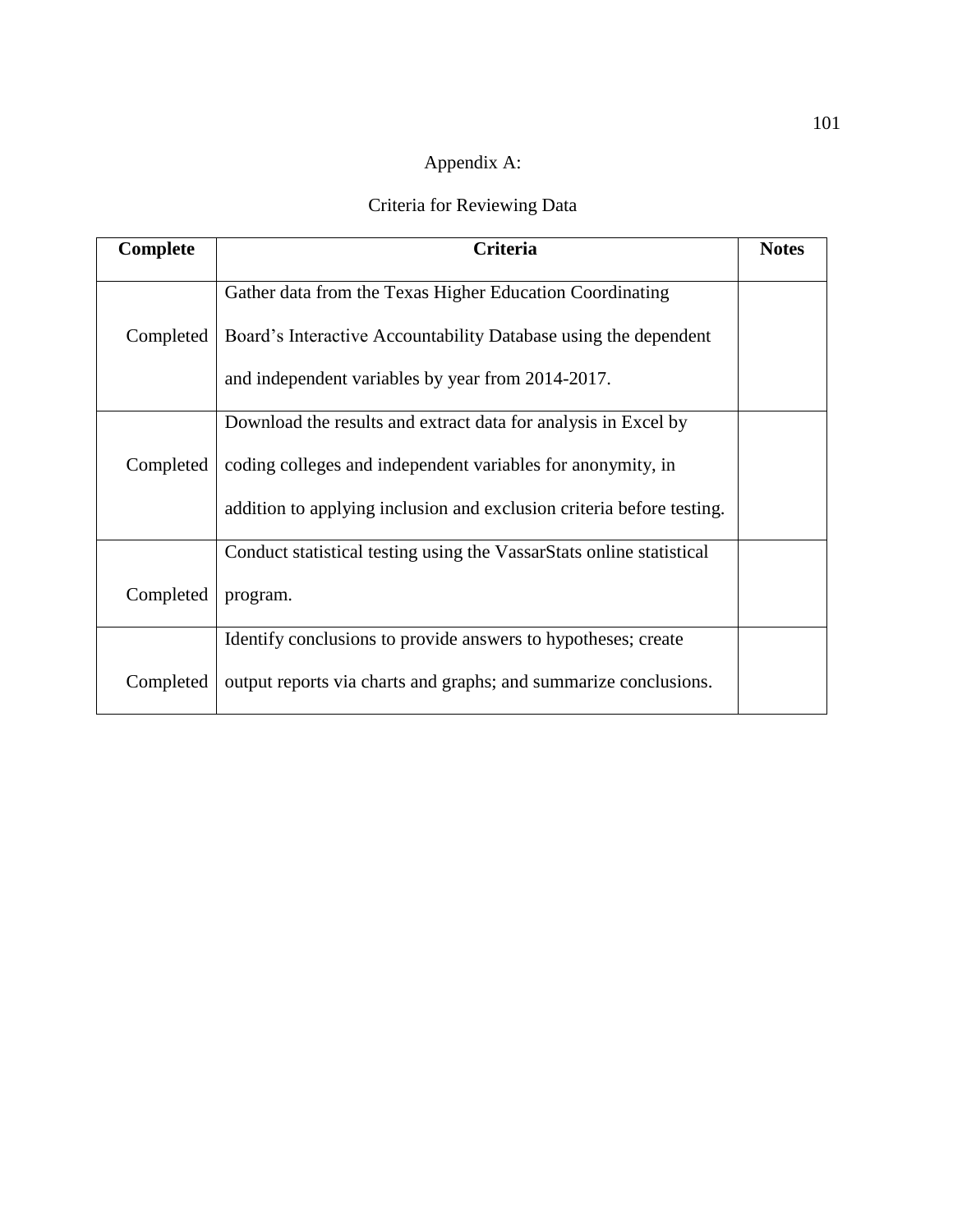# Appendix A:

## Criteria for Reviewing Data

| Complete | Criteria | Notes |
|---|---|---|
| Completed | Gather data from the Texas Higher Education Coordinating Board's Interactive Accountability Database using the dependent and independent variables by year from 2014-2017. | |
| Completed | Download the results and extract data for analysis in Excel by coding colleges and independent variables for anonymity, in addition to applying inclusion and exclusion criteria before testing. | |
| Completed | Conduct statistical testing using the VassarStats online statistical program. | |
| Completed | Identify conclusions to provide answers to hypotheses; create output reports via charts and graphs; and summarize conclusions. | |